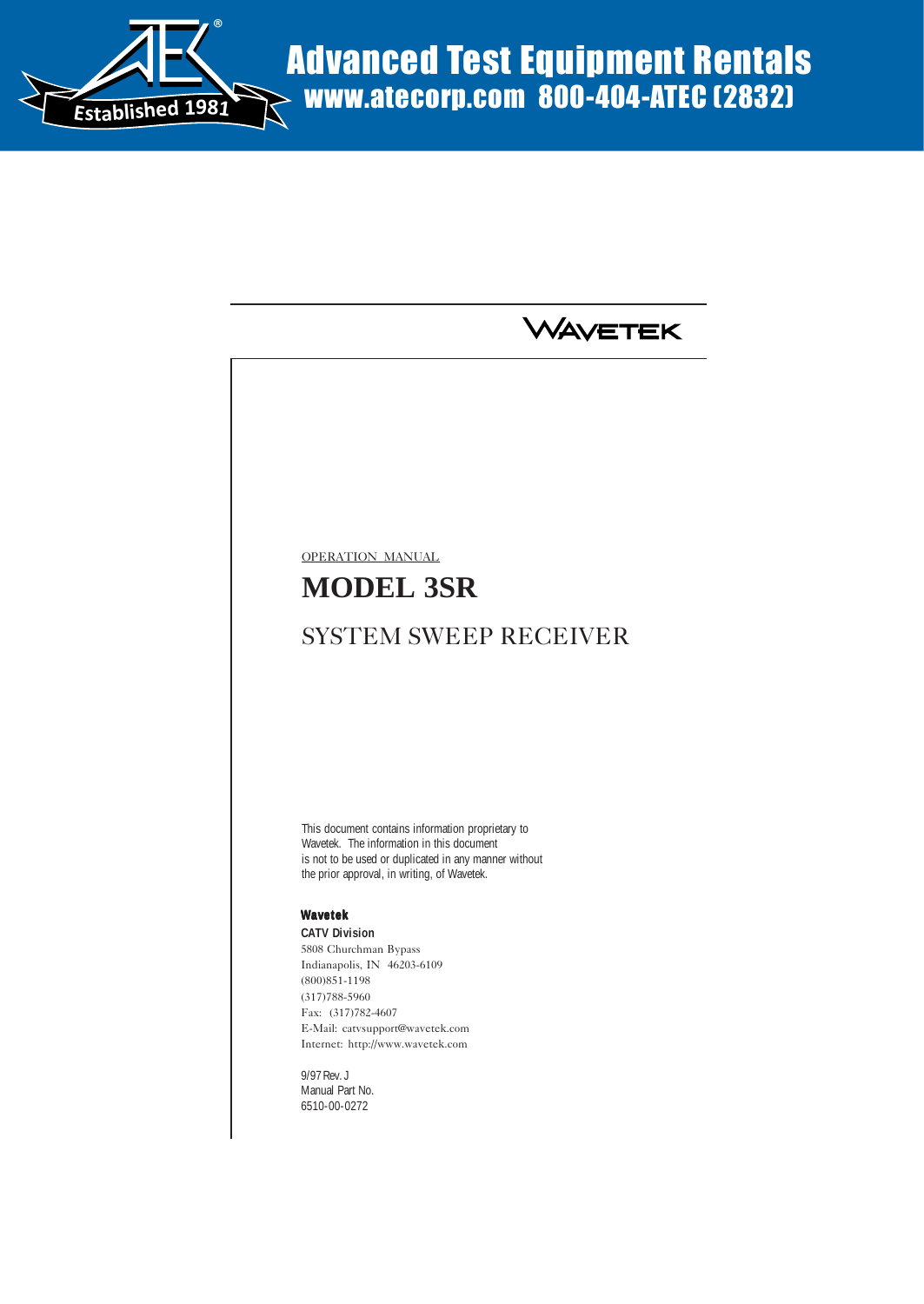Advanced Test Equipment Rentals
www.atecorp.com 800-404-ATEC (2832)

Established 1981

WAVETEK

OPERATION MANUAL

# MODEL 3SR

## SYSTEM SWEEP RECEIVER

This document contains information proprietary to Wavetek. The information in this document is not to be used or duplicated in any manner without the prior approval, in writing, of Wavetek.

**Wavetek**
**CATV Division**
5808 Churchman Bypass
Indianapolis, IN 46203-6109
(800)851-1198
(317)788-5960
Fax: (317)782-4607
E-Mail: catvsupport@wavetek.com
Internet: http://www.wavetek.com

9/97 Rev. J
Manual Part No.
6510-00-0272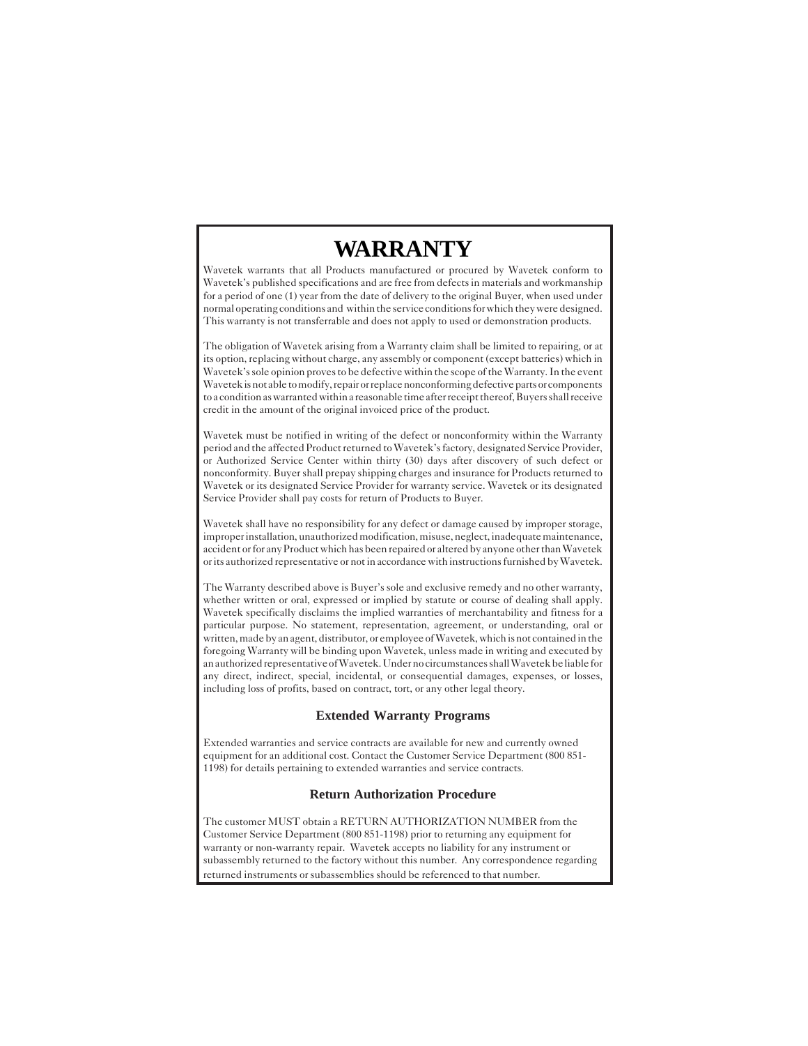# WARRANTY

Wavetek warrants that all Products manufactured or procured by Wavetek conform to Wavetek's published specifications and are free from defects in materials and workmanship for a period of one (1) year from the date of delivery to the original Buyer, when used under normal operating conditions and within the service conditions for which they were designed. This warranty is not transferrable and does not apply to used or demonstration products.

The obligation of Wavetek arising from a Warranty claim shall be limited to repairing, or at its option, replacing without charge, any assembly or component (except batteries) which in Wavetek's sole opinion proves to be defective within the scope of the Warranty. In the event Wavetek is not able to modify, repair or replace nonconforming defective parts or components to a condition as warranted within a reasonable time after receipt thereof, Buyers shall receive credit in the amount of the original invoiced price of the product.

Wavetek must be notified in writing of the defect or nonconformity within the Warranty period and the affected Product returned to Wavetek's factory, designated Service Provider, or Authorized Service Center within thirty (30) days after discovery of such defect or nonconformity. Buyer shall prepay shipping charges and insurance for Products returned to Wavetek or its designated Service Provider for warranty service. Wavetek or its designated Service Provider shall pay costs for return of Products to Buyer.

Wavetek shall have no responsibility for any defect or damage caused by improper storage, improper installation, unauthorized modification, misuse, neglect, inadequate maintenance, accident or for any Product which has been repaired or altered by anyone other than Wavetek or its authorized representative or not in accordance with instructions furnished by Wavetek.

The Warranty described above is Buyer's sole and exclusive remedy and no other warranty, whether written or oral, expressed or implied by statute or course of dealing shall apply. Wavetek specifically disclaims the implied warranties of merchantability and fitness for a particular purpose. No statement, representation, agreement, or understanding, oral or written, made by an agent, distributor, or employee of Wavetek, which is not contained in the foregoing Warranty will be binding upon Wavetek, unless made in writing and executed by an authorized representative of Wavetek. Under no circumstances shall Wavetek be liable for any direct, indirect, special, incidental, or consequential damages, expenses, or losses, including loss of profits, based on contract, tort, or any other legal theory.

## Extended Warranty Programs

Extended warranties and service contracts are available for new and currently owned equipment for an additional cost. Contact the Customer Service Department (800 851-1198) for details pertaining to extended warranties and service contracts.

## Return Authorization Procedure

The customer MUST obtain a RETURN AUTHORIZATION NUMBER from the Customer Service Department (800 851-1198) prior to returning any equipment for warranty or non-warranty repair. Wavetek accepts no liability for any instrument or subassembly returned to the factory without this number. Any correspondence regarding returned instruments or subassemblies should be referenced to that number.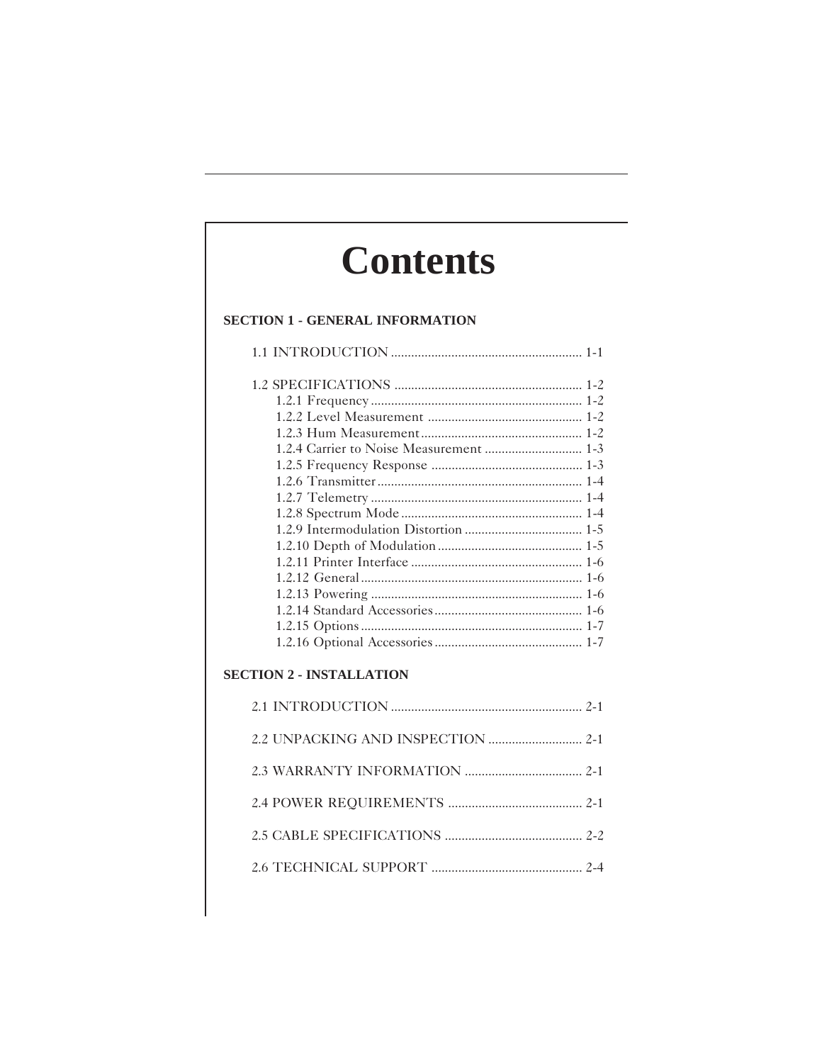# Contents

## SECTION 1 - GENERAL INFORMATION

1.1 INTRODUCTION ........................................................ 1-1

1.2 SPECIFICATIONS ....................................................... 1-2
- 1.2.1 Frequency ............................................................... 1-2
- 1.2.2 Level Measurement .............................................. 1-2
- 1.2.3 Hum Measurement ................................................ 1-2
- 1.2.4 Carrier to Noise Measurement ............................. 1-3
- 1.2.5 Frequency Response ............................................. 1-3
- 1.2.6 Transmitter ............................................................. 1-4
- 1.2.7 Telemetry ............................................................... 1-4
- 1.2.8 Spectrum Mode ...................................................... 1-4
- 1.2.9 Intermodulation Distortion ................................... 1-5
- 1.2.10 Depth of Modulation ........................................... 1-5
- 1.2.11 Printer Interface ................................................... 1-6
- 1.2.12 General ................................................................. 1-6
- 1.2.13 Powering .............................................................. 1-6
- 1.2.14 Standard Accessories ............................................ 1-6
- 1.2.15 Options ................................................................. 1-7
- 1.2.16 Optional Accessories ............................................ 1-7

## SECTION 2 - INSTALLATION

2.1 INTRODUCTION ........................................................ 2-1

2.2 UNPACKING AND INSPECTION ............................ 2-1

2.3 WARRANTY INFORMATION ................................... 2-1

2.4 POWER REQUIREMENTS ........................................ 2-1

2.5 CABLE SPECIFICATIONS ......................................... 2-2

2.6 TECHNICAL SUPPORT ............................................. 2-4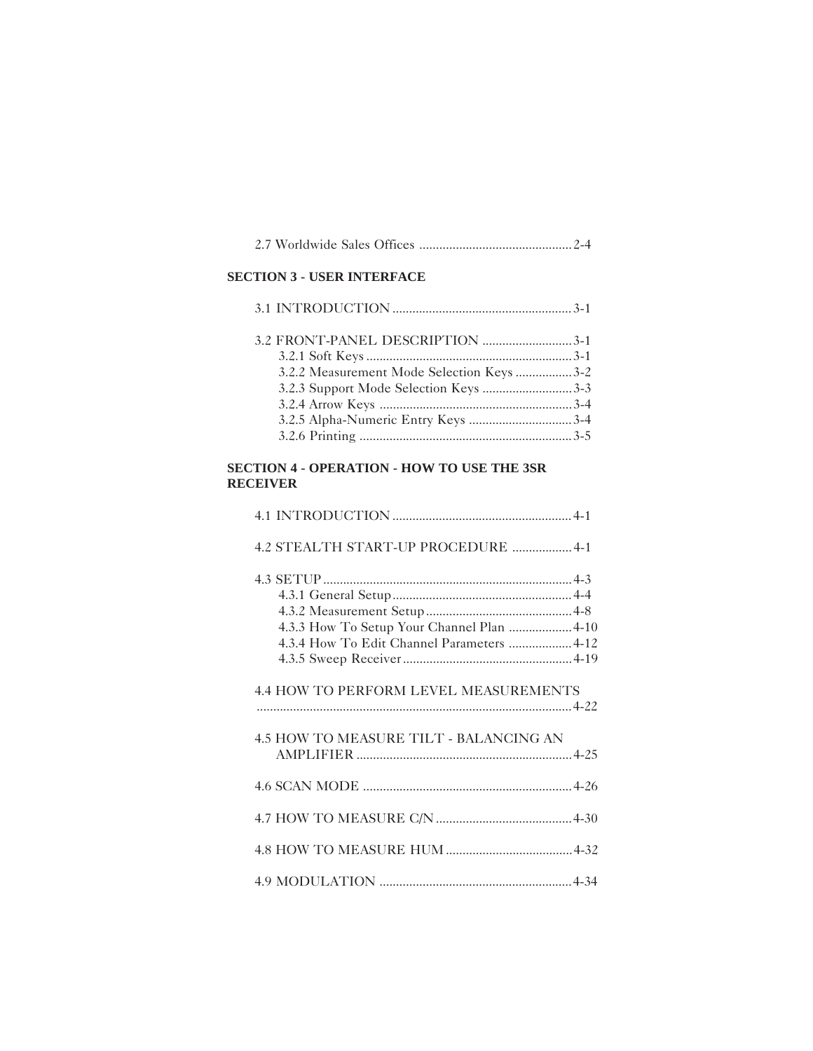2.7 Worldwide Sales Offices ............................................. 2-4

## SECTION 3 - USER INTERFACE

3.1 INTRODUCTION ..................................................... 3-1

3.2 FRONT-PANEL DESCRIPTION ........................... 3-1
- 3.2.1 Soft Keys ............................................................ 3-1
- 3.2.2 Measurement Mode Selection Keys ................. 3-2
- 3.2.3 Support Mode Selection Keys ........................... 3-3
- 3.2.4 Arrow Keys ......................................................... 3-4
- 3.2.5 Alpha-Numeric Entry Keys ............................... 3-4
- 3.2.6 Printing ............................................................... 3-5

## SECTION 4 - OPERATION - HOW TO USE THE 3SR RECEIVER

4.1 INTRODUCTION ..................................................... 4-1

4.2 STEALTH START-UP PROCEDURE .................. 4-1

4.3 SETUP ......................................................................... 4-3
- 4.3.1 General Setup ..................................................... 4-4
- 4.3.2 Measurement Setup ........................................... 4-8
- 4.3.3 How To Setup Your Channel Plan ................... 4-10
- 4.3.4 How To Edit Channel Parameters ................... 4-12
- 4.3.5 Sweep Receiver .................................................. 4-19

4.4 HOW TO PERFORM LEVEL MEASUREMENTS ............................................................................................ 4-22

4.5 HOW TO MEASURE TILT - BALANCING AN AMPLIFIER ................................................................ 4-25

4.6 SCAN MODE .............................................................. 4-26

4.7 HOW TO MEASURE C/N ......................................... 4-30

4.8 HOW TO MEASURE HUM ...................................... 4-32

4.9 MODULATION ......................................................... 4-34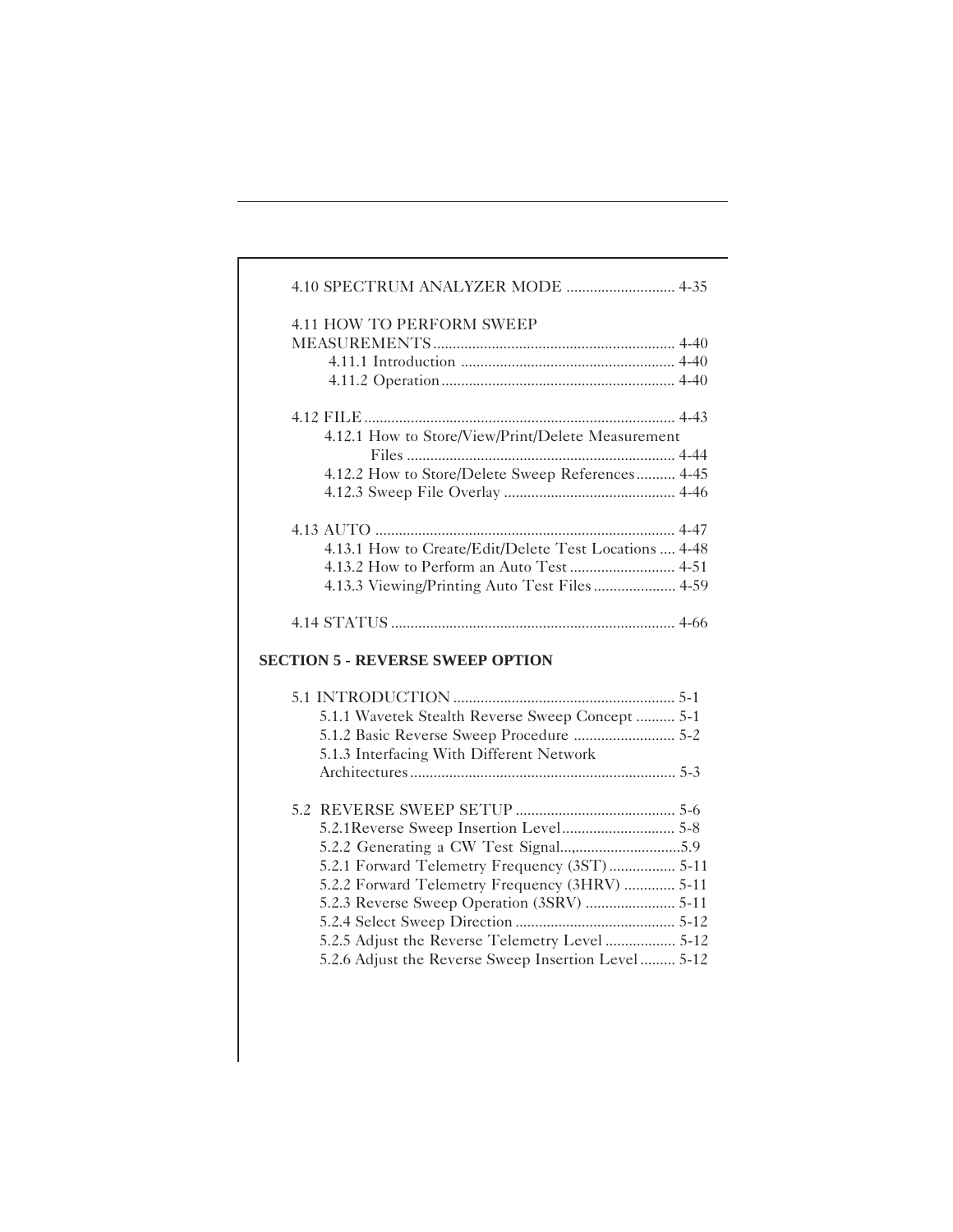4.10 SPECTRUM ANALYZER MODE ............................ 4-35

4.11 HOW TO PERFORM SWEEP MEASUREMENTS ............................................................. 4-40
- 4.11.1 Introduction ....................................................... 4-40
- 4.11.2 Operation ........................................................... 4-40

4.12 FILE ................................................................................ 4-43
- 4.12.1 How to Store/View/Print/Delete Measurement Files ..................................................................... 4-44
- 4.12.2 How to Store/Delete Sweep References .......... 4-45
- 4.12.3 Sweep File Overlay ............................................ 4-46

4.13 AUTO ............................................................................ 4-47
- 4.13.1 How to Create/Edit/Delete Test Locations .... 4-48
- 4.13.2 How to Perform an Auto Test ........................... 4-51
- 4.13.3 Viewing/Printing Auto Test Files ..................... 4-59

4.14 STATUS ......................................................................... 4-66

**SECTION 5 - REVERSE SWEEP OPTION**

5.1 INTRODUCTION ......................................................... 5-1
- 5.1.1 Wavetek Stealth Reverse Sweep Concept .......... 5-1
- 5.1.2 Basic Reverse Sweep Procedure .......................... 5-2
- 5.1.3 Interfacing With Different Network Architectures .................................................................... 5-3

5.2 REVERSE SWEEP SETUP ......................................... 5-6
- 5.2.1Reverse Sweep Insertion Level ............................. 5-8
- 5.2.2 Generating a CW Test Signal...............................5.9
- 5.2.1 Forward Telemetry Frequency (3ST) ................. 5-11
- 5.2.2 Forward Telemetry Frequency (3HRV) ............. 5-11
- 5.2.3 Reverse Sweep Operation (3SRV) ....................... 5-11
- 5.2.4 Select Sweep Direction ......................................... 5-12
- 5.2.5 Adjust the Reverse Telemetry Level .................. 5-12
- 5.2.6 Adjust the Reverse Sweep Insertion Level ......... 5-12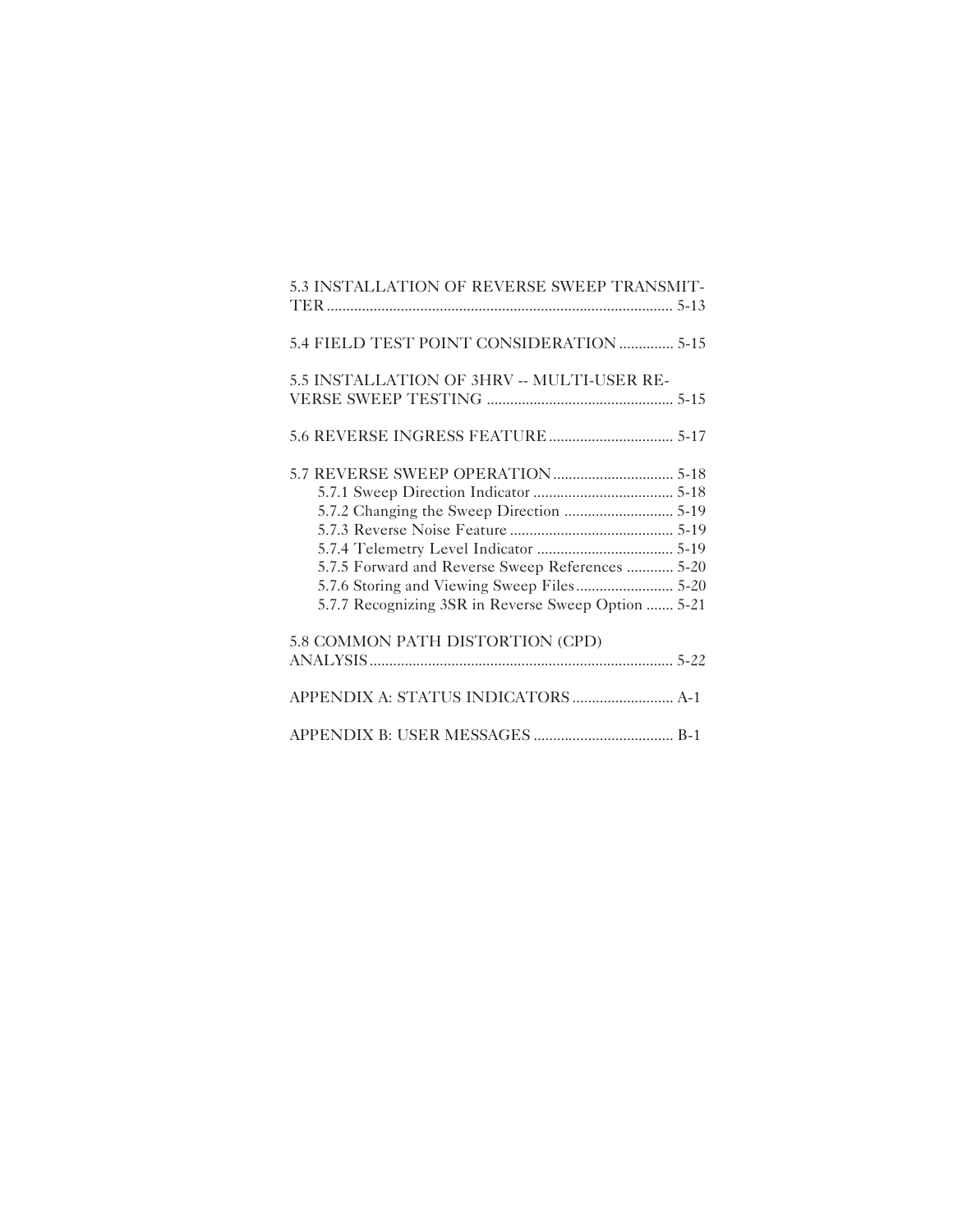5.3 INSTALLATION OF REVERSE SWEEP TRANSMITTER ........................................................................................ 5-13

5.4 FIELD TEST POINT CONSIDERATION .............. 5-15

5.5 INSTALLATION OF 3HRV -- MULTI-USER REVERSE SWEEP TESTING ................................................ 5-15

5.6 REVERSE INGRESS FEATURE ................................ 5-17

5.7 REVERSE SWEEP OPERATION ............................... 5-18
- 5.7.1 Sweep Direction Indicator .................................... 5-18
- 5.7.2 Changing the Sweep Direction ............................ 5-19
- 5.7.3 Reverse Noise Feature .......................................... 5-19
- 5.7.4 Telemetry Level Indicator ................................... 5-19
- 5.7.5 Forward and Reverse Sweep References ............ 5-20
- 5.7.6 Storing and Viewing Sweep Files ......................... 5-20
- 5.7.7 Recognizing 3SR in Reverse Sweep Option ....... 5-21

5.8 COMMON PATH DISTORTION (CPD) ANALYSIS ............................................................................ 5-22

APPENDIX A: STATUS INDICATORS .......................... A-1

APPENDIX B: USER MESSAGES .................................... B-1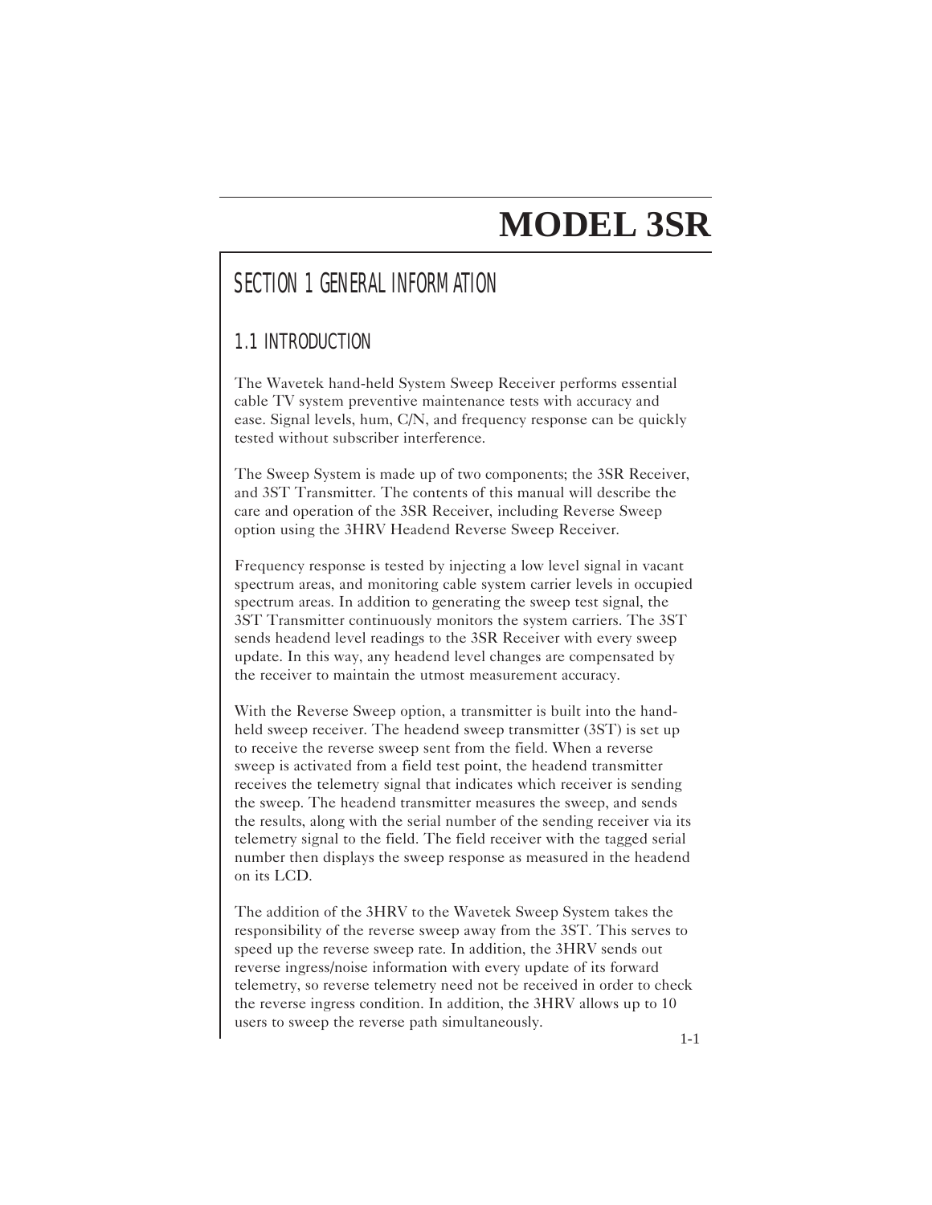# MODEL 3SR

## SECTION 1 GENERAL INFORMATION

### 1.1 INTRODUCTION

The Wavetek hand-held System Sweep Receiver performs essential cable TV system preventive maintenance tests with accuracy and ease. Signal levels, hum, C/N, and frequency response can be quickly tested without subscriber interference.

The Sweep System is made up of two components; the 3SR Receiver, and 3ST Transmitter. The contents of this manual will describe the care and operation of the 3SR Receiver, including Reverse Sweep option using the 3HRV Headend Reverse Sweep Receiver.

Frequency response is tested by injecting a low level signal in vacant spectrum areas, and monitoring cable system carrier levels in occupied spectrum areas. In addition to generating the sweep test signal, the 3ST Transmitter continuously monitors the system carriers. The 3ST sends headend level readings to the 3SR Receiver with every sweep update. In this way, any headend level changes are compensated by the receiver to maintain the utmost measurement accuracy.

With the Reverse Sweep option, a transmitter is built into the hand-held sweep receiver. The headend sweep transmitter (3ST) is set up to receive the reverse sweep sent from the field. When a reverse sweep is activated from a field test point, the headend transmitter receives the telemetry signal that indicates which receiver is sending the sweep. The headend transmitter measures the sweep, and sends the results, along with the serial number of the sending receiver via its telemetry signal to the field. The field receiver with the tagged serial number then displays the sweep response as measured in the headend on its LCD.

The addition of the 3HRV to the Wavetek Sweep System takes the responsibility of the reverse sweep away from the 3ST. This serves to speed up the reverse sweep rate. In addition, the 3HRV sends out reverse ingress/noise information with every update of its forward telemetry, so reverse telemetry need not be received in order to check the reverse ingress condition. In addition, the 3HRV allows up to 10 users to sweep the reverse path simultaneously.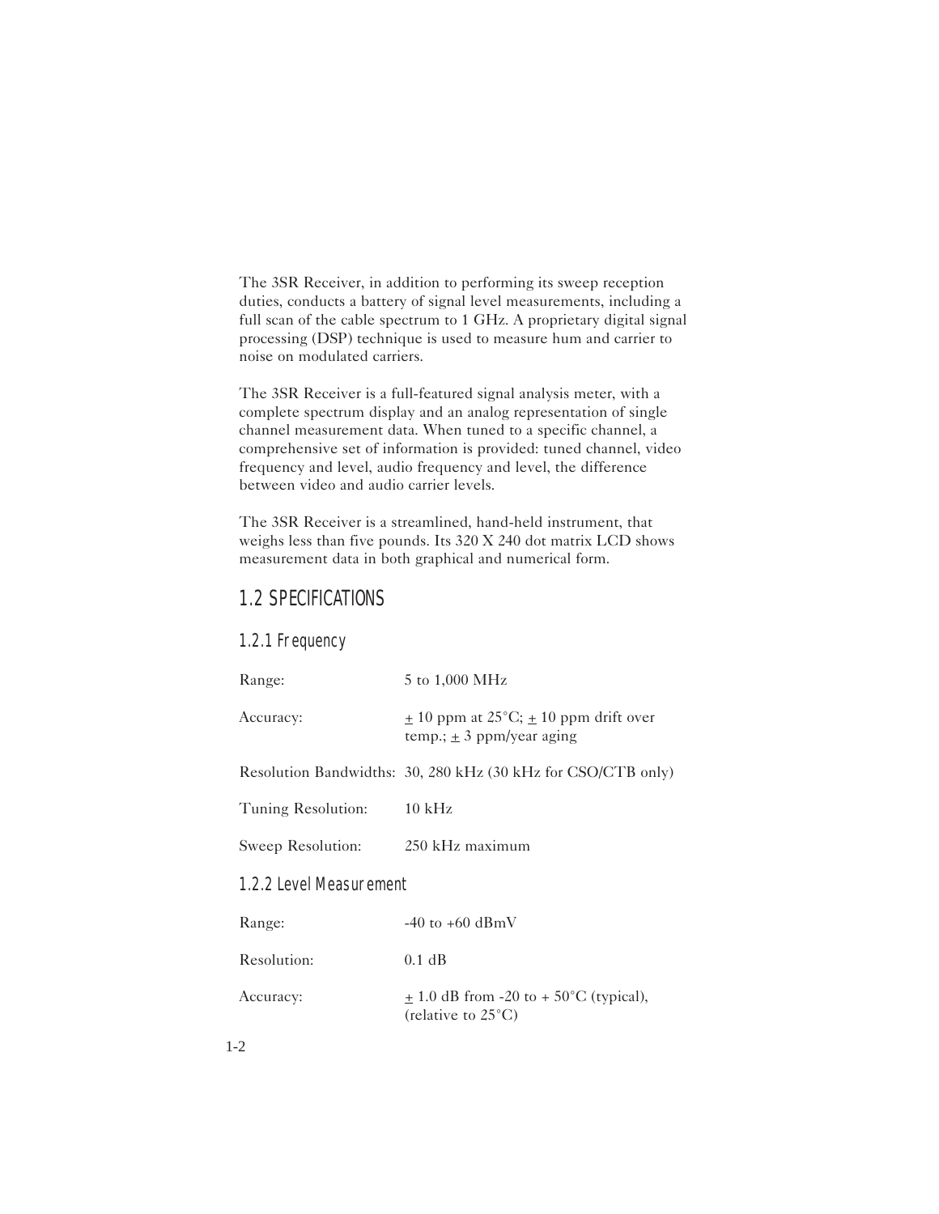The 3SR Receiver, in addition to performing its sweep reception duties, conducts a battery of signal level measurements, including a full scan of the cable spectrum to 1 GHz. A proprietary digital signal processing (DSP) technique is used to measure hum and carrier to noise on modulated carriers.

The 3SR Receiver is a full-featured signal analysis meter, with a complete spectrum display and an analog representation of single channel measurement data. When tuned to a specific channel, a comprehensive set of information is provided: tuned channel, video frequency and level, audio frequency and level, the difference between video and audio carrier levels.

The 3SR Receiver is a streamlined, hand-held instrument, that weighs less than five pounds. Its 320 X 240 dot matrix LCD shows measurement data in both graphical and numerical form.

## 1.2 SPECIFICATIONS

### 1.2.1 Frequency

| | |
|---|---|
| Range: | 5 to 1,000 MHz |
| Accuracy: | ± 10 ppm at 25°C; ± 10 ppm drift over temp.; ± 3 ppm/year aging |
| Resolution Bandwidths: | 30, 280 kHz (30 kHz for CSO/CTB only) |
| Tuning Resolution: | 10 kHz |
| Sweep Resolution: | 250 kHz maximum |

### 1.2.2 Level Measurement

| | |
|---|---|
| Range: | -40 to +60 dBmV |
| Resolution: | 0.1 dB |
| Accuracy: | ± 1.0 dB from -20 to + 50°C (typical), (relative to 25°C) |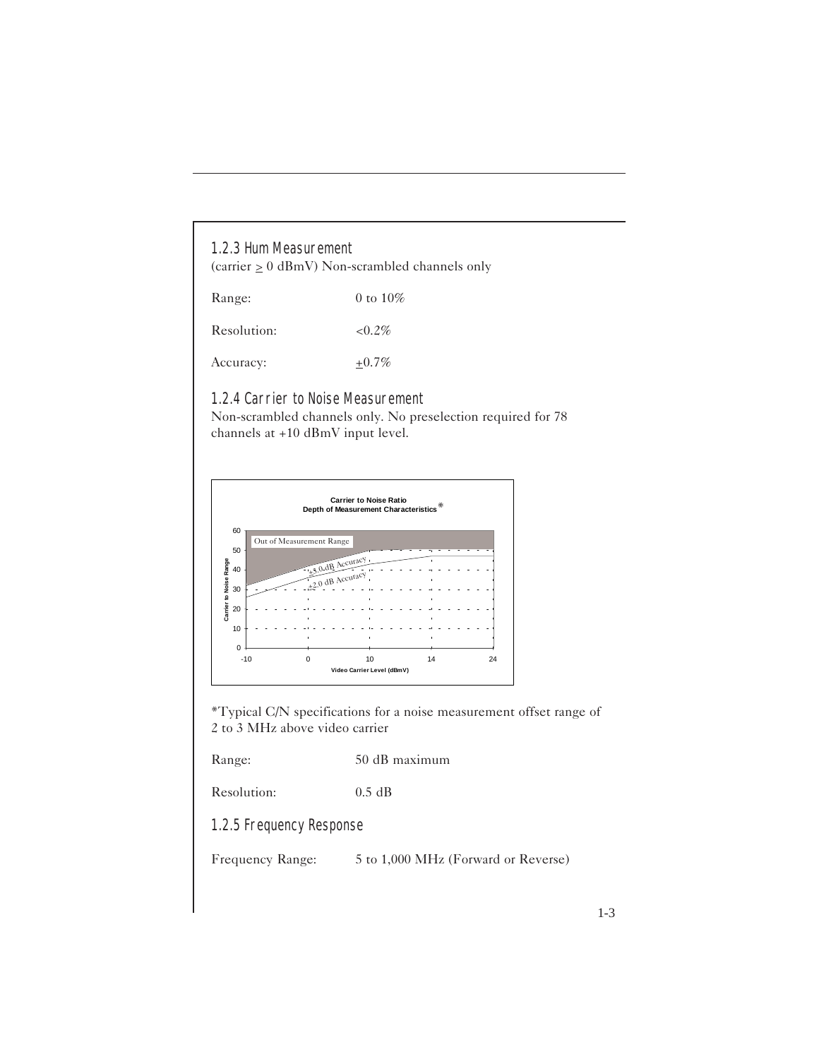### 1.2.3 Hum Measurement

(carrier ≥ 0 dBmV) Non-scrambled channels only

| | |
|---|---|
| Range: | 0 to 10% |
| Resolution: | <0.2% |
| Accuracy: | ±0.7% |

### 1.2.4 Carrier to Noise Measurement

Non-scrambled channels only. No preselection required for 78 channels at +10 dBmV input level.

**Carrier to Noise Ratio**
**Depth of Measurement Characteristics***

*Typical C/N specifications for a noise measurement offset range of 2 to 3 MHz above video carrier

| | |
|---|---|
| Range: | 50 dB maximum |
| Resolution: | 0.5 dB |

### 1.2.5 Frequency Response

| | |
|---|---|
| Frequency Range: | 5 to 1,000 MHz (Forward or Reverse) |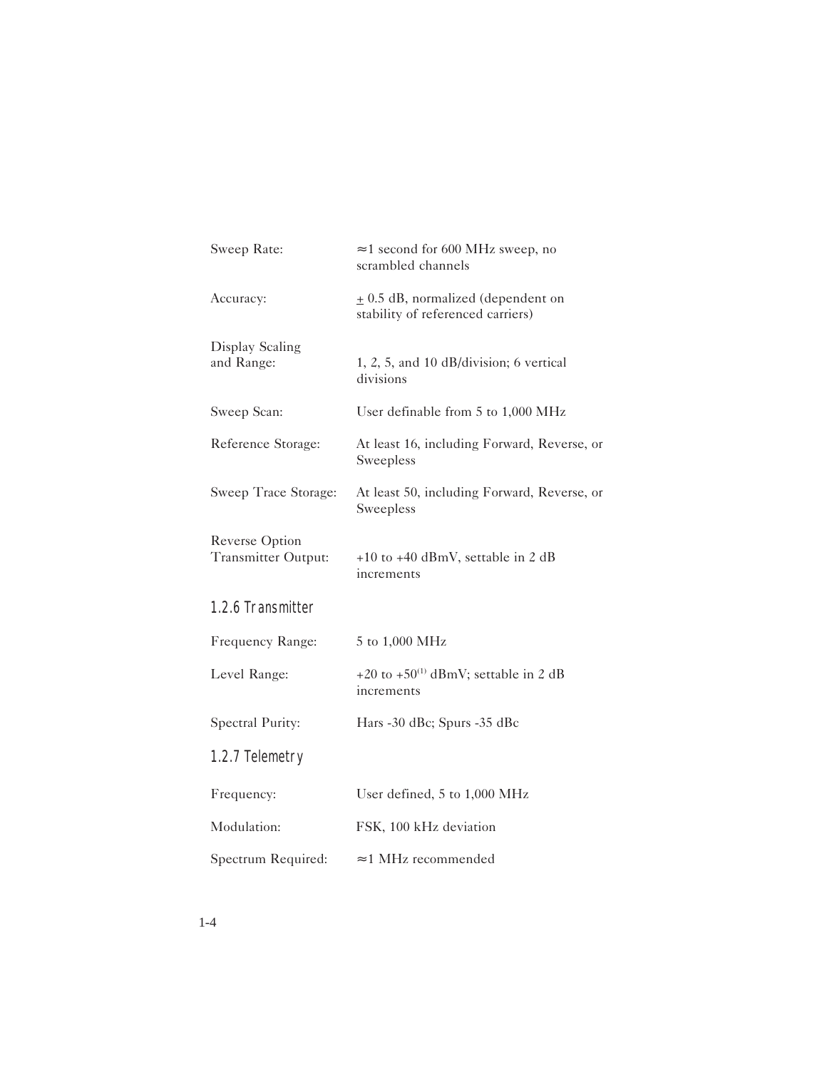| | |
|---|---|
| Sweep Rate: | ≈1 second for 600 MHz sweep, no scrambled channels |
| Accuracy: | ± 0.5 dB, normalized (dependent on stability of referenced carriers) |
| Display Scaling and Range: | 1, 2, 5, and 10 dB/division; 6 vertical divisions |
| Sweep Scan: | User definable from 5 to 1,000 MHz |
| Reference Storage: | At least 16, including Forward, Reverse, or Sweepless |
| Sweep Trace Storage: | At least 50, including Forward, Reverse, or Sweepless |
| Reverse Option Transmitter Output: | +10 to +40 dBmV, settable in 2 dB increments |

### 1.2.6 Transmitter

| | |
|---|---|
| Frequency Range: | 5 to 1,000 MHz |
| Level Range: | +20 to +50[1] dBmV; settable in 2 dB increments |
| Spectral Purity: | Hars -30 dBc; Spurs -35 dBc |

### 1.2.7 Telemetry

| | |
|---|---|
| Frequency: | User defined, 5 to 1,000 MHz |
| Modulation: | FSK, 100 kHz deviation |
| Spectrum Required: | ≈1 MHz recommended |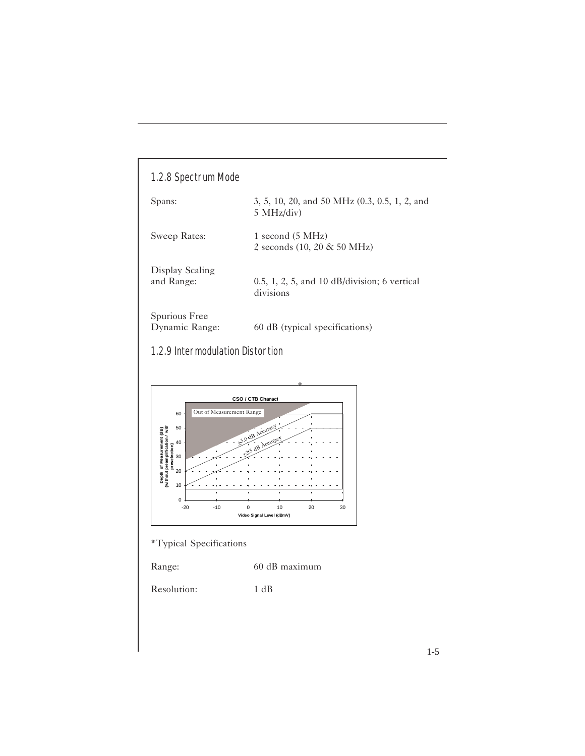### 1.2.8 Spectrum Mode

| | |
|---|---|
| Spans: | 3, 5, 10, 20, and 50 MHz (0.3, 0.5, 1, 2, and 5 MHz/div) |
| Sweep Rates: | 1 second (5 MHz)<br>2 seconds (10, 20 & 50 MHz) |
| Display Scaling and Range: | 0.5, 1, 2, 5, and 10 dB/division; 6 vertical divisions |
| Spurious Free Dynamic Range: | 60 dB (typical specifications) |

### 1.2.9 Intermodulation Distortion

*

CSO / CTB Charact

Out of Measurement Range

±3.0 dB Accuracy

±2.5 dB Accuracy

Depth of Measurement (dB) (without preamplification / with preselection)

Video Signal Level (dBmV)

*Typical Specifications

| | |
|---|---|
| Range: | 60 dB maximum |
| Resolution: | 1 dB |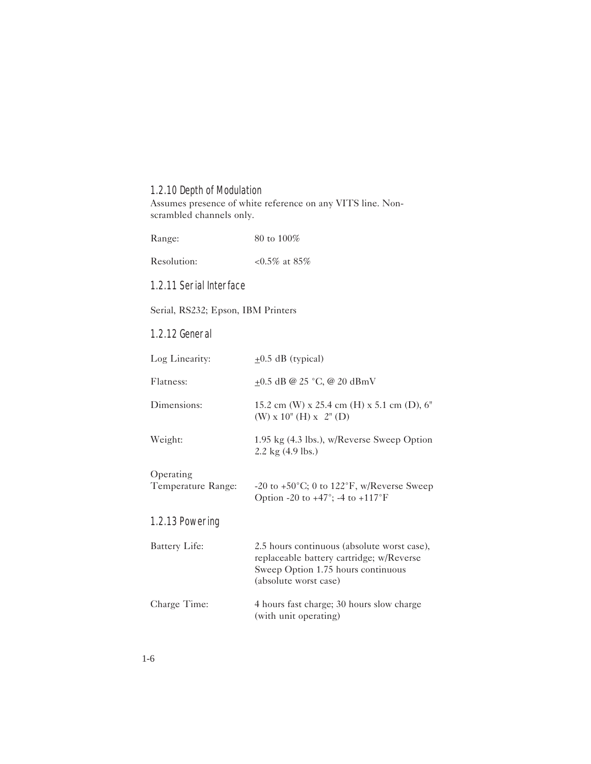### 1.2.10 Depth of Modulation

Assumes presence of white reference on any VITS line. Non-scrambled channels only.

| | |
|---|---|
| Range: | 80 to 100% |
| Resolution: | <0.5% at 85% |

### 1.2.11 Serial Interface

Serial, RS232; Epson, IBM Printers

### 1.2.12 General

| | |
|---|---|
| Log Linearity: | ±0.5 dB (typical) |
| Flatness: | ±0.5 dB @ 25 °C, @ 20 dBmV |
| Dimensions: | 15.2 cm (W) x 25.4 cm (H) x 5.1 cm (D), 6" (W) x 10" (H) x 2" (D) |
| Weight: | 1.95 kg (4.3 lbs.), w/Reverse Sweep Option 2.2 kg (4.9 lbs.) |
| Operating Temperature Range: | -20 to +50°C; 0 to 122°F, w/Reverse Sweep Option -20 to +47°; -4 to +117°F |

### 1.2.13 Powering

| | |
|---|---|
| Battery Life: | 2.5 hours continuous (absolute worst case), replaceable battery cartridge; w/Reverse Sweep Option 1.75 hours continuous (absolute worst case) |
| Charge Time: | 4 hours fast charge; 30 hours slow charge (with unit operating) |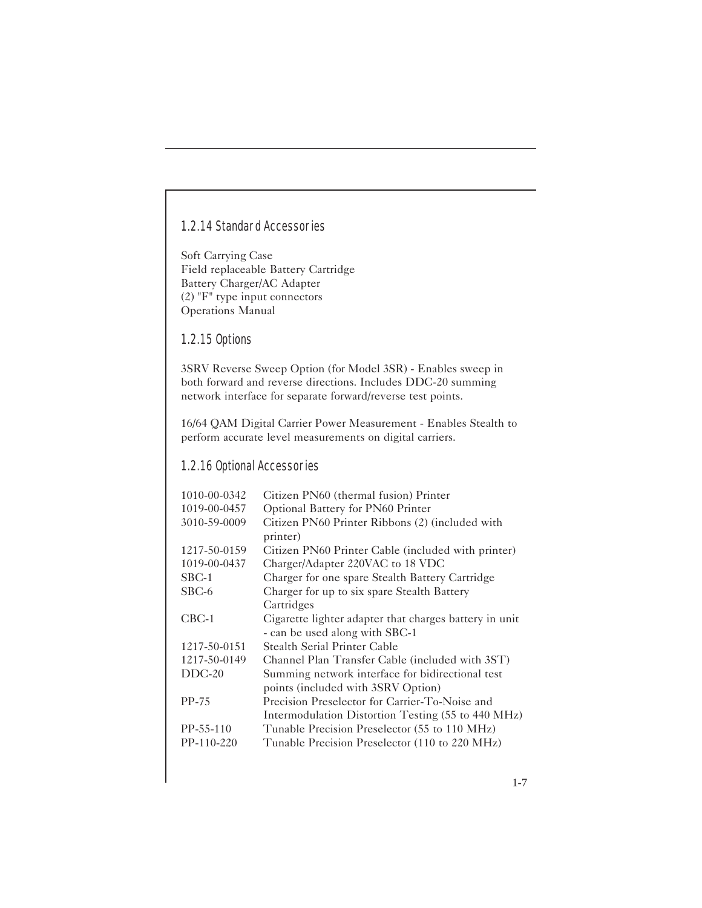### 1.2.14 Standard Accessories

Soft Carrying Case
Field replaceable Battery Cartridge
Battery Charger/AC Adapter
(2) "F" type input connectors
Operations Manual

### 1.2.15 Options

3SRV Reverse Sweep Option (for Model 3SR) - Enables sweep in both forward and reverse directions. Includes DDC-20 summing network interface for separate forward/reverse test points.

16/64 QAM Digital Carrier Power Measurement - Enables Stealth to perform accurate level measurements on digital carriers.

### 1.2.16 Optional Accessories

| | |
|---|---|
| 1010-00-0342 | Citizen PN60 (thermal fusion) Printer |
| 1019-00-0457 | Optional Battery for PN60 Printer |
| 3010-59-0009 | Citizen PN60 Printer Ribbons (2) (included with printer) |
| 1217-50-0159 | Citizen PN60 Printer Cable (included with printer) |
| 1019-00-0437 | Charger/Adapter 220VAC to 18 VDC |
| SBC-1 | Charger for one spare Stealth Battery Cartridge |
| SBC-6 | Charger for up to six spare Stealth Battery Cartridges |
| CBC-1 | Cigarette lighter adapter that charges battery in unit - can be used along with SBC-1 |
| 1217-50-0151 | Stealth Serial Printer Cable |
| 1217-50-0149 | Channel Plan Transfer Cable (included with 3ST) |
| DDC-20 | Summing network interface for bidirectional test points (included with 3SRV Option) |
| PP-75 | Precision Preselector for Carrier-To-Noise and Intermodulation Distortion Testing (55 to 440 MHz) |
| PP-55-110 | Tunable Precision Preselector (55 to 110 MHz) |
| PP-110-220 | Tunable Precision Preselector (110 to 220 MHz) |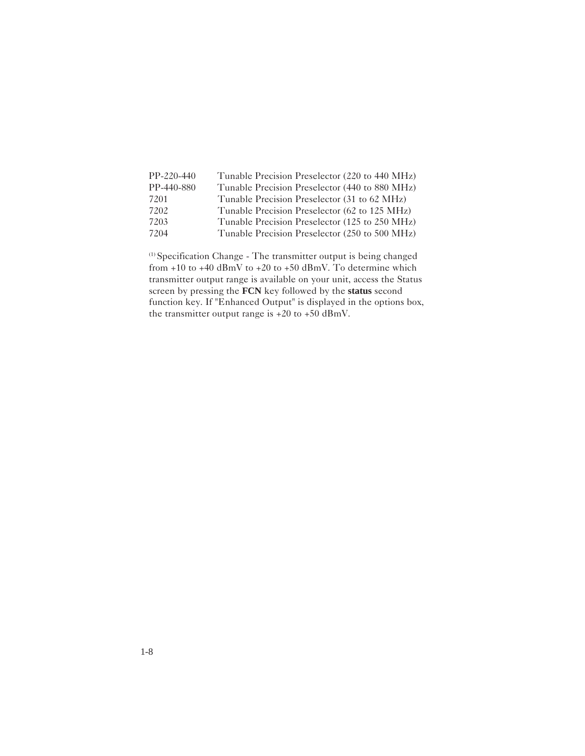| | |
|---|---|
| PP-220-440 | Tunable Precision Preselector (220 to 440 MHz) |
| PP-440-880 | Tunable Precision Preselector (440 to 880 MHz) |
| 7201 | Tunable Precision Preselector (31 to 62 MHz) |
| 7202 | Tunable Precision Preselector (62 to 125 MHz) |
| 7203 | Tunable Precision Preselector (125 to 250 MHz) |
| 7204 | Tunable Precision Preselector (250 to 500 MHz) |

[1] Specification Change - The transmitter output is being changed from +10 to +40 dBmV to +20 to +50 dBmV. To determine which transmitter output range is available on your unit, access the Status screen by pressing the **FCN** key followed by the **status** second function key. If "Enhanced Output" is displayed in the options box, the transmitter output range is +20 to +50 dBmV.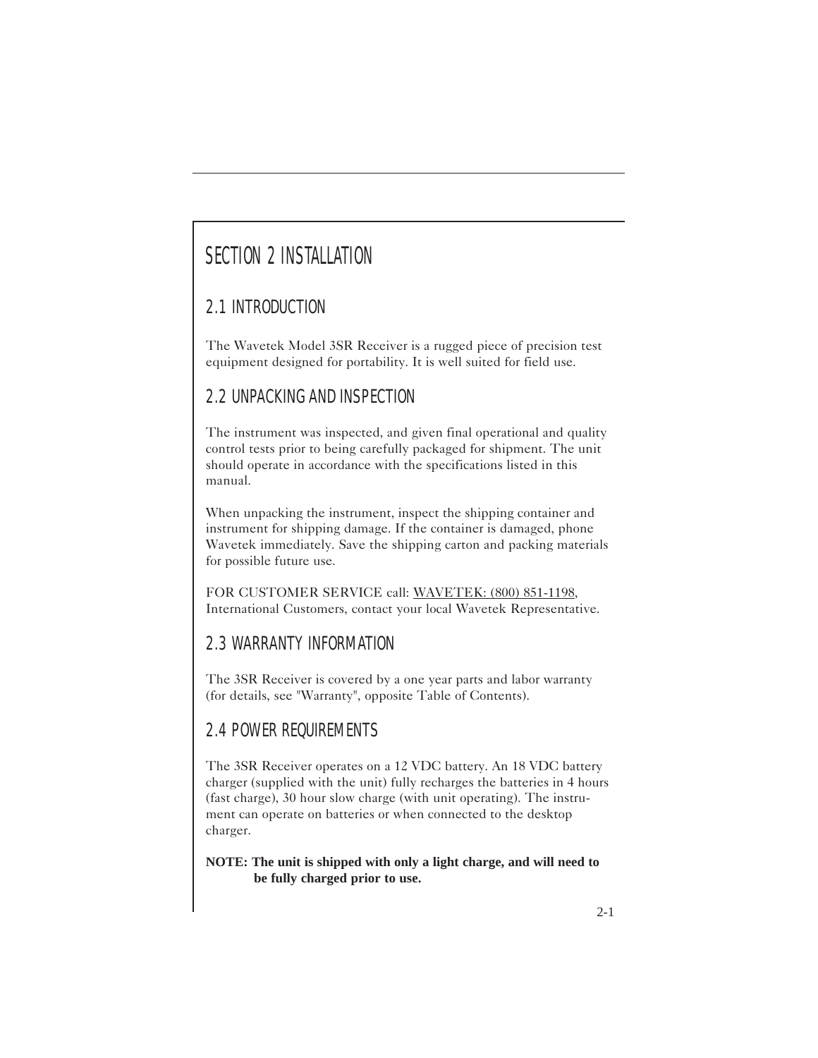# SECTION 2 INSTALLATION

## 2.1 INTRODUCTION

The Wavetek Model 3SR Receiver is a rugged piece of precision test equipment designed for portability. It is well suited for field use.

## 2.2 UNPACKING AND INSPECTION

The instrument was inspected, and given final operational and quality control tests prior to being carefully packaged for shipment. The unit should operate in accordance with the specifications listed in this manual.

When unpacking the instrument, inspect the shipping container and instrument for shipping damage. If the container is damaged, phone Wavetek immediately. Save the shipping carton and packing materials for possible future use.

FOR CUSTOMER SERVICE call: WAVETEK: (800) 851-1198, International Customers, contact your local Wavetek Representative.

## 2.3 WARRANTY INFORMATION

The 3SR Receiver is covered by a one year parts and labor warranty (for details, see "Warranty", opposite Table of Contents).

## 2.4 POWER REQUIREMENTS

The 3SR Receiver operates on a 12 VDC battery. An 18 VDC battery charger (supplied with the unit) fully recharges the batteries in 4 hours (fast charge), 30 hour slow charge (with unit operating). The instrument can operate on batteries or when connected to the desktop charger.

**NOTE: The unit is shipped with only a light charge, and will need to be fully charged prior to use.**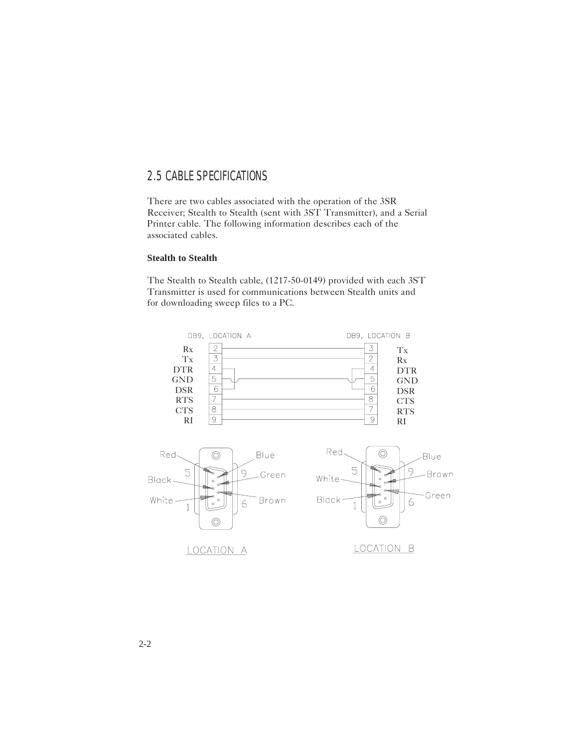## 2.5 CABLE SPECIFICATIONS

There are two cables associated with the operation of the 3SR Receiver; Stealth to Stealth (sent with 3ST Transmitter), and a Serial Printer cable. The following information describes each of the associated cables.

**Stealth to Stealth**

The Stealth to Stealth cable, (1217-50-0149) provided with each 3ST Transmitter is used for communications between Stealth units and for downloading sweep files to a PC.

| Signal | DB9, LOCATION A | DB9, LOCATION B | Signal |
|---|---|---|---|
| Rx | 2 | 3 | Tx |
| Tx | 3 | 2 | Rx |
| DTR | 4 | 4 | DTR |
| GND | 5 | 5 | GND |
| DSR | 6 | 6 | DSR |
| RTS | 7 | 8 | CTS |
| CTS | 8 | 7 | RTS |
| RI | 9 | 9 | RI |

LOCATION A: Red, Blue, Black, Green, White, Brown (pins 5, 9, 1, 6)

LOCATION B: Red, Blue, White, Brown, Black, Green (pins 5, 9, 1, 6)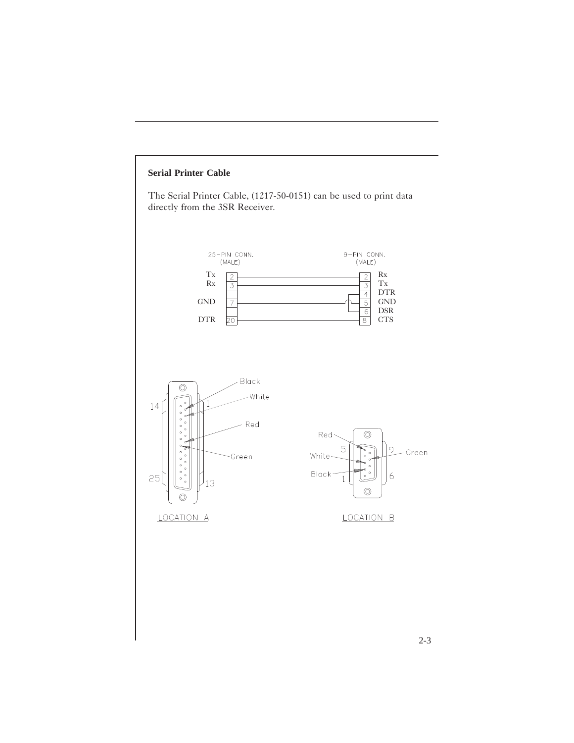**Serial Printer Cable**

The Serial Printer Cable, (1217-50-0151) can be used to print data directly from the 3SR Receiver.

| 25-PIN CONN. (MALE) | | | 9-PIN CONN. (MALE) | |
|---|---|---|---|---|
| Tx | 2 | — | 2 | Rx |
| Rx | 3 | — | 3 | Tx |
| | | | 4 | DTR |
| GND | 7 | — | 5 | GND |
| | | | 6 | DSR |
| DTR | 20 | — | 8 | CTS |

LOCATION A

LOCATION B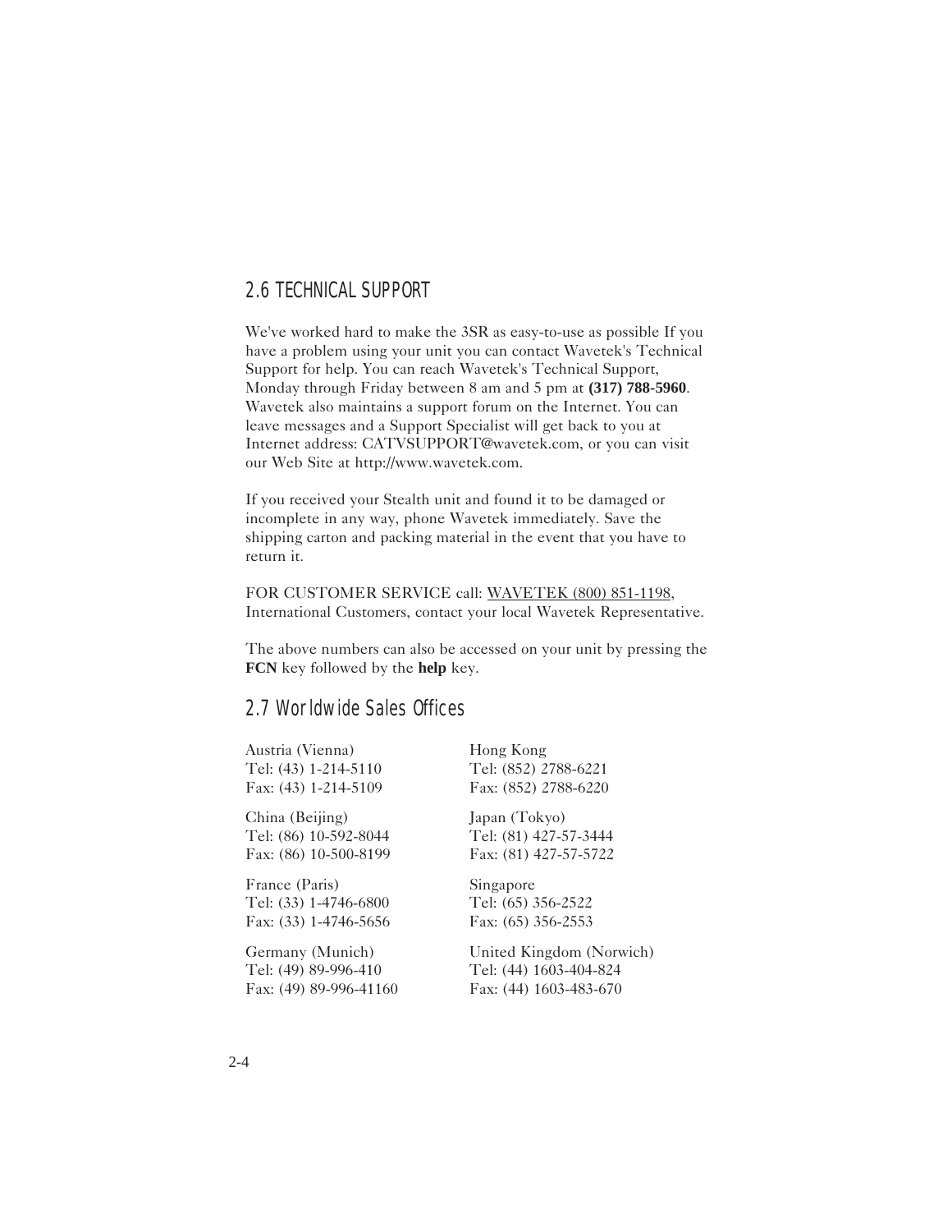## 2.6 TECHNICAL SUPPORT

We've worked hard to make the 3SR as easy-to-use as possible If you have a problem using your unit you can contact Wavetek's Technical Support for help. You can reach Wavetek's Technical Support, Monday through Friday between 8 am and 5 pm at **(317) 788-5960**. Wavetek also maintains a support forum on the Internet. You can leave messages and a Support Specialist will get back to you at Internet address: CATVSUPPORT@wavetek.com, or you can visit our Web Site at http://www.wavetek.com.

If you received your Stealth unit and found it to be damaged or incomplete in any way, phone Wavetek immediately. Save the shipping carton and packing material in the event that you have to return it.

FOR CUSTOMER SERVICE call: WAVETEK (800) 851-1198, International Customers, contact your local Wavetek Representative.

The above numbers can also be accessed on your unit by pressing the **FCN** key followed by the **help** key.

## 2.7 Worldwide Sales Offices

Austria (Vienna)
Tel: (43) 1-214-5110
Fax: (43) 1-214-5109

China (Beijing)
Tel: (86) 10-592-8044
Fax: (86) 10-500-8199

France (Paris)
Tel: (33) 1-4746-6800
Fax: (33) 1-4746-5656

Germany (Munich)
Tel: (49) 89-996-410
Fax: (49) 89-996-41160

Hong Kong
Tel: (852) 2788-6221
Fax: (852) 2788-6220

Japan (Tokyo)
Tel: (81) 427-57-3444
Fax: (81) 427-57-5722

Singapore
Tel: (65) 356-2522
Fax: (65) 356-2553

United Kingdom (Norwich)
Tel: (44) 1603-404-824
Fax: (44) 1603-483-670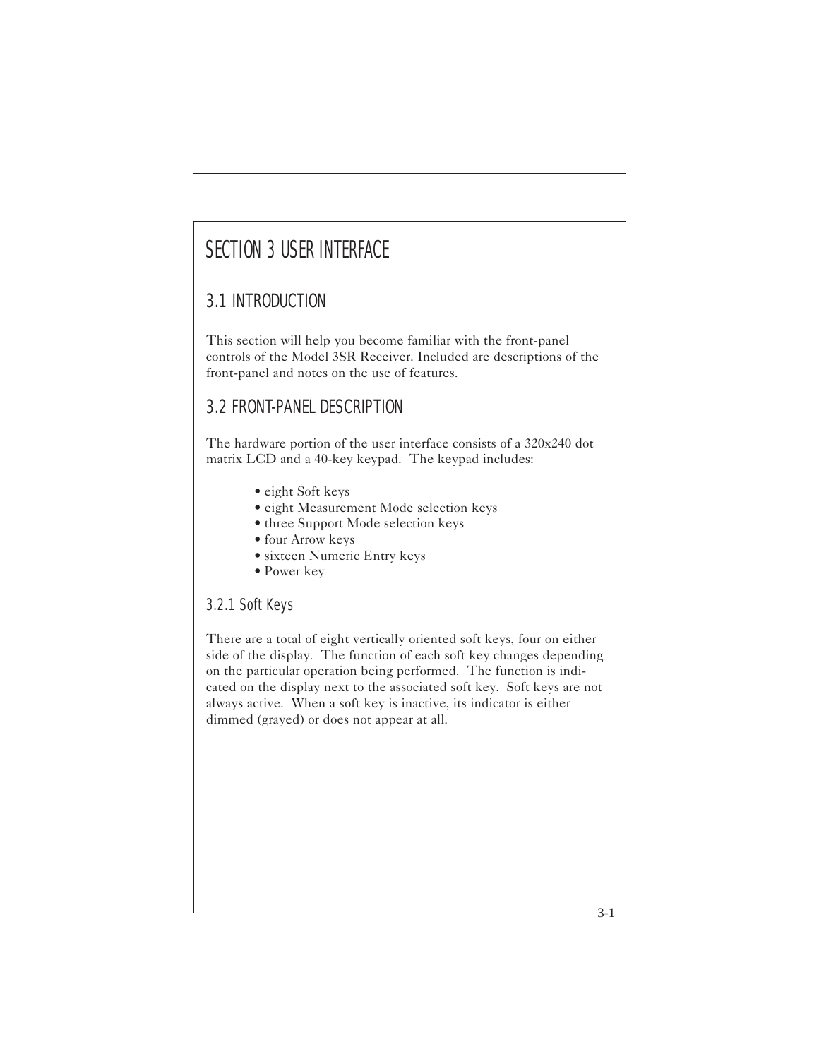# SECTION 3 USER INTERFACE

## 3.1 INTRODUCTION

This section will help you become familiar with the front-panel controls of the Model 3SR Receiver. Included are descriptions of the front-panel and notes on the use of features.

## 3.2 FRONT-PANEL DESCRIPTION

The hardware portion of the user interface consists of a 320x240 dot matrix LCD and a 40-key keypad. The keypad includes:

- eight Soft keys
- eight Measurement Mode selection keys
- three Support Mode selection keys
- four Arrow keys
- sixteen Numeric Entry keys
- Power key

### 3.2.1 Soft Keys

There are a total of eight vertically oriented soft keys, four on either side of the display. The function of each soft key changes depending on the particular operation being performed. The function is indicated on the display next to the associated soft key. Soft keys are not always active. When a soft key is inactive, its indicator is either dimmed (grayed) or does not appear at all.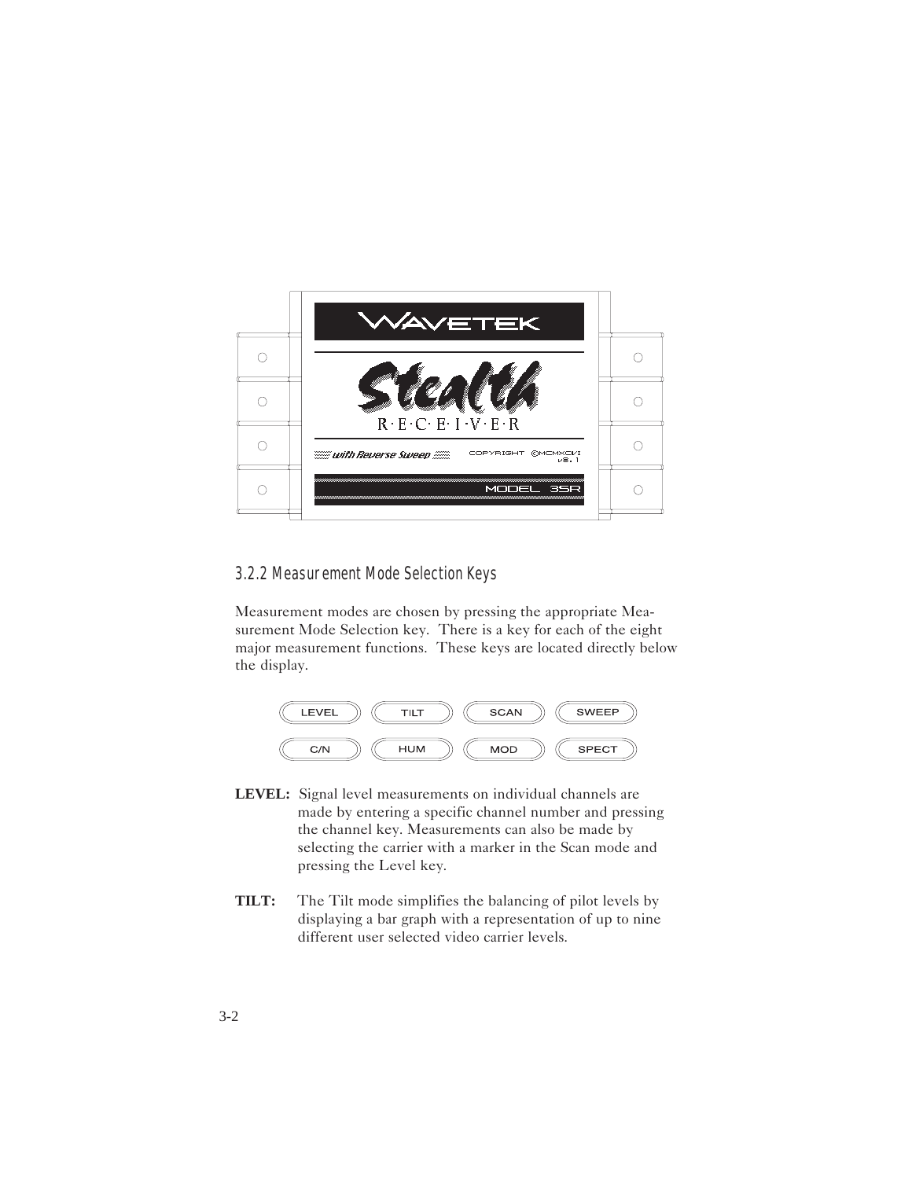### 3.2.2 Measurement Mode Selection Keys

Measurement modes are chosen by pressing the appropriate Measurement Mode Selection key. There is a key for each of the eight major measurement functions. These keys are located directly below the display.

| LEVEL | TILT | SCAN | SWEEP |
| --- | --- | --- | --- |
| C/N | HUM | MOD | SPECT |

**LEVEL:** Signal level measurements on individual channels are made by entering a specific channel number and pressing the channel key. Measurements can also be made by selecting the carrier with a marker in the Scan mode and pressing the Level key.

**TILT:** The Tilt mode simplifies the balancing of pilot levels by displaying a bar graph with a representation of up to nine different user selected video carrier levels.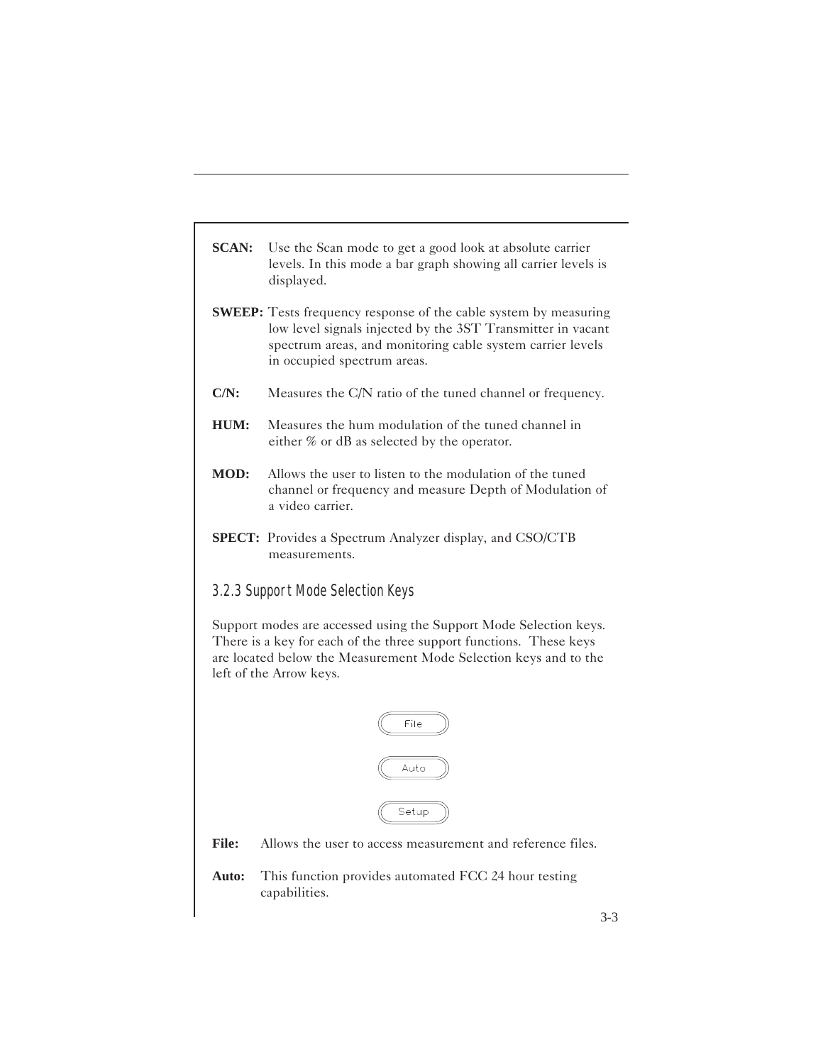**SCAN:** Use the Scan mode to get a good look at absolute carrier levels. In this mode a bar graph showing all carrier levels is displayed.

**SWEEP:** Tests frequency response of the cable system by measuring low level signals injected by the 3ST Transmitter in vacant spectrum areas, and monitoring cable system carrier levels in occupied spectrum areas.

**C/N:** Measures the C/N ratio of the tuned channel or frequency.

**HUM:** Measures the hum modulation of the tuned channel in either % or dB as selected by the operator.

**MOD:** Allows the user to listen to the modulation of the tuned channel or frequency and measure Depth of Modulation of a video carrier.

**SPECT:** Provides a Spectrum Analyzer display, and CSO/CTB measurements.

### 3.2.3 Support Mode Selection Keys

Support modes are accessed using the Support Mode Selection keys. There is a key for each of the three support functions. These keys are located below the Measurement Mode Selection keys and to the left of the Arrow keys.

File

Auto

Setup

**File:** Allows the user to access measurement and reference files.

**Auto:** This function provides automated FCC 24 hour testing capabilities.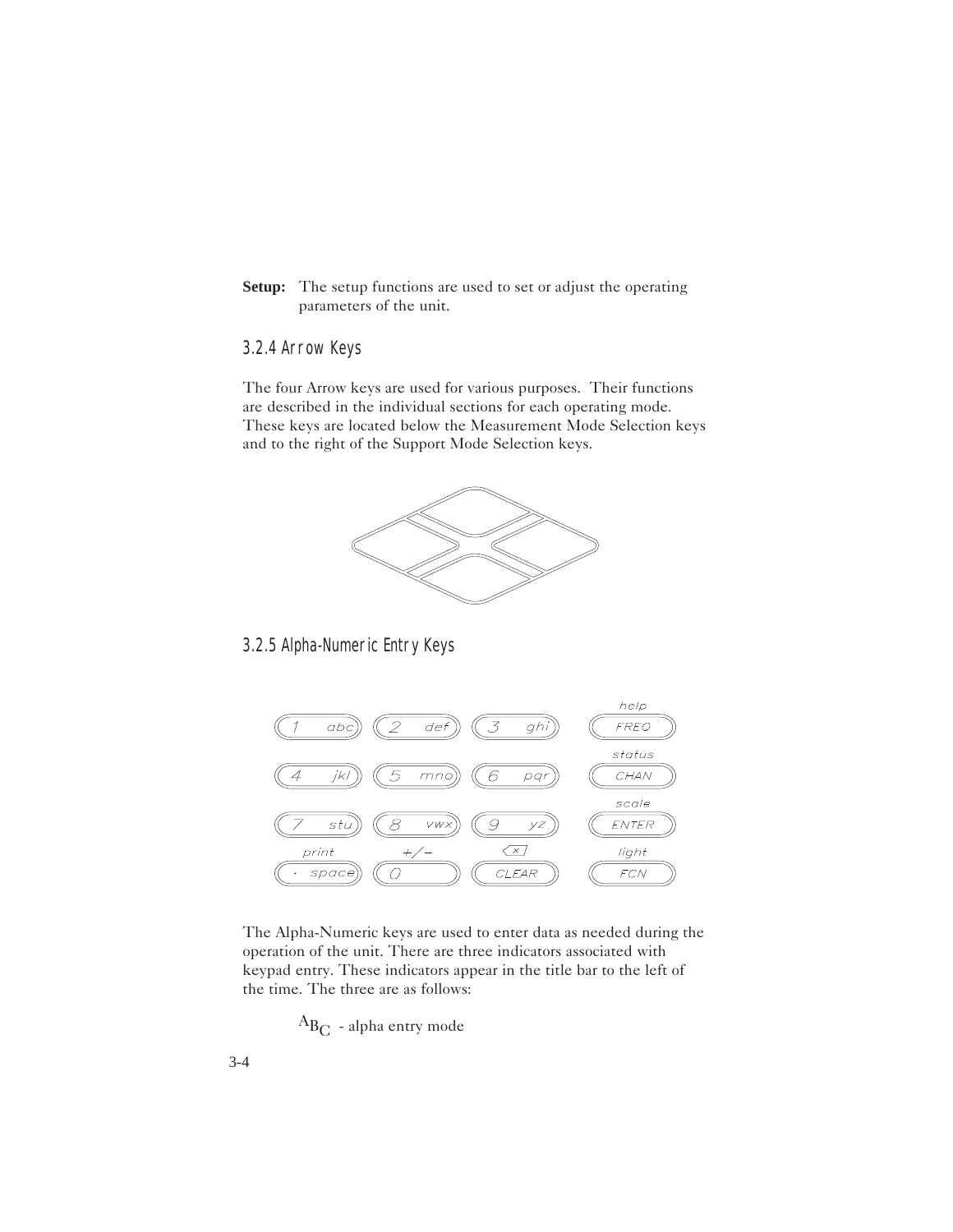**Setup:** The setup functions are used to set or adjust the operating parameters of the unit.

### 3.2.4 Arrow Keys

The four Arrow keys are used for various purposes. Their functions are described in the individual sections for each operating mode. These keys are located below the Measurement Mode Selection keys and to the right of the Support Mode Selection keys.

### 3.2.5 Alpha-Numeric Entry Keys

The Alpha-Numeric keys are used to enter data as needed during the operation of the unit. There are three indicators associated with keypad entry. These indicators appear in the title bar to the left of the time. The three are as follows:

$^{A}B_{C}$ - alpha entry mode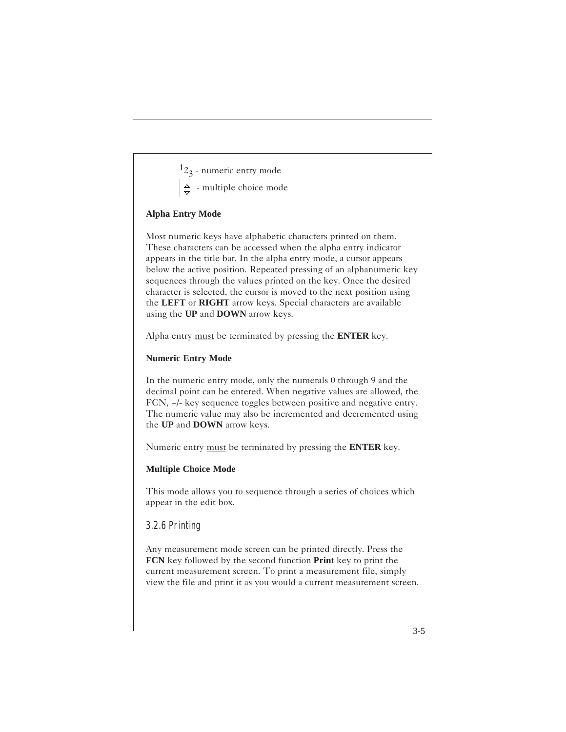$^1{}_2{}_3$ - numeric entry mode

⇕ - multiple choice mode

**Alpha Entry Mode**

Most numeric keys have alphabetic characters printed on them. These characters can be accessed when the alpha entry indicator appears in the title bar. In the alpha entry mode, a cursor appears below the active position. Repeated pressing of an alphanumeric key sequences through the values printed on the key. Once the desired character is selected, the cursor is moved to the next position using the **LEFT** or **RIGHT** arrow keys. Special characters are available using the **UP** and **DOWN** arrow keys.

Alpha entry <u>must</u> be terminated by pressing the **ENTER** key.

**Numeric Entry Mode**

In the numeric entry mode, only the numerals 0 through 9 and the decimal point can be entered. When negative values are allowed, the FCN, +/- key sequence toggles between positive and negative entry. The numeric value may also be incremented and decremented using the **UP** and **DOWN** arrow keys.

Numeric entry <u>must</u> be terminated by pressing the **ENTER** key.

**Multiple Choice Mode**

This mode allows you to sequence through a series of choices which appear in the edit box.

### 3.2.6 Printing

Any measurement mode screen can be printed directly. Press the **FCN** key followed by the second function **Print** key to print the current measurement screen. To print a measurement file, simply view the file and print it as you would a current measurement screen.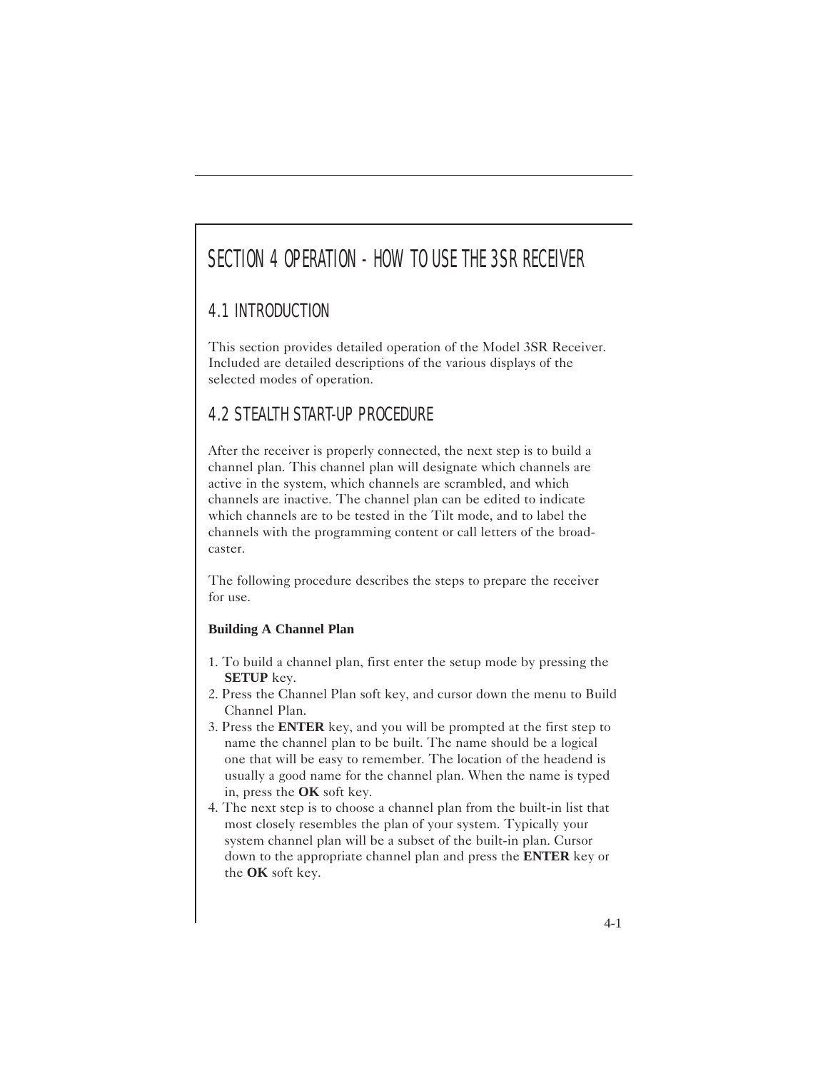# SECTION 4 OPERATION - HOW TO USE THE 3SR RECEIVER

## 4.1 INTRODUCTION

This section provides detailed operation of the Model 3SR Receiver. Included are detailed descriptions of the various displays of the selected modes of operation.

## 4.2 STEALTH START-UP PROCEDURE

After the receiver is properly connected, the next step is to build a channel plan. This channel plan will designate which channels are active in the system, which channels are scrambled, and which channels are inactive. The channel plan can be edited to indicate which channels are to be tested in the Tilt mode, and to label the channels with the programming content or call letters of the broadcaster.

The following procedure describes the steps to prepare the receiver for use.

**Building A Channel Plan**

1. To build a channel plan, first enter the setup mode by pressing the **SETUP** key.
2. Press the Channel Plan soft key, and cursor down the menu to Build Channel Plan.
3. Press the **ENTER** key, and you will be prompted at the first step to name the channel plan to be built. The name should be a logical one that will be easy to remember. The location of the headend is usually a good name for the channel plan. When the name is typed in, press the **OK** soft key.
4. The next step is to choose a channel plan from the built-in list that most closely resembles the plan of your system. Typically your system channel plan will be a subset of the built-in plan. Cursor down to the appropriate channel plan and press the **ENTER** key or the **OK** soft key.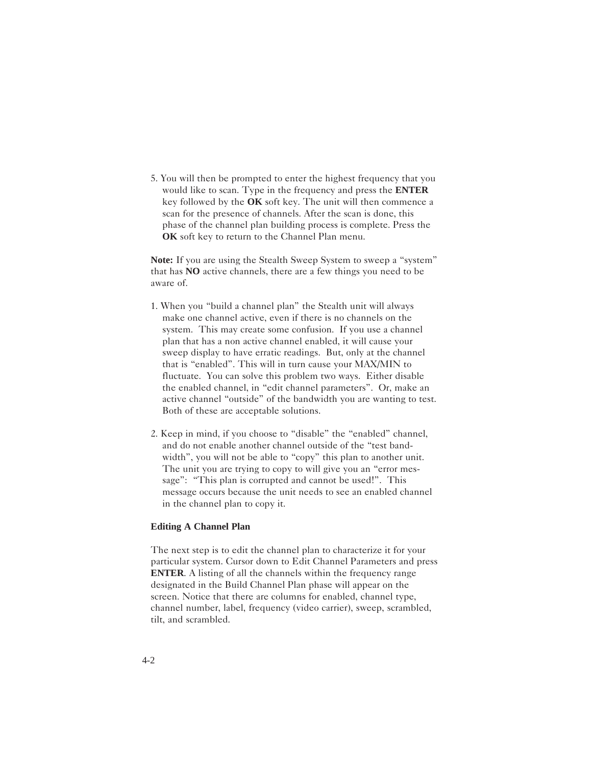5. You will then be prompted to enter the highest frequency that you would like to scan. Type in the frequency and press the **ENTER** key followed by the **OK** soft key. The unit will then commence a scan for the presence of channels. After the scan is done, this phase of the channel plan building process is complete. Press the **OK** soft key to return to the Channel Plan menu.

**Note:** If you are using the Stealth Sweep System to sweep a "system" that has **NO** active channels, there are a few things you need to be aware of.

1. When you "build a channel plan" the Stealth unit will always make one channel active, even if there is no channels on the system. This may create some confusion. If you use a channel plan that has a non active channel enabled, it will cause your sweep display to have erratic readings. But, only at the channel that is "enabled". This will in turn cause your MAX/MIN to fluctuate. You can solve this problem two ways. Either disable the enabled channel, in "edit channel parameters". Or, make an active channel "outside" of the bandwidth you are wanting to test. Both of these are acceptable solutions.

2. Keep in mind, if you choose to "disable" the "enabled" channel, and do not enable another channel outside of the "test bandwidth", you will not be able to "copy" this plan to another unit. The unit you are trying to copy to will give you an "error message": "This plan is corrupted and cannot be used!". This message occurs because the unit needs to see an enabled channel in the channel plan to copy it.

### Editing A Channel Plan

The next step is to edit the channel plan to characterize it for your particular system. Cursor down to Edit Channel Parameters and press **ENTER**. A listing of all the channels within the frequency range designated in the Build Channel Plan phase will appear on the screen. Notice that there are columns for enabled, channel type, channel number, label, frequency (video carrier), sweep, scrambled, tilt, and scrambled.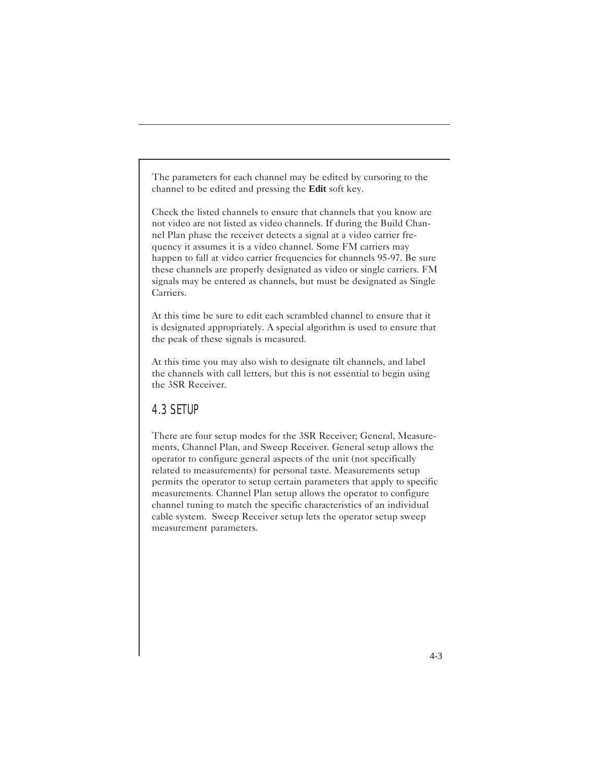The parameters for each channel may be edited by cursoring to the channel to be edited and pressing the **Edit** soft key.

Check the listed channels to ensure that channels that you know are not video are not listed as video channels. If during the Build Channel Plan phase the receiver detects a signal at a video carrier frequency it assumes it is a video channel. Some FM carriers may happen to fall at video carrier frequencies for channels 95-97. Be sure these channels are properly designated as video or single carriers. FM signals may be entered as channels, but must be designated as Single Carriers.

At this time be sure to edit each scrambled channel to ensure that it is designated appropriately. A special algorithm is used to ensure that the peak of these signals is measured.

At this time you may also wish to designate tilt channels, and label the channels with call letters, but this is not essential to begin using the 3SR Receiver.

## 4.3 SETUP

There are four setup modes for the 3SR Receiver; General, Measurements, Channel Plan, and Sweep Receiver. General setup allows the operator to configure general aspects of the unit (not specifically related to measurements) for personal taste. Measurements setup permits the operator to setup certain parameters that apply to specific measurements. Channel Plan setup allows the operator to configure channel tuning to match the specific characteristics of an individual cable system. Sweep Receiver setup lets the operator setup sweep measurement parameters.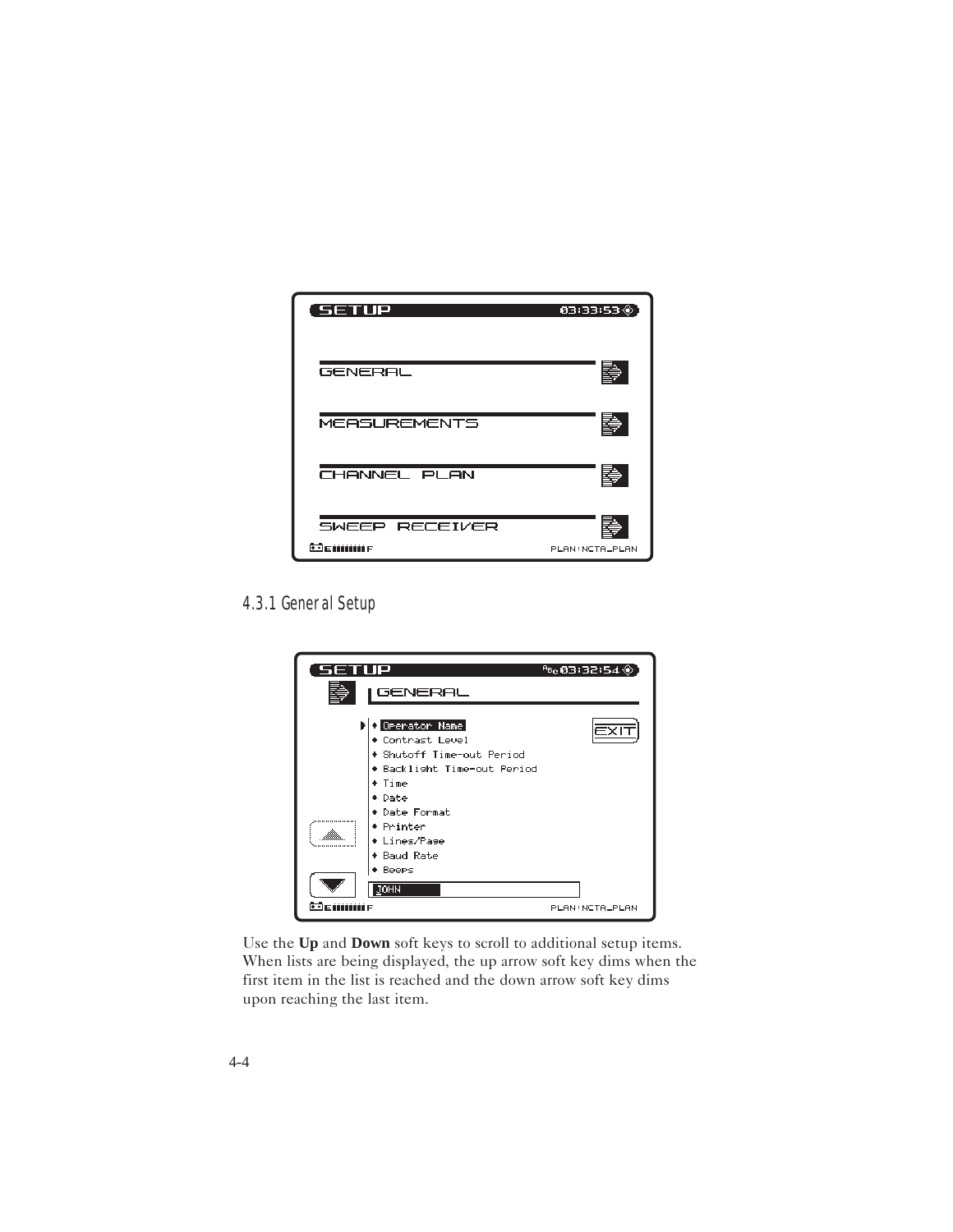### 4.3.1 General Setup

Use the **Up** and **Down** soft keys to scroll to additional setup items. When lists are being displayed, the up arrow soft key dims when the first item in the list is reached and the down arrow soft key dims upon reaching the last item.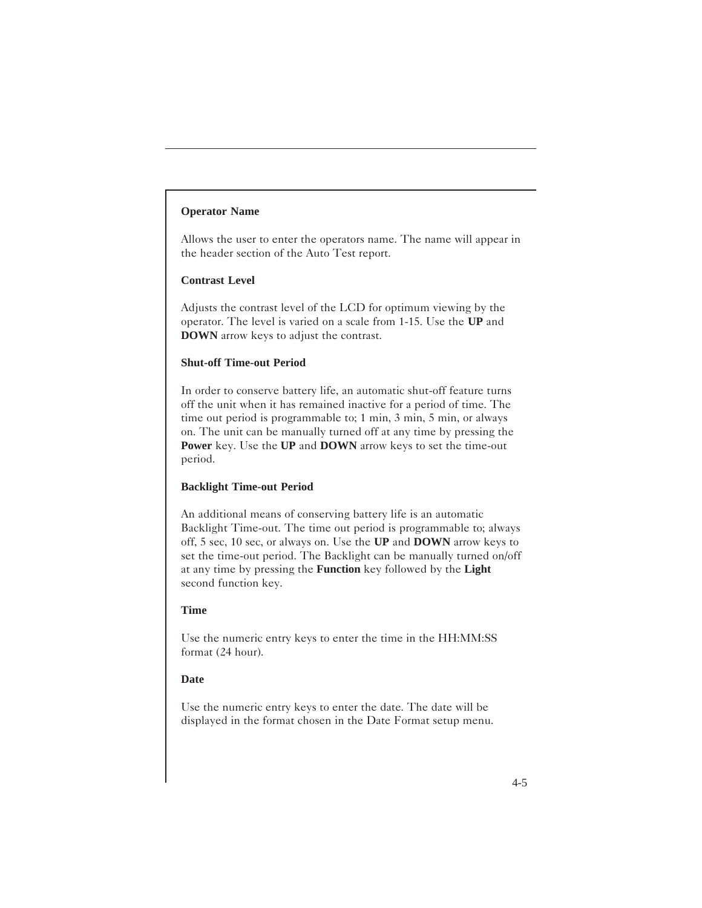### Operator Name

Allows the user to enter the operators name. The name will appear in the header section of the Auto Test report.

### Contrast Level

Adjusts the contrast level of the LCD for optimum viewing by the operator. The level is varied on a scale from 1-15. Use the **UP** and **DOWN** arrow keys to adjust the contrast.

### Shut-off Time-out Period

In order to conserve battery life, an automatic shut-off feature turns off the unit when it has remained inactive for a period of time. The time out period is programmable to; 1 min, 3 min, 5 min, or always on. The unit can be manually turned off at any time by pressing the **Power** key. Use the **UP** and **DOWN** arrow keys to set the time-out period.

### Backlight Time-out Period

An additional means of conserving battery life is an automatic Backlight Time-out. The time out period is programmable to; always off, 5 sec, 10 sec, or always on. Use the **UP** and **DOWN** arrow keys to set the time-out period. The Backlight can be manually turned on/off at any time by pressing the **Function** key followed by the **Light** second function key.

### Time

Use the numeric entry keys to enter the time in the HH:MM:SS format (24 hour).

### Date

Use the numeric entry keys to enter the date. The date will be displayed in the format chosen in the Date Format setup menu.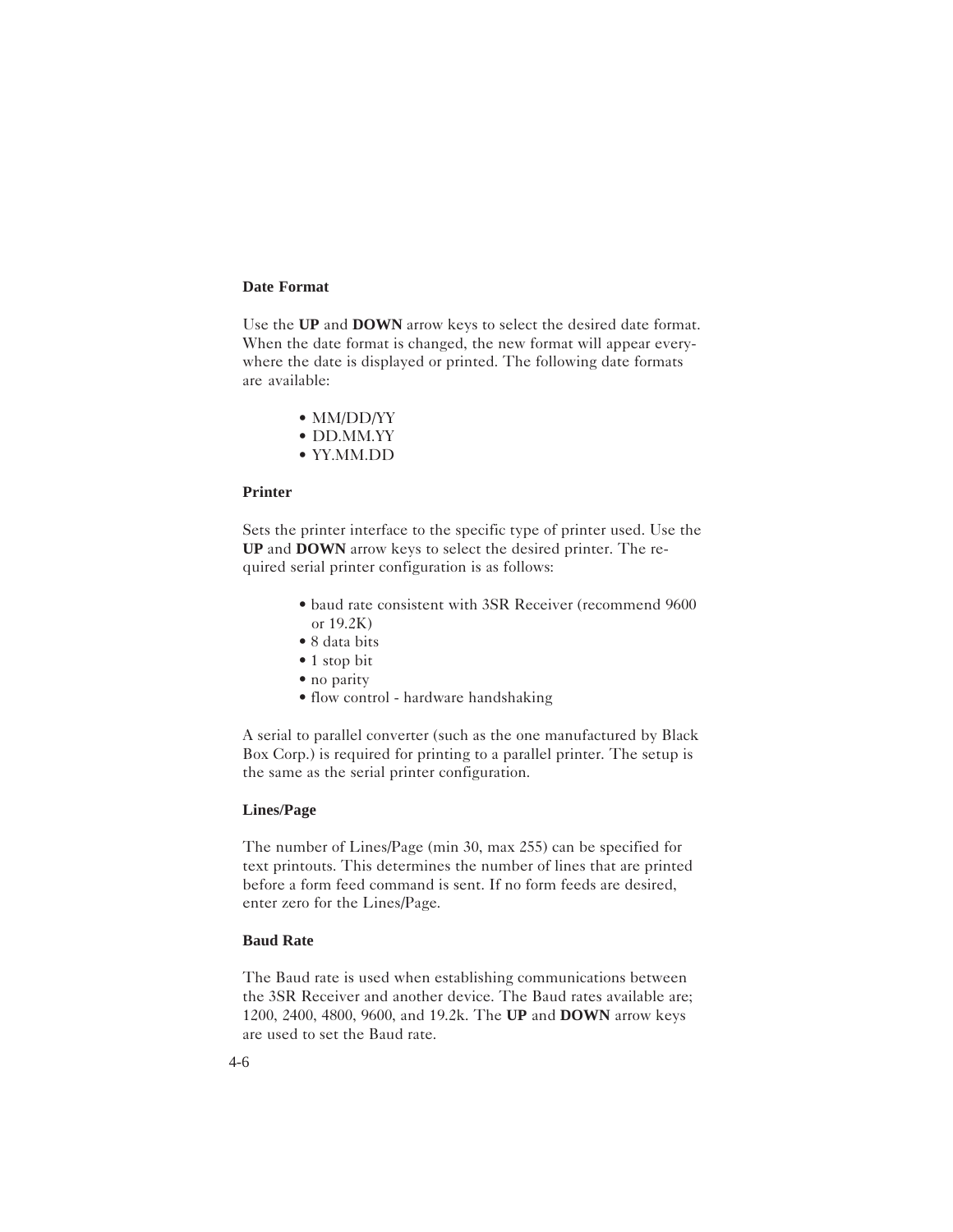### Date Format

Use the **UP** and **DOWN** arrow keys to select the desired date format. When the date format is changed, the new format will appear everywhere the date is displayed or printed. The following date formats are available:

- MM/DD/YY
- DD.MM.YY
- YY.MM.DD

### Printer

Sets the printer interface to the specific type of printer used. Use the **UP** and **DOWN** arrow keys to select the desired printer. The required serial printer configuration is as follows:

- baud rate consistent with 3SR Receiver (recommend 9600 or 19.2K)
- 8 data bits
- 1 stop bit
- no parity
- flow control - hardware handshaking

A serial to parallel converter (such as the one manufactured by Black Box Corp.) is required for printing to a parallel printer. The setup is the same as the serial printer configuration.

### Lines/Page

The number of Lines/Page (min 30, max 255) can be specified for text printouts. This determines the number of lines that are printed before a form feed command is sent. If no form feeds are desired, enter zero for the Lines/Page.

### Baud Rate

The Baud rate is used when establishing communications between the 3SR Receiver and another device. The Baud rates available are; 1200, 2400, 4800, 9600, and 19.2k. The **UP** and **DOWN** arrow keys are used to set the Baud rate.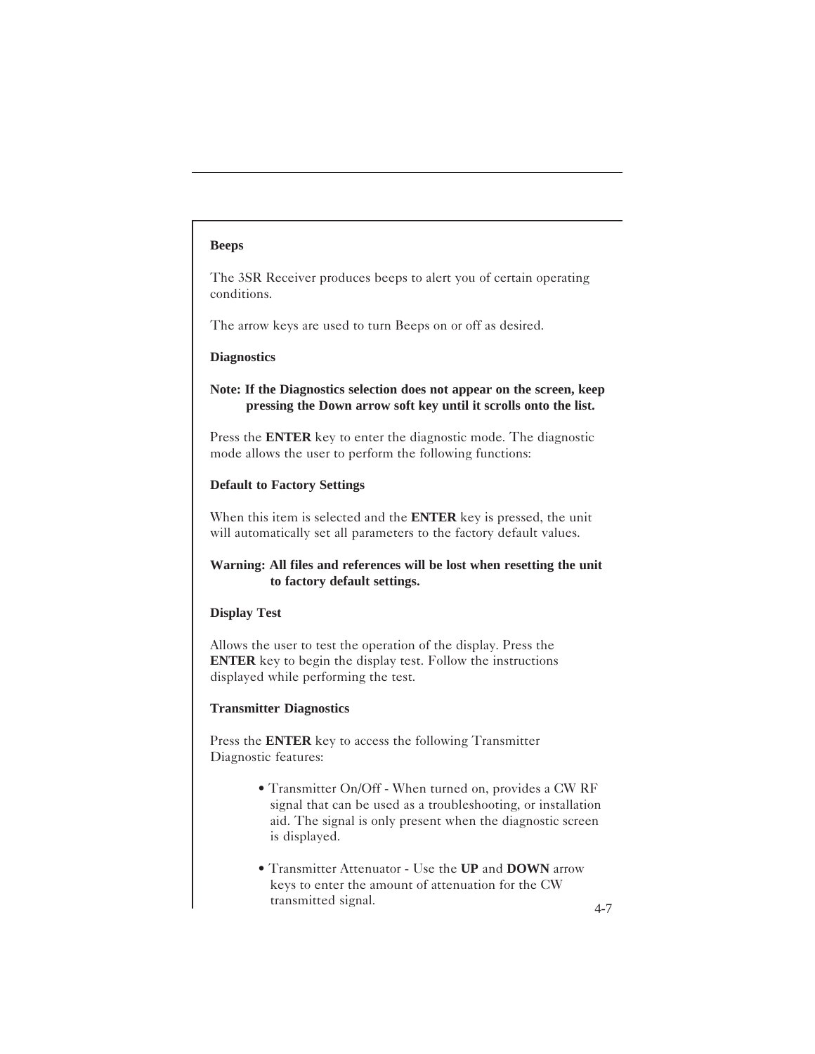### Beeps

The 3SR Receiver produces beeps to alert you of certain operating conditions.

The arrow keys are used to turn Beeps on or off as desired.

### Diagnostics

**Note: If the Diagnostics selection does not appear on the screen, keep pressing the Down arrow soft key until it scrolls onto the list.**

Press the **ENTER** key to enter the diagnostic mode. The diagnostic mode allows the user to perform the following functions:

#### Default to Factory Settings

When this item is selected and the **ENTER** key is pressed, the unit will automatically set all parameters to the factory default values.

**Warning: All files and references will be lost when resetting the unit to factory default settings.**

#### Display Test

Allows the user to test the operation of the display. Press the **ENTER** key to begin the display test. Follow the instructions displayed while performing the test.

#### Transmitter Diagnostics

Press the **ENTER** key to access the following Transmitter Diagnostic features:

- Transmitter On/Off - When turned on, provides a CW RF signal that can be used as a troubleshooting, or installation aid. The signal is only present when the diagnostic screen is displayed.
- Transmitter Attenuator - Use the **UP** and **DOWN** arrow keys to enter the amount of attenuation for the CW transmitted signal.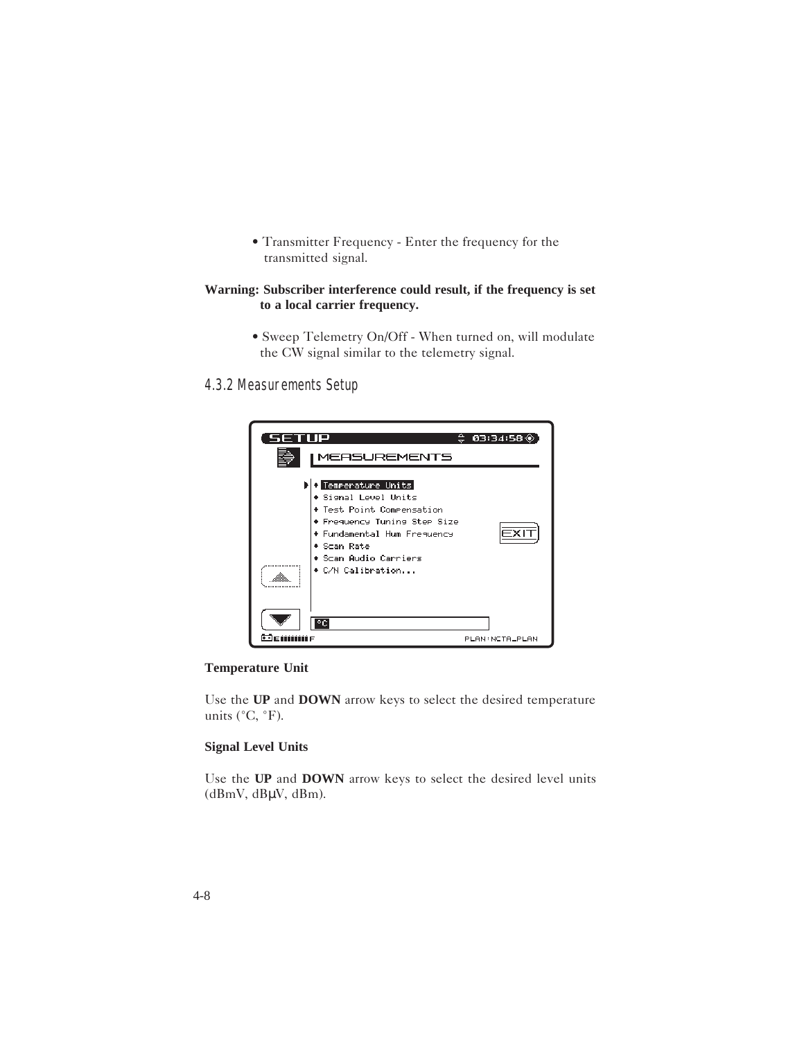- Transmitter Frequency - Enter the frequency for the transmitted signal.

**Warning: Subscriber interference could result, if the frequency is set to a local carrier frequency.**

- Sweep Telemetry On/Off - When turned on, will modulate the CW signal similar to the telemetry signal.

### 4.3.2 Measurements Setup

**Temperature Unit**

Use the **UP** and **DOWN** arrow keys to select the desired temperature units (°C, °F).

**Signal Level Units**

Use the **UP** and **DOWN** arrow keys to select the desired level units (dBmV, dBμV, dBm).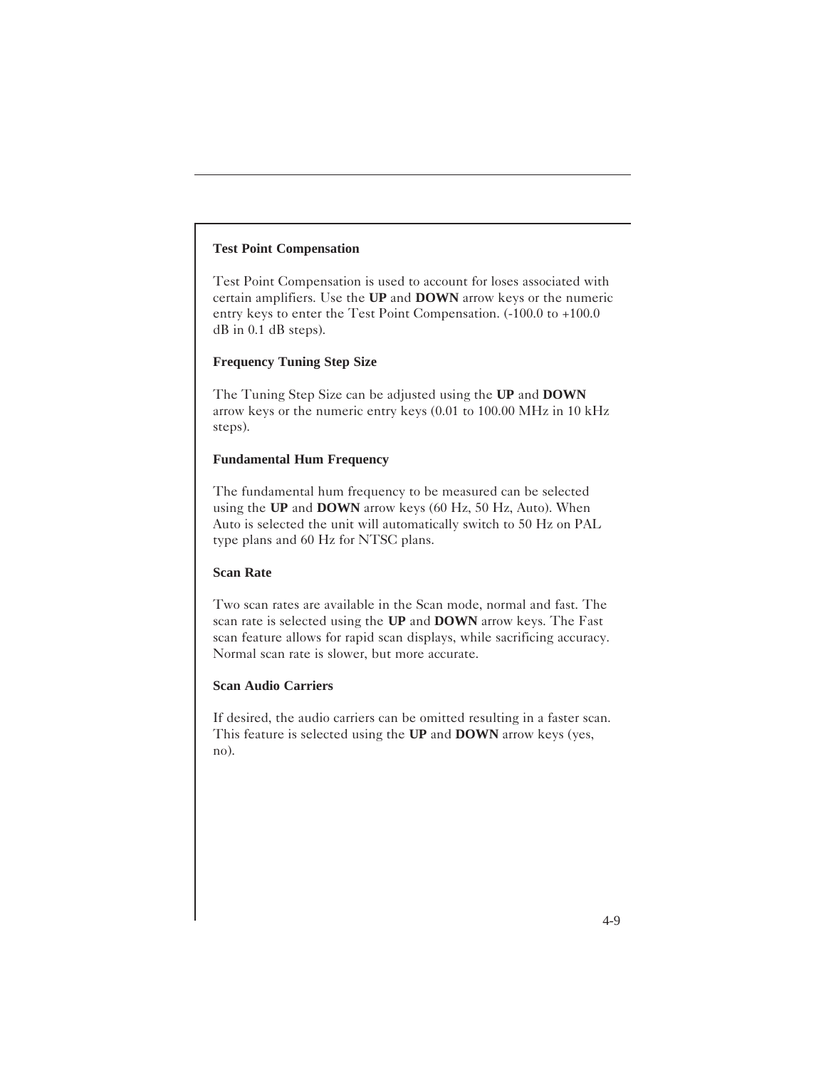### Test Point Compensation

Test Point Compensation is used to account for loses associated with certain amplifiers. Use the **UP** and **DOWN** arrow keys or the numeric entry keys to enter the Test Point Compensation. (-100.0 to +100.0 dB in 0.1 dB steps).

### Frequency Tuning Step Size

The Tuning Step Size can be adjusted using the **UP** and **DOWN** arrow keys or the numeric entry keys (0.01 to 100.00 MHz in 10 kHz steps).

### Fundamental Hum Frequency

The fundamental hum frequency to be measured can be selected using the **UP** and **DOWN** arrow keys (60 Hz, 50 Hz, Auto). When Auto is selected the unit will automatically switch to 50 Hz on PAL type plans and 60 Hz for NTSC plans.

### Scan Rate

Two scan rates are available in the Scan mode, normal and fast. The scan rate is selected using the **UP** and **DOWN** arrow keys. The Fast scan feature allows for rapid scan displays, while sacrificing accuracy. Normal scan rate is slower, but more accurate.

### Scan Audio Carriers

If desired, the audio carriers can be omitted resulting in a faster scan. This feature is selected using the **UP** and **DOWN** arrow keys (yes, no).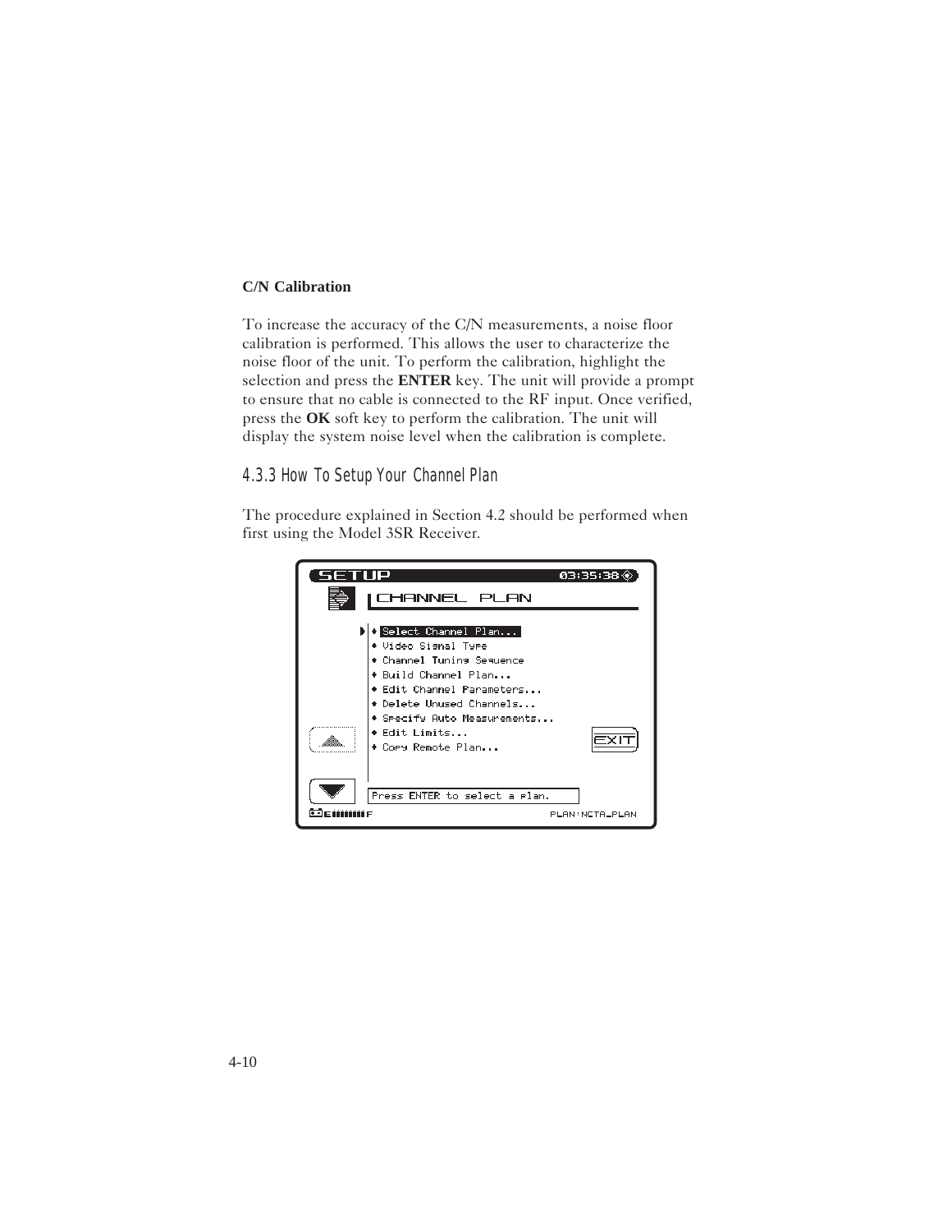**C/N Calibration**

To increase the accuracy of the C/N measurements, a noise floor calibration is performed. This allows the user to characterize the noise floor of the unit. To perform the calibration, highlight the selection and press the **ENTER** key. The unit will provide a prompt to ensure that no cable is connected to the RF input. Once verified, press the **OK** soft key to perform the calibration. The unit will display the system noise level when the calibration is complete.

### 4.3.3 How To Setup Your Channel Plan

The procedure explained in Section 4.2 should be performed when first using the Model 3SR Receiver.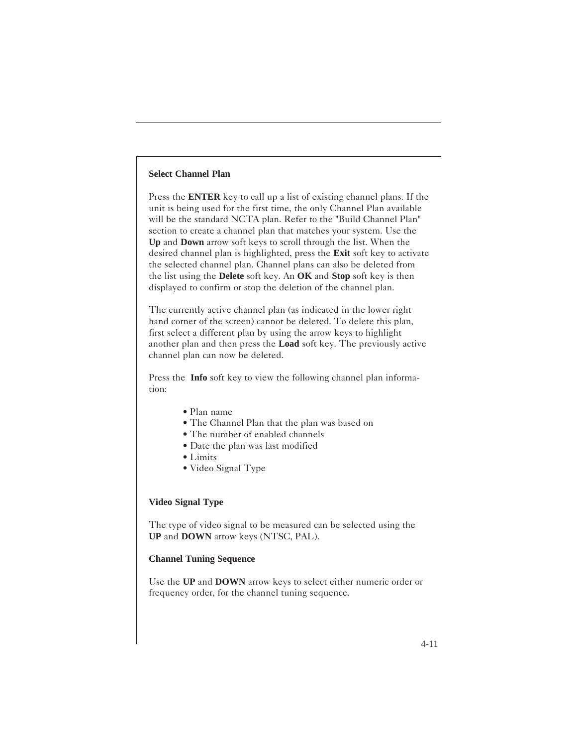### Select Channel Plan

Press the **ENTER** key to call up a list of existing channel plans. If the unit is being used for the first time, the only Channel Plan available will be the standard NCTA plan. Refer to the "Build Channel Plan" section to create a channel plan that matches your system. Use the **Up** and **Down** arrow soft keys to scroll through the list. When the desired channel plan is highlighted, press the **Exit** soft key to activate the selected channel plan. Channel plans can also be deleted from the list using the **Delete** soft key. An **OK** and **Stop** soft key is then displayed to confirm or stop the deletion of the channel plan.

The currently active channel plan (as indicated in the lower right hand corner of the screen) cannot be deleted. To delete this plan, first select a different plan by using the arrow keys to highlight another plan and then press the **Load** soft key. The previously active channel plan can now be deleted.

Press the **Info** soft key to view the following channel plan information:

- Plan name
- The Channel Plan that the plan was based on
- The number of enabled channels
- Date the plan was last modified
- Limits
- Video Signal Type

### Video Signal Type

The type of video signal to be measured can be selected using the **UP** and **DOWN** arrow keys (NTSC, PAL).

### Channel Tuning Sequence

Use the **UP** and **DOWN** arrow keys to select either numeric order or frequency order, for the channel tuning sequence.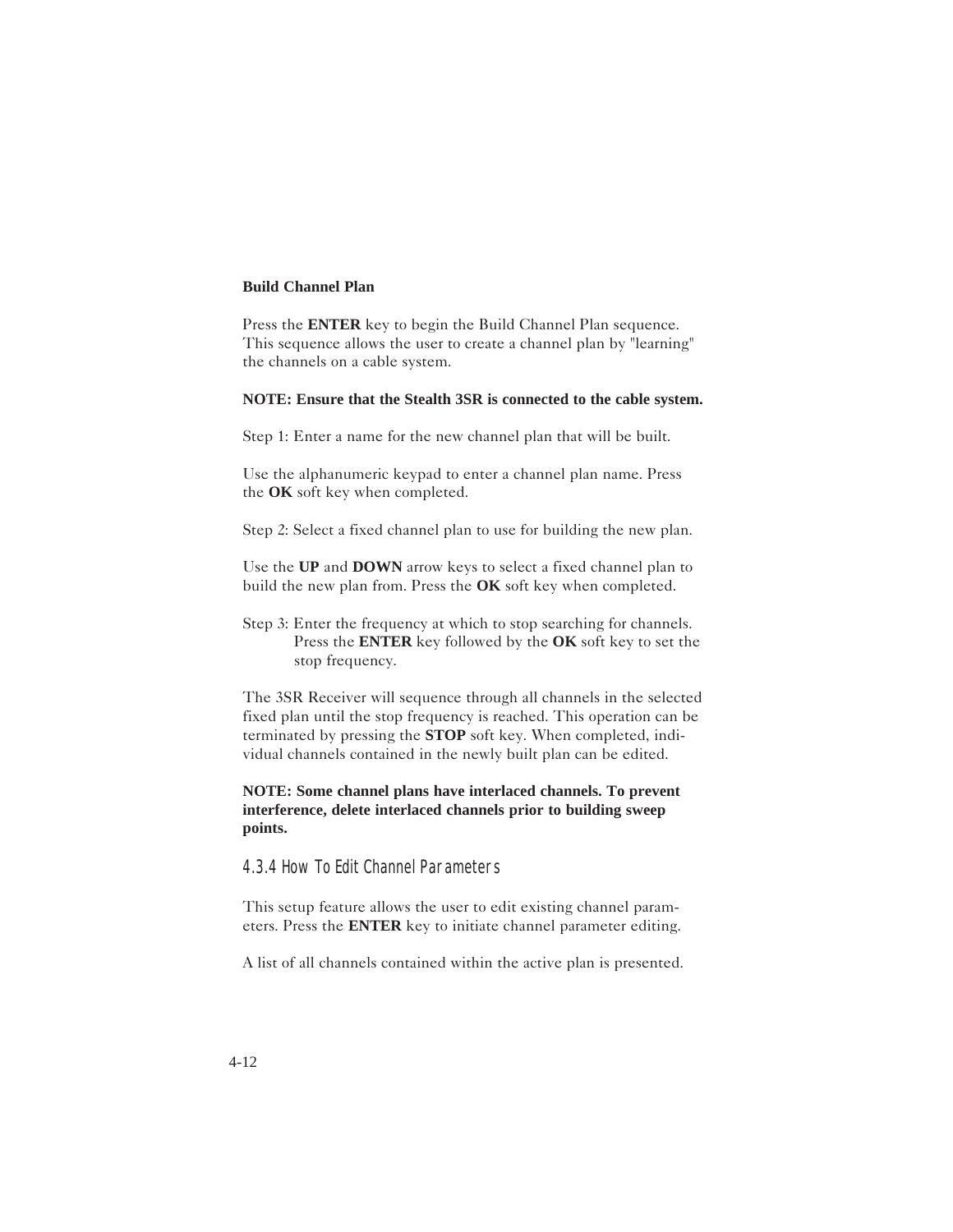**Build Channel Plan**

Press the **ENTER** key to begin the Build Channel Plan sequence. This sequence allows the user to create a channel plan by "learning" the channels on a cable system.

**NOTE: Ensure that the Stealth 3SR is connected to the cable system.**

Step 1: Enter a name for the new channel plan that will be built.

Use the alphanumeric keypad to enter a channel plan name. Press the **OK** soft key when completed.

Step 2: Select a fixed channel plan to use for building the new plan.

Use the **UP** and **DOWN** arrow keys to select a fixed channel plan to build the new plan from. Press the **OK** soft key when completed.

Step 3: Enter the frequency at which to stop searching for channels. Press the **ENTER** key followed by the **OK** soft key to set the stop frequency.

The 3SR Receiver will sequence through all channels in the selected fixed plan until the stop frequency is reached. This operation can be terminated by pressing the **STOP** soft key. When completed, individual channels contained in the newly built plan can be edited.

**NOTE: Some channel plans have interlaced channels. To prevent interference, delete interlaced channels prior to building sweep points.**

### 4.3.4 How To Edit Channel Parameters

This setup feature allows the user to edit existing channel parameters. Press the **ENTER** key to initiate channel parameter editing.

A list of all channels contained within the active plan is presented.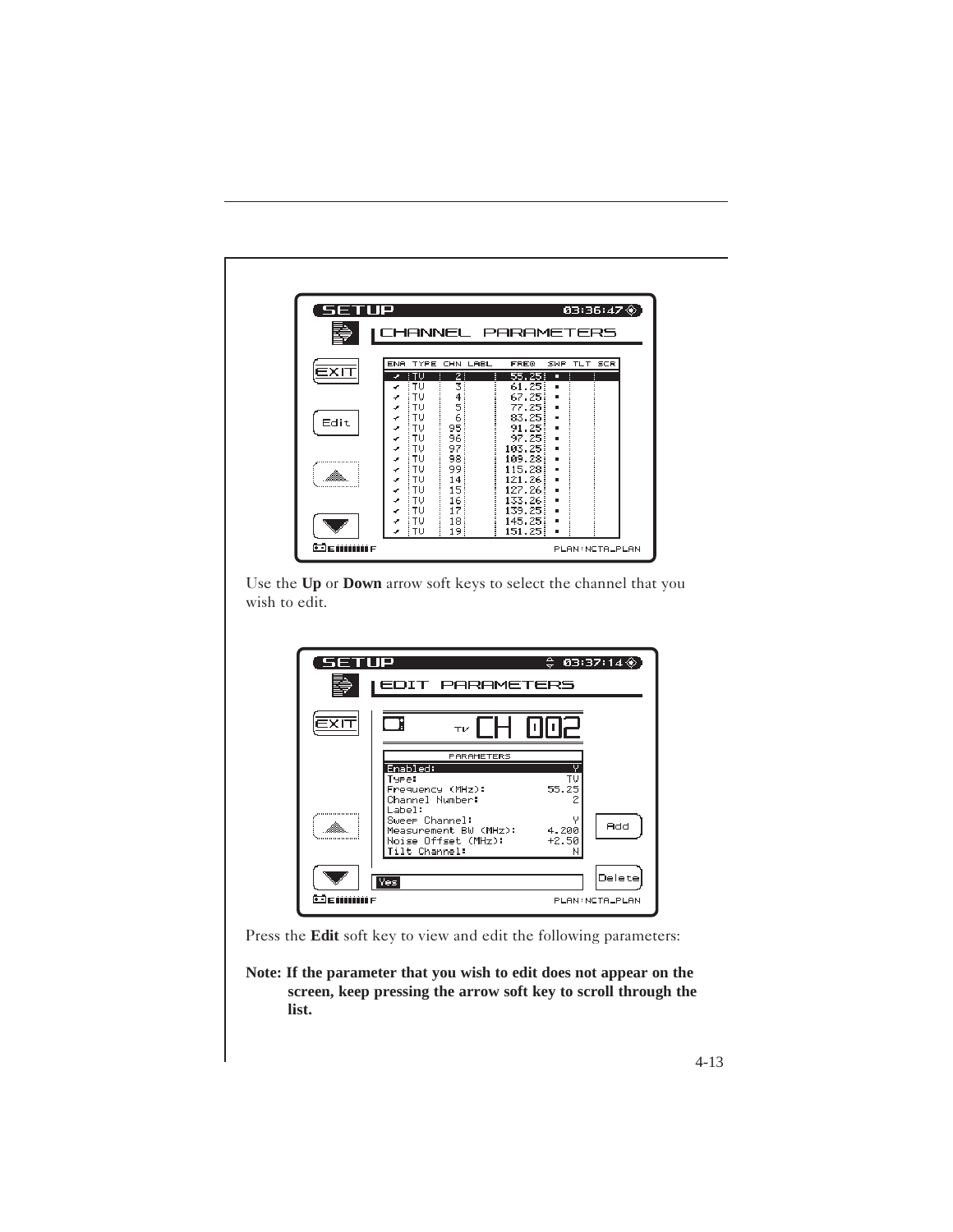Use the **Up** or **Down** arrow soft keys to select the channel that you wish to edit.

Press the **Edit** soft key to view and edit the following parameters:

**Note: If the parameter that you wish to edit does not appear on the screen, keep pressing the arrow soft key to scroll through the list.**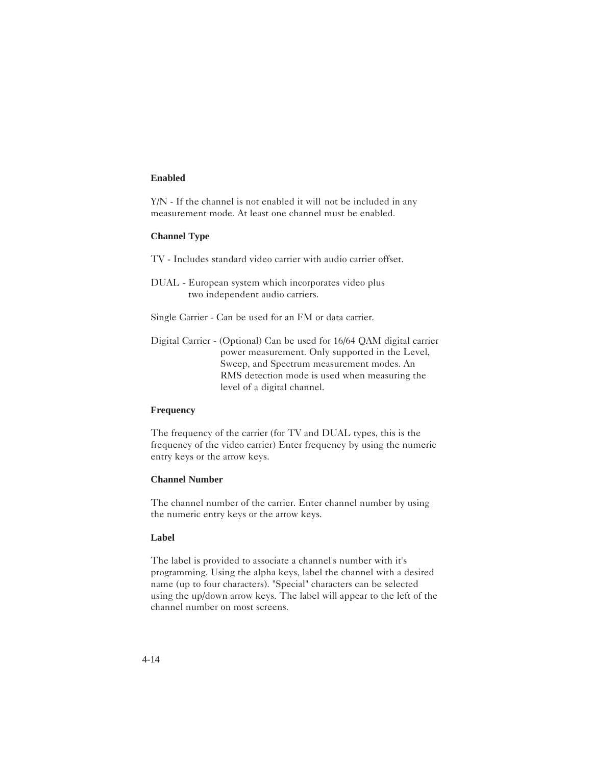**Enabled**

Y/N - If the channel is not enabled it will not be included in any measurement mode. At least one channel must be enabled.

**Channel Type**

TV - Includes standard video carrier with audio carrier offset.

DUAL - European system which incorporates video plus two independent audio carriers.

Single Carrier - Can be used for an FM or data carrier.

Digital Carrier - (Optional) Can be used for 16/64 QAM digital carrier power measurement. Only supported in the Level, Sweep, and Spectrum measurement modes. An RMS detection mode is used when measuring the level of a digital channel.

**Frequency**

The frequency of the carrier (for TV and DUAL types, this is the frequency of the video carrier) Enter frequency by using the numeric entry keys or the arrow keys.

**Channel Number**

The channel number of the carrier. Enter channel number by using the numeric entry keys or the arrow keys.

**Label**

The label is provided to associate a channel's number with it's programming. Using the alpha keys, label the channel with a desired name (up to four characters). "Special" characters can be selected using the up/down arrow keys. The label will appear to the left of the channel number on most screens.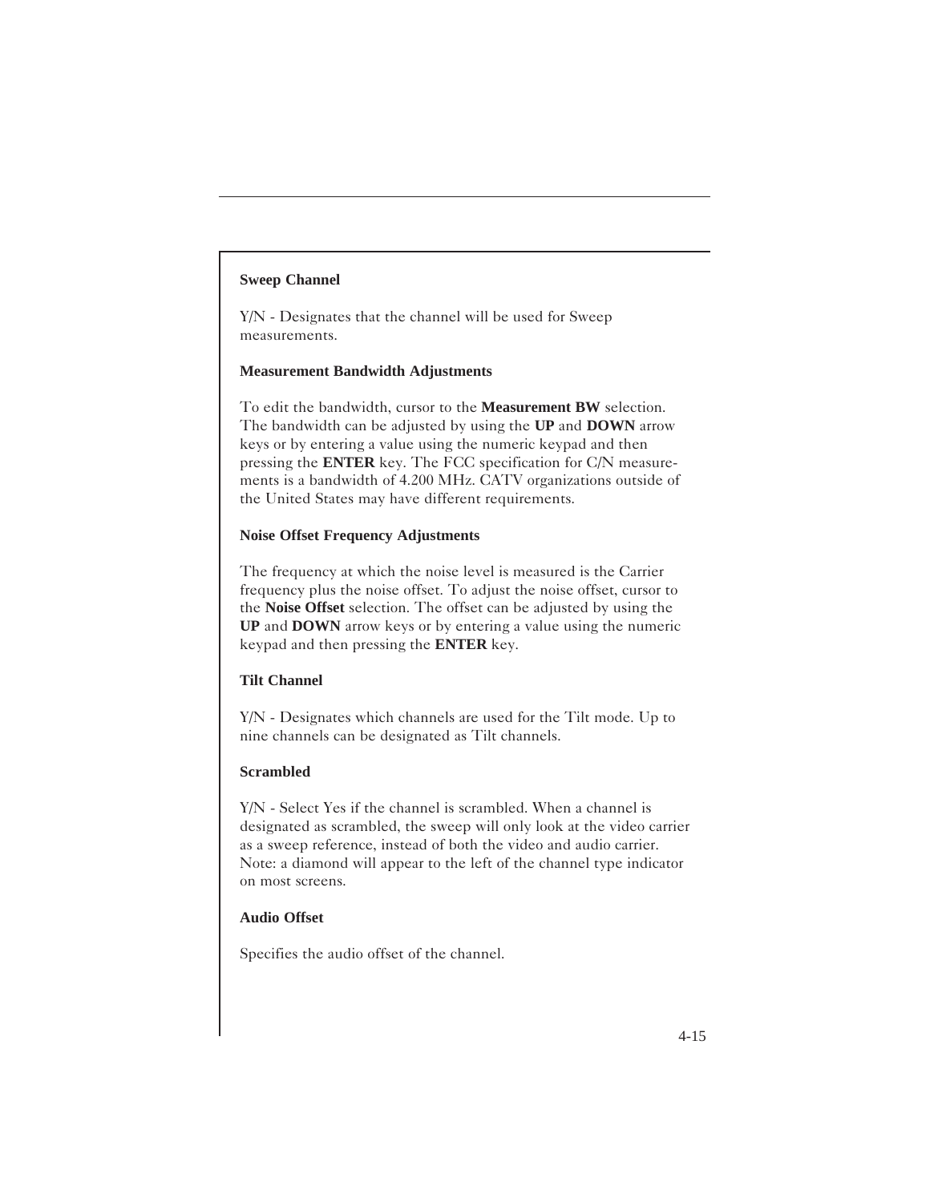### Sweep Channel

Y/N - Designates that the channel will be used for Sweep measurements.

### Measurement Bandwidth Adjustments

To edit the bandwidth, cursor to the **Measurement BW** selection. The bandwidth can be adjusted by using the **UP** and **DOWN** arrow keys or by entering a value using the numeric keypad and then pressing the **ENTER** key. The FCC specification for C/N measurements is a bandwidth of 4.200 MHz. CATV organizations outside of the United States may have different requirements.

### Noise Offset Frequency Adjustments

The frequency at which the noise level is measured is the Carrier frequency plus the noise offset. To adjust the noise offset, cursor to the **Noise Offset** selection. The offset can be adjusted by using the **UP** and **DOWN** arrow keys or by entering a value using the numeric keypad and then pressing the **ENTER** key.

### Tilt Channel

Y/N - Designates which channels are used for the Tilt mode. Up to nine channels can be designated as Tilt channels.

### Scrambled

Y/N - Select Yes if the channel is scrambled. When a channel is designated as scrambled, the sweep will only look at the video carrier as a sweep reference, instead of both the video and audio carrier. Note: a diamond will appear to the left of the channel type indicator on most screens.

### Audio Offset

Specifies the audio offset of the channel.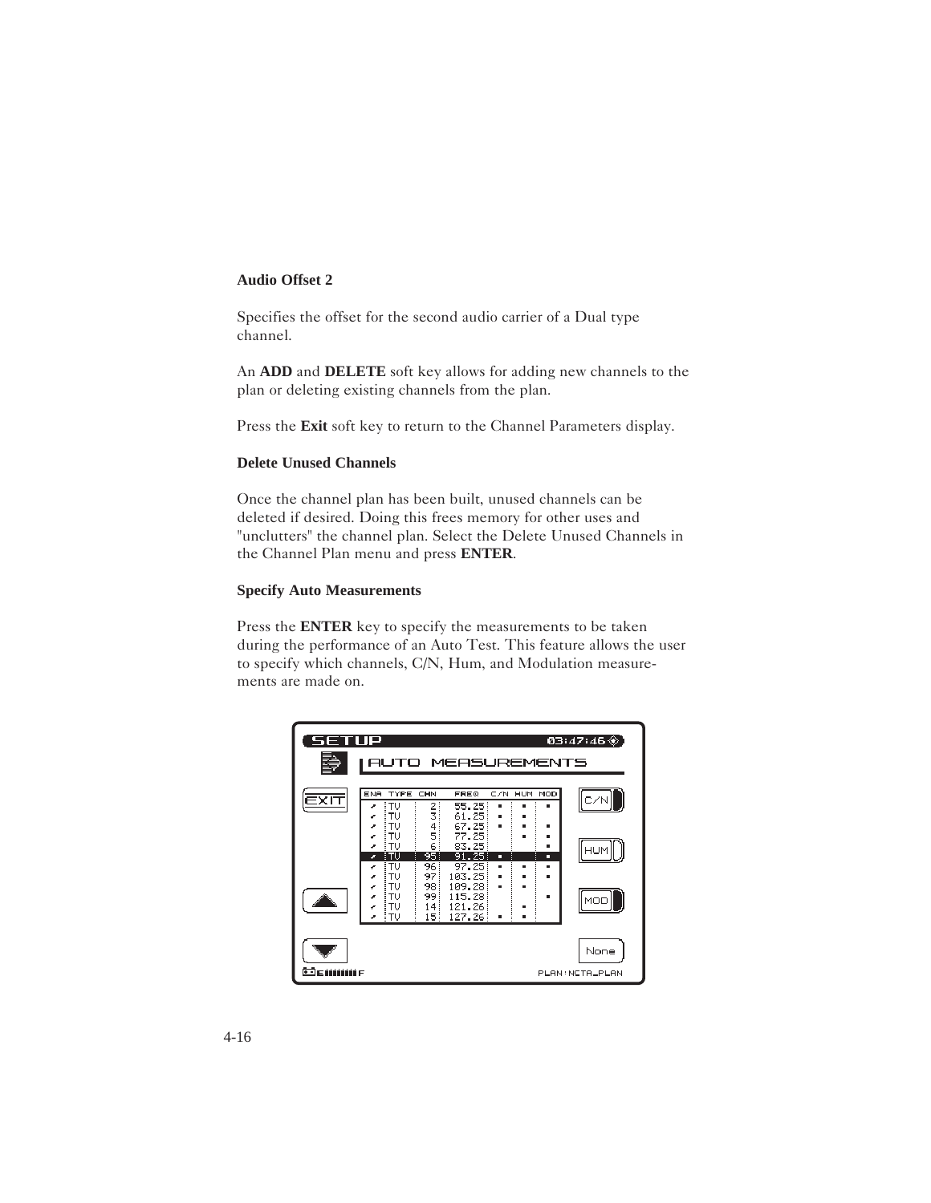### Audio Offset 2

Specifies the offset for the second audio carrier of a Dual type channel.

An **ADD** and **DELETE** soft key allows for adding new channels to the plan or deleting existing channels from the plan.

Press the **Exit** soft key to return to the Channel Parameters display.

### Delete Unused Channels

Once the channel plan has been built, unused channels can be deleted if desired. Doing this frees memory for other uses and "unclutters" the channel plan. Select the Delete Unused Channels in the Channel Plan menu and press **ENTER**.

### Specify Auto Measurements

Press the **ENTER** key to specify the measurements to be taken during the performance of an Auto Test. This feature allows the user to specify which channels, C/N, Hum, and Modulation measurements are made on.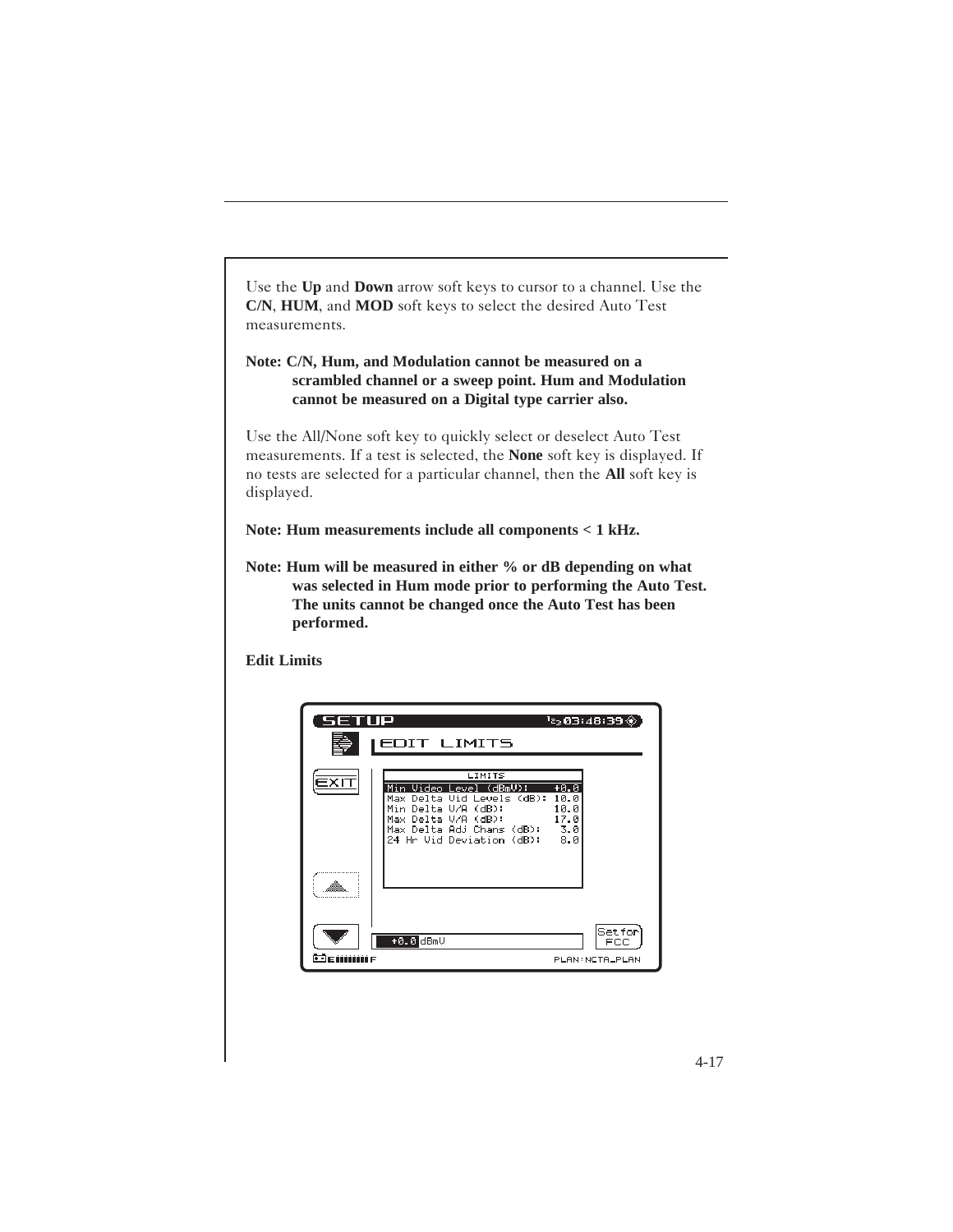Use the **Up** and **Down** arrow soft keys to cursor to a channel. Use the **C/N**, **HUM**, and **MOD** soft keys to select the desired Auto Test measurements.

**Note: C/N, Hum, and Modulation cannot be measured on a scrambled channel or a sweep point. Hum and Modulation cannot be measured on a Digital type carrier also.**

Use the All/None soft key to quickly select or deselect Auto Test measurements. If a test is selected, the **None** soft key is displayed. If no tests are selected for a particular channel, then the **All** soft key is displayed.

**Note: Hum measurements include all components < 1 kHz.**

**Note: Hum will be measured in either % or dB depending on what was selected in Hum mode prior to performing the Auto Test. The units cannot be changed once the Auto Test has been performed.**

**Edit Limits**

SETUP 03:48:39

EDIT LIMITS

EXIT

| LIMITS | |
|---|---|
| Min Video Level (dBmV): | +0.0 |
| Max Delta Vid Levels (dB): | 10.0 |
| Min Delta V/A (dB): | 10.0 |
| Max Delta V/A (dB): | 17.0 |
| Max Delta Adj Chans (dB): | 3.0 |
| 24 Hr Vid Deviation (dB): | 8.0 |

+0.0 dBmV

Set for FCC

PLAN:NCTA_PLAN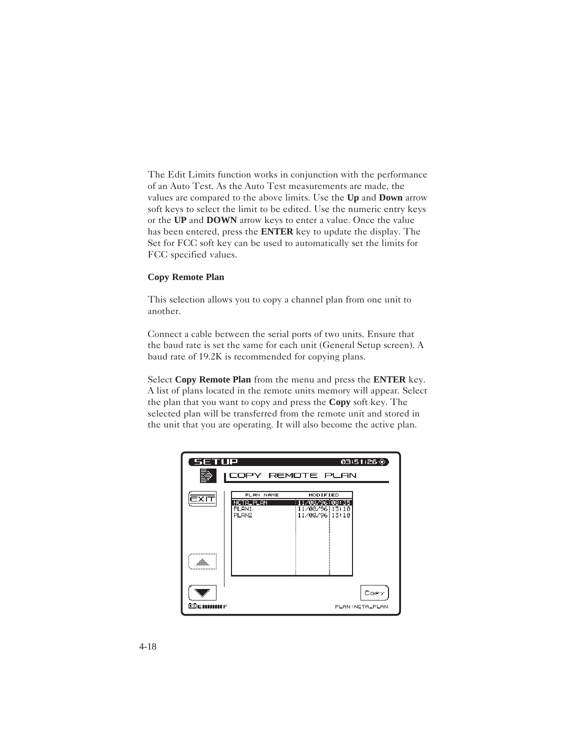The Edit Limits function works in conjunction with the performance of an Auto Test. As the Auto Test measurements are made, the values are compared to the above limits. Use the **Up** and **Down** arrow soft keys to select the limit to be edited. Use the numeric entry keys or the **UP** and **DOWN** arrow keys to enter a value. Once the value has been entered, press the **ENTER** key to update the display. The Set for FCC soft key can be used to automatically set the limits for FCC specified values.

**Copy Remote Plan**

This selection allows you to copy a channel plan from one unit to another.

Connect a cable between the serial ports of two units. Ensure that the baud rate is set the same for each unit (General Setup screen). A baud rate of 19.2K is recommended for copying plans.

Select **Copy Remote Plan** from the menu and press the **ENTER** key. A list of plans located in the remote units memory will appear. Select the plan that you want to copy and press the **Copy** soft key. The selected plan will be transferred from the remote unit and stored in the unit that you are operating. It will also become the active plan.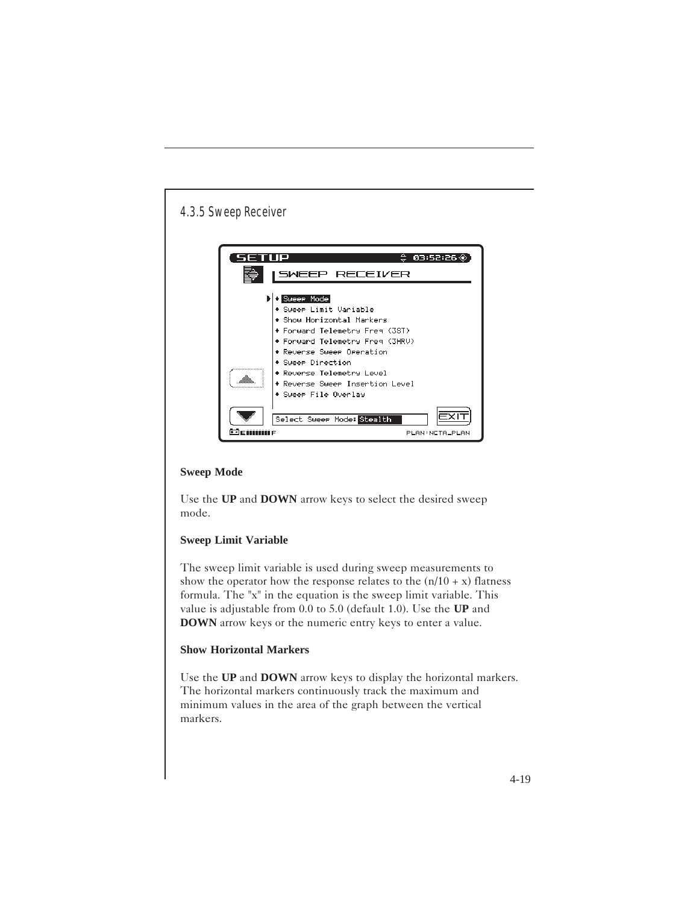### 4.3.5 Sweep Receiver

**Sweep Mode**

Use the **UP** and **DOWN** arrow keys to select the desired sweep mode.

**Sweep Limit Variable**

The sweep limit variable is used during sweep measurements to show the operator how the response relates to the (n/10 + x) flatness formula. The "x" in the equation is the sweep limit variable. This value is adjustable from 0.0 to 5.0 (default 1.0). Use the **UP** and **DOWN** arrow keys or the numeric entry keys to enter a value.

**Show Horizontal Markers**

Use the **UP** and **DOWN** arrow keys to display the horizontal markers. The horizontal markers continuously track the maximum and minimum values in the area of the graph between the vertical markers.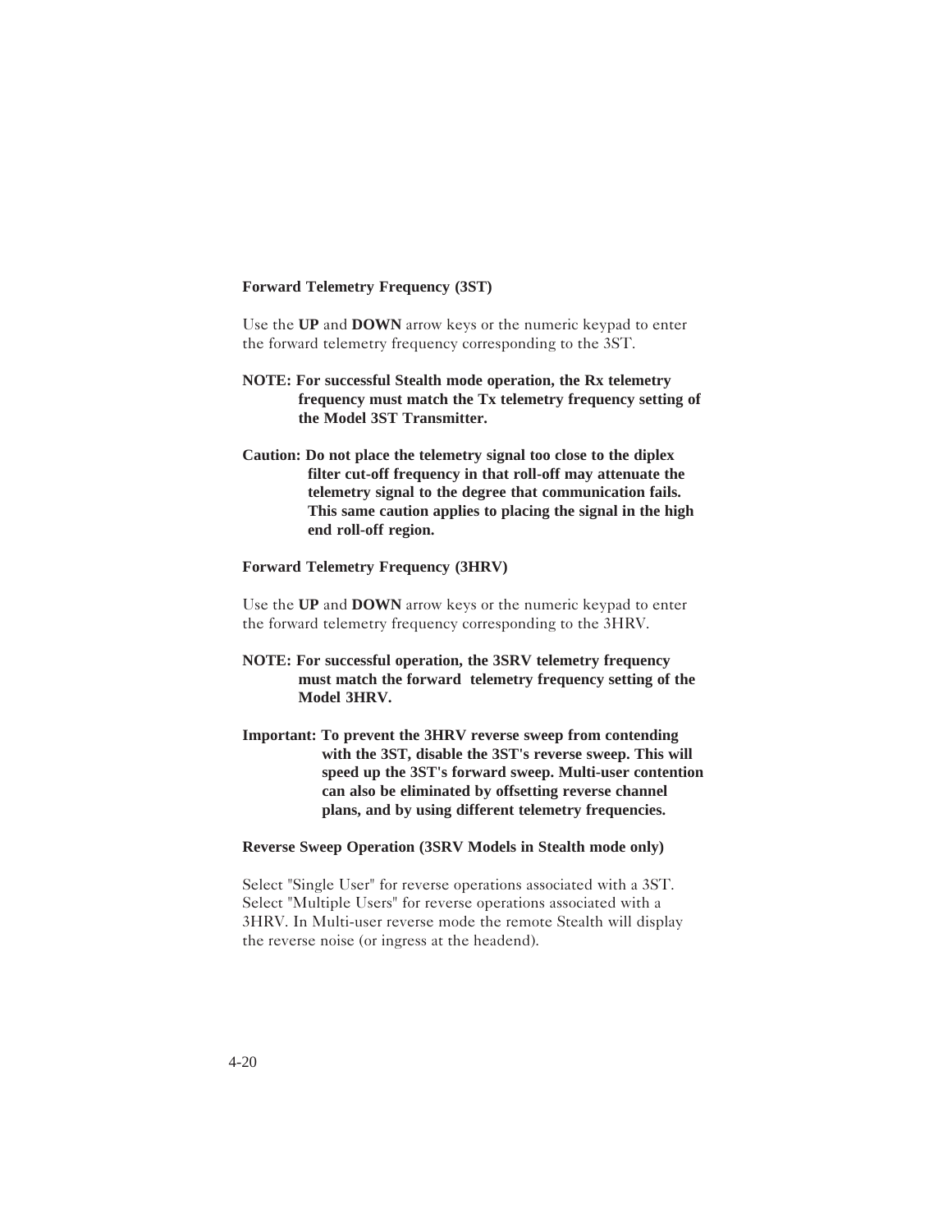### Forward Telemetry Frequency (3ST)

Use the **UP** and **DOWN** arrow keys or the numeric keypad to enter the forward telemetry frequency corresponding to the 3ST.

**NOTE: For successful Stealth mode operation, the Rx telemetry frequency must match the Tx telemetry frequency setting of the Model 3ST Transmitter.**

**Caution: Do not place the telemetry signal too close to the diplex filter cut-off frequency in that roll-off may attenuate the telemetry signal to the degree that communication fails. This same caution applies to placing the signal in the high end roll-off region.**

### Forward Telemetry Frequency (3HRV)

Use the **UP** and **DOWN** arrow keys or the numeric keypad to enter the forward telemetry frequency corresponding to the 3HRV.

**NOTE: For successful operation, the 3SRV telemetry frequency must match the forward telemetry frequency setting of the Model 3HRV.**

**Important: To prevent the 3HRV reverse sweep from contending with the 3ST, disable the 3ST's reverse sweep. This will speed up the 3ST's forward sweep. Multi-user contention can also be eliminated by offsetting reverse channel plans, and by using different telemetry frequencies.**

### Reverse Sweep Operation (3SRV Models in Stealth mode only)

Select "Single User" for reverse operations associated with a 3ST. Select "Multiple Users" for reverse operations associated with a 3HRV. In Multi-user reverse mode the remote Stealth will display the reverse noise (or ingress at the headend).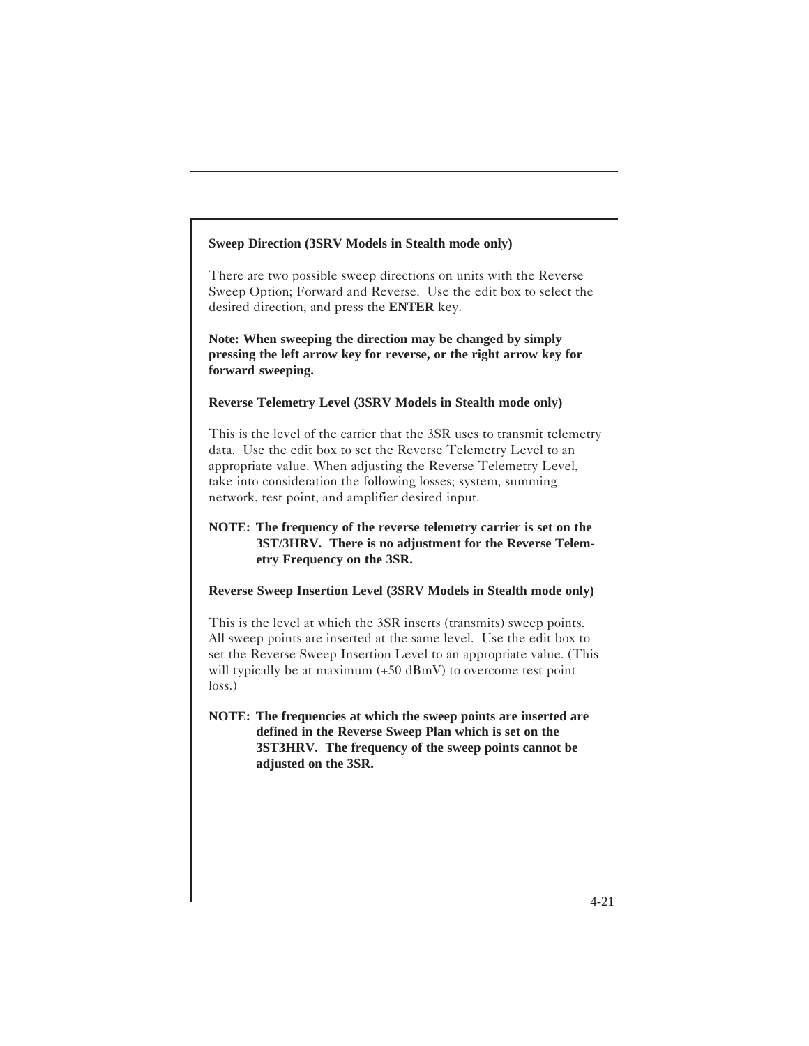**Sweep Direction (3SRV Models in Stealth mode only)**

There are two possible sweep directions on units with the Reverse Sweep Option; Forward and Reverse. Use the edit box to select the desired direction, and press the **ENTER** key.

**Note: When sweeping the direction may be changed by simply pressing the left arrow key for reverse, or the right arrow key for forward sweeping.**

**Reverse Telemetry Level (3SRV Models in Stealth mode only)**

This is the level of the carrier that the 3SR uses to transmit telemetry data. Use the edit box to set the Reverse Telemetry Level to an appropriate value. When adjusting the Reverse Telemetry Level, take into consideration the following losses; system, summing network, test point, and amplifier desired input.

**NOTE: The frequency of the reverse telemetry carrier is set on the 3ST/3HRV. There is no adjustment for the Reverse Telemetry Frequency on the 3SR.**

**Reverse Sweep Insertion Level (3SRV Models in Stealth mode only)**

This is the level at which the 3SR inserts (transmits) sweep points. All sweep points are inserted at the same level. Use the edit box to set the Reverse Sweep Insertion Level to an appropriate value. (This will typically be at maximum (+50 dBmV) to overcome test point loss.)

**NOTE: The frequencies at which the sweep points are inserted are defined in the Reverse Sweep Plan which is set on the 3ST3HRV. The frequency of the sweep points cannot be adjusted on the 3SR.**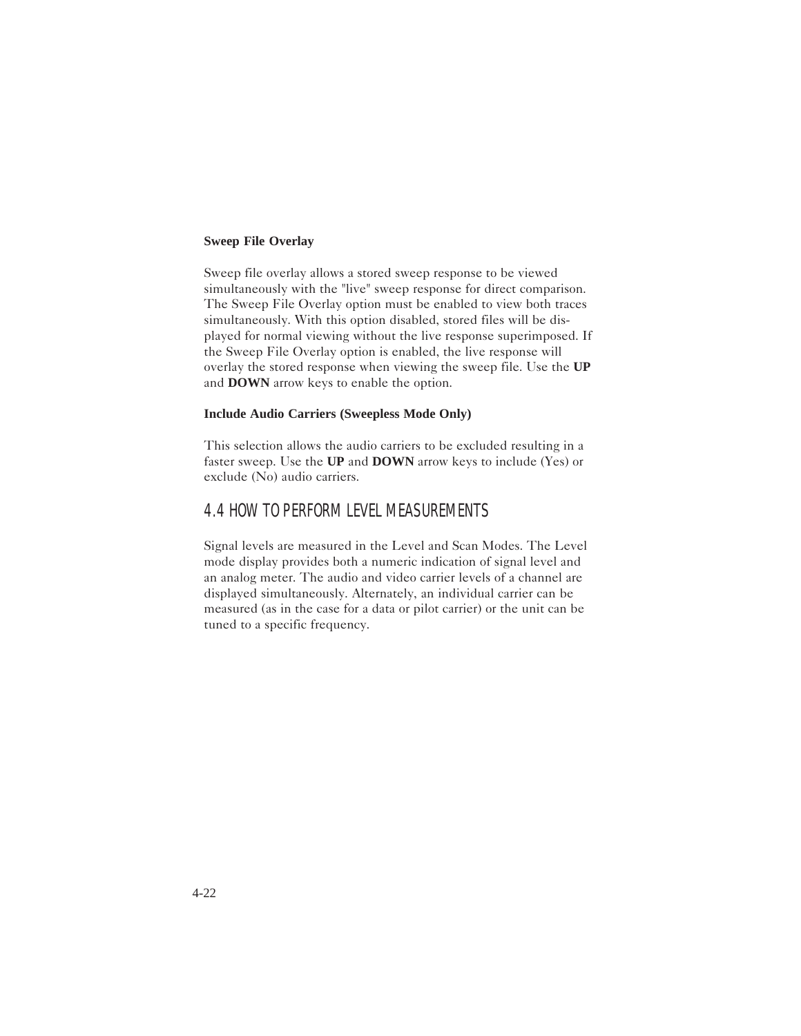### Sweep File Overlay

Sweep file overlay allows a stored sweep response to be viewed simultaneously with the "live" sweep response for direct comparison. The Sweep File Overlay option must be enabled to view both traces simultaneously. With this option disabled, stored files will be displayed for normal viewing without the live response superimposed. If the Sweep File Overlay option is enabled, the live response will overlay the stored response when viewing the sweep file. Use the **UP** and **DOWN** arrow keys to enable the option.

### Include Audio Carriers (Sweepless Mode Only)

This selection allows the audio carriers to be excluded resulting in a faster sweep. Use the **UP** and **DOWN** arrow keys to include (Yes) or exclude (No) audio carriers.

## 4.4 HOW TO PERFORM LEVEL MEASUREMENTS

Signal levels are measured in the Level and Scan Modes. The Level mode display provides both a numeric indication of signal level and an analog meter. The audio and video carrier levels of a channel are displayed simultaneously. Alternately, an individual carrier can be measured (as in the case for a data or pilot carrier) or the unit can be tuned to a specific frequency.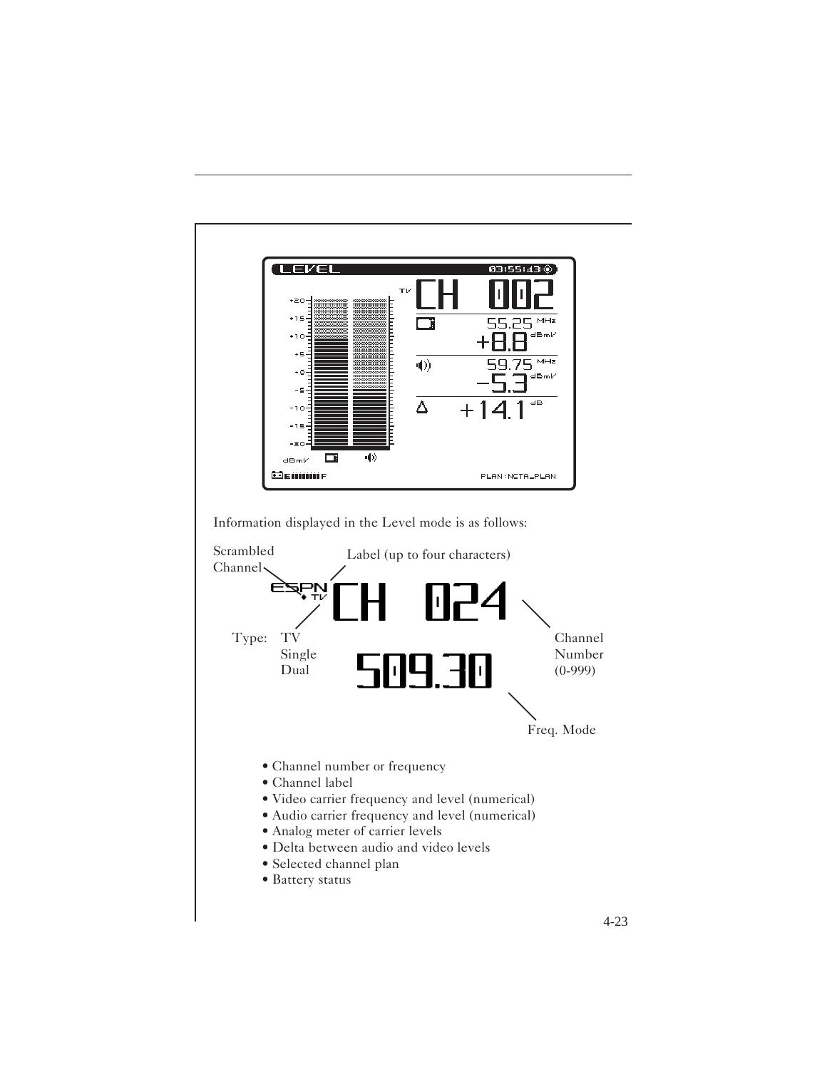Information displayed in the Level mode is as follows:

- Channel number or frequency
- Channel label
- Video carrier frequency and level (numerical)
- Audio carrier frequency and level (numerical)
- Analog meter of carrier levels
- Delta between audio and video levels
- Selected channel plan
- Battery status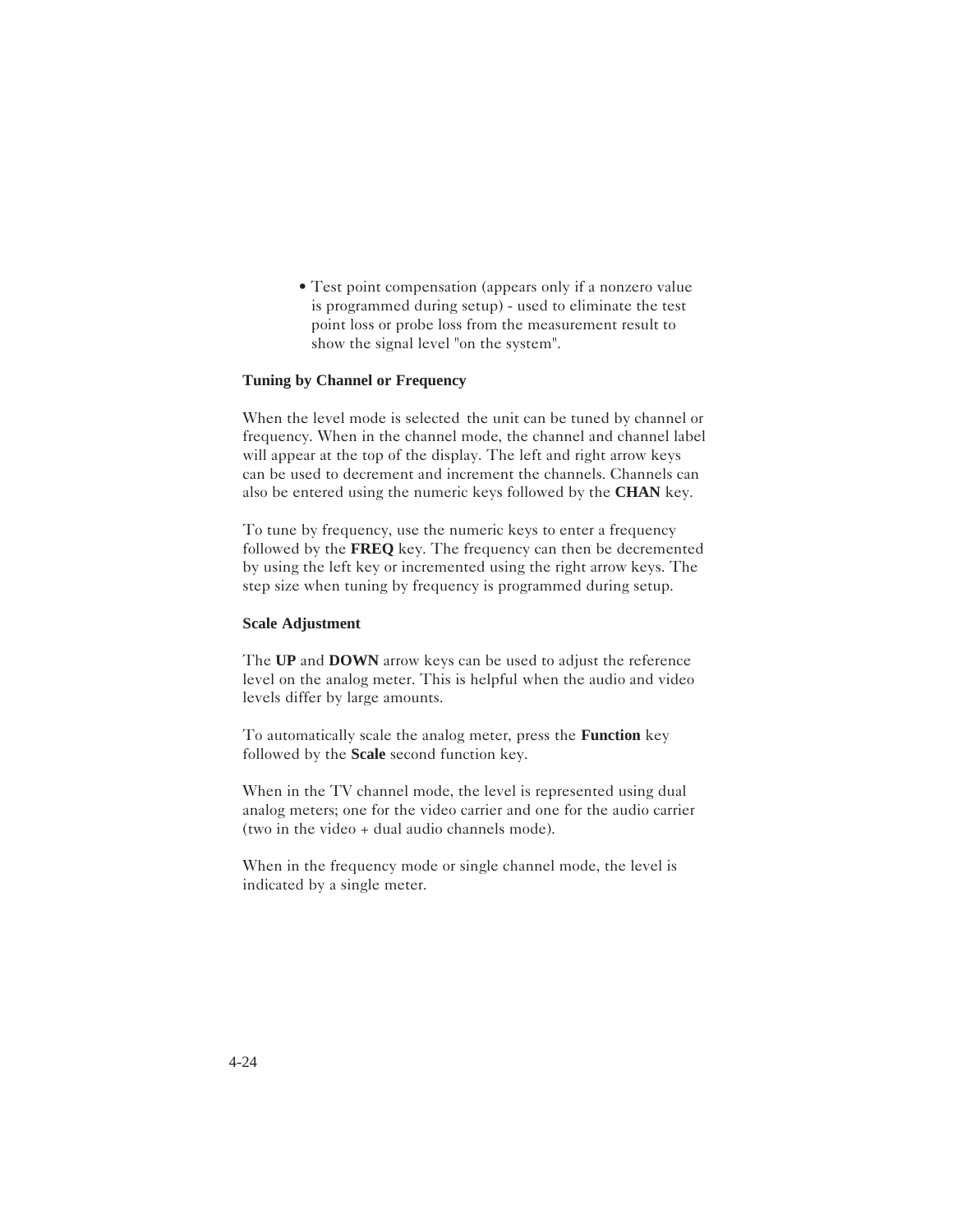- Test point compensation (appears only if a nonzero value is programmed during setup) - used to eliminate the test point loss or probe loss from the measurement result to show the signal level "on the system".

### Tuning by Channel or Frequency

When the level mode is selected the unit can be tuned by channel or frequency. When in the channel mode, the channel and channel label will appear at the top of the display. The left and right arrow keys can be used to decrement and increment the channels. Channels can also be entered using the numeric keys followed by the **CHAN** key.

To tune by frequency, use the numeric keys to enter a frequency followed by the **FREQ** key. The frequency can then be decremented by using the left key or incremented using the right arrow keys. The step size when tuning by frequency is programmed during setup.

### Scale Adjustment

The **UP** and **DOWN** arrow keys can be used to adjust the reference level on the analog meter. This is helpful when the audio and video levels differ by large amounts.

To automatically scale the analog meter, press the **Function** key followed by the **Scale** second function key.

When in the TV channel mode, the level is represented using dual analog meters; one for the video carrier and one for the audio carrier (two in the video + dual audio channels mode).

When in the frequency mode or single channel mode, the level is indicated by a single meter.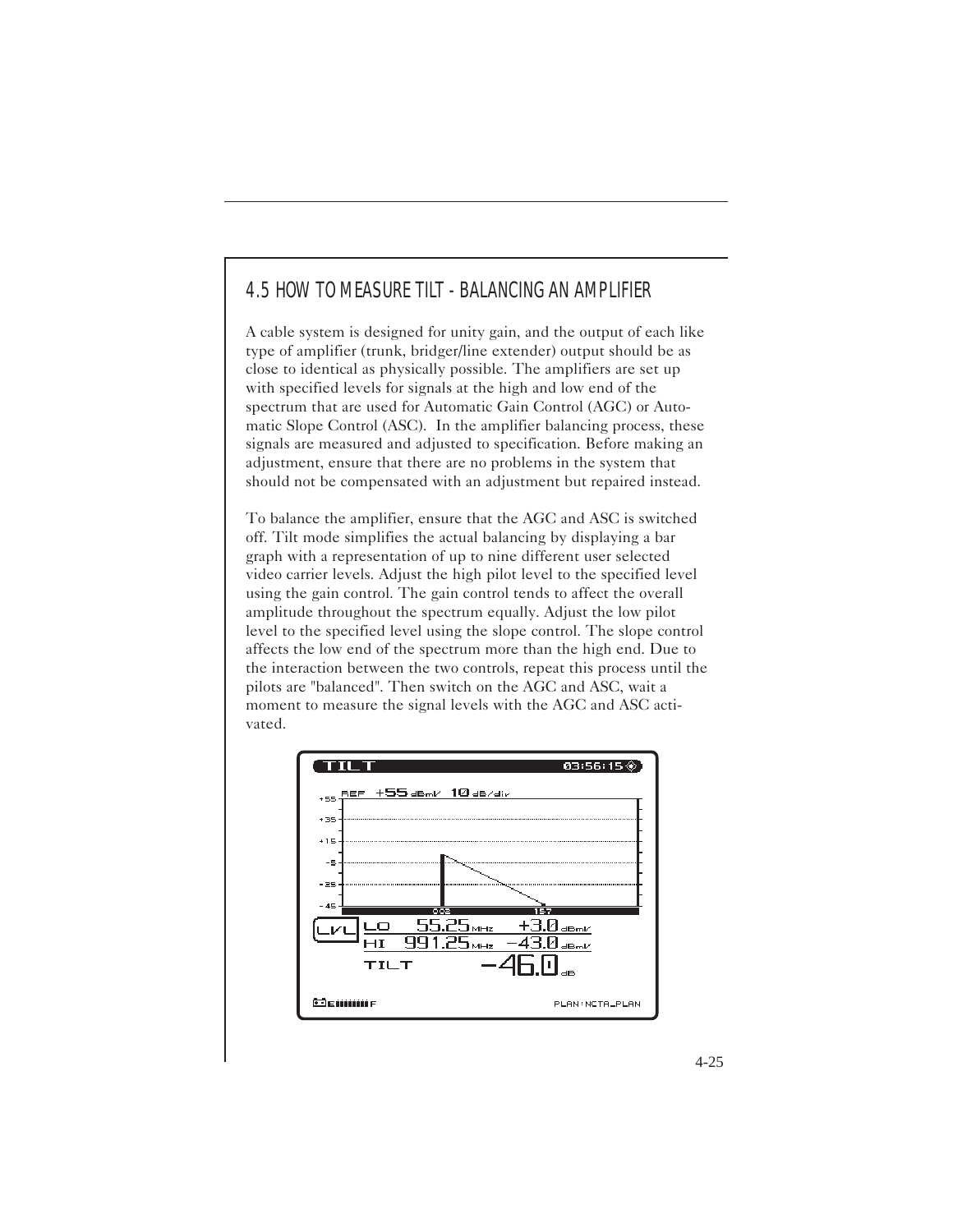## 4.5 HOW TO MEASURE TILT - BALANCING AN AMPLIFIER

A cable system is designed for unity gain, and the output of each like type of amplifier (trunk, bridger/line extender) output should be as close to identical as physically possible. The amplifiers are set up with specified levels for signals at the high and low end of the spectrum that are used for Automatic Gain Control (AGC) or Automatic Slope Control (ASC). In the amplifier balancing process, these signals are measured and adjusted to specification. Before making an adjustment, ensure that there are no problems in the system that should not be compensated with an adjustment but repaired instead.

To balance the amplifier, ensure that the AGC and ASC is switched off. Tilt mode simplifies the actual balancing by displaying a bar graph with a representation of up to nine different user selected video carrier levels. Adjust the high pilot level to the specified level using the gain control. The gain control tends to affect the overall amplitude throughout the spectrum equally. Adjust the low pilot level to the specified level using the slope control. The slope control affects the low end of the spectrum more than the high end. Due to the interaction between the two controls, repeat this process until the pilots are "balanced". Then switch on the AGC and ASC, wait a moment to measure the signal levels with the AGC and ASC activated.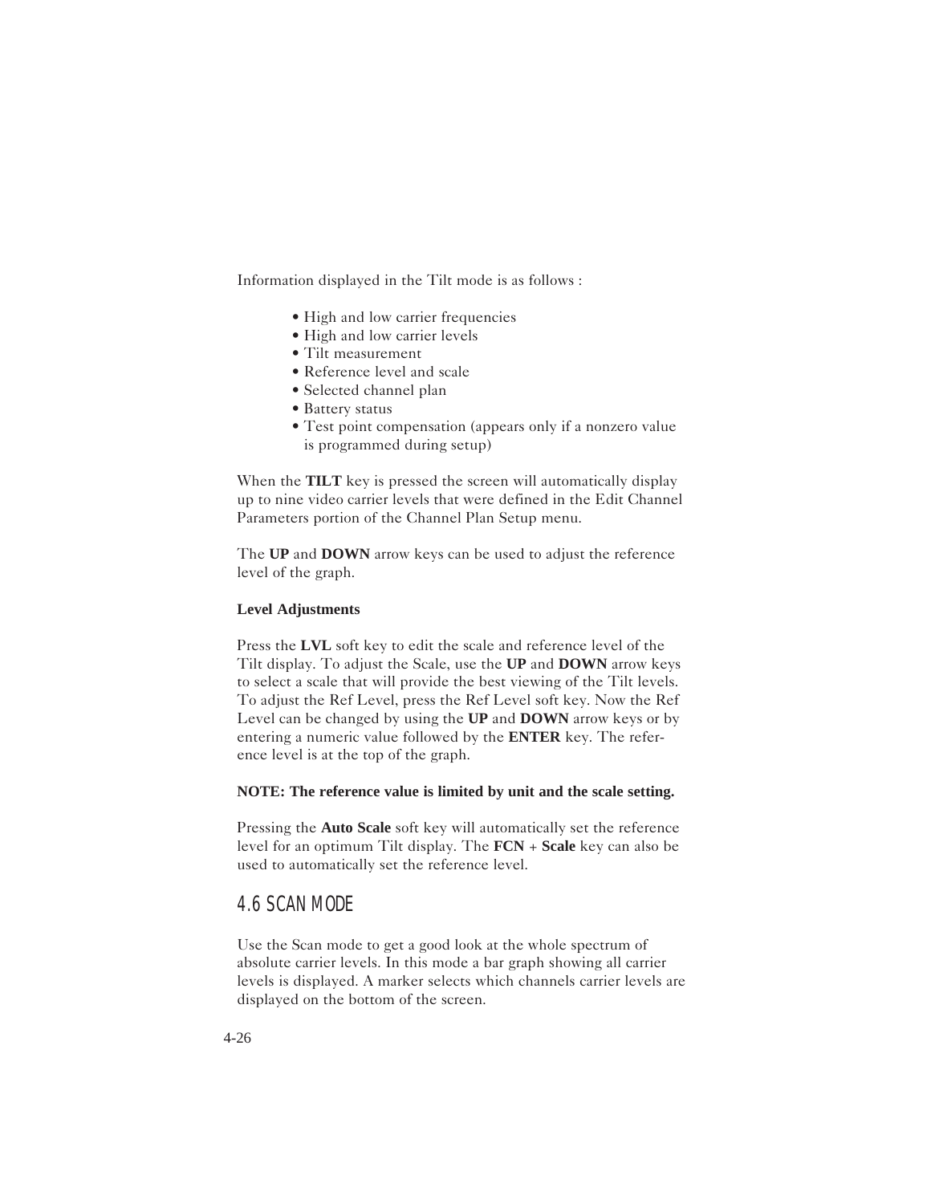Information displayed in the Tilt mode is as follows :

- High and low carrier frequencies
- High and low carrier levels
- Tilt measurement
- Reference level and scale
- Selected channel plan
- Battery status
- Test point compensation (appears only if a nonzero value is programmed during setup)

When the **TILT** key is pressed the screen will automatically display up to nine video carrier levels that were defined in the Edit Channel Parameters portion of the Channel Plan Setup menu.

The **UP** and **DOWN** arrow keys can be used to adjust the reference level of the graph.

**Level Adjustments**

Press the **LVL** soft key to edit the scale and reference level of the Tilt display. To adjust the Scale, use the **UP** and **DOWN** arrow keys to select a scale that will provide the best viewing of the Tilt levels. To adjust the Ref Level, press the Ref Level soft key. Now the Ref Level can be changed by using the **UP** and **DOWN** arrow keys or by entering a numeric value followed by the **ENTER** key. The reference level is at the top of the graph.

**NOTE: The reference value is limited by unit and the scale setting.**

Pressing the **Auto Scale** soft key will automatically set the reference level for an optimum Tilt display. The **FCN** + **Scale** key can also be used to automatically set the reference level.

## 4.6 SCAN MODE

Use the Scan mode to get a good look at the whole spectrum of absolute carrier levels. In this mode a bar graph showing all carrier levels is displayed. A marker selects which channels carrier levels are displayed on the bottom of the screen.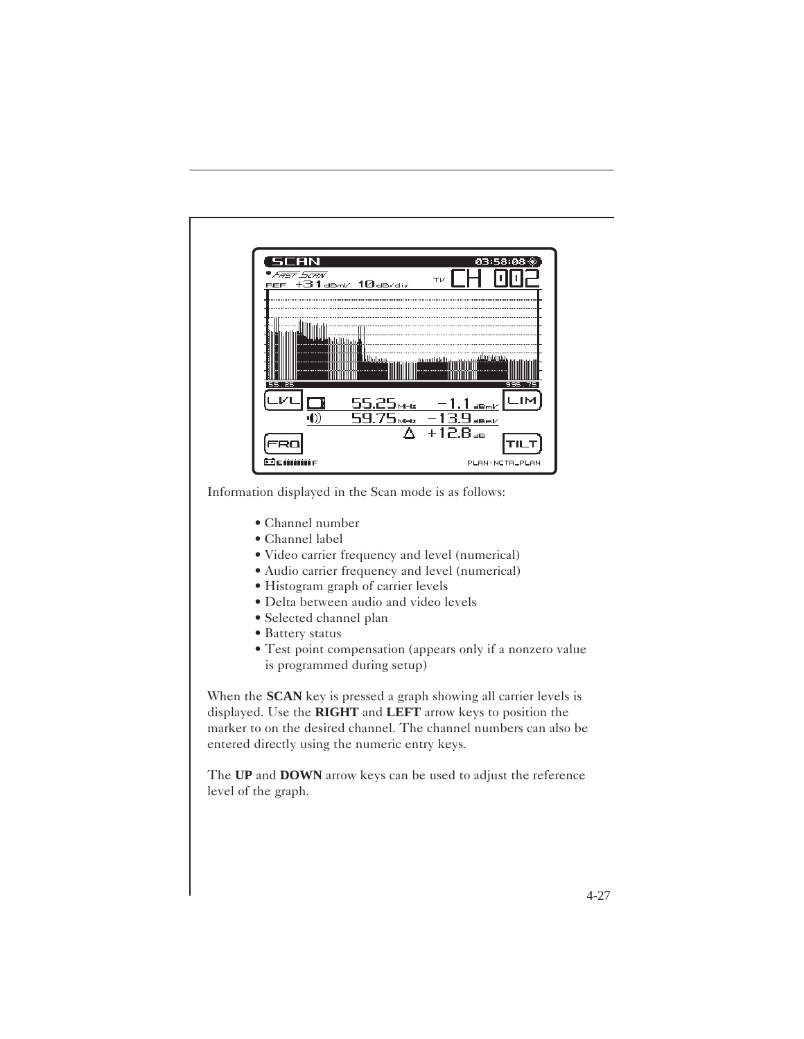Information displayed in the Scan mode is as follows:

- Channel number
- Channel label
- Video carrier frequency and level (numerical)
- Audio carrier frequency and level (numerical)
- Histogram graph of carrier levels
- Delta between audio and video levels
- Selected channel plan
- Battery status
- Test point compensation (appears only if a nonzero value is programmed during setup)

When the **SCAN** key is pressed a graph showing all carrier levels is displayed. Use the **RIGHT** and **LEFT** arrow keys to position the marker to on the desired channel. The channel numbers can also be entered directly using the numeric entry keys.

The **UP** and **DOWN** arrow keys can be used to adjust the reference level of the graph.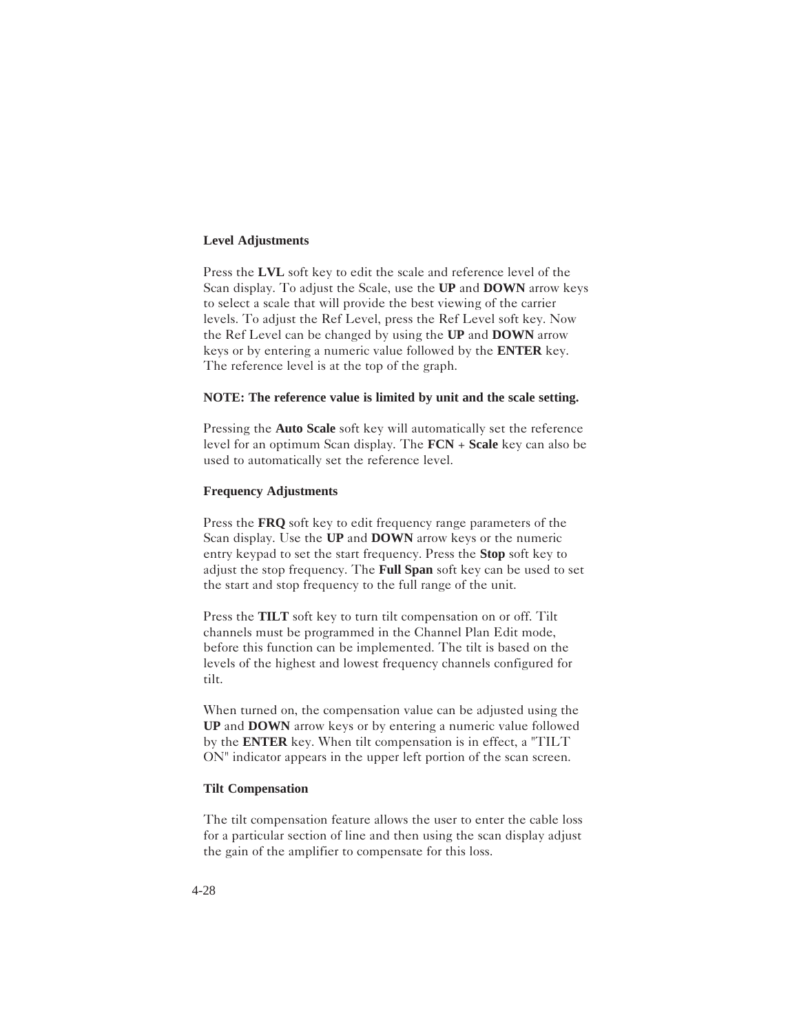### Level Adjustments

Press the **LVL** soft key to edit the scale and reference level of the Scan display. To adjust the Scale, use the **UP** and **DOWN** arrow keys to select a scale that will provide the best viewing of the carrier levels. To adjust the Ref Level, press the Ref Level soft key. Now the Ref Level can be changed by using the **UP** and **DOWN** arrow keys or by entering a numeric value followed by the **ENTER** key. The reference level is at the top of the graph.

**NOTE: The reference value is limited by unit and the scale setting.**

Pressing the **Auto Scale** soft key will automatically set the reference level for an optimum Scan display. The **FCN** + **Scale** key can also be used to automatically set the reference level.

### Frequency Adjustments

Press the **FRQ** soft key to edit frequency range parameters of the Scan display. Use the **UP** and **DOWN** arrow keys or the numeric entry keypad to set the start frequency. Press the **Stop** soft key to adjust the stop frequency. The **Full Span** soft key can be used to set the start and stop frequency to the full range of the unit.

Press the **TILT** soft key to turn tilt compensation on or off. Tilt channels must be programmed in the Channel Plan Edit mode, before this function can be implemented. The tilt is based on the levels of the highest and lowest frequency channels configured for tilt.

When turned on, the compensation value can be adjusted using the **UP** and **DOWN** arrow keys or by entering a numeric value followed by the **ENTER** key. When tilt compensation is in effect, a "TILT ON" indicator appears in the upper left portion of the scan screen.

### Tilt Compensation

The tilt compensation feature allows the user to enter the cable loss for a particular section of line and then using the scan display adjust the gain of the amplifier to compensate for this loss.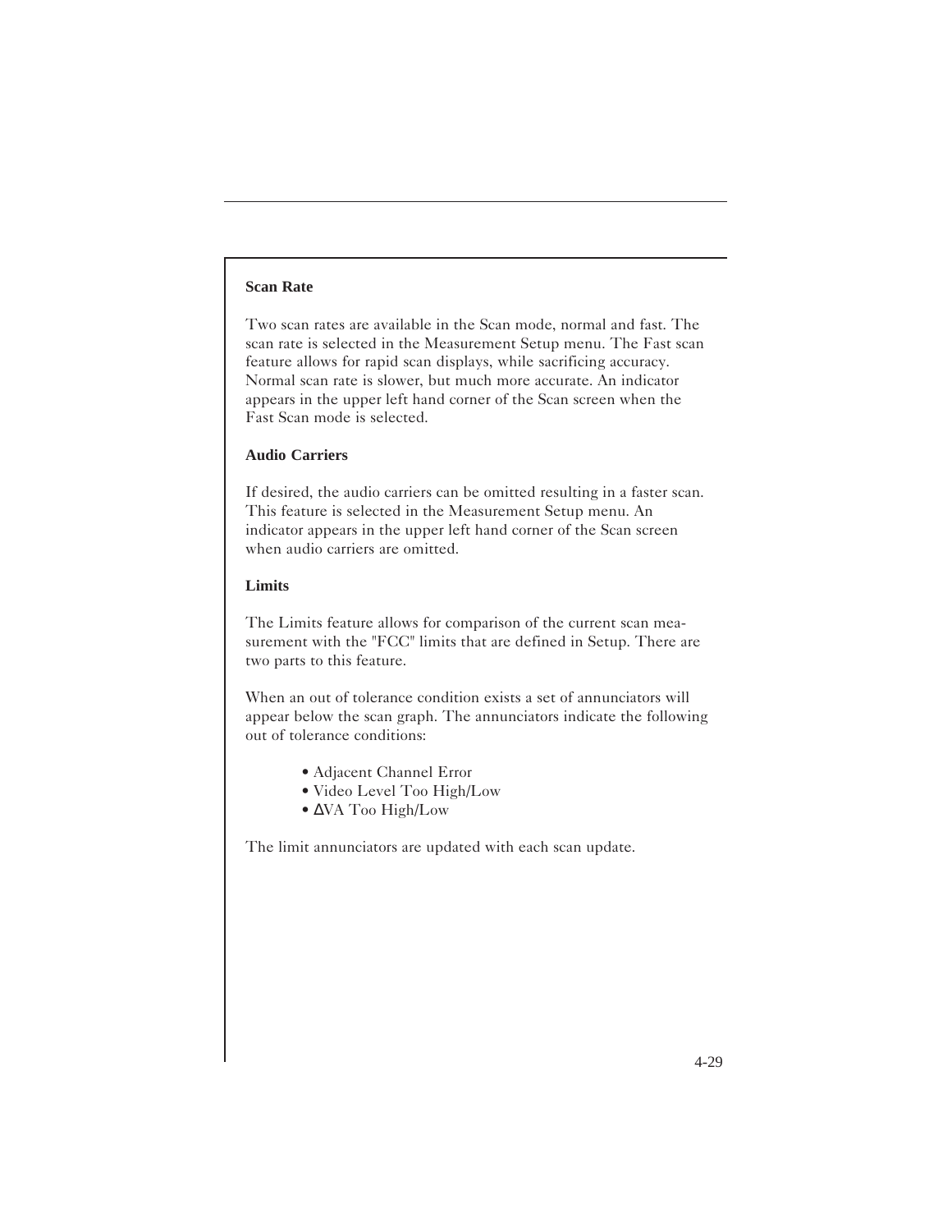### Scan Rate

Two scan rates are available in the Scan mode, normal and fast. The scan rate is selected in the Measurement Setup menu. The Fast scan feature allows for rapid scan displays, while sacrificing accuracy. Normal scan rate is slower, but much more accurate. An indicator appears in the upper left hand corner of the Scan screen when the Fast Scan mode is selected.

### Audio Carriers

If desired, the audio carriers can be omitted resulting in a faster scan. This feature is selected in the Measurement Setup menu. An indicator appears in the upper left hand corner of the Scan screen when audio carriers are omitted.

### Limits

The Limits feature allows for comparison of the current scan measurement with the "FCC" limits that are defined in Setup. There are two parts to this feature.

When an out of tolerance condition exists a set of annunciators will appear below the scan graph. The annunciators indicate the following out of tolerance conditions:

- Adjacent Channel Error
- Video Level Too High/Low
- ΔVA Too High/Low

The limit annunciators are updated with each scan update.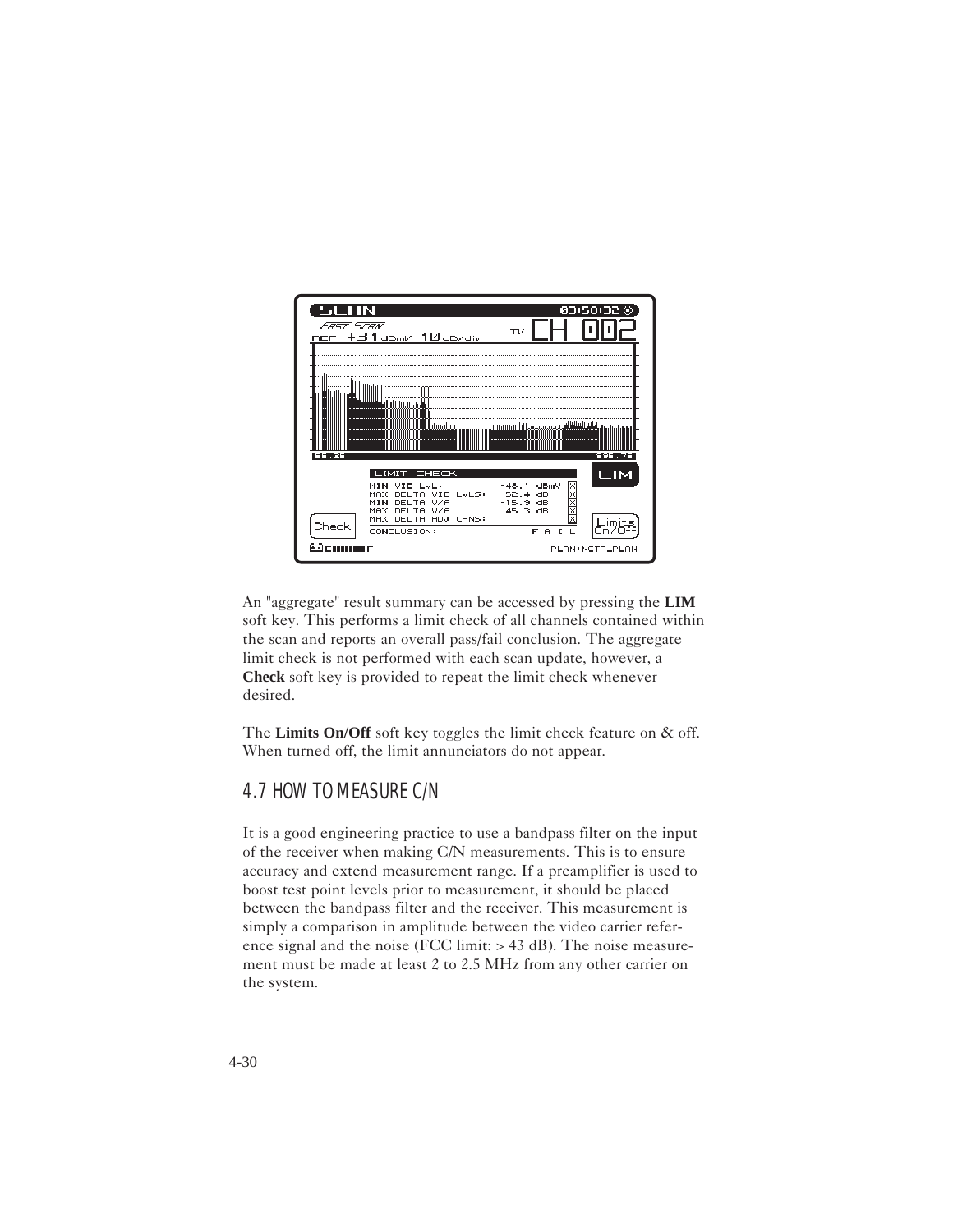An "aggregate" result summary can be accessed by pressing the **LIM** soft key. This performs a limit check of all channels contained within the scan and reports an overall pass/fail conclusion. The aggregate limit check is not performed with each scan update, however, a **Check** soft key is provided to repeat the limit check whenever desired.

The **Limits On/Off** soft key toggles the limit check feature on & off. When turned off, the limit annunciators do not appear.

## 4.7 HOW TO MEASURE C/N

It is a good engineering practice to use a bandpass filter on the input of the receiver when making C/N measurements. This is to ensure accuracy and extend measurement range. If a preamplifier is used to boost test point levels prior to measurement, it should be placed between the bandpass filter and the receiver. This measurement is simply a comparison in amplitude between the video carrier reference signal and the noise (FCC limit: > 43 dB). The noise measurement must be made at least 2 to 2.5 MHz from any other carrier on the system.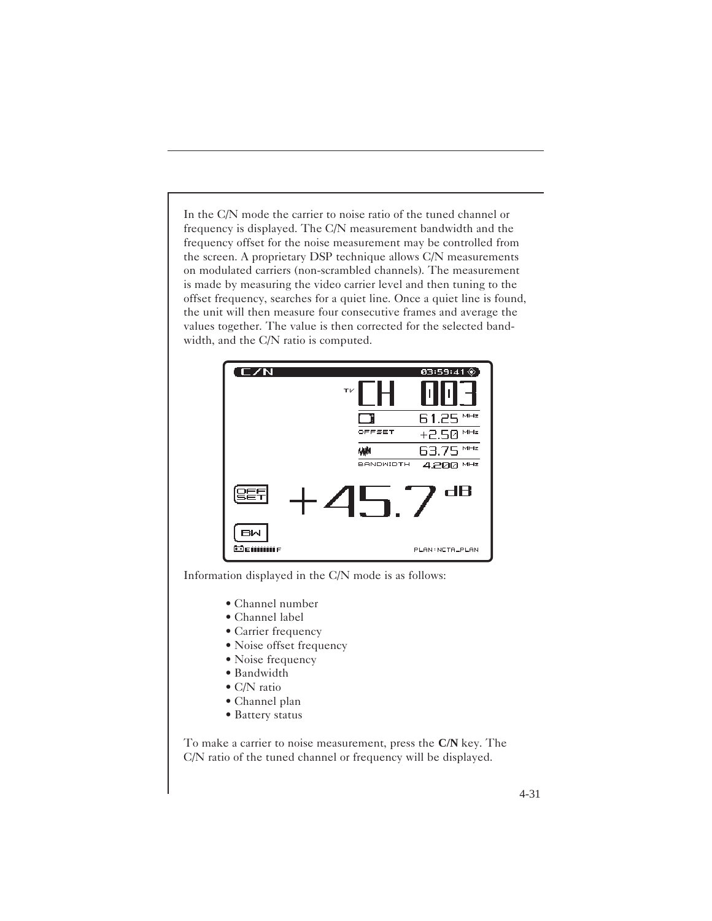In the C/N mode the carrier to noise ratio of the tuned channel or frequency is displayed. The C/N measurement bandwidth and the frequency offset for the noise measurement may be controlled from the screen. A proprietary DSP technique allows C/N measurements on modulated carriers (non-scrambled channels). The measurement is made by measuring the video carrier level and then tuning to the offset frequency, searches for a quiet line. Once a quiet line is found, the unit will then measure four consecutive frames and average the values together. The value is then corrected for the selected bandwidth, and the C/N ratio is computed.

Information displayed in the C/N mode is as follows:

- Channel number
- Channel label
- Carrier frequency
- Noise offset frequency
- Noise frequency
- Bandwidth
- C/N ratio
- Channel plan
- Battery status

To make a carrier to noise measurement, press the **C/N** key. The C/N ratio of the tuned channel or frequency will be displayed.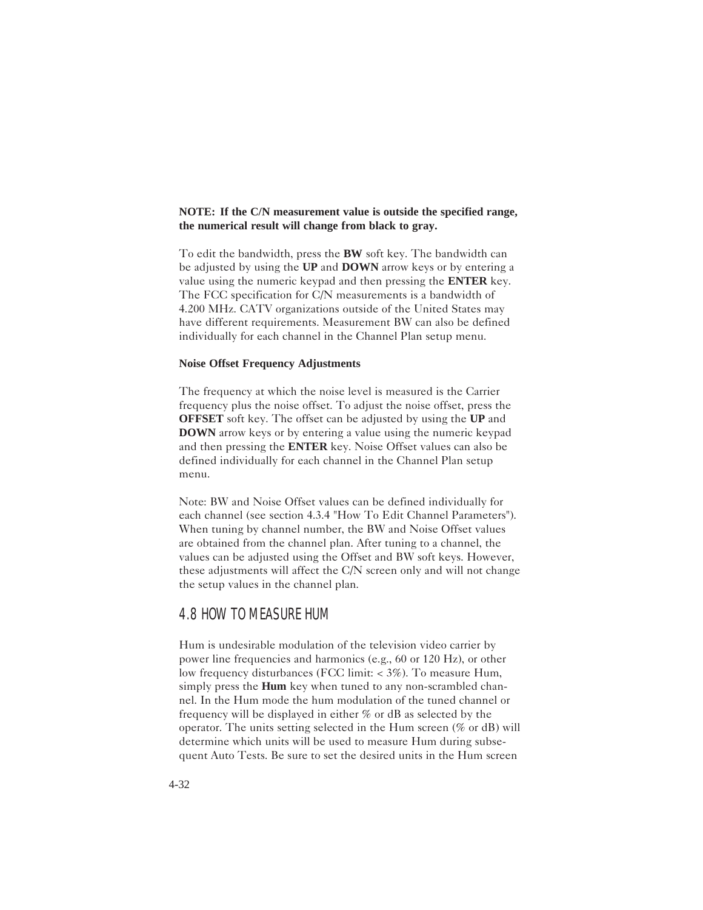**NOTE: If the C/N measurement value is outside the specified range, the numerical result will change from black to gray.**

To edit the bandwidth, press the **BW** soft key. The bandwidth can be adjusted by using the **UP** and **DOWN** arrow keys or by entering a value using the numeric keypad and then pressing the **ENTER** key. The FCC specification for C/N measurements is a bandwidth of 4.200 MHz. CATV organizations outside of the United States may have different requirements. Measurement BW can also be defined individually for each channel in the Channel Plan setup menu.

**Noise Offset Frequency Adjustments**

The frequency at which the noise level is measured is the Carrier frequency plus the noise offset. To adjust the noise offset, press the **OFFSET** soft key. The offset can be adjusted by using the **UP** and **DOWN** arrow keys or by entering a value using the numeric keypad and then pressing the **ENTER** key. Noise Offset values can also be defined individually for each channel in the Channel Plan setup menu.

Note: BW and Noise Offset values can be defined individually for each channel (see section 4.3.4 "How To Edit Channel Parameters"). When tuning by channel number, the BW and Noise Offset values are obtained from the channel plan. After tuning to a channel, the values can be adjusted using the Offset and BW soft keys. However, these adjustments will affect the C/N screen only and will not change the setup values in the channel plan.

## 4.8 HOW TO MEASURE HUM

Hum is undesirable modulation of the television video carrier by power line frequencies and harmonics (e.g., 60 or 120 Hz), or other low frequency disturbances (FCC limit: < 3%). To measure Hum, simply press the **Hum** key when tuned to any non-scrambled channel. In the Hum mode the hum modulation of the tuned channel or frequency will be displayed in either % or dB as selected by the operator. The units setting selected in the Hum screen (% or dB) will determine which units will be used to measure Hum during subsequent Auto Tests. Be sure to set the desired units in the Hum screen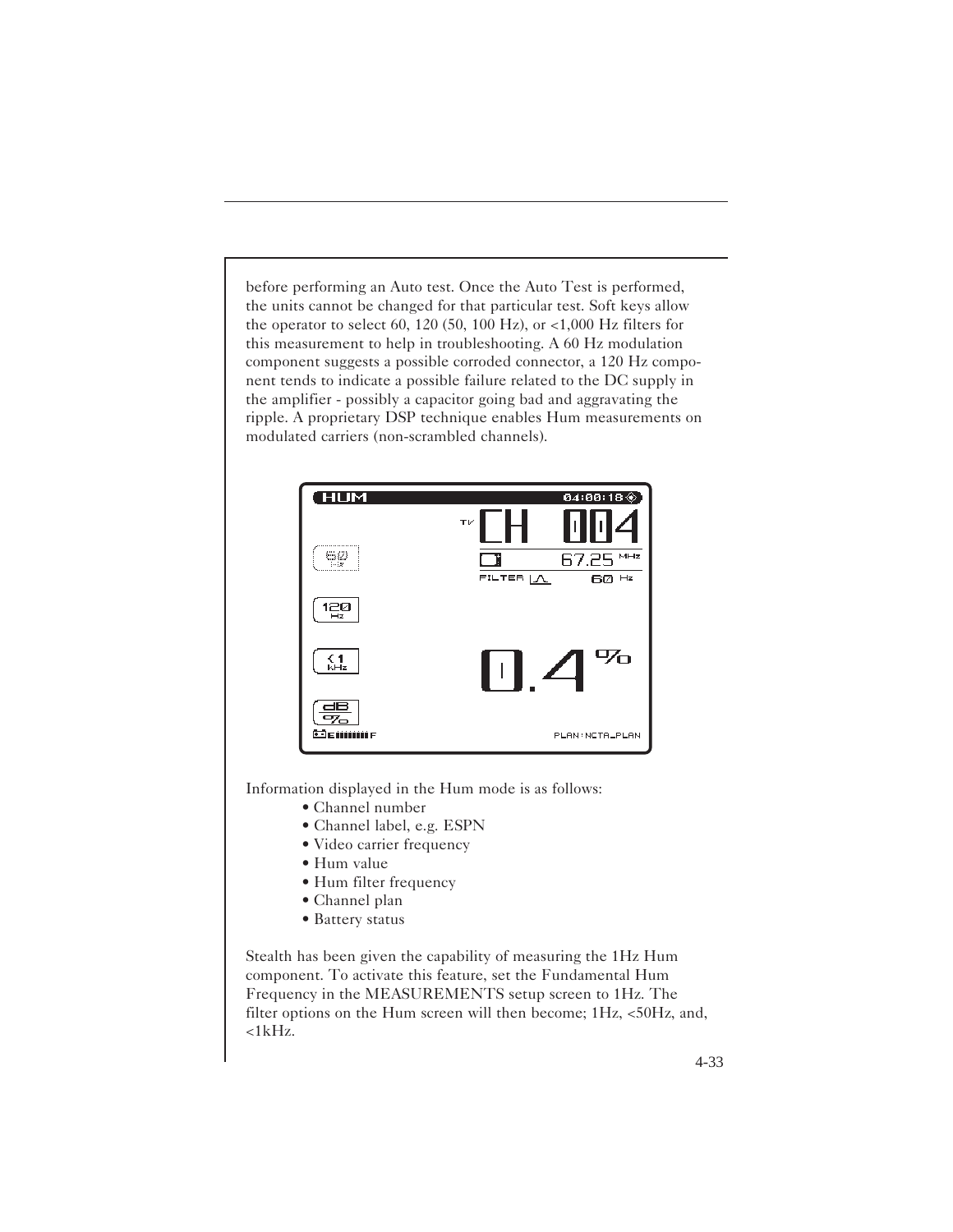before performing an Auto test. Once the Auto Test is performed, the units cannot be changed for that particular test. Soft keys allow the operator to select 60, 120 (50, 100 Hz), or <1,000 Hz filters for this measurement to help in troubleshooting. A 60 Hz modulation component suggests a possible corroded connector, a 120 Hz component tends to indicate a possible failure related to the DC supply in the amplifier - possibly a capacitor going bad and aggravating the ripple. A proprietary DSP technique enables Hum measurements on modulated carriers (non-scrambled channels).

Information displayed in the Hum mode is as follows:

- Channel number
- Channel label, e.g. ESPN
- Video carrier frequency
- Hum value
- Hum filter frequency
- Channel plan
- Battery status

Stealth has been given the capability of measuring the 1Hz Hum component. To activate this feature, set the Fundamental Hum Frequency in the MEASUREMENTS setup screen to 1Hz. The filter options on the Hum screen will then become; 1Hz, <50Hz, and, <1kHz.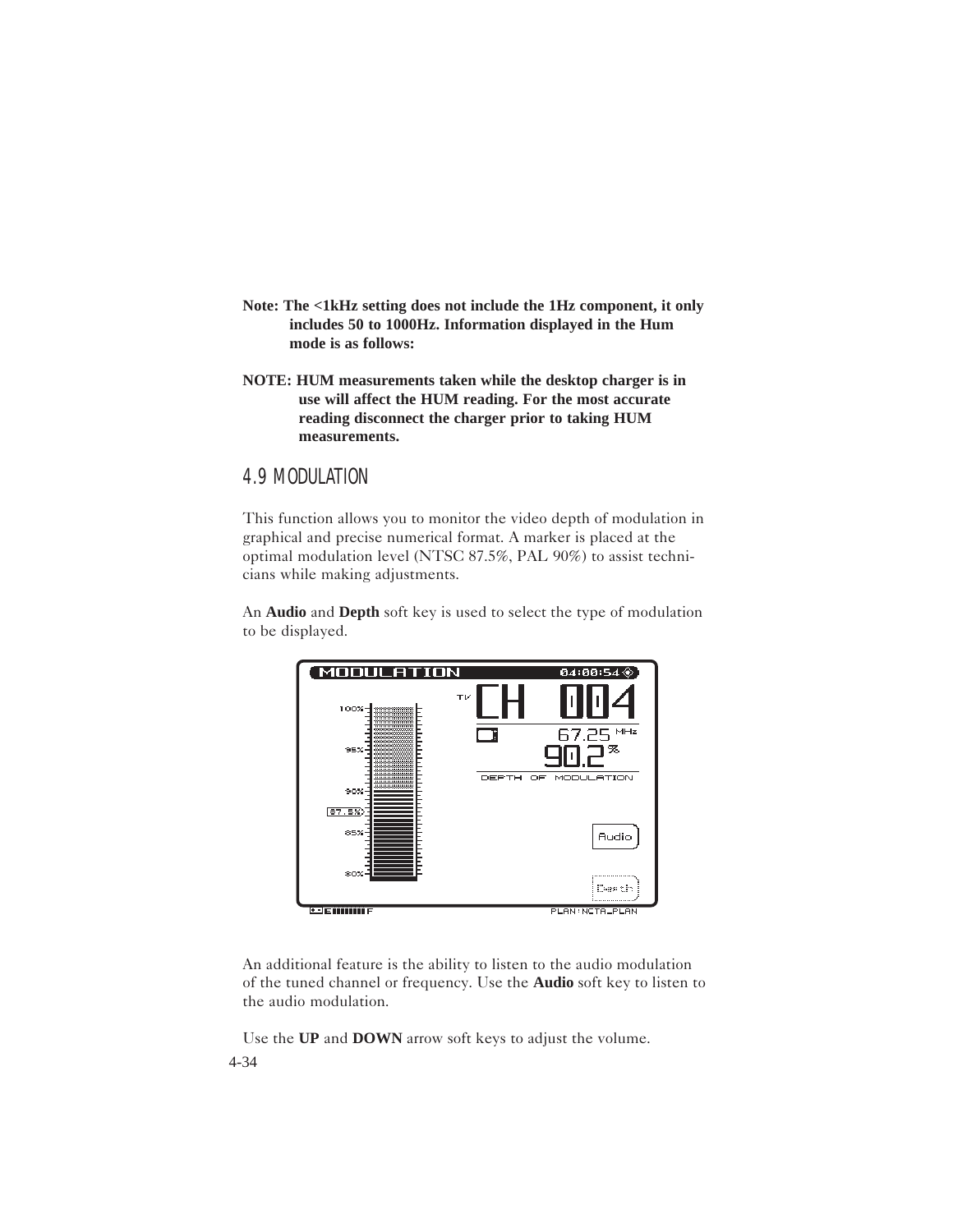**Note: The <1kHz setting does not include the 1Hz component, it only includes 50 to 1000Hz. Information displayed in the Hum mode is as follows:**

**NOTE: HUM measurements taken while the desktop charger is in use will affect the HUM reading. For the most accurate reading disconnect the charger prior to taking HUM measurements.**

## 4.9 MODULATION

This function allows you to monitor the video depth of modulation in graphical and precise numerical format. A marker is placed at the optimal modulation level (NTSC 87.5%, PAL 90%) to assist technicians while making adjustments.

An **Audio** and **Depth** soft key is used to select the type of modulation to be displayed.

An additional feature is the ability to listen to the audio modulation of the tuned channel or frequency. Use the **Audio** soft key to listen to the audio modulation.

Use the **UP** and **DOWN** arrow soft keys to adjust the volume.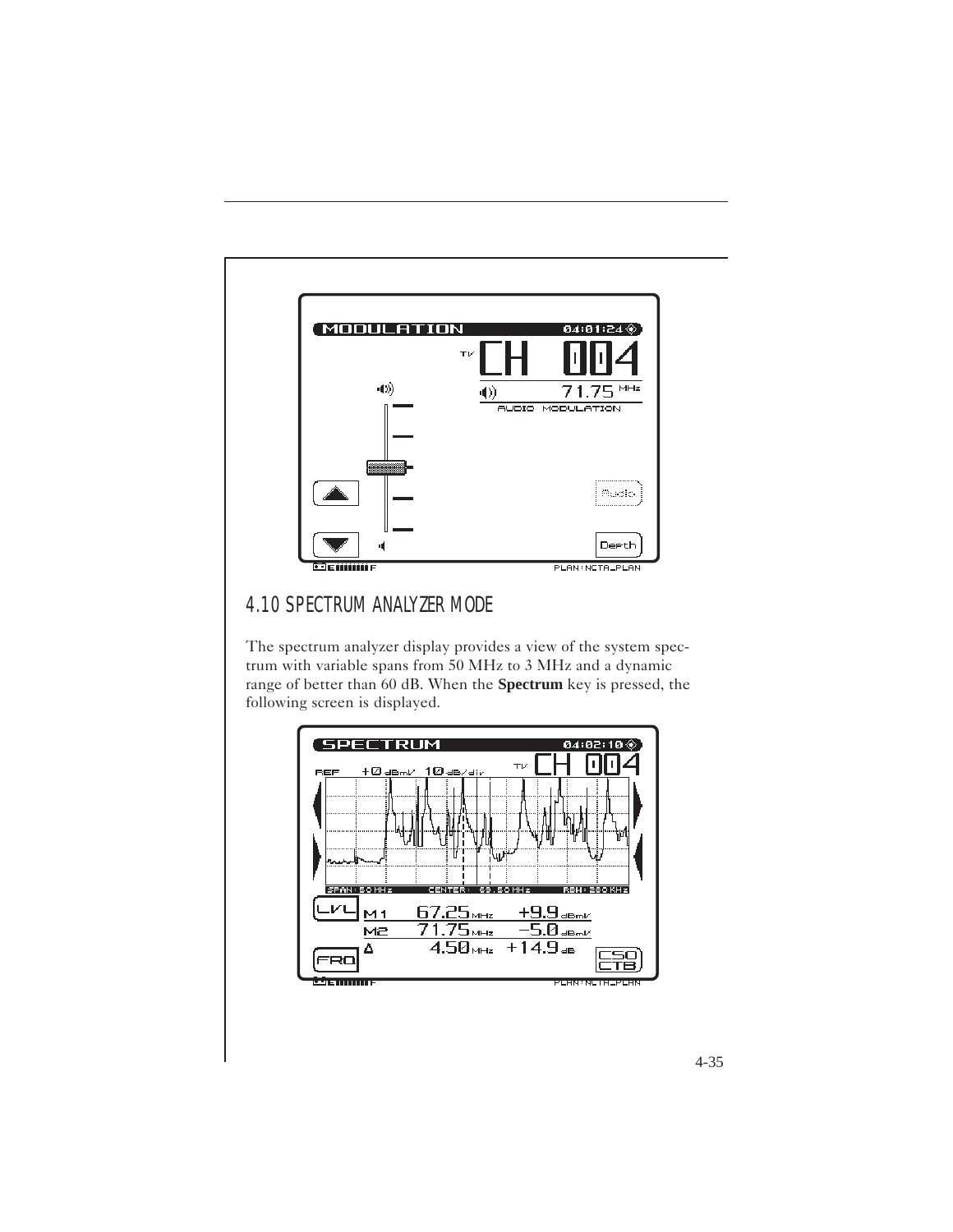## 4.10 SPECTRUM ANALYZER MODE

The spectrum analyzer display provides a view of the system spectrum with variable spans from 50 MHz to 3 MHz and a dynamic range of better than 60 dB. When the **Spectrum** key is pressed, the following screen is displayed.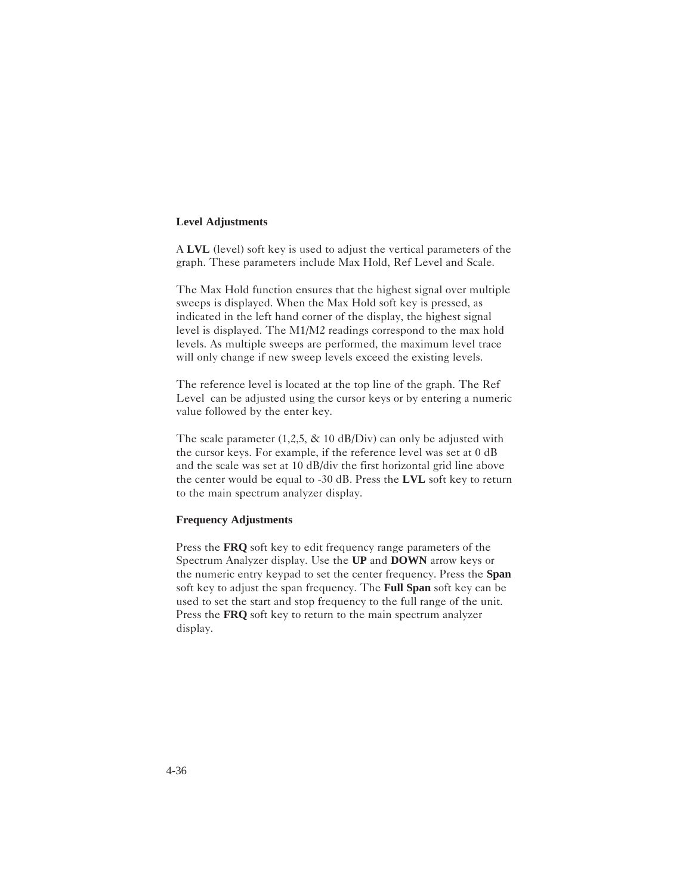### Level Adjustments

A **LVL** (level) soft key is used to adjust the vertical parameters of the graph. These parameters include Max Hold, Ref Level and Scale.

The Max Hold function ensures that the highest signal over multiple sweeps is displayed. When the Max Hold soft key is pressed, as indicated in the left hand corner of the display, the highest signal level is displayed. The M1/M2 readings correspond to the max hold levels. As multiple sweeps are performed, the maximum level trace will only change if new sweep levels exceed the existing levels.

The reference level is located at the top line of the graph. The Ref Level can be adjusted using the cursor keys or by entering a numeric value followed by the enter key.

The scale parameter (1,2,5, & 10 dB/Div) can only be adjusted with the cursor keys. For example, if the reference level was set at 0 dB and the scale was set at 10 dB/div the first horizontal grid line above the center would be equal to -30 dB. Press the **LVL** soft key to return to the main spectrum analyzer display.

### Frequency Adjustments

Press the **FRQ** soft key to edit frequency range parameters of the Spectrum Analyzer display. Use the **UP** and **DOWN** arrow keys or the numeric entry keypad to set the center frequency. Press the **Span** soft key to adjust the span frequency. The **Full Span** soft key can be used to set the start and stop frequency to the full range of the unit. Press the **FRQ** soft key to return to the main spectrum analyzer display.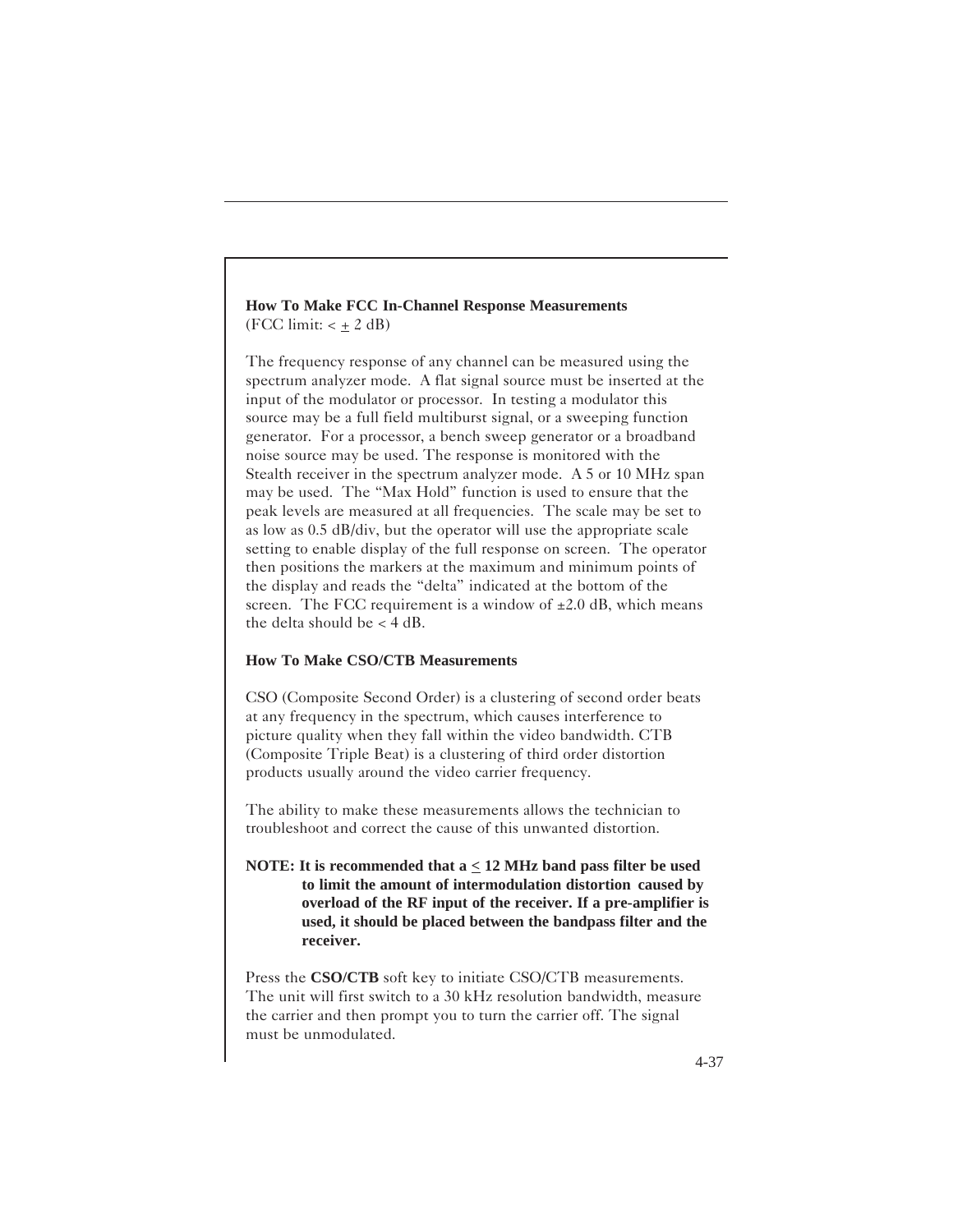### How To Make FCC In-Channel Response Measurements

(FCC limit: < ± 2 dB)

The frequency response of any channel can be measured using the spectrum analyzer mode. A flat signal source must be inserted at the input of the modulator or processor. In testing a modulator this source may be a full field multiburst signal, or a sweeping function generator. For a processor, a bench sweep generator or a broadband noise source may be used. The response is monitored with the Stealth receiver in the spectrum analyzer mode. A 5 or 10 MHz span may be used. The "Max Hold" function is used to ensure that the peak levels are measured at all frequencies. The scale may be set to as low as 0.5 dB/div, but the operator will use the appropriate scale setting to enable display of the full response on screen. The operator then positions the markers at the maximum and minimum points of the display and reads the "delta" indicated at the bottom of the screen. The FCC requirement is a window of ±2.0 dB, which means the delta should be < 4 dB.

### How To Make CSO/CTB Measurements

CSO (Composite Second Order) is a clustering of second order beats at any frequency in the spectrum, which causes interference to picture quality when they fall within the video bandwidth. CTB (Composite Triple Beat) is a clustering of third order distortion products usually around the video carrier frequency.

The ability to make these measurements allows the technician to troubleshoot and correct the cause of this unwanted distortion.

**NOTE: It is recommended that a ≤ 12 MHz band pass filter be used to limit the amount of intermodulation distortion caused by overload of the RF input of the receiver. If a pre-amplifier is used, it should be placed between the bandpass filter and the receiver.**

Press the **CSO/CTB** soft key to initiate CSO/CTB measurements. The unit will first switch to a 30 kHz resolution bandwidth, measure the carrier and then prompt you to turn the carrier off. The signal must be unmodulated.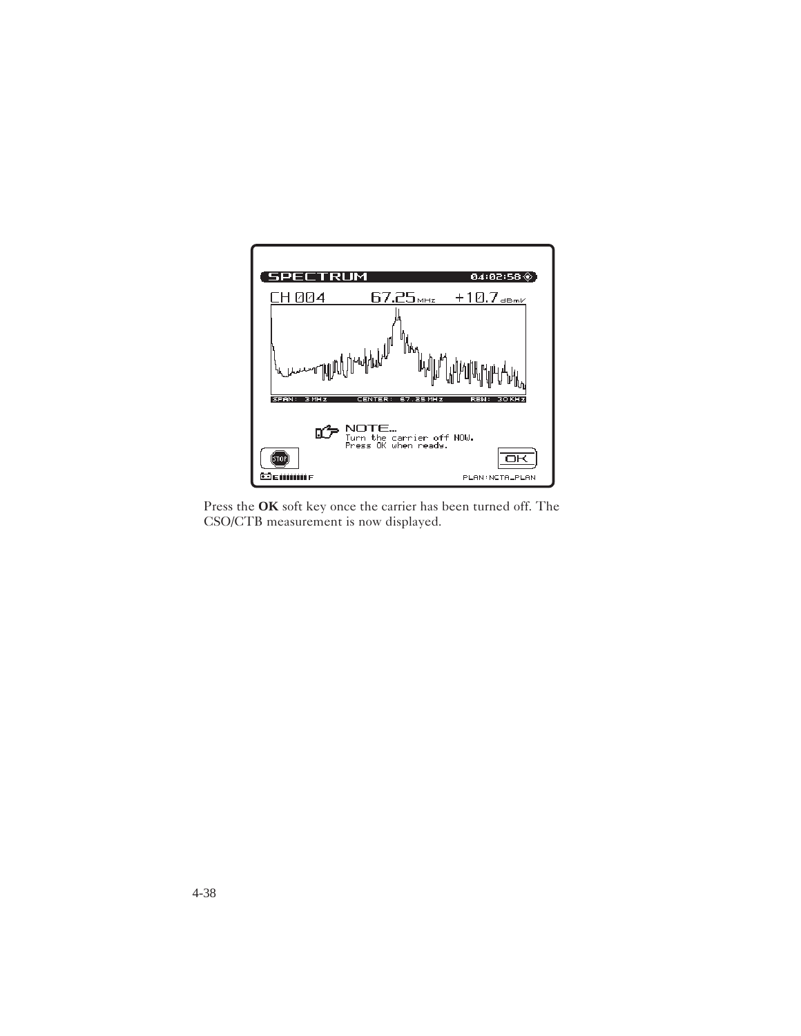Press the **OK** soft key once the carrier has been turned off. The CSO/CTB measurement is now displayed.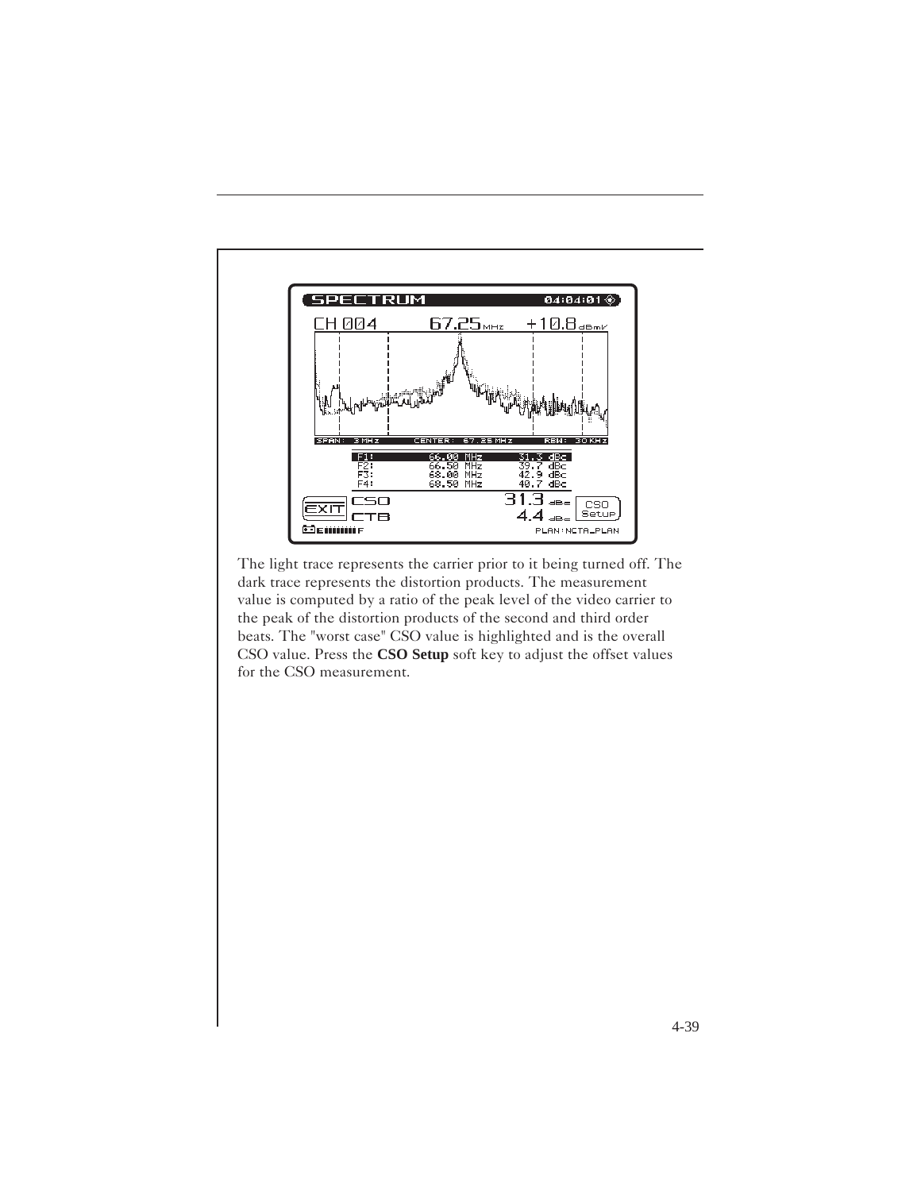The light trace represents the carrier prior to it being turned off. The dark trace represents the distortion products. The measurement value is computed by a ratio of the peak level of the video carrier to the peak of the distortion products of the second and third order beats. The "worst case" CSO value is highlighted and is the overall CSO value. Press the **CSO Setup** soft key to adjust the offset values for the CSO measurement.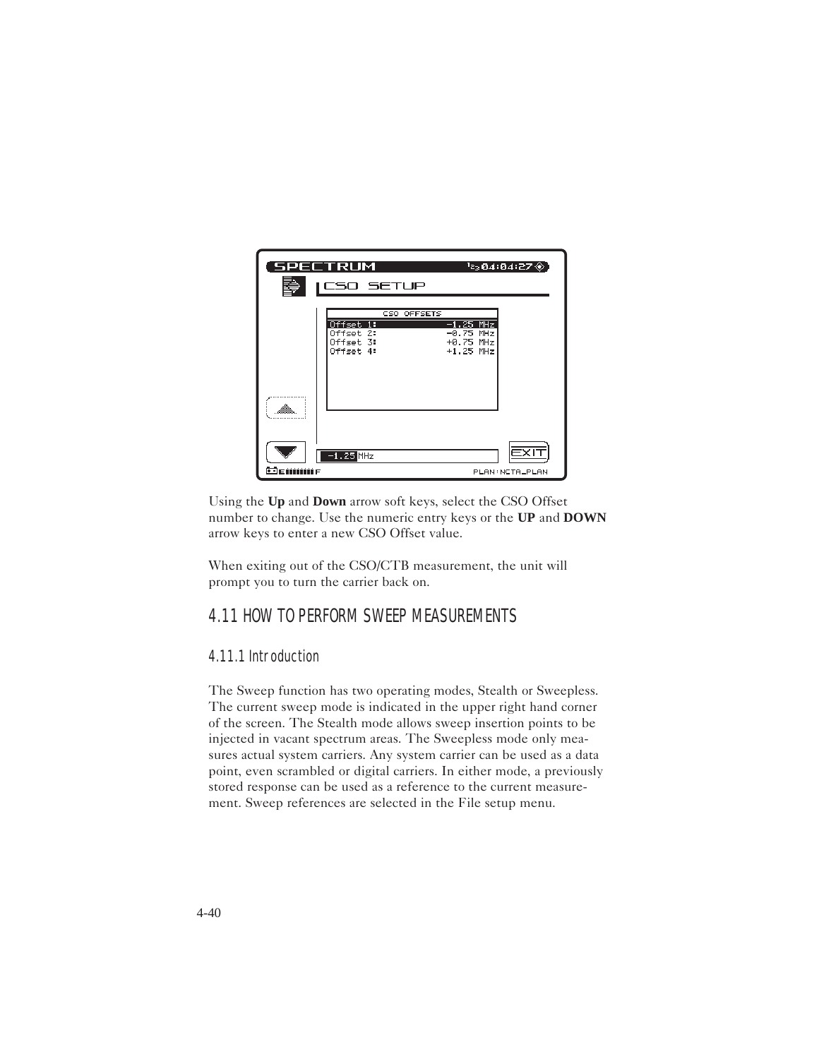Using the **Up** and **Down** arrow soft keys, select the CSO Offset number to change. Use the numeric entry keys or the **UP** and **DOWN** arrow keys to enter a new CSO Offset value.

When exiting out of the CSO/CTB measurement, the unit will prompt you to turn the carrier back on.

## 4.11 HOW TO PERFORM SWEEP MEASUREMENTS

### 4.11.1 Introduction

The Sweep function has two operating modes, Stealth or Sweepless. The current sweep mode is indicated in the upper right hand corner of the screen. The Stealth mode allows sweep insertion points to be injected in vacant spectrum areas. The Sweepless mode only measures actual system carriers. Any system carrier can be used as a data point, even scrambled or digital carriers. In either mode, a previously stored response can be used as a reference to the current measurement. Sweep references are selected in the File setup menu.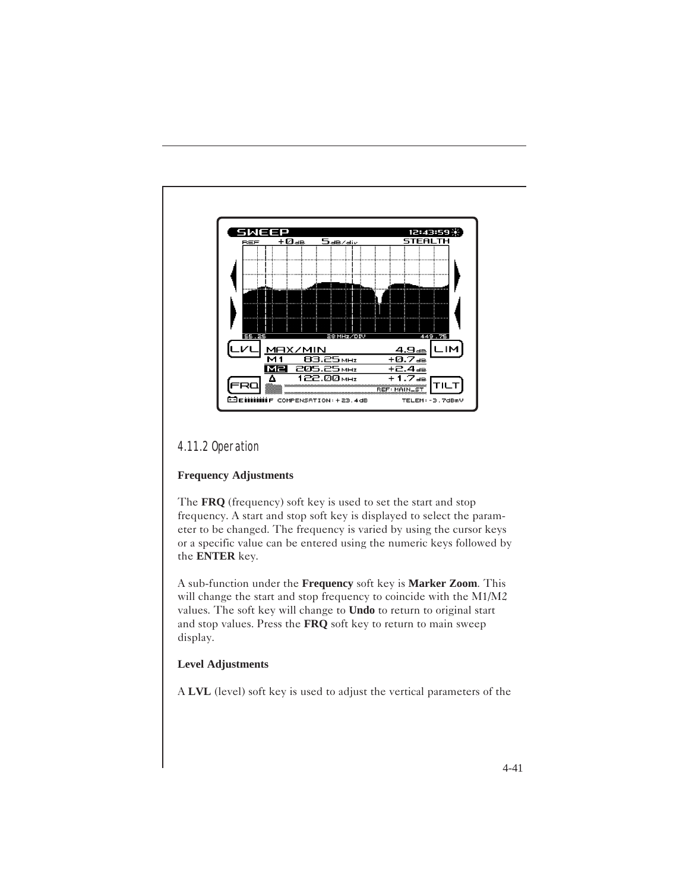### 4.11.2 Operation

**Frequency Adjustments**

The **FRQ** (frequency) soft key is used to set the start and stop frequency. A start and stop soft key is displayed to select the parameter to be changed. The frequency is varied by using the cursor keys or a specific value can be entered using the numeric keys followed by the **ENTER** key.

A sub-function under the **Frequency** soft key is **Marker Zoom**. This will change the start and stop frequency to coincide with the M1/M2 values. The soft key will change to **Undo** to return to original start and stop values. Press the **FRQ** soft key to return to main sweep display.

**Level Adjustments**

A **LVL** (level) soft key is used to adjust the vertical parameters of the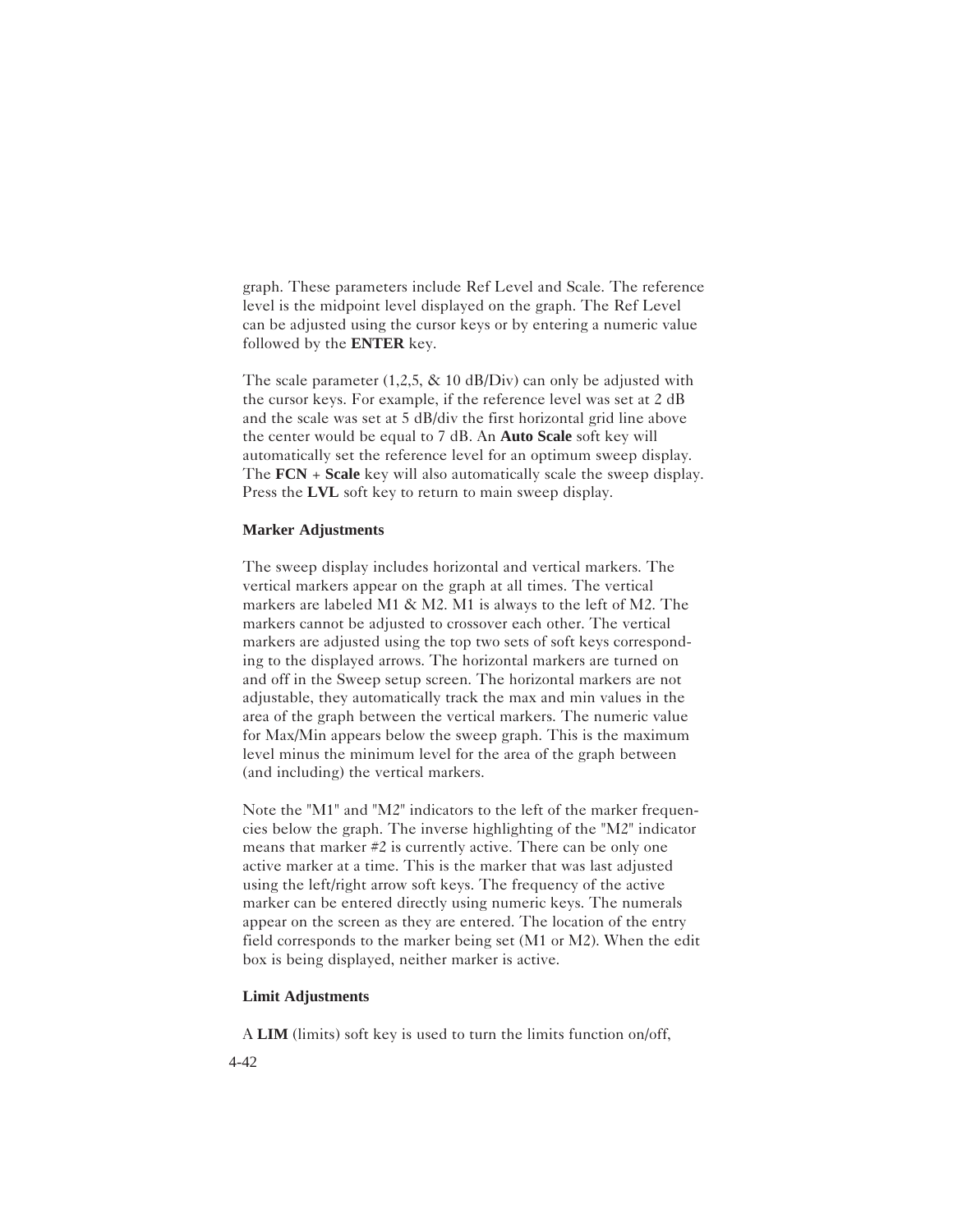graph. These parameters include Ref Level and Scale. The reference level is the midpoint level displayed on the graph. The Ref Level can be adjusted using the cursor keys or by entering a numeric value followed by the **ENTER** key.

The scale parameter (1,2,5, & 10 dB/Div) can only be adjusted with the cursor keys. For example, if the reference level was set at 2 dB and the scale was set at 5 dB/div the first horizontal grid line above the center would be equal to 7 dB. An **Auto Scale** soft key will automatically set the reference level for an optimum sweep display. The **FCN** + **Scale** key will also automatically scale the sweep display. Press the **LVL** soft key to return to main sweep display.

**Marker Adjustments**

The sweep display includes horizontal and vertical markers. The vertical markers appear on the graph at all times. The vertical markers are labeled M1 & M2. M1 is always to the left of M2. The markers cannot be adjusted to crossover each other. The vertical markers are adjusted using the top two sets of soft keys corresponding to the displayed arrows. The horizontal markers are turned on and off in the Sweep setup screen. The horizontal markers are not adjustable, they automatically track the max and min values in the area of the graph between the vertical markers. The numeric value for Max/Min appears below the sweep graph. This is the maximum level minus the minimum level for the area of the graph between (and including) the vertical markers.

Note the "M1" and "M2" indicators to the left of the marker frequencies below the graph. The inverse highlighting of the "M2" indicator means that marker #2 is currently active. There can be only one active marker at a time. This is the marker that was last adjusted using the left/right arrow soft keys. The frequency of the active marker can be entered directly using numeric keys. The numerals appear on the screen as they are entered. The location of the entry field corresponds to the marker being set (M1 or M2). When the edit box is being displayed, neither marker is active.

**Limit Adjustments**

A **LIM** (limits) soft key is used to turn the limits function on/off,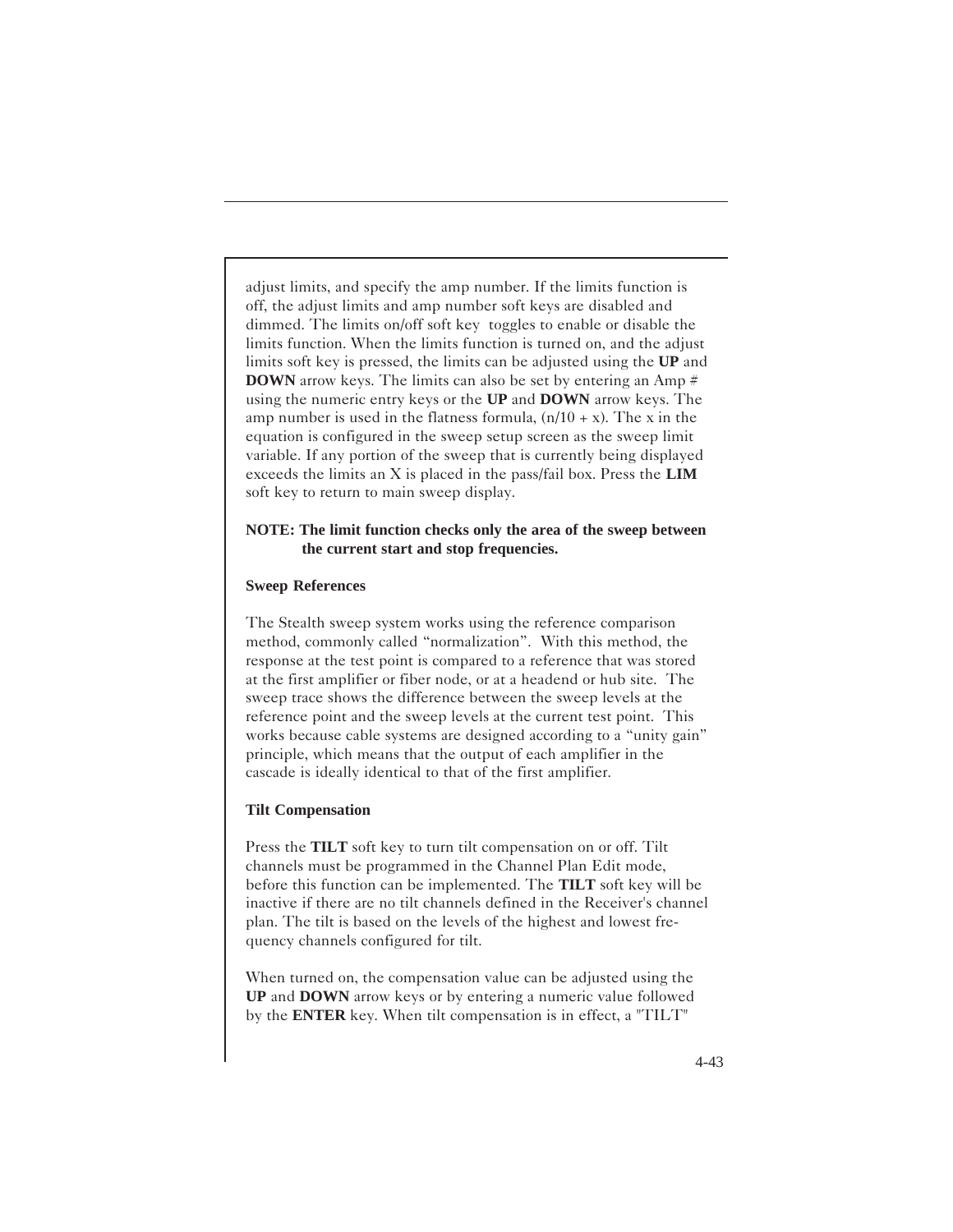adjust limits, and specify the amp number. If the limits function is off, the adjust limits and amp number soft keys are disabled and dimmed. The limits on/off soft key toggles to enable or disable the limits function. When the limits function is turned on, and the adjust limits soft key is pressed, the limits can be adjusted using the **UP** and **DOWN** arrow keys. The limits can also be set by entering an Amp # using the numeric entry keys or the **UP** and **DOWN** arrow keys. The amp number is used in the flatness formula, $(n/10 + x)$. The x in the equation is configured in the sweep setup screen as the sweep limit variable. If any portion of the sweep that is currently being displayed exceeds the limits an X is placed in the pass/fail box. Press the **LIM** soft key to return to main sweep display.

**NOTE: The limit function checks only the area of the sweep between the current start and stop frequencies.**

### Sweep References

The Stealth sweep system works using the reference comparison method, commonly called "normalization". With this method, the response at the test point is compared to a reference that was stored at the first amplifier or fiber node, or at a headend or hub site. The sweep trace shows the difference between the sweep levels at the reference point and the sweep levels at the current test point. This works because cable systems are designed according to a "unity gain" principle, which means that the output of each amplifier in the cascade is ideally identical to that of the first amplifier.

### Tilt Compensation

Press the **TILT** soft key to turn tilt compensation on or off. Tilt channels must be programmed in the Channel Plan Edit mode, before this function can be implemented. The **TILT** soft key will be inactive if there are no tilt channels defined in the Receiver's channel plan. The tilt is based on the levels of the highest and lowest frequency channels configured for tilt.

When turned on, the compensation value can be adjusted using the **UP** and **DOWN** arrow keys or by entering a numeric value followed by the **ENTER** key. When tilt compensation is in effect, a "TILT"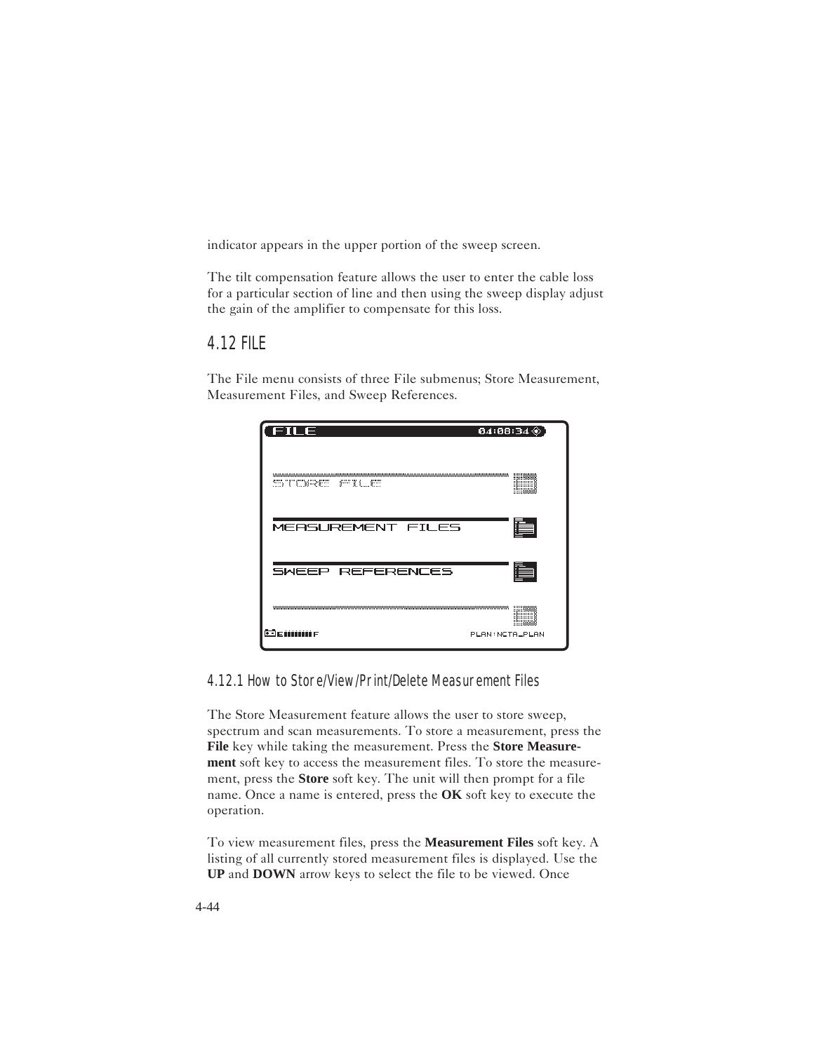indicator appears in the upper portion of the sweep screen.

The tilt compensation feature allows the user to enter the cable loss for a particular section of line and then using the sweep display adjust the gain of the amplifier to compensate for this loss.

## 4.12 FILE

The File menu consists of three File submenus; Store Measurement, Measurement Files, and Sweep References.

### 4.12.1 How to Store/View/Print/Delete Measurement Files

The Store Measurement feature allows the user to store sweep, spectrum and scan measurements. To store a measurement, press the **File** key while taking the measurement. Press the **Store Measurement** soft key to access the measurement files. To store the measurement, press the **Store** soft key. The unit will then prompt for a file name. Once a name is entered, press the **OK** soft key to execute the operation.

To view measurement files, press the **Measurement Files** soft key. A listing of all currently stored measurement files is displayed. Use the **UP** and **DOWN** arrow keys to select the file to be viewed. Once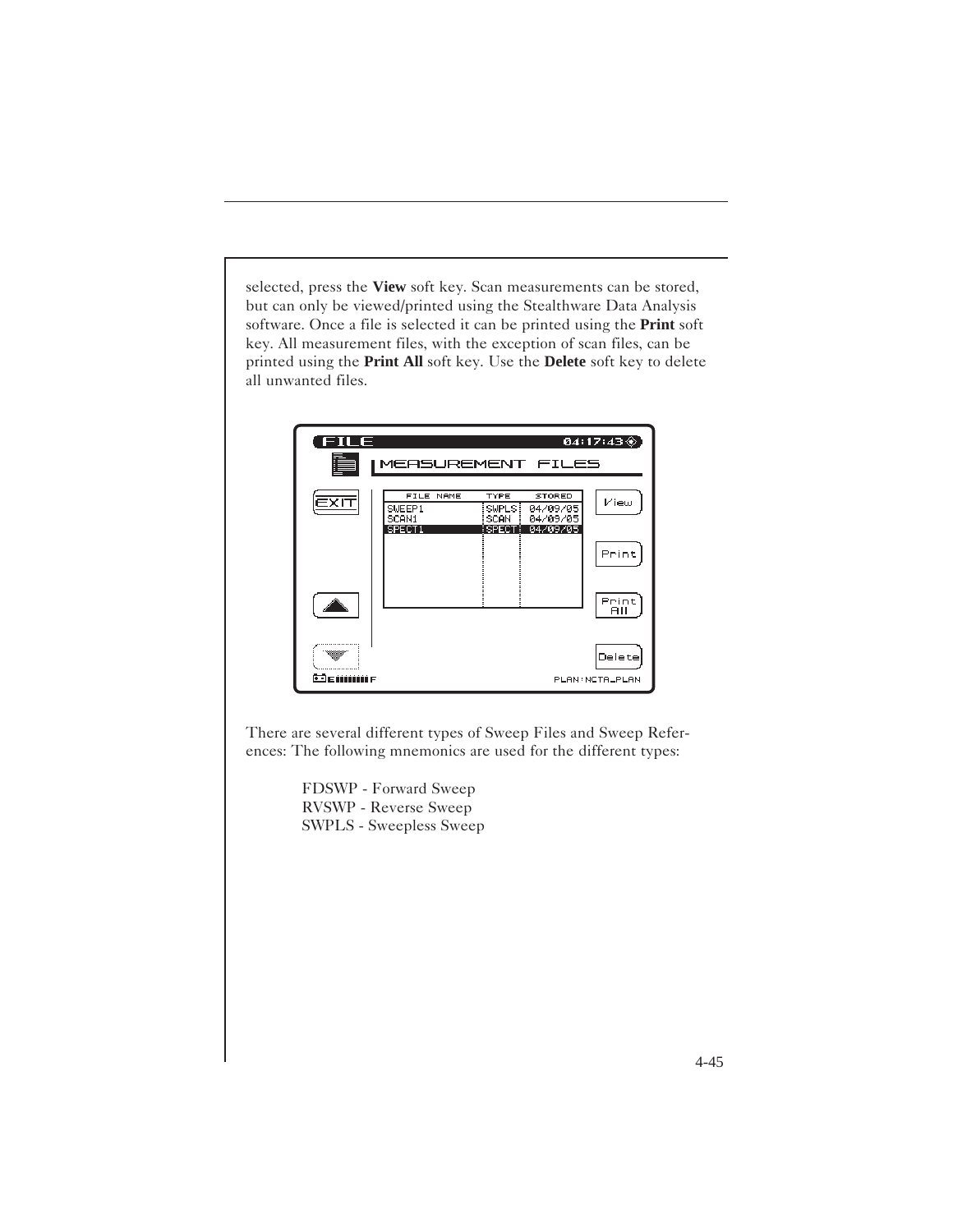selected, press the **View** soft key. Scan measurements can be stored, but can only be viewed/printed using the Stealthware Data Analysis software. Once a file is selected it can be printed using the **Print** soft key. All measurement files, with the exception of scan files, can be printed using the **Print All** soft key. Use the **Delete** soft key to delete all unwanted files.

There are several different types of Sweep Files and Sweep References: The following mnemonics are used for the different types:

FDSWP - Forward Sweep
RVSWP - Reverse Sweep
SWPLS - Sweepless Sweep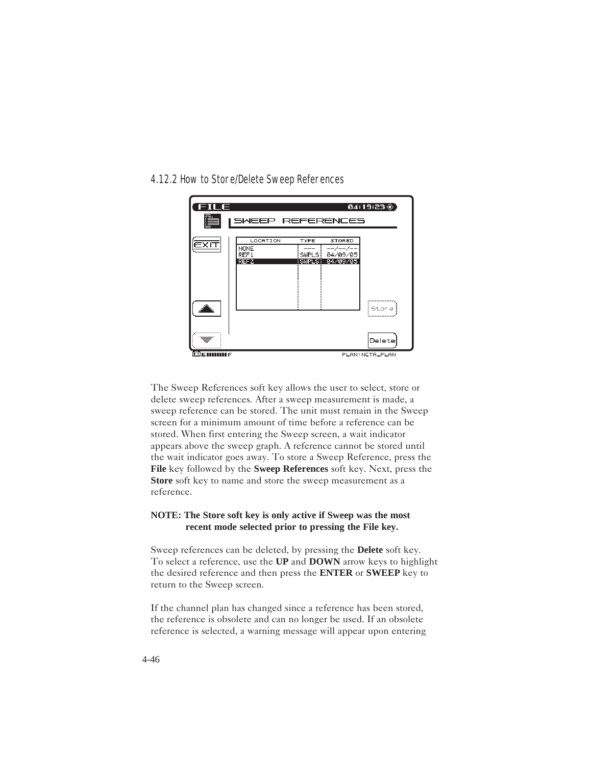### 4.12.2 How to Store/Delete Sweep References

The Sweep References soft key allows the user to select, store or delete sweep references. After a sweep measurement is made, a sweep reference can be stored. The unit must remain in the Sweep screen for a minimum amount of time before a reference can be stored. When first entering the Sweep screen, a wait indicator appears above the sweep graph. A reference cannot be stored until the wait indicator goes away. To store a Sweep Reference, press the **File** key followed by the **Sweep References** soft key. Next, press the **Store** soft key to name and store the sweep measurement as a reference.

**NOTE: The Store soft key is only active if Sweep was the most recent mode selected prior to pressing the File key.**

Sweep references can be deleted, by pressing the **Delete** soft key. To select a reference, use the **UP** and **DOWN** arrow keys to highlight the desired reference and then press the **ENTER** or **SWEEP** key to return to the Sweep screen.

If the channel plan has changed since a reference has been stored, the reference is obsolete and can no longer be used. If an obsolete reference is selected, a warning message will appear upon entering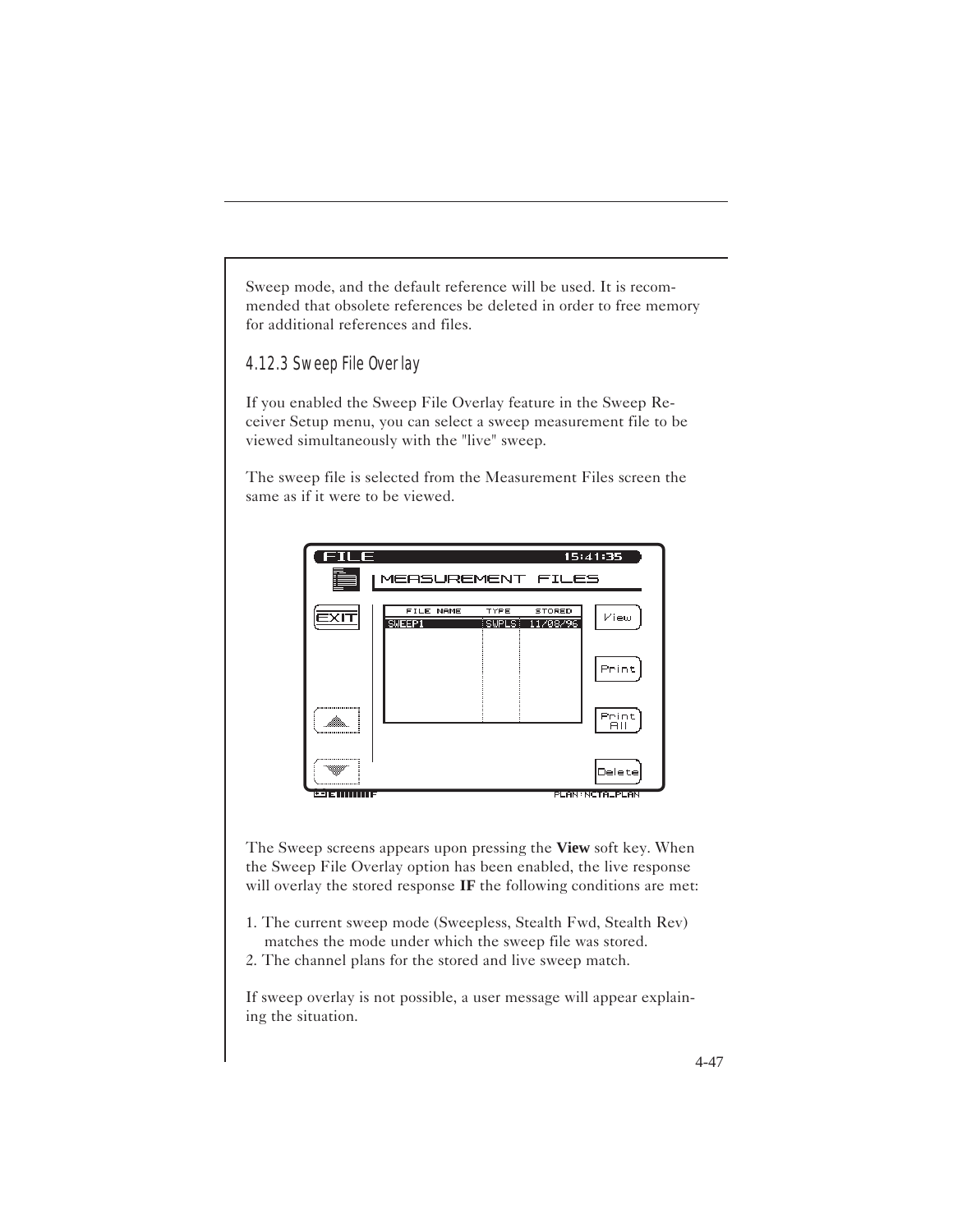Sweep mode, and the default reference will be used. It is recommended that obsolete references be deleted in order to free memory for additional references and files.

### 4.12.3 Sweep File Overlay

If you enabled the Sweep File Overlay feature in the Sweep Receiver Setup menu, you can select a sweep measurement file to be viewed simultaneously with the "live" sweep.

The sweep file is selected from the Measurement Files screen the same as if it were to be viewed.

The Sweep screens appears upon pressing the **View** soft key. When the Sweep File Overlay option has been enabled, the live response will overlay the stored response **IF** the following conditions are met:

1. The current sweep mode (Sweepless, Stealth Fwd, Stealth Rev) matches the mode under which the sweep file was stored.
2. The channel plans for the stored and live sweep match.

If sweep overlay is not possible, a user message will appear explaining the situation.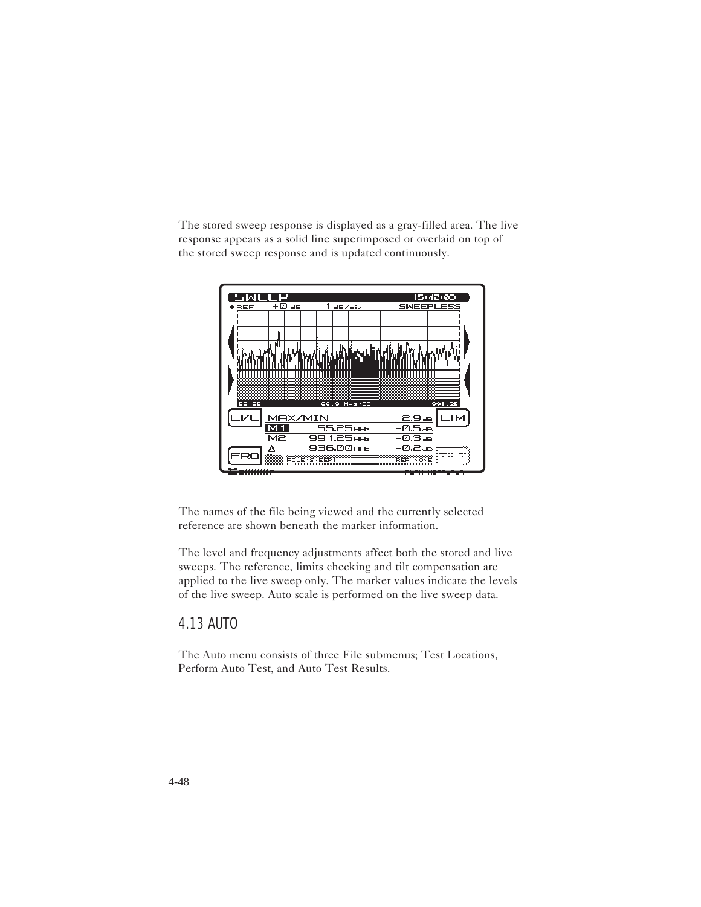The stored sweep response is displayed as a gray-filled area. The live response appears as a solid line superimposed or overlaid on top of the stored sweep response and is updated continuously.

The names of the file being viewed and the currently selected reference are shown beneath the marker information.

The level and frequency adjustments affect both the stored and live sweeps. The reference, limits checking and tilt compensation are applied to the live sweep only. The marker values indicate the levels of the live sweep. Auto scale is performed on the live sweep data.

## 4.13 AUTO

The Auto menu consists of three File submenus; Test Locations, Perform Auto Test, and Auto Test Results.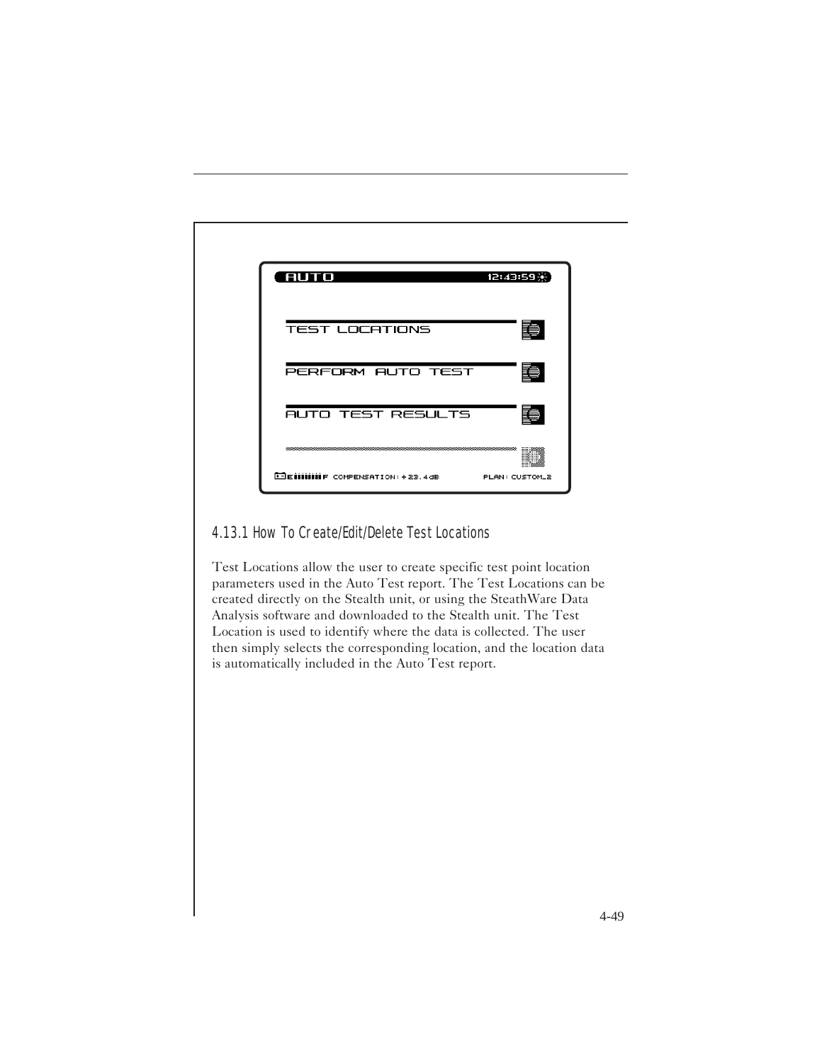### 4.13.1 How To Create/Edit/Delete Test Locations

Test Locations allow the user to create specific test point location parameters used in the Auto Test report. The Test Locations can be created directly on the Stealth unit, or using the SteathWare Data Analysis software and downloaded to the Stealth unit. The Test Location is used to identify where the data is collected. The user then simply selects the corresponding location, and the location data is automatically included in the Auto Test report.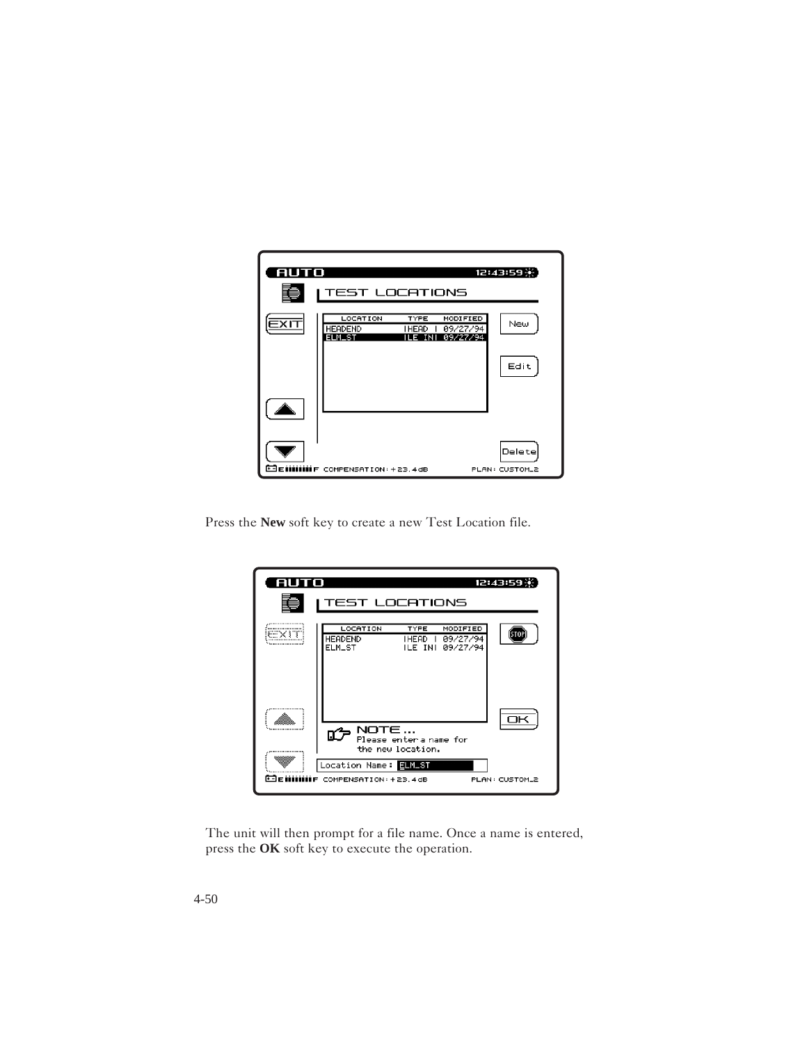Press the **New** soft key to create a new Test Location file.

The unit will then prompt for a file name. Once a name is entered, press the **OK** soft key to execute the operation.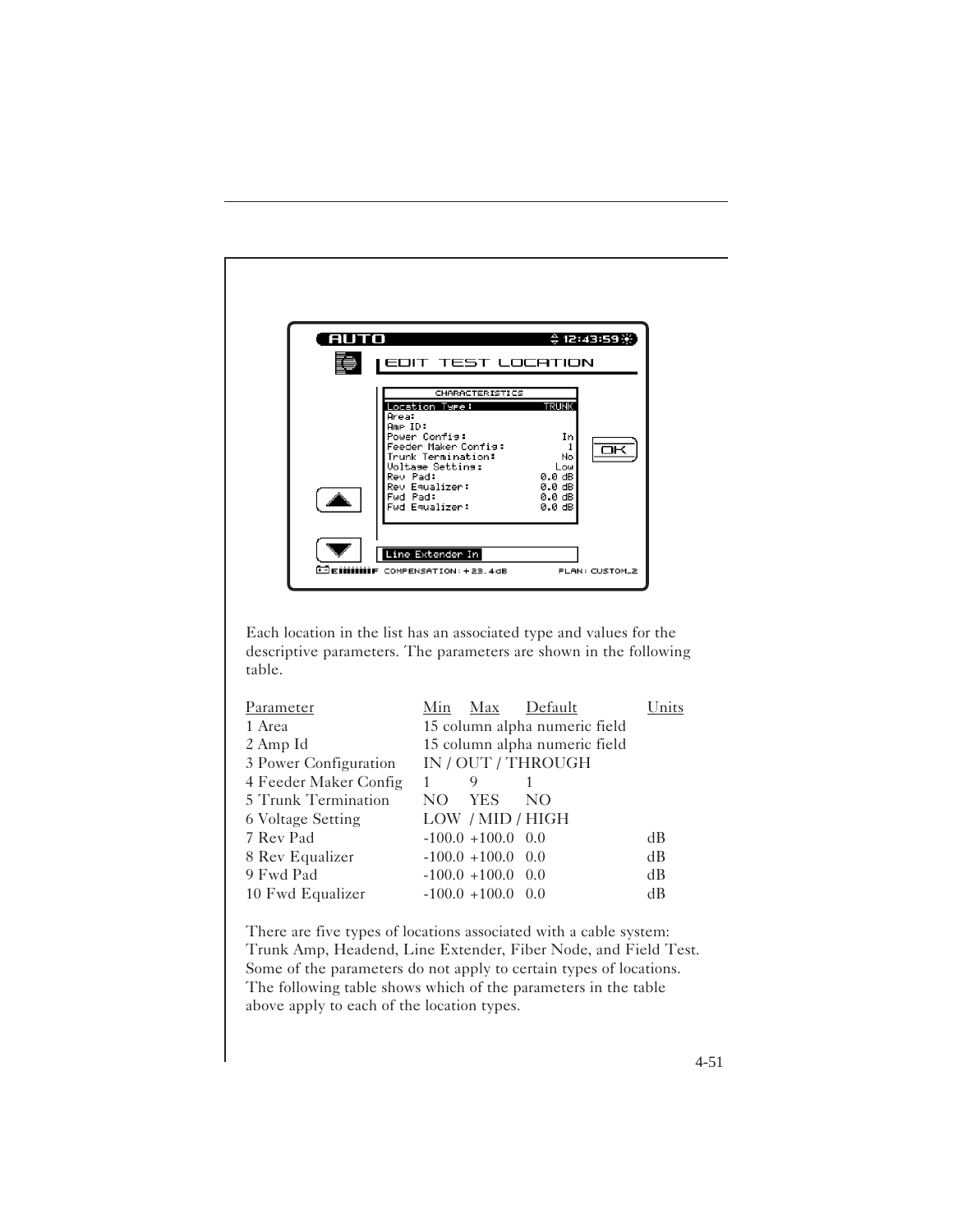Each location in the list has an associated type and values for the descriptive parameters. The parameters are shown in the following table.

| Parameter | Min | Max | Default | Units |
|---|---|---|---|---|
| 1 Area | 15 column alpha numeric field | | | |
| 2 Amp Id | 15 column alpha numeric field | | | |
| 3 Power Configuration | IN / OUT / THROUGH | | | |
| 4 Feeder Maker Config | 1 | 9 | 1 | |
| 5 Trunk Termination | NO | YES | NO | |
| 6 Voltage Setting | LOW / MID / HIGH | | | |
| 7 Rev Pad | -100.0 | +100.0 | 0.0 | dB |
| 8 Rev Equalizer | -100.0 | +100.0 | 0.0 | dB |
| 9 Fwd Pad | -100.0 | +100.0 | 0.0 | dB |
| 10 Fwd Equalizer | -100.0 | +100.0 | 0.0 | dB |

There are five types of locations associated with a cable system: Trunk Amp, Headend, Line Extender, Fiber Node, and Field Test. Some of the parameters do not apply to certain types of locations. The following table shows which of the parameters in the table above apply to each of the location types.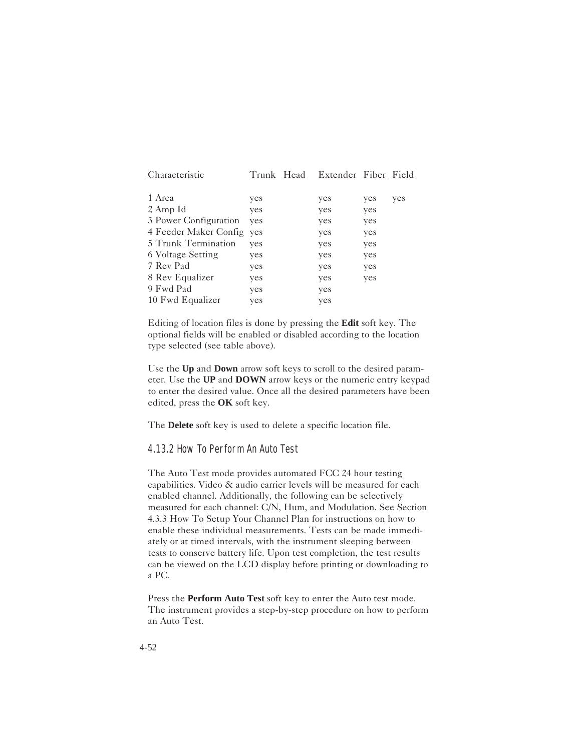| Characteristic | Trunk | Head | Extender | Fiber | Field |
|---|---|---|---|---|---|
| 1 Area | yes | | yes | yes | yes |
| 2 Amp Id | yes | | yes | yes | |
| 3 Power Configuration | yes | | yes | yes | |
| 4 Feeder Maker Config | yes | | yes | yes | |
| 5 Trunk Termination | yes | | yes | yes | |
| 6 Voltage Setting | yes | | yes | yes | |
| 7 Rev Pad | yes | | yes | yes | |
| 8 Rev Equalizer | yes | | yes | yes | |
| 9 Fwd Pad | yes | | yes | | |
| 10 Fwd Equalizer | yes | | yes | | |

Editing of location files is done by pressing the **Edit** soft key. The optional fields will be enabled or disabled according to the location type selected (see table above).

Use the **Up** and **Down** arrow soft keys to scroll to the desired parameter. Use the **UP** and **DOWN** arrow keys or the numeric entry keypad to enter the desired value. Once all the desired parameters have been edited, press the **OK** soft key.

The **Delete** soft key is used to delete a specific location file.

### 4.13.2 How To Perform An Auto Test

The Auto Test mode provides automated FCC 24 hour testing capabilities. Video & audio carrier levels will be measured for each enabled channel. Additionally, the following can be selectively measured for each channel: C/N, Hum, and Modulation. See Section 4.3.3 How To Setup Your Channel Plan for instructions on how to enable these individual measurements. Tests can be made immediately or at timed intervals, with the instrument sleeping between tests to conserve battery life. Upon test completion, the test results can be viewed on the LCD display before printing or downloading to a PC.

Press the **Perform Auto Test** soft key to enter the Auto test mode. The instrument provides a step-by-step procedure on how to perform an Auto Test.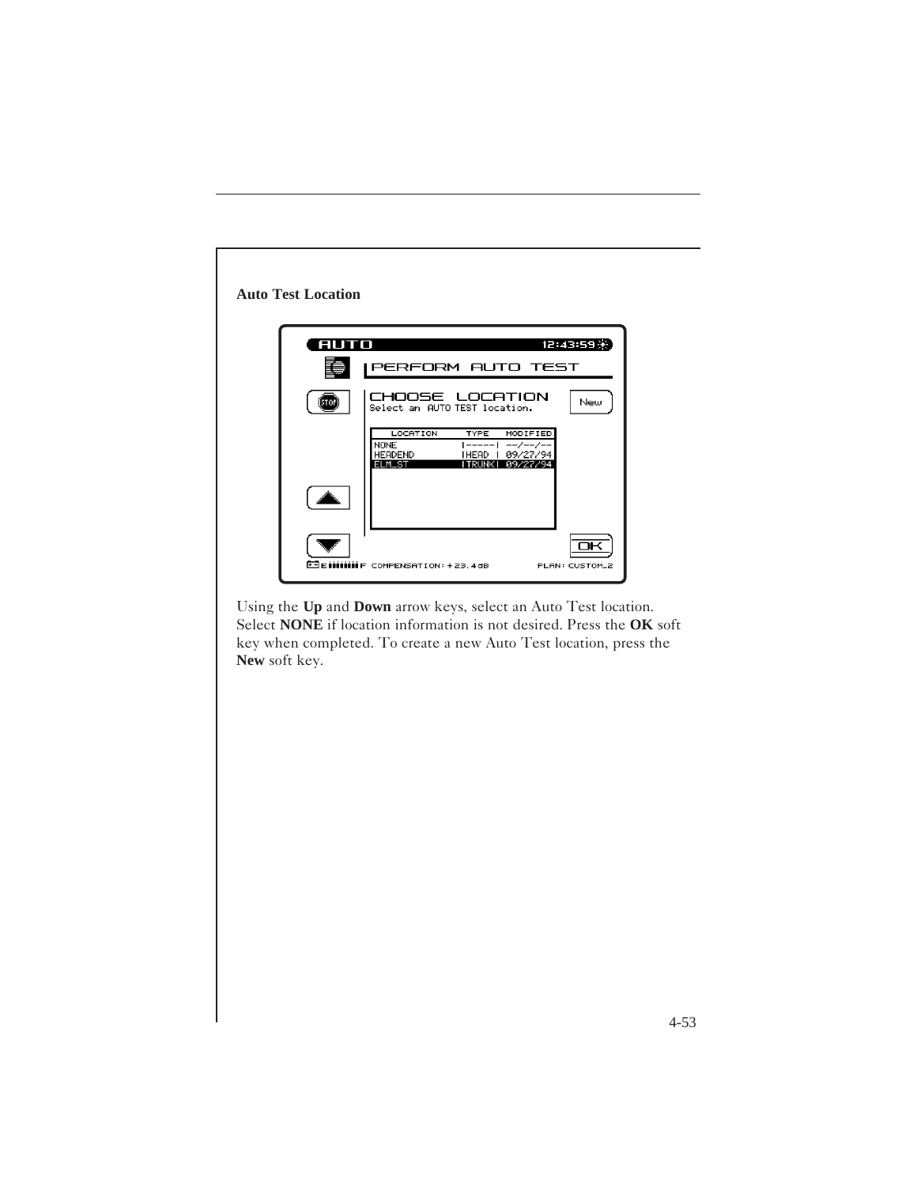**Auto Test Location**

Using the **Up** and **Down** arrow keys, select an Auto Test location. Select **NONE** if location information is not desired. Press the **OK** soft key when completed. To create a new Auto Test location, press the **New** soft key.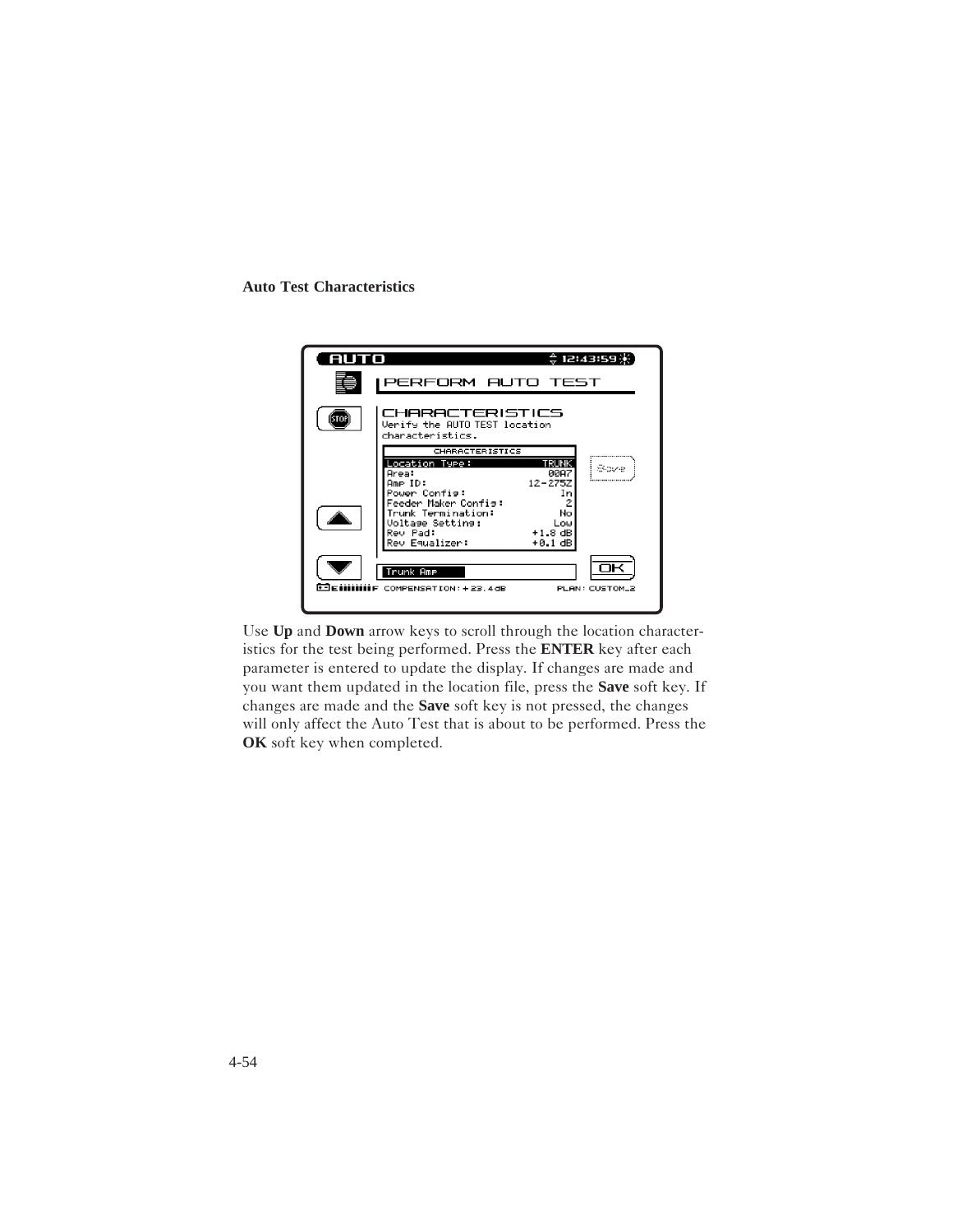**Auto Test Characteristics**

Use **Up** and **Down** arrow keys to scroll through the location characteristics for the test being performed. Press the **ENTER** key after each parameter is entered to update the display. If changes are made and you want them updated in the location file, press the **Save** soft key. If changes are made and the **Save** soft key is not pressed, the changes will only affect the Auto Test that is about to be performed. Press the **OK** soft key when completed.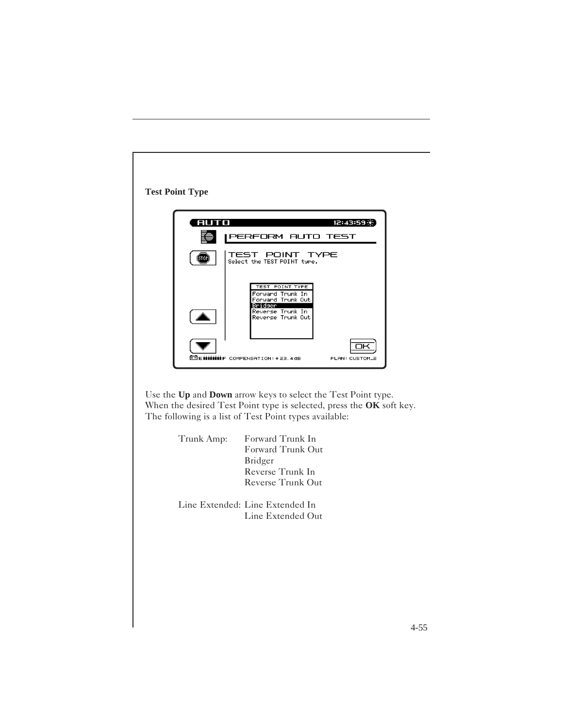**Test Point Type**

Use the **Up** and **Down** arrow keys to select the Test Point type. When the desired Test Point type is selected, press the **OK** soft key. The following is a list of Test Point types available:

| | |
|---|---|
| Trunk Amp: | Forward Trunk In |
| | Forward Trunk Out |
| | Bridger |
| | Reverse Trunk In |
| | Reverse Trunk Out |
| Line Extended: | Line Extended In |
| | Line Extended Out |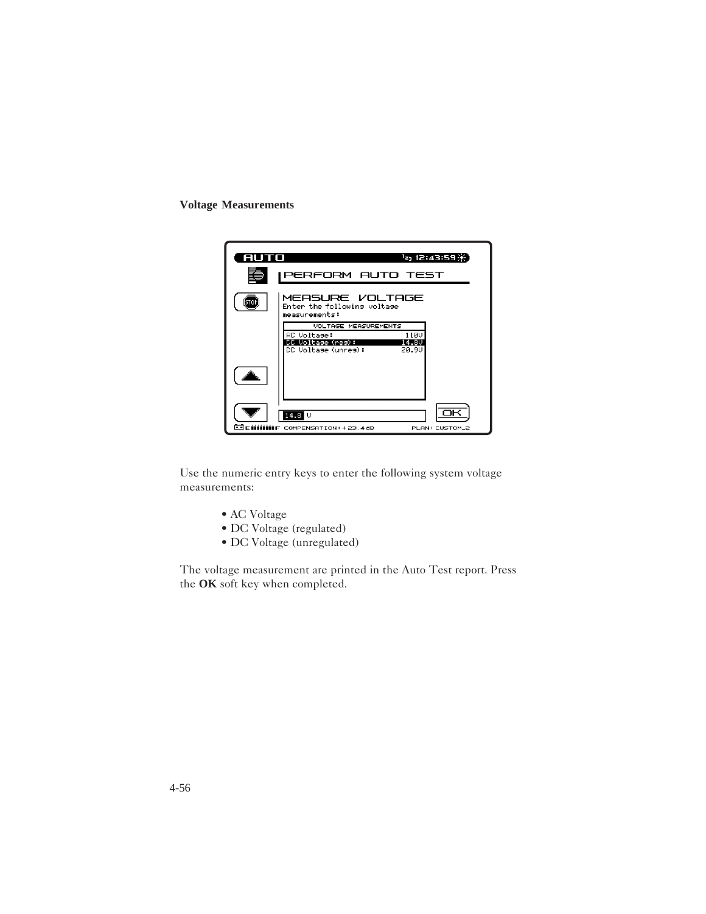**Voltage Measurements**

Use the numeric entry keys to enter the following system voltage measurements:

- AC Voltage
- DC Voltage (regulated)
- DC Voltage (unregulated)

The voltage measurement are printed in the Auto Test report. Press the **OK** soft key when completed.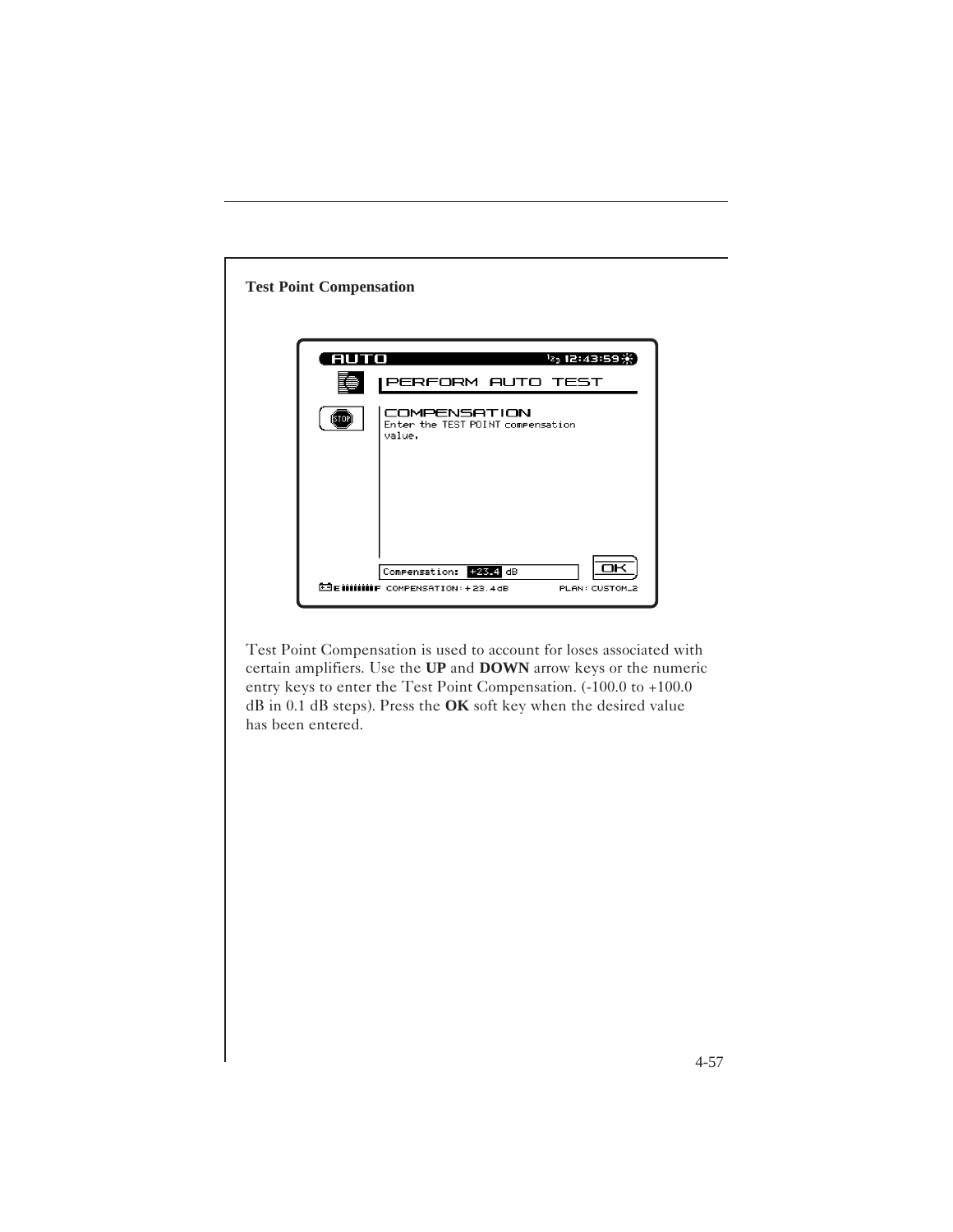**Test Point Compensation**

Test Point Compensation is used to account for loses associated with certain amplifiers. Use the **UP** and **DOWN** arrow keys or the numeric entry keys to enter the Test Point Compensation. (-100.0 to +100.0 dB in 0.1 dB steps). Press the **OK** soft key when the desired value has been entered.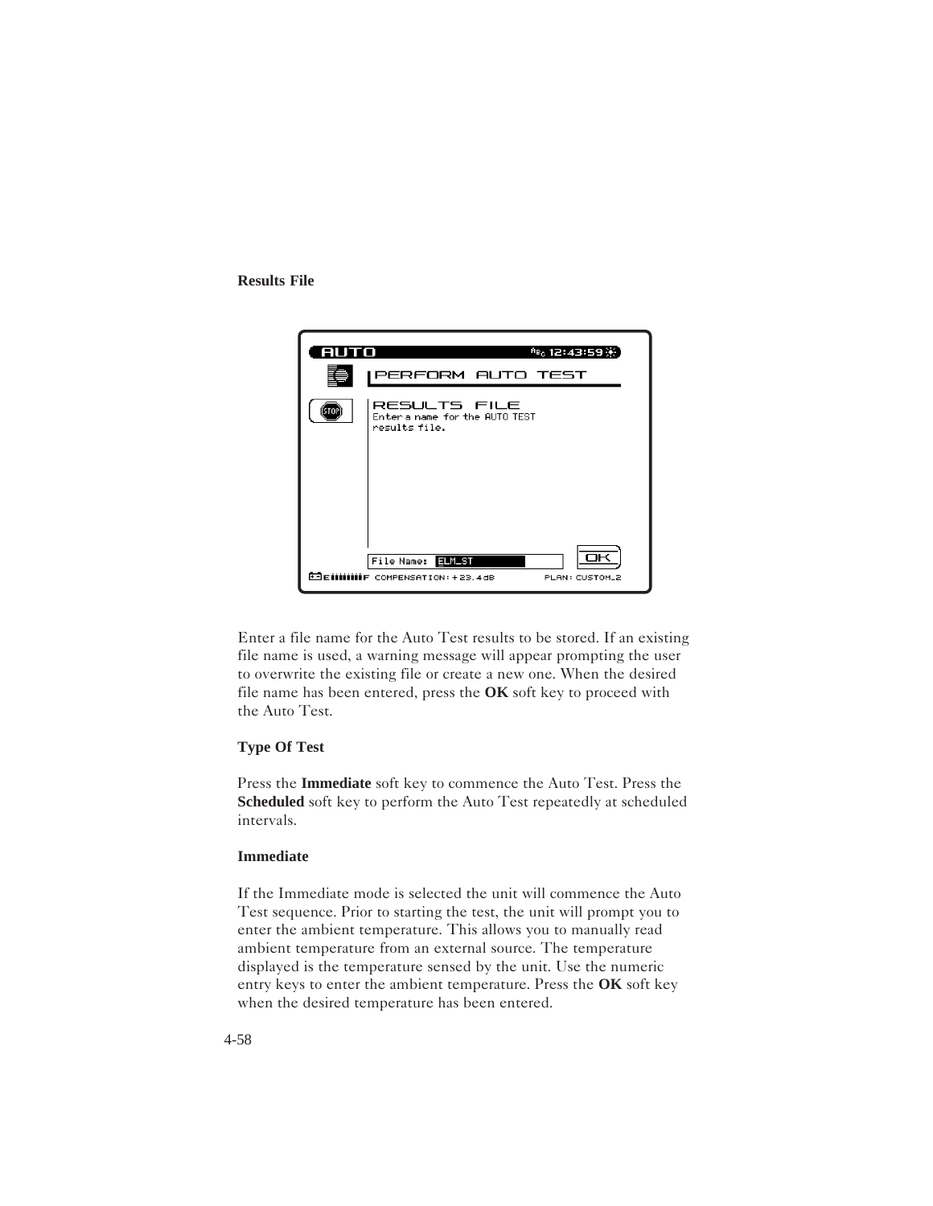### Results File

Enter a file name for the Auto Test results to be stored. If an existing file name is used, a warning message will appear prompting the user to overwrite the existing file or create a new one. When the desired file name has been entered, press the **OK** soft key to proceed with the Auto Test.

### Type Of Test

Press the **Immediate** soft key to commence the Auto Test. Press the **Scheduled** soft key to perform the Auto Test repeatedly at scheduled intervals.

### Immediate

If the Immediate mode is selected the unit will commence the Auto Test sequence. Prior to starting the test, the unit will prompt you to enter the ambient temperature. This allows you to manually read ambient temperature from an external source. The temperature displayed is the temperature sensed by the unit. Use the numeric entry keys to enter the ambient temperature. Press the **OK** soft key when the desired temperature has been entered.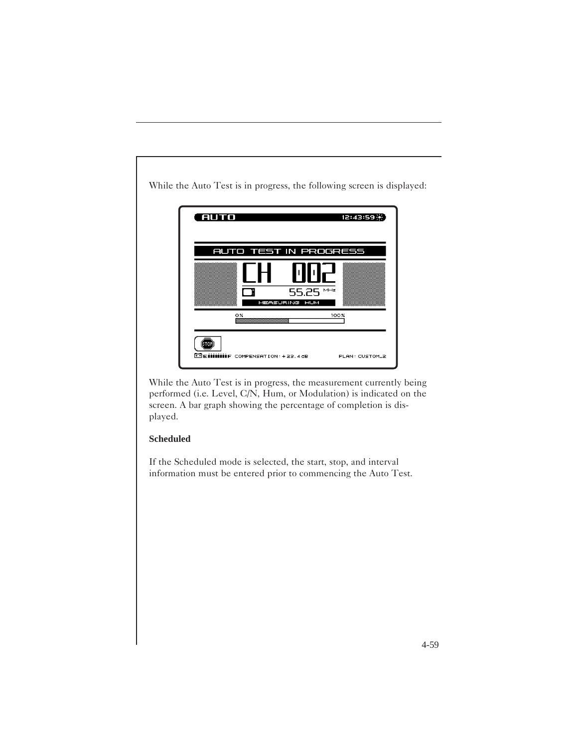While the Auto Test is in progress, the following screen is displayed:

While the Auto Test is in progress, the measurement currently being performed (i.e. Level, C/N, Hum, or Modulation) is indicated on the screen. A bar graph showing the percentage of completion is displayed.

**Scheduled**

If the Scheduled mode is selected, the start, stop, and interval information must be entered prior to commencing the Auto Test.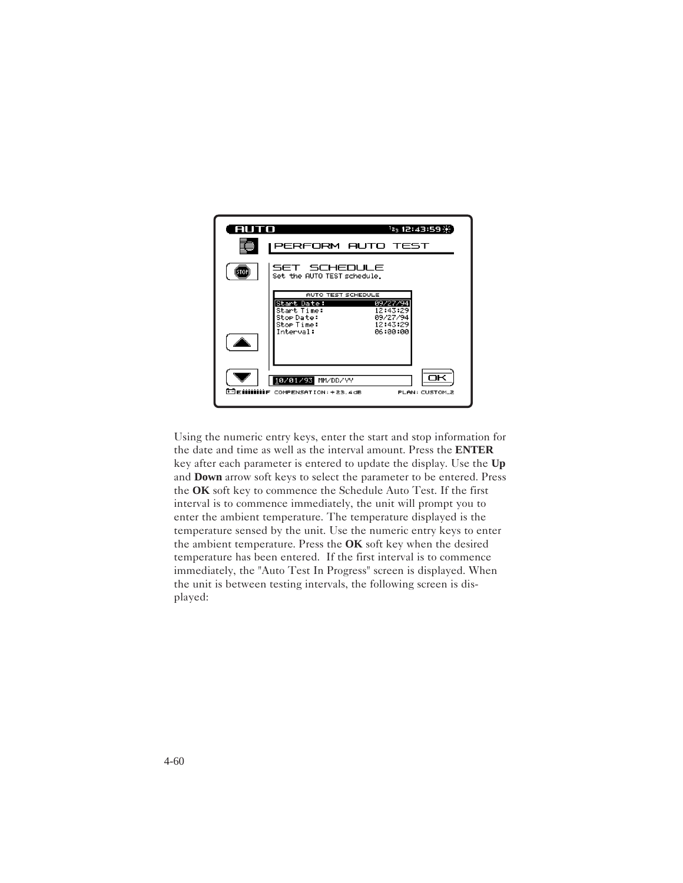Using the numeric entry keys, enter the start and stop information for the date and time as well as the interval amount. Press the **ENTER** key after each parameter is entered to update the display. Use the **Up** and **Down** arrow soft keys to select the parameter to be entered. Press the **OK** soft key to commence the Schedule Auto Test. If the first interval is to commence immediately, the unit will prompt you to enter the ambient temperature. The temperature displayed is the temperature sensed by the unit. Use the numeric entry keys to enter the ambient temperature. Press the **OK** soft key when the desired temperature has been entered. If the first interval is to commence immediately, the "Auto Test In Progress" screen is displayed. When the unit is between testing intervals, the following screen is displayed: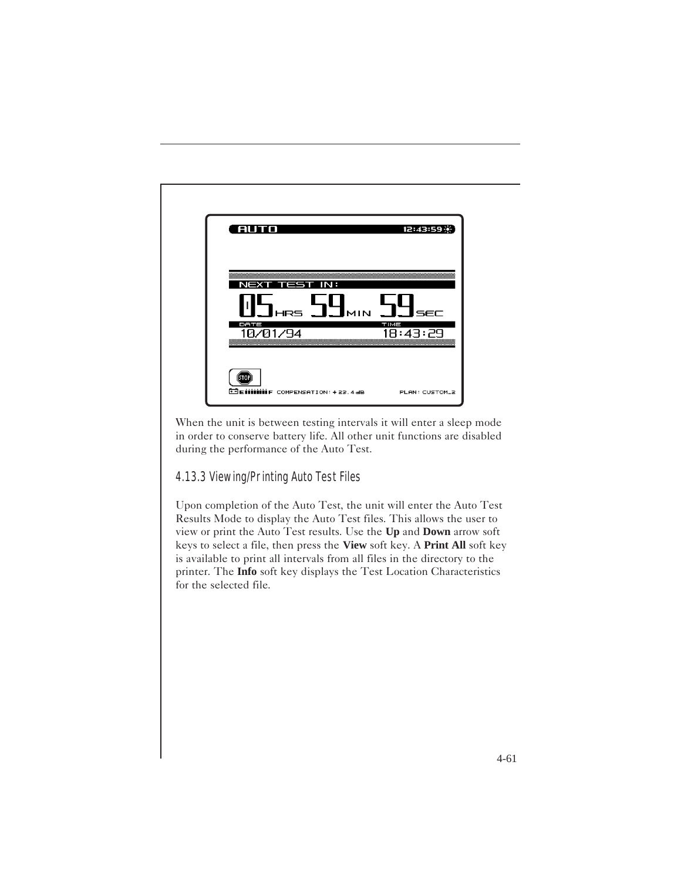AUTO 12:43:59

NEXT TEST IN:

05 HRS 59 MIN 59 SEC

DATE 10/01/94 TIME 18:43:29

STOP

F COMPENSATION: + 22.4 dB PLAN: CUSTOM_2

When the unit is between testing intervals it will enter a sleep mode in order to conserve battery life. All other unit functions are disabled during the performance of the Auto Test.

### 4.13.3 Viewing/Printing Auto Test Files

Upon completion of the Auto Test, the unit will enter the Auto Test Results Mode to display the Auto Test files. This allows the user to view or print the Auto Test results. Use the **Up** and **Down** arrow soft keys to select a file, then press the **View** soft key. A **Print All** soft key is available to print all intervals from all files in the directory to the printer. The **Info** soft key displays the Test Location Characteristics for the selected file.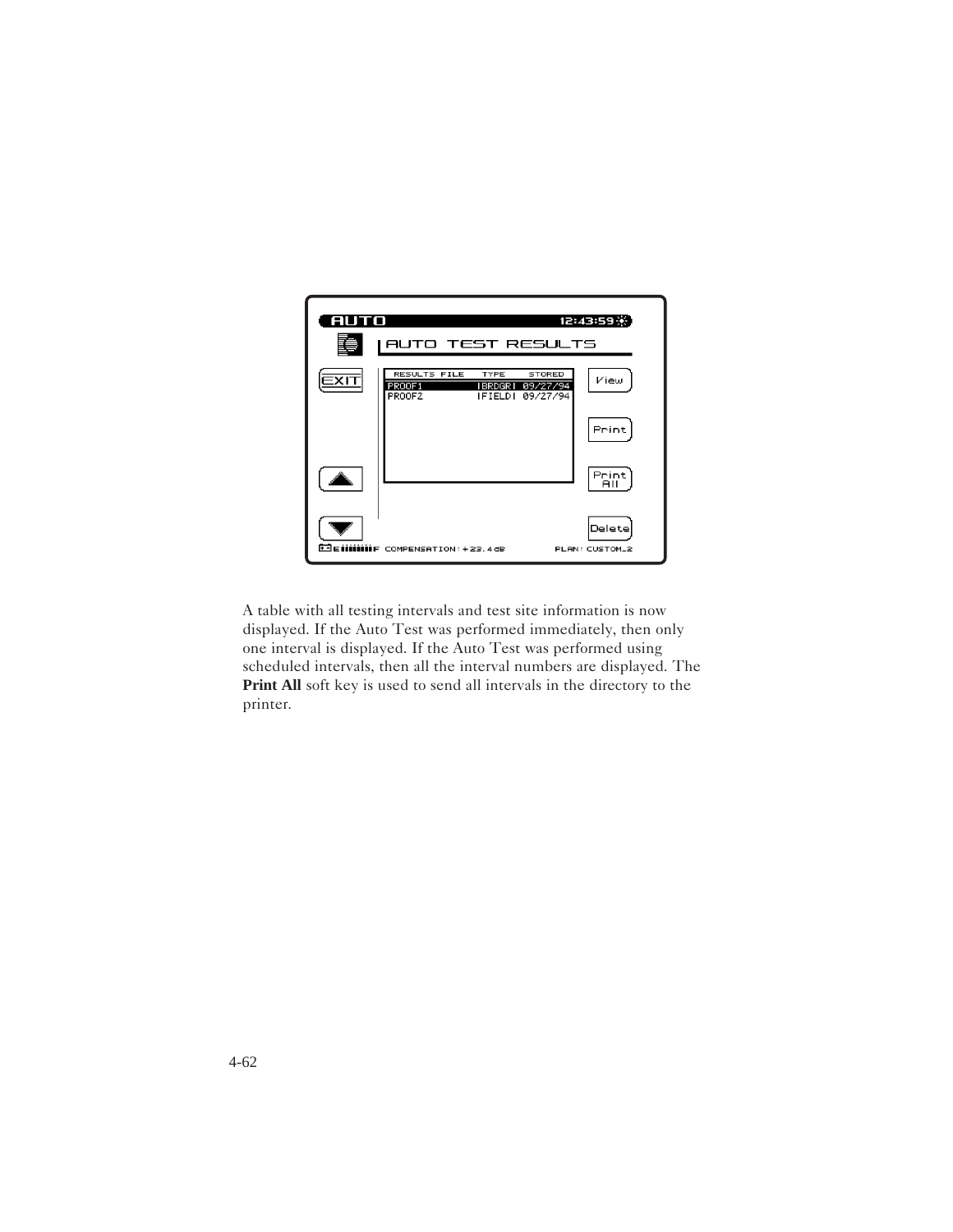A table with all testing intervals and test site information is now displayed. If the Auto Test was performed immediately, then only one interval is displayed. If the Auto Test was performed using scheduled intervals, then all the interval numbers are displayed. The **Print All** soft key is used to send all intervals in the directory to the printer.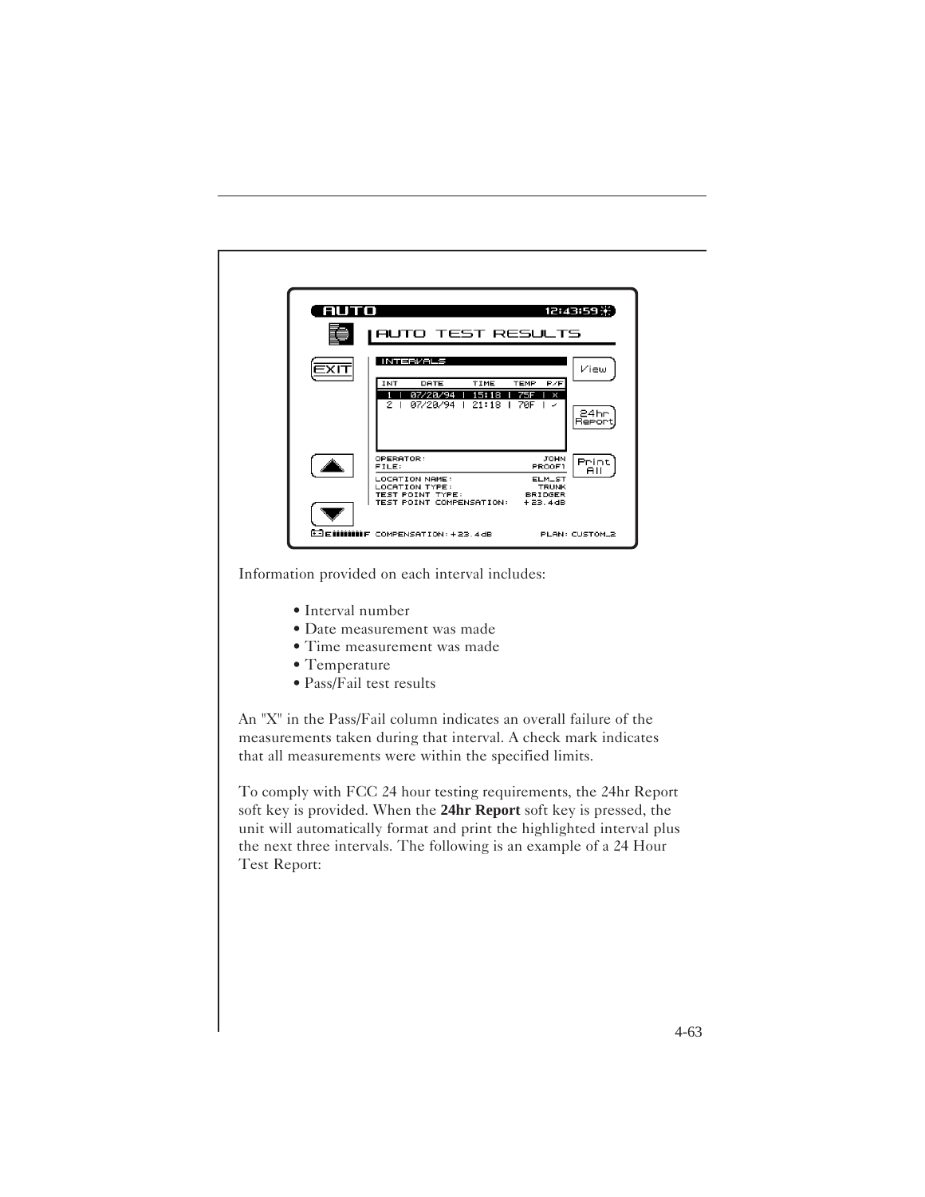Information provided on each interval includes:

- Interval number
- Date measurement was made
- Time measurement was made
- Temperature
- Pass/Fail test results

An "X" in the Pass/Fail column indicates an overall failure of the measurements taken during that interval. A check mark indicates that all measurements were within the specified limits.

To comply with FCC 24 hour testing requirements, the 24hr Report soft key is provided. When the **24hr Report** soft key is pressed, the unit will automatically format and print the highlighted interval plus the next three intervals. The following is an example of a 24 Hour Test Report: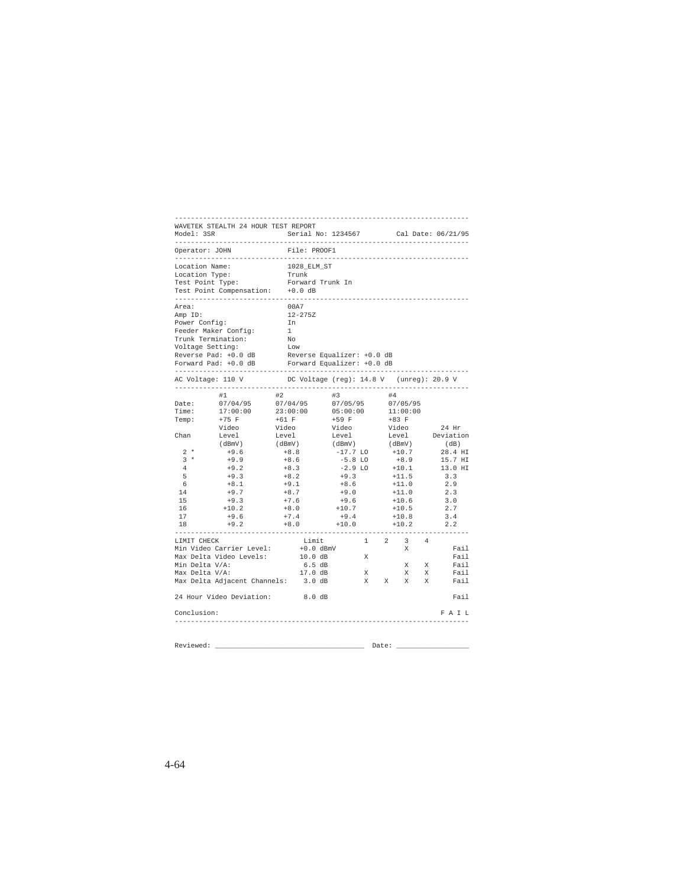```
-----------------------------------------------------------------------
WAVETEK STEALTH 24 HOUR TEST REPORT
Model: 3SR                  Serial No: 1234567        Cal Date: 06/21/95
-----------------------------------------------------------------------
Operator: JOHN              File: PROOF1
-----------------------------------------------------------------------
Location Name:              1028_ELM_ST
Location Type:              Trunk
Test Point Type:            Forward Trunk In
Test Point Compensation:    +0.0 dB
-----------------------------------------------------------------------
Area:                       00A7
Amp ID:                     12-275Z
Power Config:               In
Feeder Maker Config:        1
Trunk Termination:          No
Voltage Setting:            Low
Reverse Pad: +0.0 dB        Reverse Equalizer: +0.0 dB
Forward Pad: +0.0 dB        Forward Equalizer: +0.0 dB
-----------------------------------------------------------------------
AC Voltage: 110 V           DC Voltage (reg): 14.8 V   (unreg): 20.9 V
-----------------------------------------------------------------------
           #1          #2           #3           #4
Date:      07/04/95    07/04/95     07/05/95     07/05/95
Time:      17:00:00    23:00:00     05:00:00     11:00:00
Temp:      +75 F       +61 F        +59 F        +83 F
           Video       Video        Video        Video        24 Hr
Chan       Level       Level        Level        Level      Deviation
           (dBmV)      (dBmV)       (dBmV)       (dBmV)       (dB)
  2 *        +9.6        +8.8        -17.7 LO     +10.7       28.4 HI
  3 *        +9.9        +8.6         -5.8 LO      +8.9       15.7 HI
  4          +9.2        +8.3         -2.9 LO     +10.1       13.0 HI
  5          +9.3        +8.2         +9.3        +11.5        3.3
  6          +8.1        +9.1         +8.6        +11.0        2.9
 14          +9.7        +8.7         +9.0        +11.0        2.3
 15          +9.3        +7.6         +9.6        +10.6        3.0
 16         +10.2        +8.0        +10.7        +10.5        2.7
 17          +9.6        +7.4         +9.4        +10.8        3.4
 18          +9.2        +8.0        +10.0        +10.2        2.2
-----------------------------------------------------------------------
LIMIT CHECK                     Limit        1    2    3    4
Min Video Carrier Level:       +0.0 dBmV               X          Fail
Max Delta Video Levels:        10.0 dB       X                    Fail
Min Delta V/A:                  6.5 dB                 X    X     Fail
Max Delta V/A:                 17.0 dB       X         X    X     Fail
Max Delta Adjacent Channels:    3.0 dB       X    X    X    X     Fail

24 Hour Video Deviation:        8.0 dB                            Fail

Conclusion:                                                    F A I L
-----------------------------------------------------------------------


Reviewed: ____________________________________  Date: _________________
```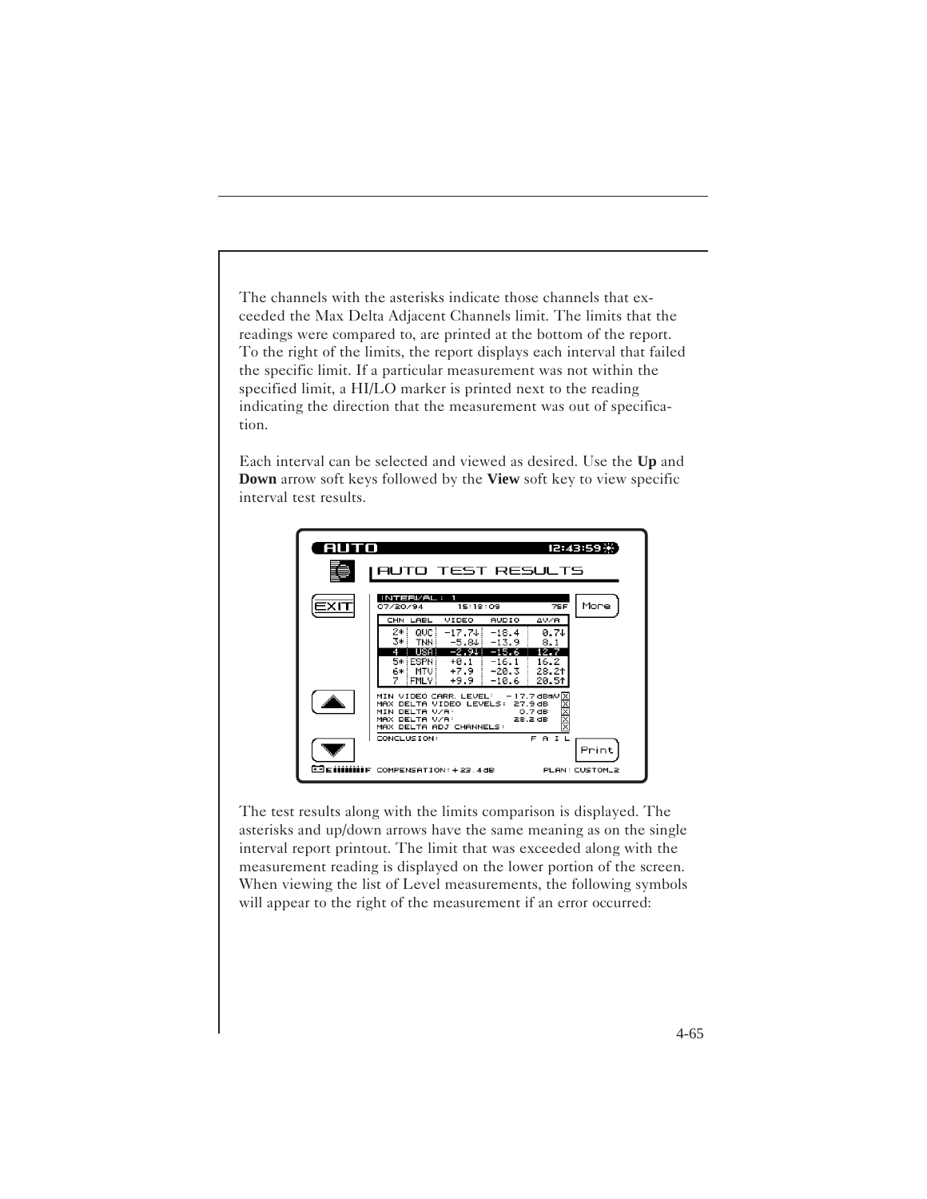The channels with the asterisks indicate those channels that exceeded the Max Delta Adjacent Channels limit. The limits that the readings were compared to, are printed at the bottom of the report. To the right of the limits, the report displays each interval that failed the specific limit. If a particular measurement was not within the specified limit, a HI/LO marker is printed next to the reading indicating the direction that the measurement was out of specification.

Each interval can be selected and viewed as desired. Use the **Up** and **Down** arrow soft keys followed by the **View** soft key to view specific interval test results.

```
AUTO                                        12:43:59
AUTO TEST RESULTS

EXIT    INTERVAL : 1                                More
        07/20/94        15:19:09        75F
        CHN  LABL   VIDEO    AUDIO    ΔV/A
         2*  QVC    -17.7↓   -18.4     0.7↓
         3*  TNN     -5.8↓   -13.9     8.1
         4   USA     -2.9↓   -15.6    12.7
         5*  ESPN    +0.1    -16.1    16.2
         6*  MTV     +7.9    -20.3    28.2↑
         7   FMLY    +9.9    -10.6    20.5↑

        MIN VIDEO CARR. LEVEL:     -17.7dBmV [X]
        MAX DELTA VIDEO LEVELS:    27.9dB    [X]
        MIN DELTA V/A:              0.7dB    [X]
        MAX DELTA V/A:             28.2dB    [X]
        MAX DELTA ADJ CHANNELS:              [X]
        CONCLUSION:                  F A I L
                                                    Print
COMPENSATION:+22.4dB                    PLAN: CUSTOM_2
```

The test results along with the limits comparison is displayed. The asterisks and up/down arrows have the same meaning as on the single interval report printout. The limit that was exceeded along with the measurement reading is displayed on the lower portion of the screen. When viewing the list of Level measurements, the following symbols will appear to the right of the measurement if an error occurred: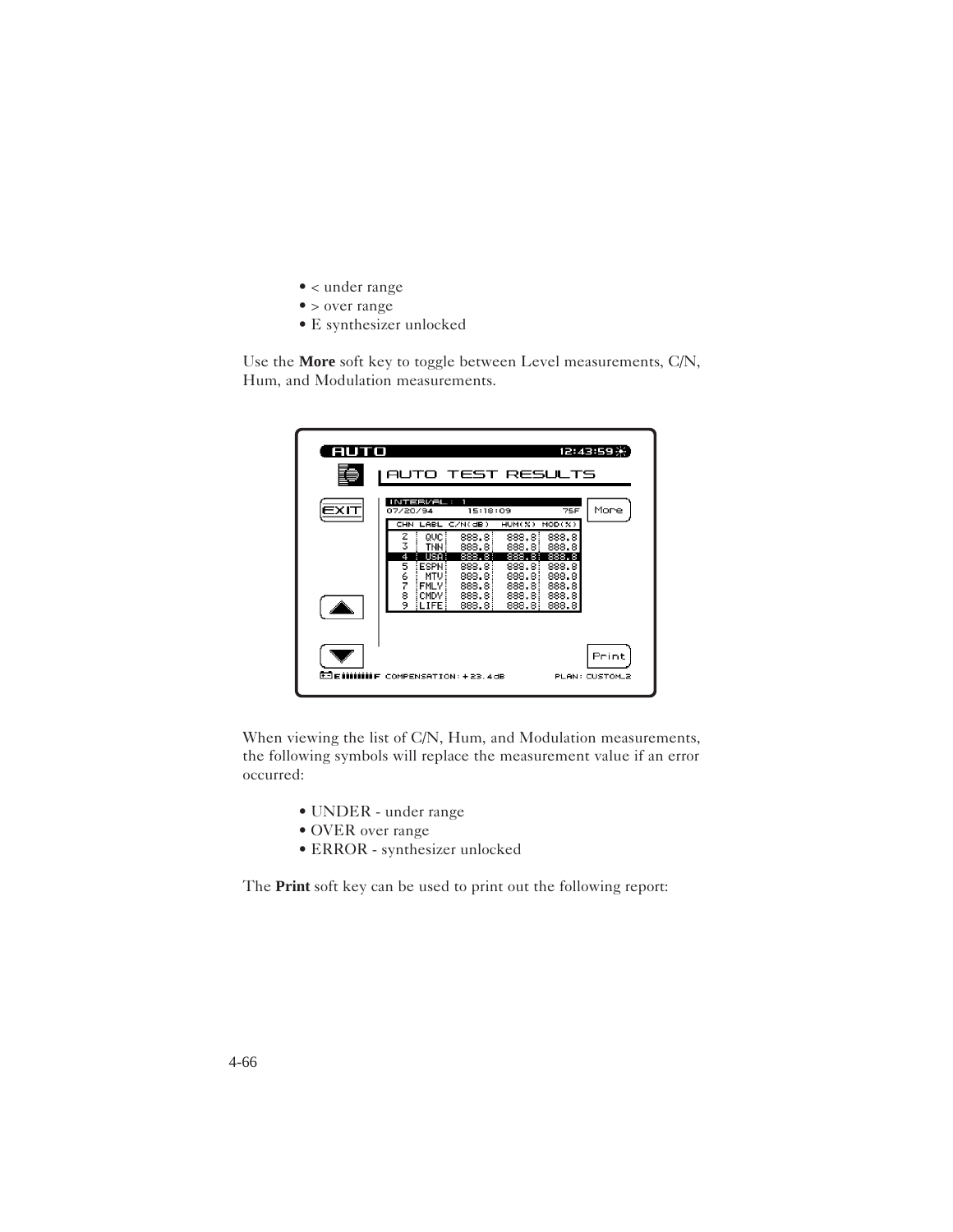- < under range
- > over range
- E synthesizer unlocked

Use the **More** soft key to toggle between Level measurements, C/N, Hum, and Modulation measurements.

When viewing the list of C/N, Hum, and Modulation measurements, the following symbols will replace the measurement value if an error occurred:

- UNDER - under range
- OVER over range
- ERROR - synthesizer unlocked

The **Print** soft key can be used to print out the following report: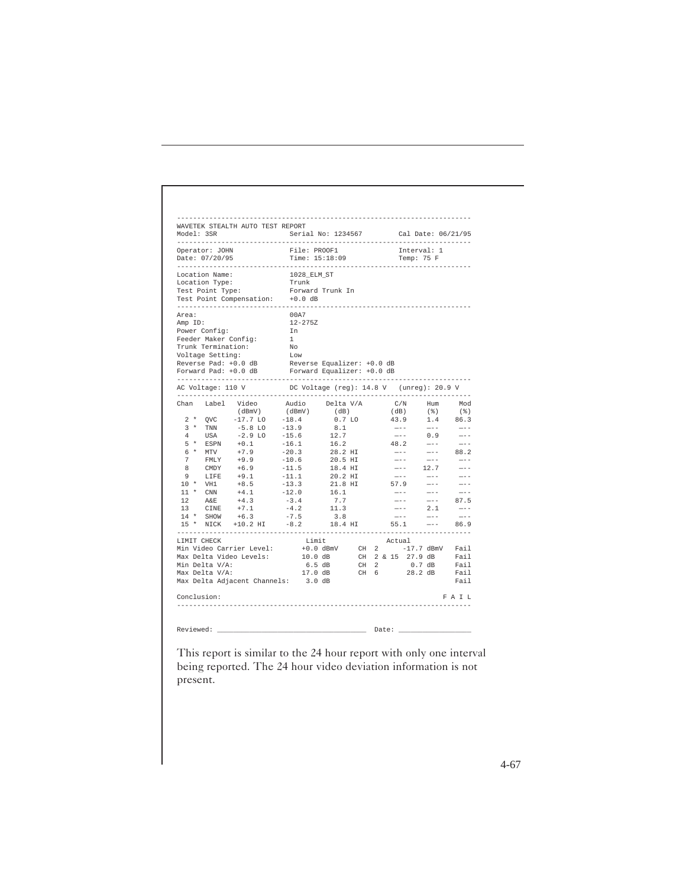```
-----------------------------------------------------------------------
WAVETEK STEALTH AUTO TEST REPORT
Model: 3SR                 Serial No: 1234567         Cal Date: 06/21/95
-----------------------------------------------------------------------
Operator: JOHN             File: PROOF1               Interval: 1
Date: 07/20/95             Time: 15:18:09             Temp: 75 F
-----------------------------------------------------------------------
Location Name:             1028_ELM_ST
Location Type:             Trunk
Test Point Type:           Forward Trunk In
Test Point Compensation:   +0.0 dB
-----------------------------------------------------------------------
Area:                      00A7
Amp ID:                    12-275Z
Power Config:              In
Feeder Maker Config:       1
Trunk Termination:         No
Voltage Setting:           Low
Reverse Pad: +0.0 dB       Reverse Equalizer: +0.0 dB
Forward Pad: +0.0 dB       Forward Equalizer: +0.0 dB
-----------------------------------------------------------------------
AC Voltage: 110 V          DC Voltage (reg): 14.8 V   (unreg): 20.9 V
-----------------------------------------------------------------------
Chan  Label  Video     Audio    Delta V/A      C/N     Hum     Mod
             (dBmV)    (dBmV)   (dB)           (dB)    (%)     (%)
  2 *  QVC   -17.7 LO  -18.4     0.7 LO        43.9    1.4     86.3
  3 *  TNN    -5.8 LO  -13.9     8.1           ---     ---     ---
  4    USA    -2.9 LO  -15.6    12.7           ---     0.9     ---
  5 *  ESPN   +0.1     -16.1    16.2           48.2    ---     ---
  6 *  MTV    +7.9     -20.3    28.2 HI        ---     ---     88.2
  7    FMLY   +9.9     -10.6    20.5 HI        ---     ---     ---
  8    CMDY   +6.9     -11.5    18.4 HI        ---     12.7    ---
  9    LIFE   +9.1     -11.1    20.2 HI        ---     ---     ---
 10 *  VH1    +8.5     -13.3    21.8 HI        57.9    ---     ---
 11 *  CNN    +4.1     -12.0    16.1           ---     ---     ---
 12    A&E    +4.3      -3.4     7.7           ---     ---     87.5
 13    CINE   +7.1      -4.2    11.3           ---     2.1     ---
 14 *  SHOW   +6.3      -7.5     3.8           ---     ---     ---
 15 *  NICK   +10.2 HI  -8.2    18.4 HI        55.1    ---     86.9
-----------------------------------------------------------------------
LIMIT CHECK                    Limit              Actual
Min Video Carrier Level:       +0.0 dBmV    CH  2       -17.7 dBmV   Fail
Max Delta Video Levels:        10.0 dB      CH  2 & 15  27.9 dB      Fail
Min Delta V/A:                  6.5 dB      CH  2        0.7 dB      Fail
Max Delta V/A:                 17.0 dB      CH  6       28.2 dB      Fail
Max Delta Adjacent Channels:    3.0 dB                               Fail

Conclusion:                                                       F A I L
-----------------------------------------------------------------------


Reviewed: ___________________________________  Date: _________________
```

This report is similar to the 24 hour report with only one interval being reported. The 24 hour video deviation information is not present.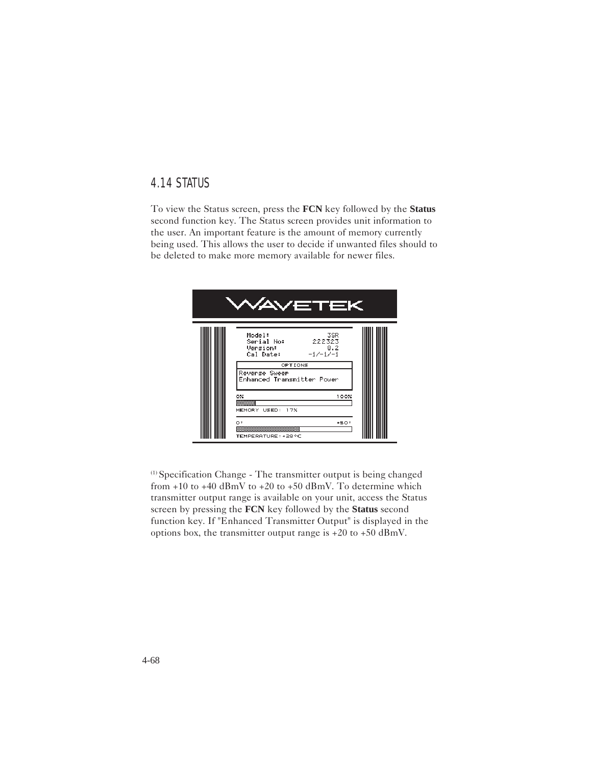## 4.14 STATUS

To view the Status screen, press the **FCN** key followed by the **Status** second function key. The Status screen provides unit information to the user. An important feature is the amount of memory currently being used. This allows the user to decide if unwanted files should to be deleted to make more memory available for newer files.

WAVETEK

Model: 3SR
Serial No: 222323
Version: 8.2
Cal Date: -1/-1/-1

OPTIONS

Reverse Sweep
Enhanced Transmitter Power

0% 100%

MEMORY USED: 17%

0° +50°

TEMPERATURE:+28°C

(1) Specification Change - The transmitter output is being changed from +10 to +40 dBmV to +20 to +50 dBmV. To determine which transmitter output range is available on your unit, access the Status screen by pressing the **FCN** key followed by the **Status** second function key. If "Enhanced Transmitter Output" is displayed in the options box, the transmitter output range is +20 to +50 dBmV.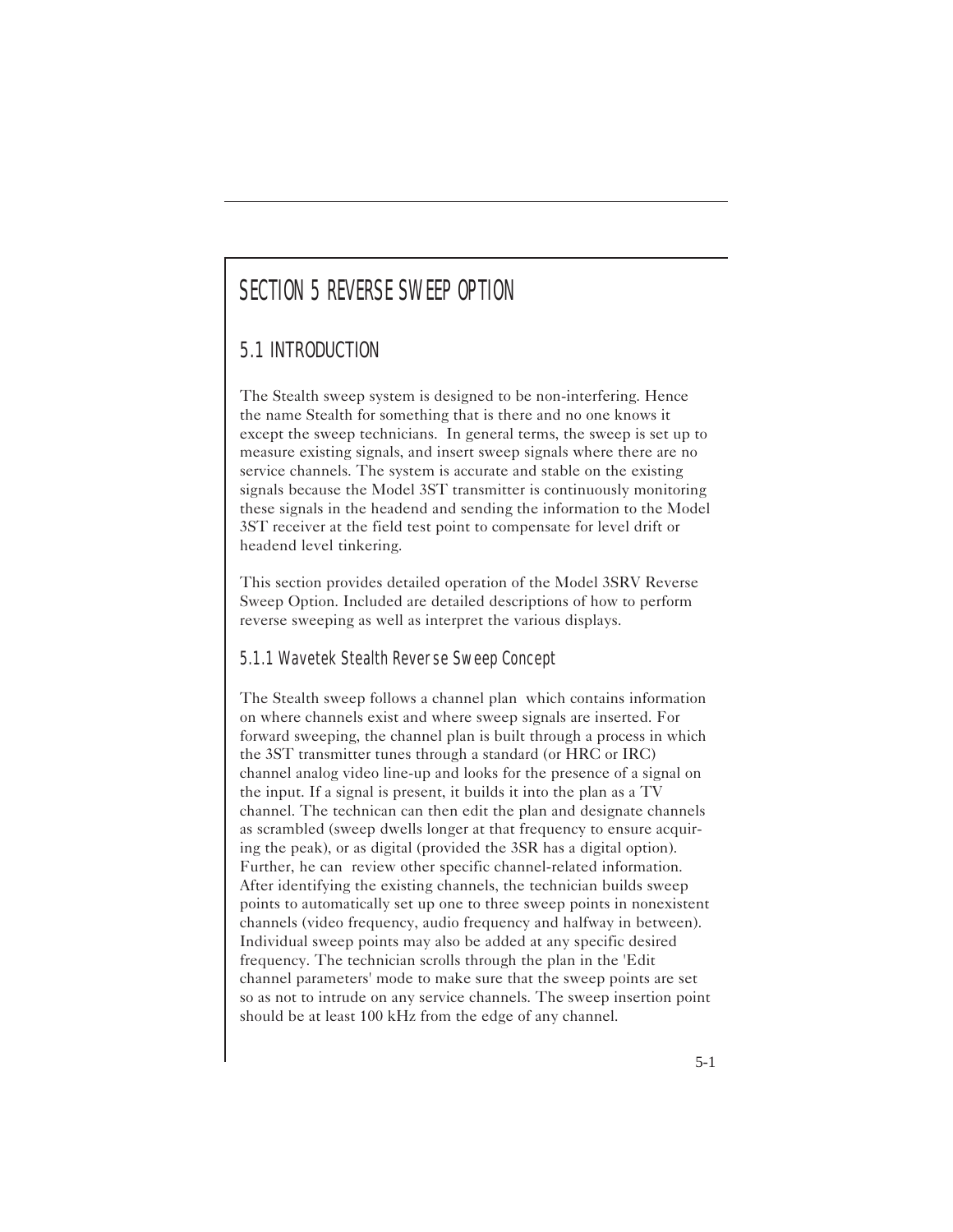# SECTION 5 REVERSE SWEEP OPTION

## 5.1 INTRODUCTION

The Stealth sweep system is designed to be non-interfering. Hence the name Stealth for something that is there and no one knows it except the sweep technicians.  In general terms, the sweep is set up to measure existing signals, and insert sweep signals where there are no service channels. The system is accurate and stable on the existing signals because the Model 3ST transmitter is continuously monitoring these signals in the headend and sending the information to the Model 3ST receiver at the field test point to compensate for level drift or headend level tinkering.

This section provides detailed operation of the Model 3SRV Reverse Sweep Option. Included are detailed descriptions of how to perform reverse sweeping as well as interpret the various displays.

### 5.1.1 Wavetek Stealth Reverse Sweep Concept

The Stealth sweep follows a channel plan  which contains information on where channels exist and where sweep signals are inserted. For forward sweeping, the channel plan is built through a process in which the 3ST transmitter tunes through a standard (or HRC or IRC) channel analog video line-up and looks for the presence of a signal on the input. If a signal is present, it builds it into the plan as a TV channel. The technican can then edit the plan and designate channels as scrambled (sweep dwells longer at that frequency to ensure acquiring the peak), or as digital (provided the 3SR has a digital option). Further, he can  review other specific channel-related information. After identifying the existing channels, the technician builds sweep points to automatically set up one to three sweep points in nonexistent channels (video frequency, audio frequency and halfway in between). Individual sweep points may also be added at any specific desired frequency. The technician scrolls through the plan in the 'Edit channel parameters' mode to make sure that the sweep points are set so as not to intrude on any service channels. The sweep insertion point should be at least 100 kHz from the edge of any channel.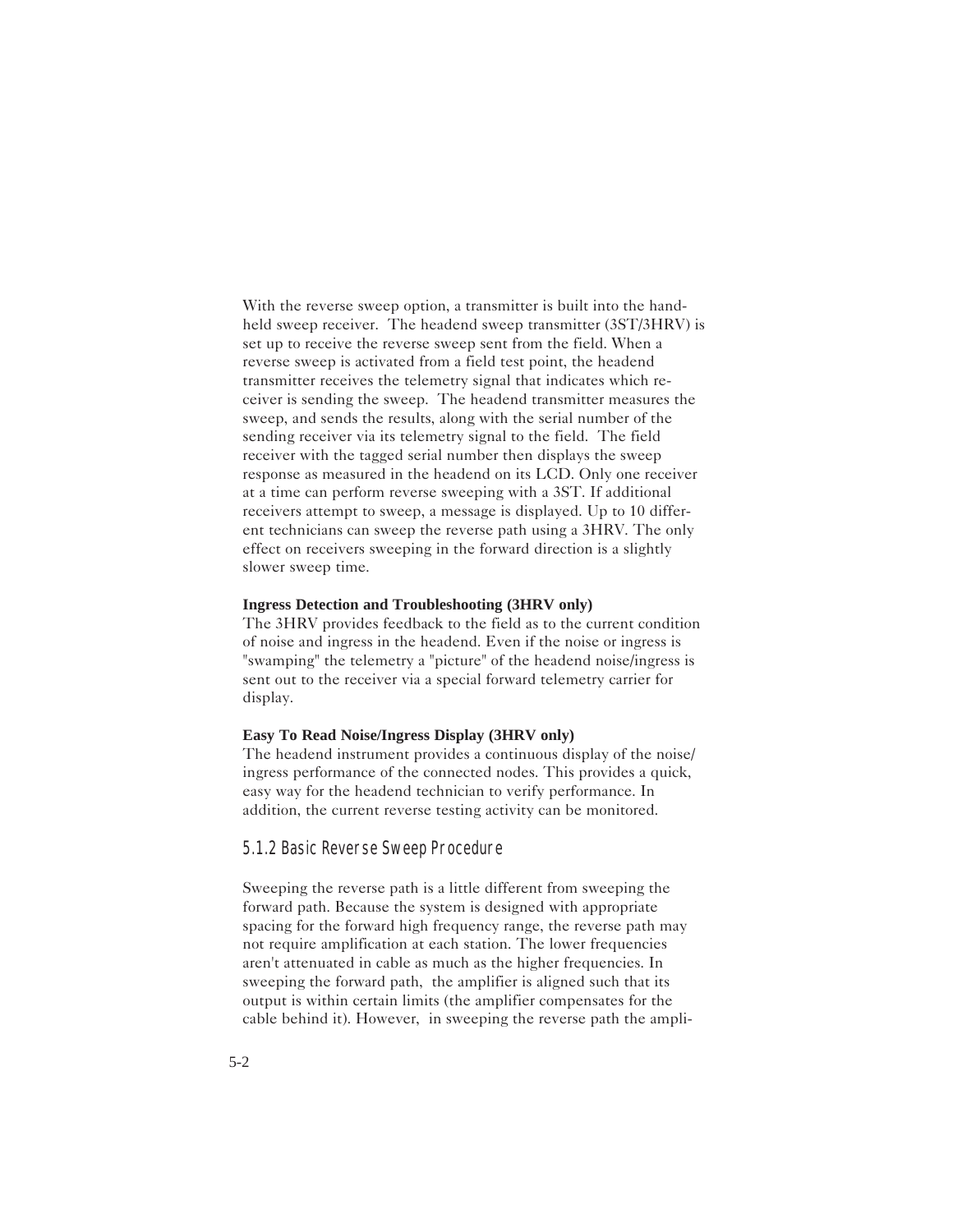With the reverse sweep option, a transmitter is built into the handheld sweep receiver. The headend sweep transmitter (3ST/3HRV) is set up to receive the reverse sweep sent from the field. When a reverse sweep is activated from a field test point, the headend transmitter receives the telemetry signal that indicates which receiver is sending the sweep. The headend transmitter measures the sweep, and sends the results, along with the serial number of the sending receiver via its telemetry signal to the field. The field receiver with the tagged serial number then displays the sweep response as measured in the headend on its LCD. Only one receiver at a time can perform reverse sweeping with a 3ST. If additional receivers attempt to sweep, a message is displayed. Up to 10 different technicians can sweep the reverse path using a 3HRV. The only effect on receivers sweeping in the forward direction is a slightly slower sweep time.

**Ingress Detection and Troubleshooting (3HRV only)**
The 3HRV provides feedback to the field as to the current condition of noise and ingress in the headend. Even if the noise or ingress is "swamping" the telemetry a "picture" of the headend noise/ingress is sent out to the receiver via a special forward telemetry carrier for display.

**Easy To Read Noise/Ingress Display (3HRV only)**
The headend instrument provides a continuous display of the noise/ingress performance of the connected nodes. This provides a quick, easy way for the headend technician to verify performance. In addition, the current reverse testing activity can be monitored.

### 5.1.2 Basic Reverse Sweep Procedure

Sweeping the reverse path is a little different from sweeping the forward path. Because the system is designed with appropriate spacing for the forward high frequency range, the reverse path may not require amplification at each station. The lower frequencies aren't attenuated in cable as much as the higher frequencies. In sweeping the forward path, the amplifier is aligned such that its output is within certain limits (the amplifier compensates for the cable behind it). However, in sweeping the reverse path the ampli-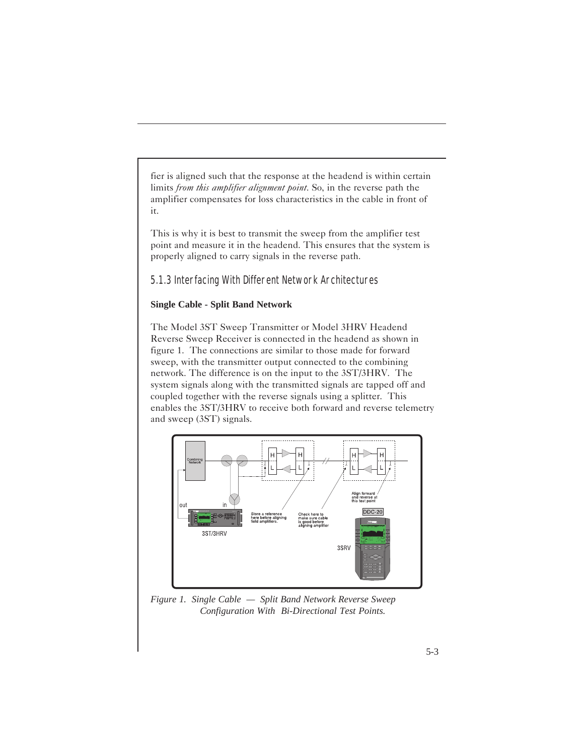fier is aligned such that the response at the headend is within certain limits *from this amplifier alignment point*. So, in the reverse path the amplifier compensates for loss characteristics in the cable in front of it.

This is why it is best to transmit the sweep from the amplifier test point and measure it in the headend. This ensures that the system is properly aligned to carry signals in the reverse path.

### 5.1.3 Interfacing With Different Network Architectures

**Single Cable - Split Band Network**

The Model 3ST Sweep Transmitter or Model 3HRV Headend Reverse Sweep Receiver is connected in the headend as shown in figure 1. The connections are similar to those made for forward sweep, with the transmitter output connected to the combining network. The difference is on the input to the 3ST/3HRV. The system signals along with the transmitted signals are tapped off and coupled together with the reverse signals using a splitter. This enables the 3ST/3HRV to receive both forward and reverse telemetry and sweep (3ST) signals.

*Figure 1. Single Cable — Split Band Network Reverse Sweep Configuration With Bi-Directional Test Points.*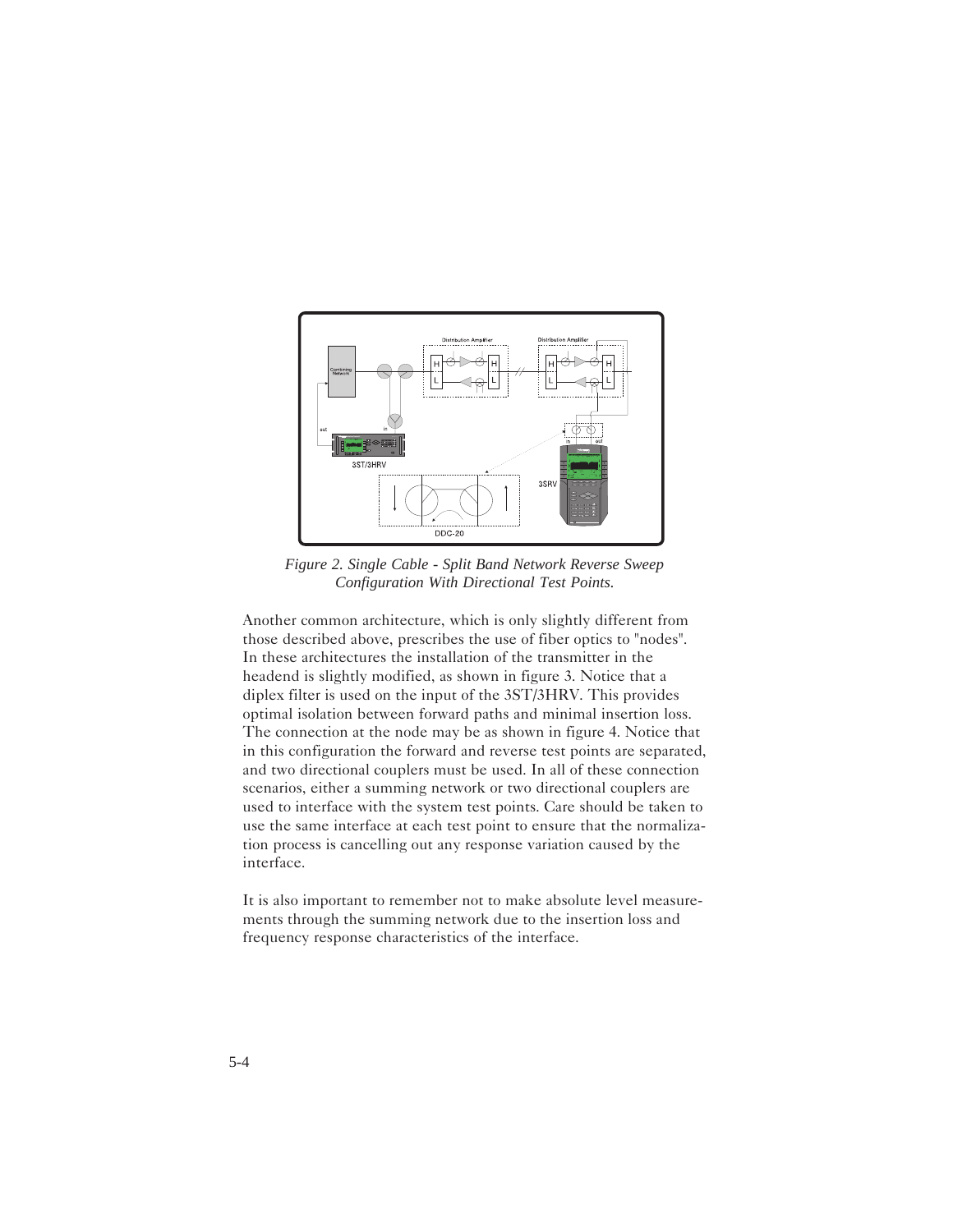*Figure 2. Single Cable - Split Band Network Reverse Sweep Configuration With Directional Test Points.*

Another common architecture, which is only slightly different from those described above, prescribes the use of fiber optics to "nodes". In these architectures the installation of the transmitter in the headend is slightly modified, as shown in figure 3. Notice that a diplex filter is used on the input of the 3ST/3HRV. This provides optimal isolation between forward paths and minimal insertion loss. The connection at the node may be as shown in figure 4. Notice that in this configuration the forward and reverse test points are separated, and two directional couplers must be used. In all of these connection scenarios, either a summing network or two directional couplers are used to interface with the system test points. Care should be taken to use the same interface at each test point to ensure that the normalization process is cancelling out any response variation caused by the interface.

It is also important to remember not to make absolute level measurements through the summing network due to the insertion loss and frequency response characteristics of the interface.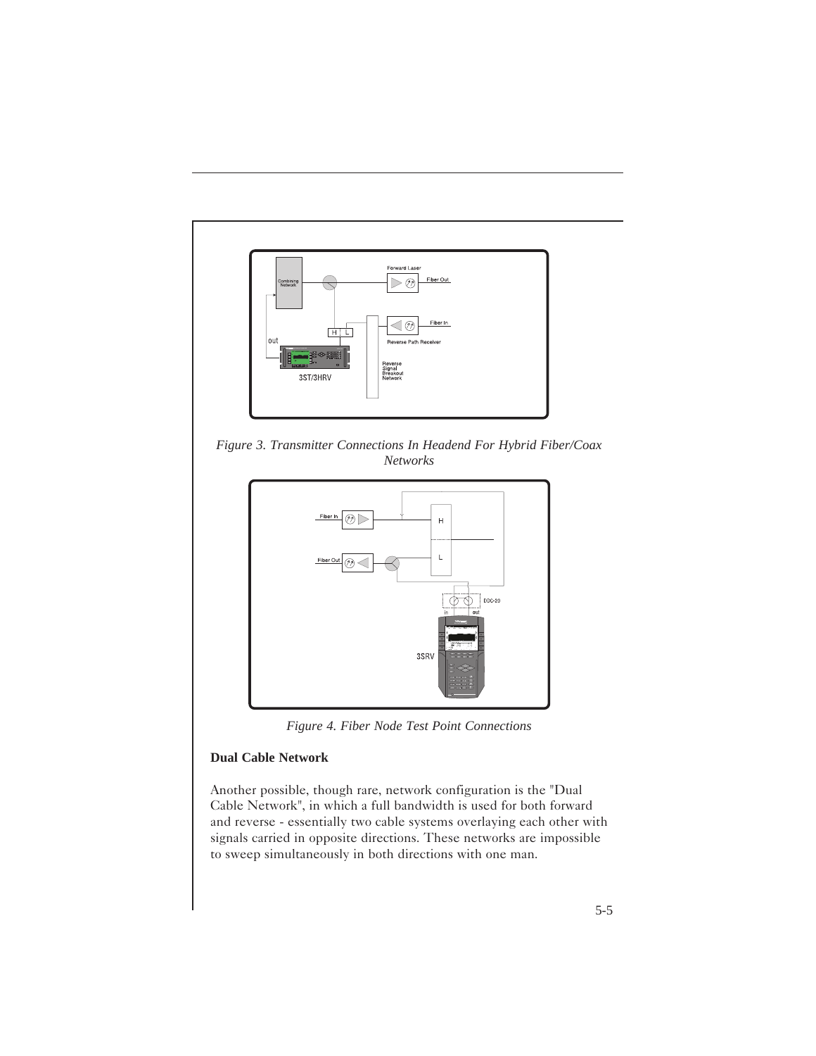*Figure 3. Transmitter Connections In Headend For Hybrid Fiber/Coax Networks*

*Figure 4. Fiber Node Test Point Connections*

**Dual Cable Network**

Another possible, though rare, network configuration is the "Dual Cable Network", in which a full bandwidth is used for both forward and reverse - essentially two cable systems overlaying each other with signals carried in opposite directions. These networks are impossible to sweep simultaneously in both directions with one man.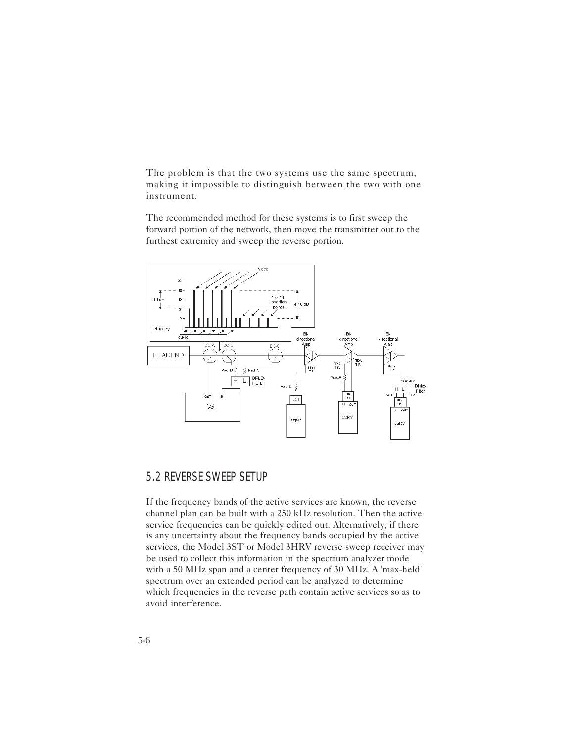The problem is that the two systems use the same spectrum, making it impossible to distinguish between the two with one instrument.

The recommended method for these systems is to first sweep the forward portion of the network, then move the transmitter out to the furthest extremity and sweep the reverse portion.

## 5.2 REVERSE SWEEP SETUP

If the frequency bands of the active services are known, the reverse channel plan can be built with a 250 kHz resolution. Then the active service frequencies can be quickly edited out. Alternatively, if there is any uncertainty about the frequency bands occupied by the active services, the Model 3ST or Model 3HRV reverse sweep receiver may be used to collect this information in the spectrum analyzer mode with a 50 MHz span and a center frequency of 30 MHz. A 'max-held' spectrum over an extended period can be analyzed to determine which frequencies in the reverse path contain active services so as to avoid interference.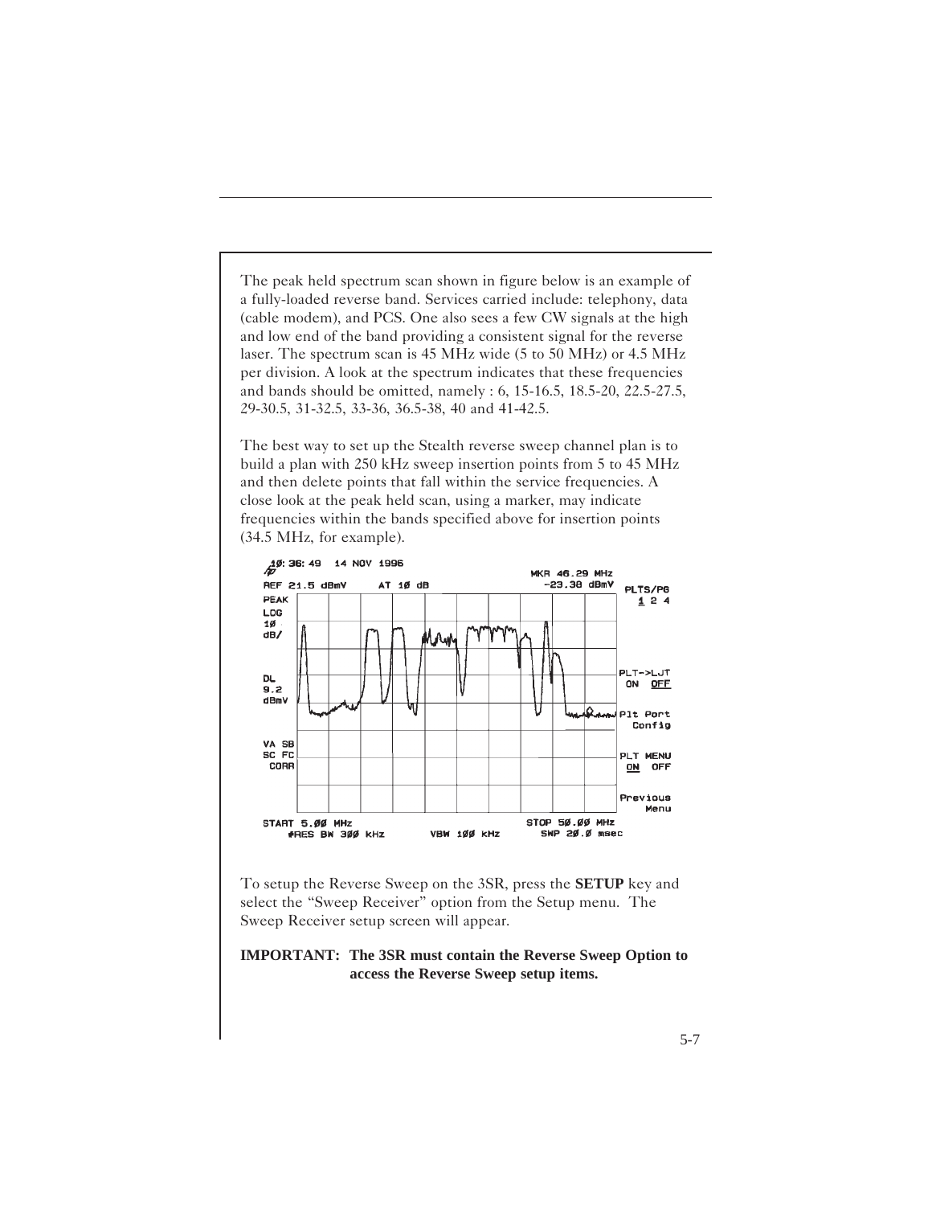The peak held spectrum scan shown in figure below is an example of a fully-loaded reverse band. Services carried include: telephony, data (cable modem), and PCS. One also sees a few CW signals at the high and low end of the band providing a consistent signal for the reverse laser. The spectrum scan is 45 MHz wide (5 to 50 MHz) or 4.5 MHz per division. A look at the spectrum indicates that these frequencies and bands should be omitted, namely : 6, 15-16.5, 18.5-20, 22.5-27.5, 29-30.5, 31-32.5, 33-36, 36.5-38, 40 and 41-42.5.

The best way to set up the Stealth reverse sweep channel plan is to build a plan with 250 kHz sweep insertion points from 5 to 45 MHz and then delete points that fall within the service frequencies. A close look at the peak held scan, using a marker, may indicate frequencies within the bands specified above for insertion points (34.5 MHz, for example).

To setup the Reverse Sweep on the 3SR, press the **SETUP** key and select the "Sweep Receiver" option from the Setup menu. The Sweep Receiver setup screen will appear.

**IMPORTANT: The 3SR must contain the Reverse Sweep Option to access the Reverse Sweep setup items.**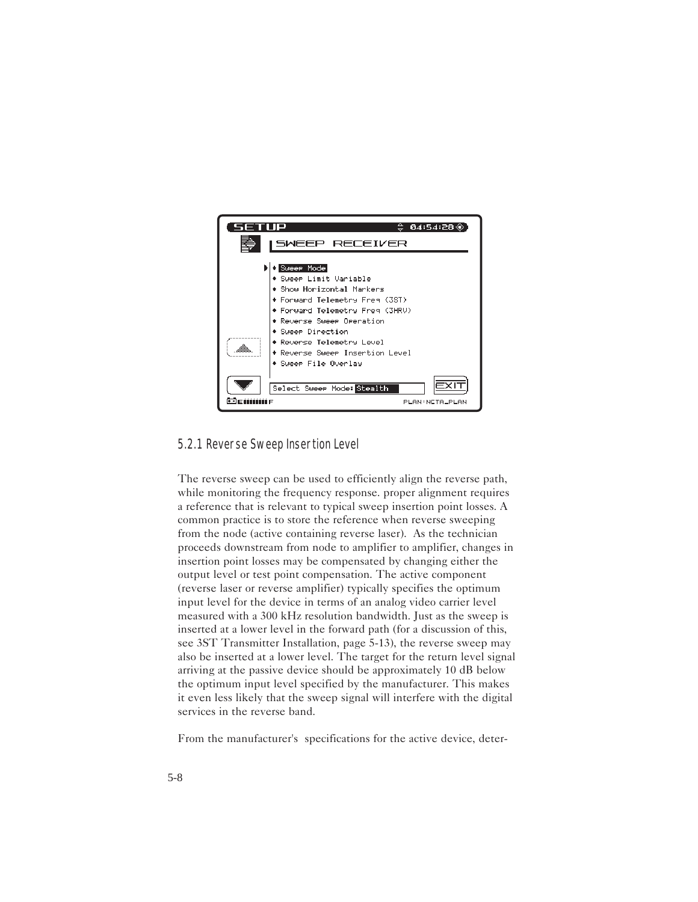## 5.2.1 Reverse Sweep Insertion Level

The reverse sweep can be used to efficiently align the reverse path, while monitoring the frequency response. proper alignment requires a reference that is relevant to typical sweep insertion point losses. A common practice is to store the reference when reverse sweeping from the node (active containing reverse laser). As the technician proceeds downstream from node to amplifier to amplifier, changes in insertion point losses may be compensated by changing either the output level or test point compensation. The active component (reverse laser or reverse amplifier) typically specifies the optimum input level for the device in terms of an analog video carrier level measured with a 300 kHz resolution bandwidth. Just as the sweep is inserted at a lower level in the forward path (for a discussion of this, see 3ST Transmitter Installation, page 5-13), the reverse sweep may also be inserted at a lower level. The target for the return level signal arriving at the passive device should be approximately 10 dB below the optimum input level specified by the manufacturer. This makes it even less likely that the sweep signal will interfere with the digital services in the reverse band.

From the manufacturer's specifications for the active device, deter-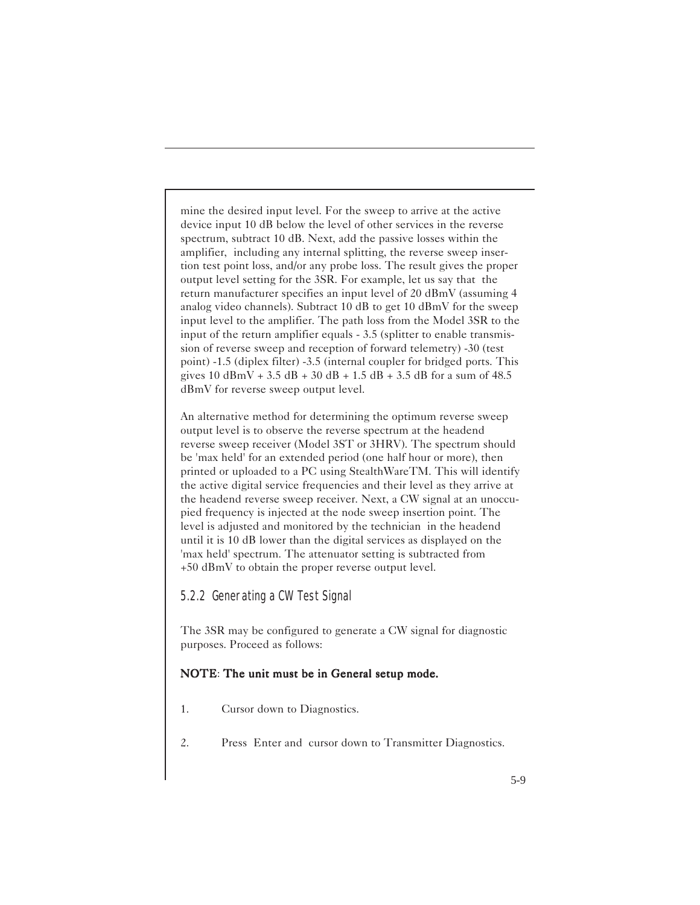mine the desired input level. For the sweep to arrive at the active device input 10 dB below the level of other services in the reverse spectrum, subtract 10 dB. Next, add the passive losses within the amplifier, including any internal splitting, the reverse sweep insertion test point loss, and/or any probe loss. The result gives the proper output level setting for the 3SR. For example, let us say that the return manufacturer specifies an input level of 20 dBmV (assuming 4 analog video channels). Subtract 10 dB to get 10 dBmV for the sweep input level to the amplifier. The path loss from the Model 3SR to the input of the return amplifier equals - 3.5 (splitter to enable transmission of reverse sweep and reception of forward telemetry) -30 (test point) -1.5 (diplex filter) -3.5 (internal coupler for bridged ports. This gives 10 dBmV + 3.5 dB + 30 dB + 1.5 dB + 3.5 dB for a sum of 48.5 dBmV for reverse sweep output level.

An alternative method for determining the optimum reverse sweep output level is to observe the reverse spectrum at the headend reverse sweep receiver (Model 3ST or 3HRV). The spectrum should be 'max held' for an extended period (one half hour or more), then printed or uploaded to a PC using StealthWareTM. This will identify the active digital service frequencies and their level as they arrive at the headend reverse sweep receiver. Next, a CW signal at an unoccupied frequency is injected at the node sweep insertion point. The level is adjusted and monitored by the technician in the headend until it is 10 dB lower than the digital services as displayed on the 'max held' spectrum. The attenuator setting is subtracted from +50 dBmV to obtain the proper reverse output level.

### 5.2.2 Generating a CW Test Signal

The 3SR may be configured to generate a CW signal for diagnostic purposes. Proceed as follows:

**NOTE: The unit must be in General setup mode.**

1. Cursor down to Diagnostics.

2. Press Enter and cursor down to Transmitter Diagnostics.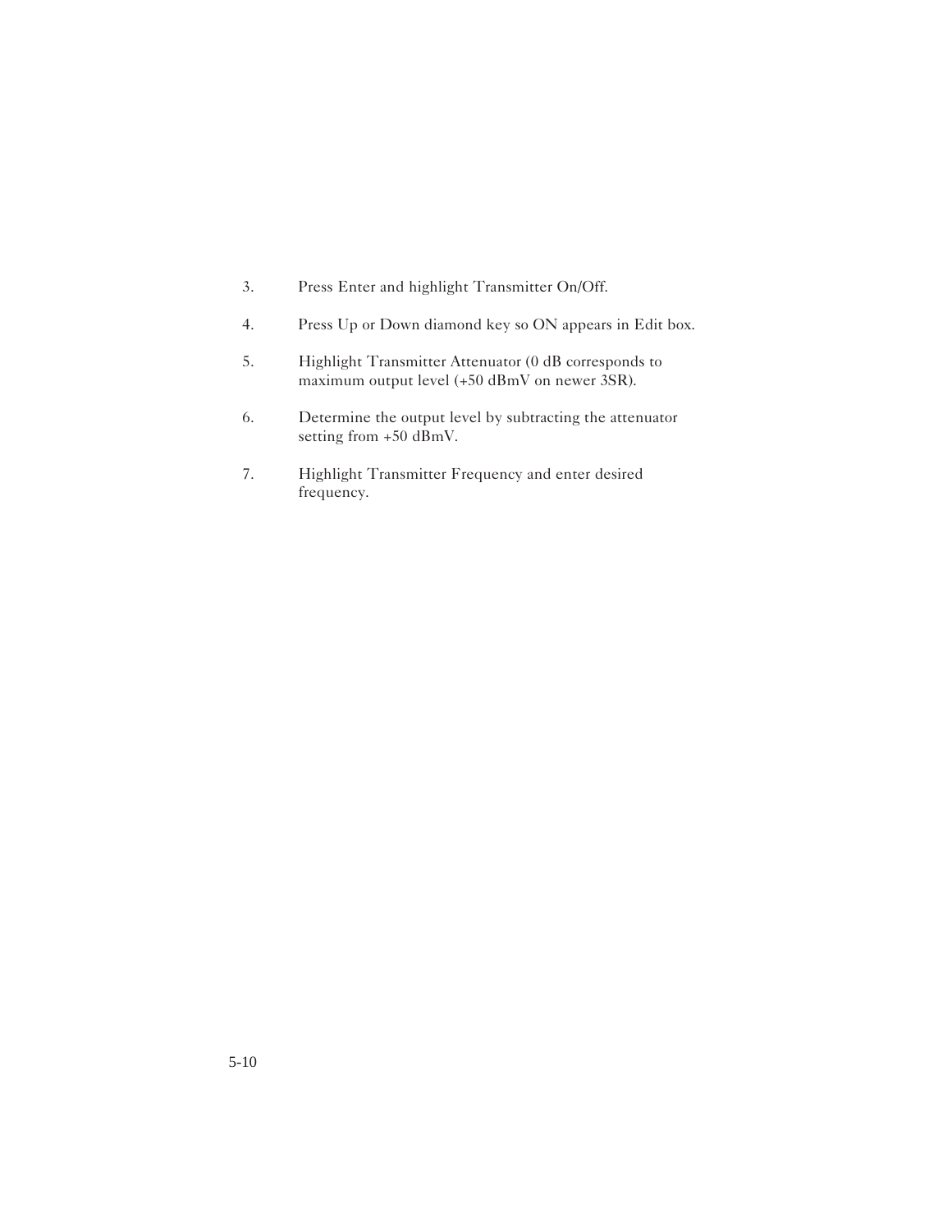3. Press Enter and highlight Transmitter On/Off.

4. Press Up or Down diamond key so ON appears in Edit box.

5. Highlight Transmitter Attenuator (0 dB corresponds to maximum output level (+50 dBmV on newer 3SR).

6. Determine the output level by subtracting the attenuator setting from +50 dBmV.

7. Highlight Transmitter Frequency and enter desired frequency.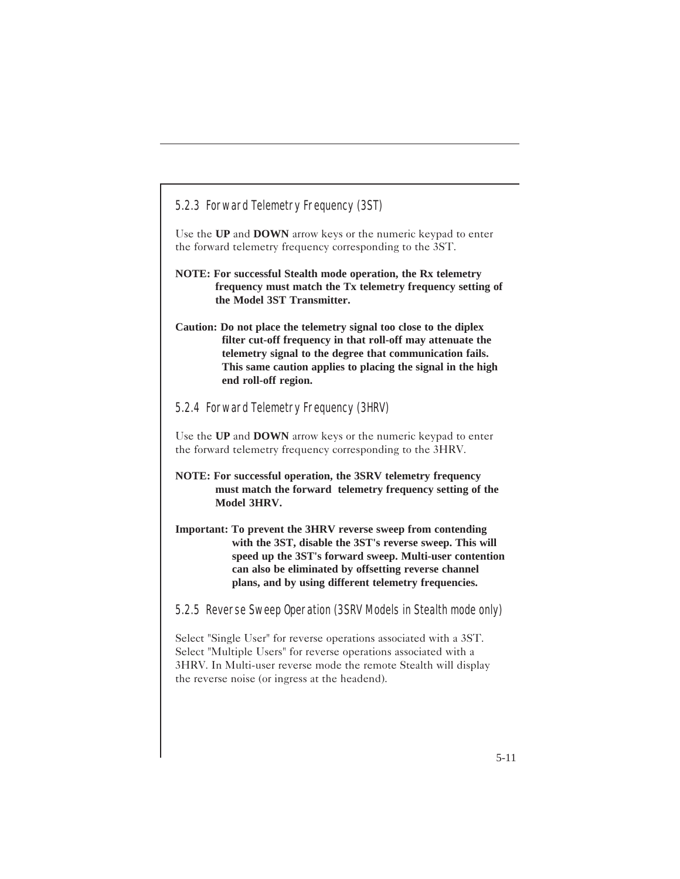### 5.2.3 Forward Telemetry Frequency (3ST)

Use the **UP** and **DOWN** arrow keys or the numeric keypad to enter the forward telemetry frequency corresponding to the 3ST.

**NOTE: For successful Stealth mode operation, the Rx telemetry frequency must match the Tx telemetry frequency setting of the Model 3ST Transmitter.**

**Caution: Do not place the telemetry signal too close to the diplex filter cut-off frequency in that roll-off may attenuate the telemetry signal to the degree that communication fails. This same caution applies to placing the signal in the high end roll-off region.**

### 5.2.4 Forward Telemetry Frequency (3HRV)

Use the **UP** and **DOWN** arrow keys or the numeric keypad to enter the forward telemetry frequency corresponding to the 3HRV.

**NOTE: For successful operation, the 3SRV telemetry frequency must match the forward telemetry frequency setting of the Model 3HRV.**

**Important: To prevent the 3HRV reverse sweep from contending with the 3ST, disable the 3ST's reverse sweep. This will speed up the 3ST's forward sweep. Multi-user contention can also be eliminated by offsetting reverse channel plans, and by using different telemetry frequencies.**

### 5.2.5 Reverse Sweep Operation (3SRV Models in Stealth mode only)

Select "Single User" for reverse operations associated with a 3ST. Select "Multiple Users" for reverse operations associated with a 3HRV. In Multi-user reverse mode the remote Stealth will display the reverse noise (or ingress at the headend).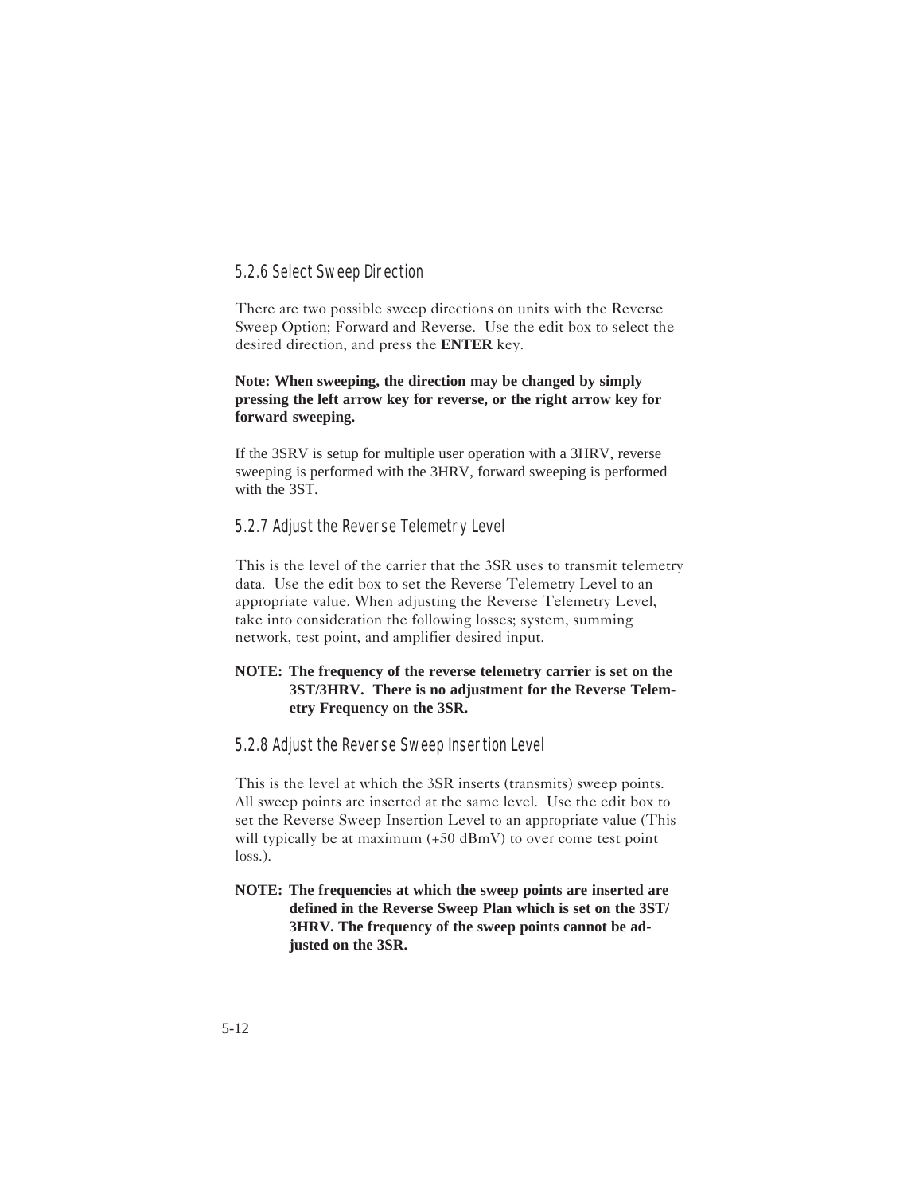### 5.2.6 Select Sweep Direction

There are two possible sweep directions on units with the Reverse Sweep Option; Forward and Reverse. Use the edit box to select the desired direction, and press the **ENTER** key.

**Note: When sweeping, the direction may be changed by simply pressing the left arrow key for reverse, or the right arrow key for forward sweeping.**

If the 3SRV is setup for multiple user operation with a 3HRV, reverse sweeping is performed with the 3HRV, forward sweeping is performed with the 3ST.

### 5.2.7 Adjust the Reverse Telemetry Level

This is the level of the carrier that the 3SR uses to transmit telemetry data. Use the edit box to set the Reverse Telemetry Level to an appropriate value. When adjusting the Reverse Telemetry Level, take into consideration the following losses; system, summing network, test point, and amplifier desired input.

**NOTE: The frequency of the reverse telemetry carrier is set on the 3ST/3HRV. There is no adjustment for the Reverse Telemetry Frequency on the 3SR.**

### 5.2.8 Adjust the Reverse Sweep Insertion Level

This is the level at which the 3SR inserts (transmits) sweep points. All sweep points are inserted at the same level. Use the edit box to set the Reverse Sweep Insertion Level to an appropriate value (This will typically be at maximum (+50 dBmV) to over come test point loss.).

**NOTE: The frequencies at which the sweep points are inserted are defined in the Reverse Sweep Plan which is set on the 3ST/3HRV. The frequency of the sweep points cannot be adjusted on the 3SR.**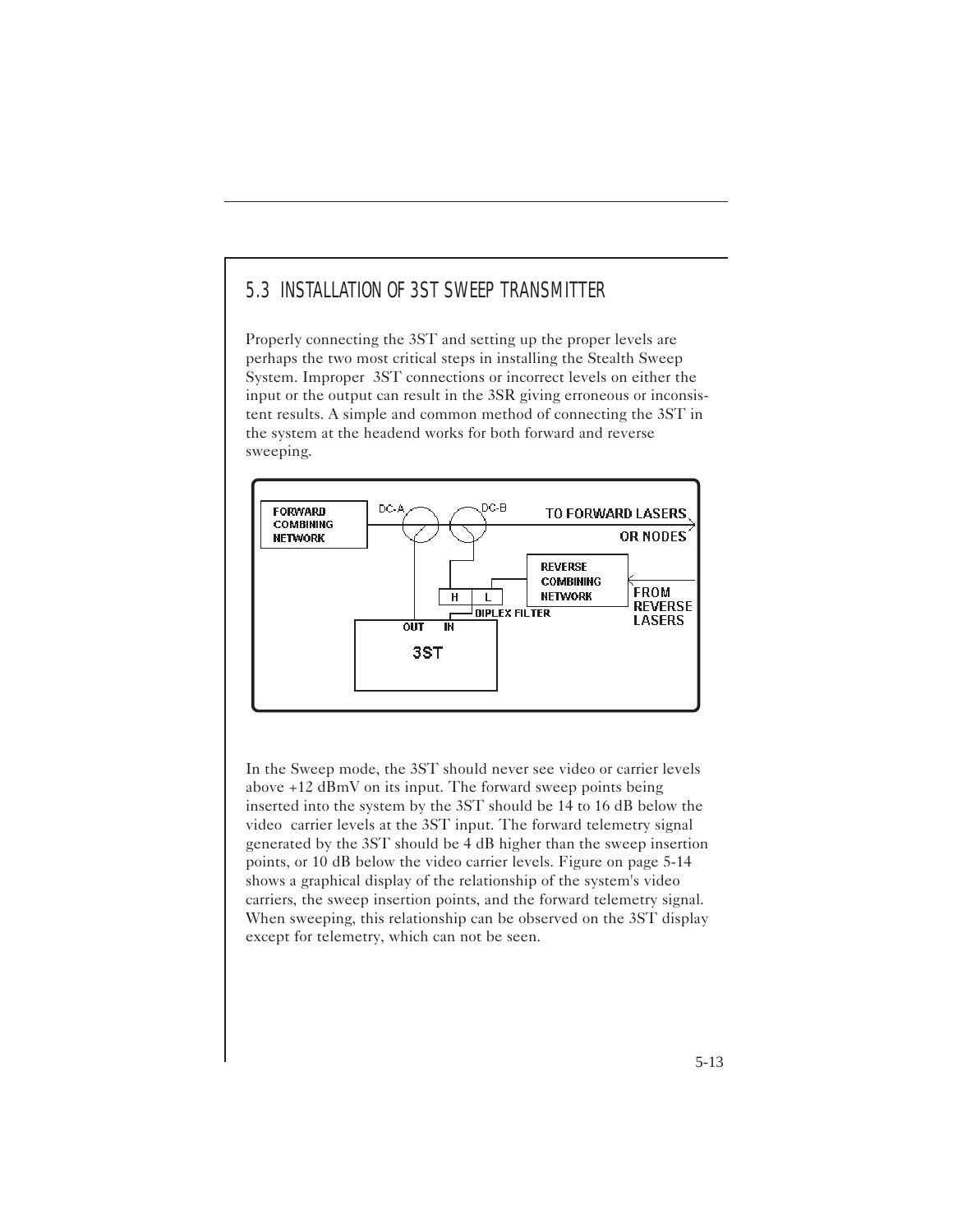## 5.3 INSTALLATION OF 3ST SWEEP TRANSMITTER

Properly connecting the 3ST and setting up the proper levels are perhaps the two most critical steps in installing the Stealth Sweep System. Improper 3ST connections or incorrect levels on either the input or the output can result in the 3SR giving erroneous or inconsistent results. A simple and common method of connecting the 3ST in the system at the headend works for both forward and reverse sweeping.

In the Sweep mode, the 3ST should never see video or carrier levels above +12 dBmV on its input. The forward sweep points being inserted into the system by the 3ST should be 14 to 16 dB below the video carrier levels at the 3ST input. The forward telemetry signal generated by the 3ST should be 4 dB higher than the sweep insertion points, or 10 dB below the video carrier levels. Figure on page 5-14 shows a graphical display of the relationship of the system's video carriers, the sweep insertion points, and the forward telemetry signal. When sweeping, this relationship can be observed on the 3ST display except for telemetry, which can not be seen.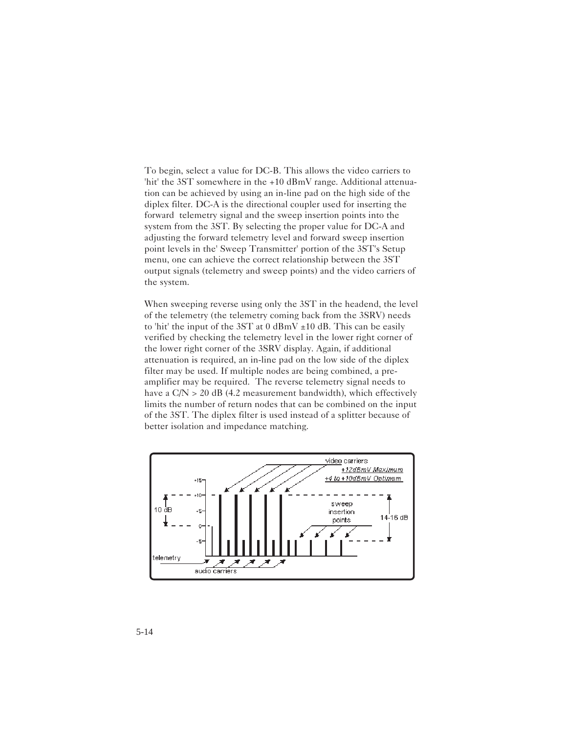To begin, select a value for DC-B. This allows the video carriers to 'hit' the 3ST somewhere in the +10 dBmV range. Additional attenuation can be achieved by using an in-line pad on the high side of the diplex filter. DC-A is the directional coupler used for inserting the forward  telemetry signal and the sweep insertion points into the system from the 3ST. By selecting the proper value for DC-A and adjusting the forward telemetry level and forward sweep insertion point levels in the' Sweep Transmitter' portion of the 3ST's Setup menu, one can achieve the correct relationship between the 3ST output signals (telemetry and sweep points) and the video carriers of the system.

When sweeping reverse using only the 3ST in the headend, the level of the telemetry (the telemetry coming back from the 3SRV) needs to 'hit' the input of the 3ST at 0 dBmV ±10 dB. This can be easily verified by checking the telemetry level in the lower right corner of the lower right corner of the 3SRV display. Again, if additional attenuation is required, an in-line pad on the low side of the diplex filter may be used. If multiple nodes are being combined, a pre-amplifier may be required.  The reverse telemetry signal needs to have a C/N > 20 dB (4.2 measurement bandwidth), which effectively limits the number of return nodes that can be combined on the input of the 3ST. The diplex filter is used instead of a splitter because of better isolation and impedance matching.

video carriers
+12dBmV Maximum
+4 to +10dBmV Optimum

+15
+10
+5
0
-5

10 dB

sweep
insertion
points

14-16 dB

telemetry

audio carriers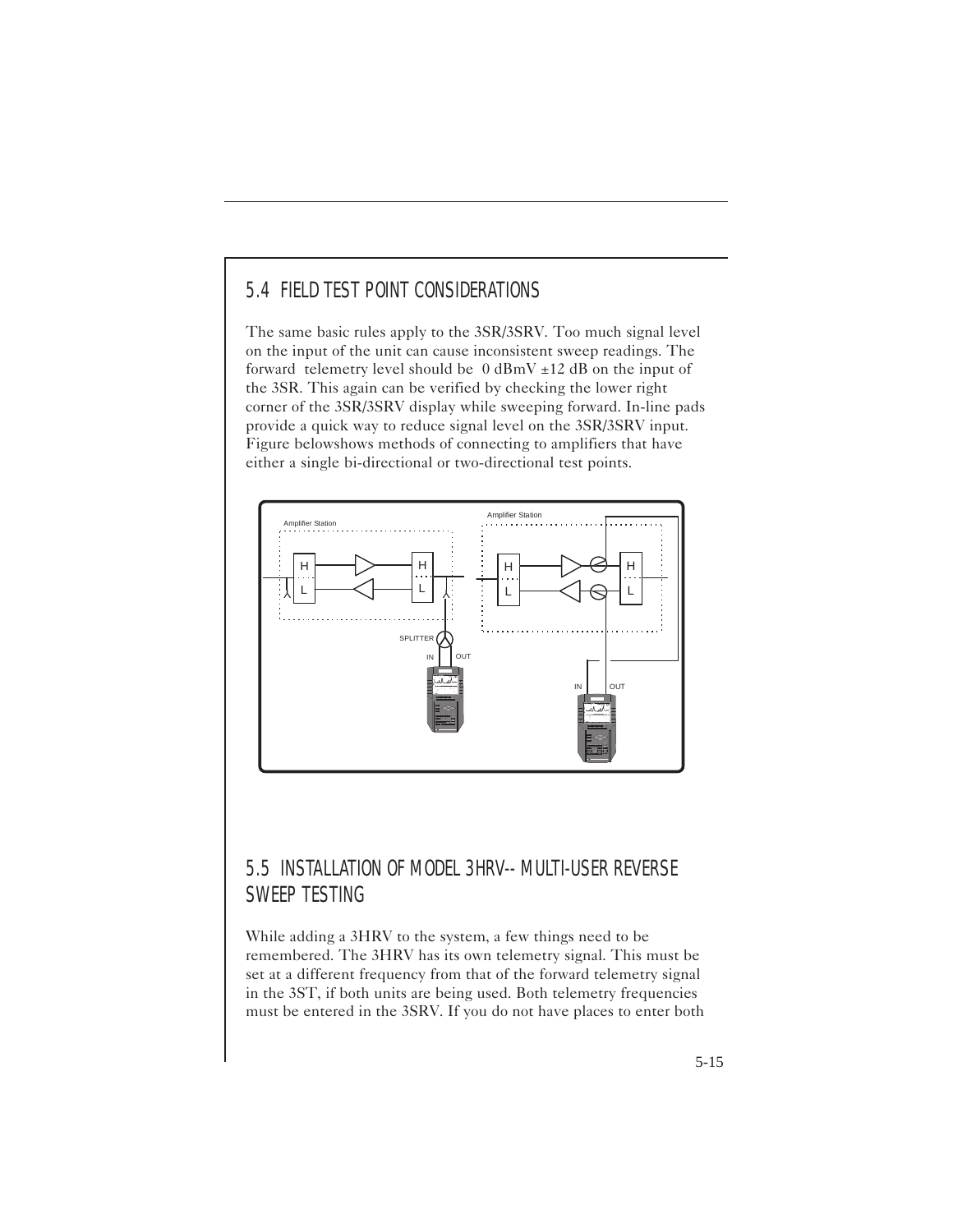## 5.4 FIELD TEST POINT CONSIDERATIONS

The same basic rules apply to the 3SR/3SRV. Too much signal level on the input of the unit can cause inconsistent sweep readings. The forward telemetry level should be 0 dBmV ±12 dB on the input of the 3SR. This again can be verified by checking the lower right corner of the 3SR/3SRV display while sweeping forward. In-line pads provide a quick way to reduce signal level on the 3SR/3SRV input. Figure belowshows methods of connecting to amplifiers that have either a single bi-directional or two-directional test points.

## 5.5 INSTALLATION OF MODEL 3HRV-- MULTI-USER REVERSE SWEEP TESTING

While adding a 3HRV to the system, a few things need to be remembered. The 3HRV has its own telemetry signal. This must be set at a different frequency from that of the forward telemetry signal in the 3ST, if both units are being used. Both telemetry frequencies must be entered in the 3SRV. If you do not have places to enter both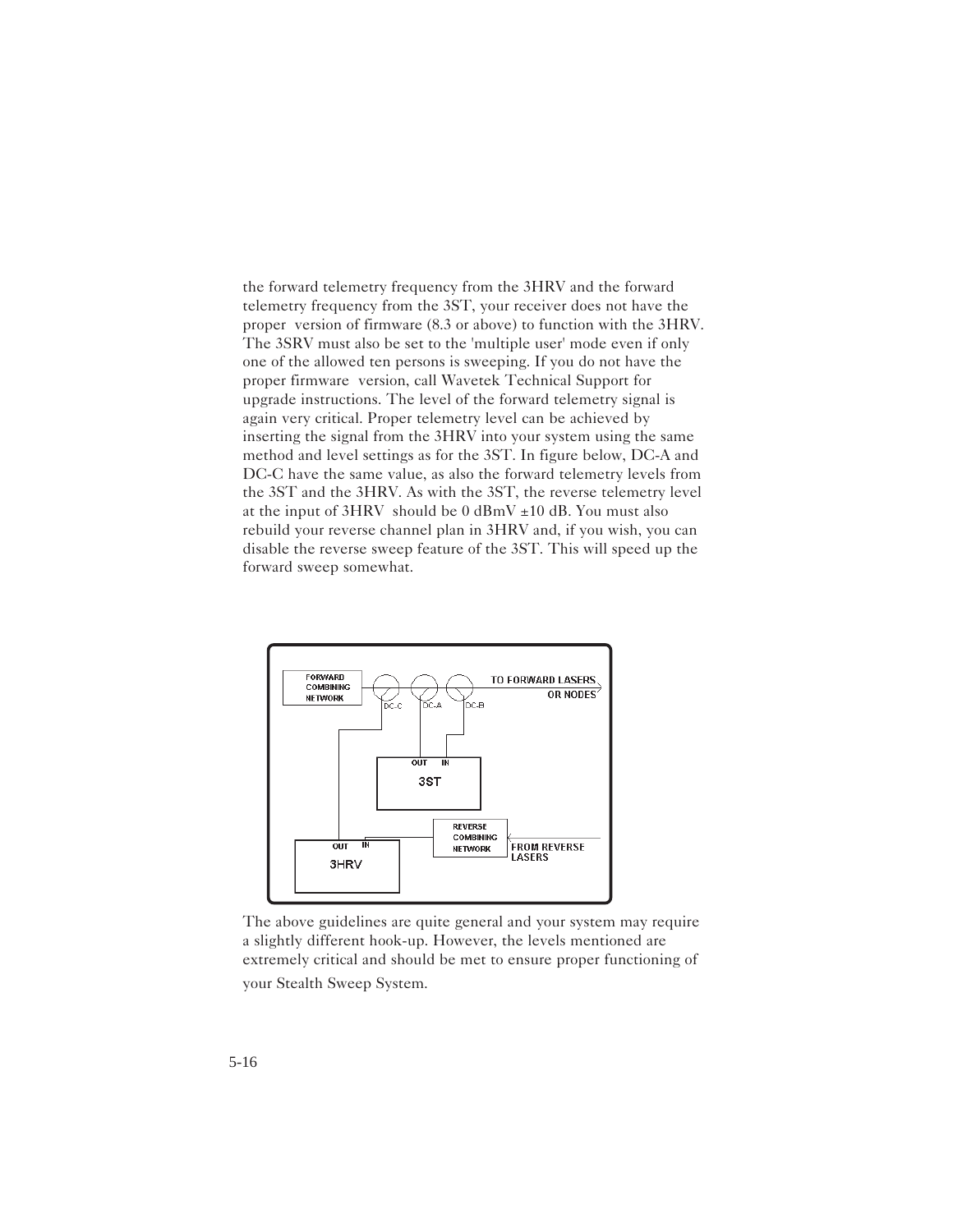the forward telemetry frequency from the 3HRV and the forward telemetry frequency from the 3ST, your receiver does not have the proper version of firmware (8.3 or above) to function with the 3HRV. The 3SRV must also be set to the 'multiple user' mode even if only one of the allowed ten persons is sweeping. If you do not have the proper firmware version, call Wavetek Technical Support for upgrade instructions. The level of the forward telemetry signal is again very critical. Proper telemetry level can be achieved by inserting the signal from the 3HRV into your system using the same method and level settings as for the 3ST. In figure below, DC-A and DC-C have the same value, as also the forward telemetry levels from the 3ST and the 3HRV. As with the 3ST, the reverse telemetry level at the input of 3HRV should be 0 dBmV ±10 dB. You must also rebuild your reverse channel plan in 3HRV and, if you wish, you can disable the reverse sweep feature of the 3ST. This will speed up the forward sweep somewhat.

The above guidelines are quite general and your system may require a slightly different hook-up. However, the levels mentioned are extremely critical and should be met to ensure proper functioning of your Stealth Sweep System.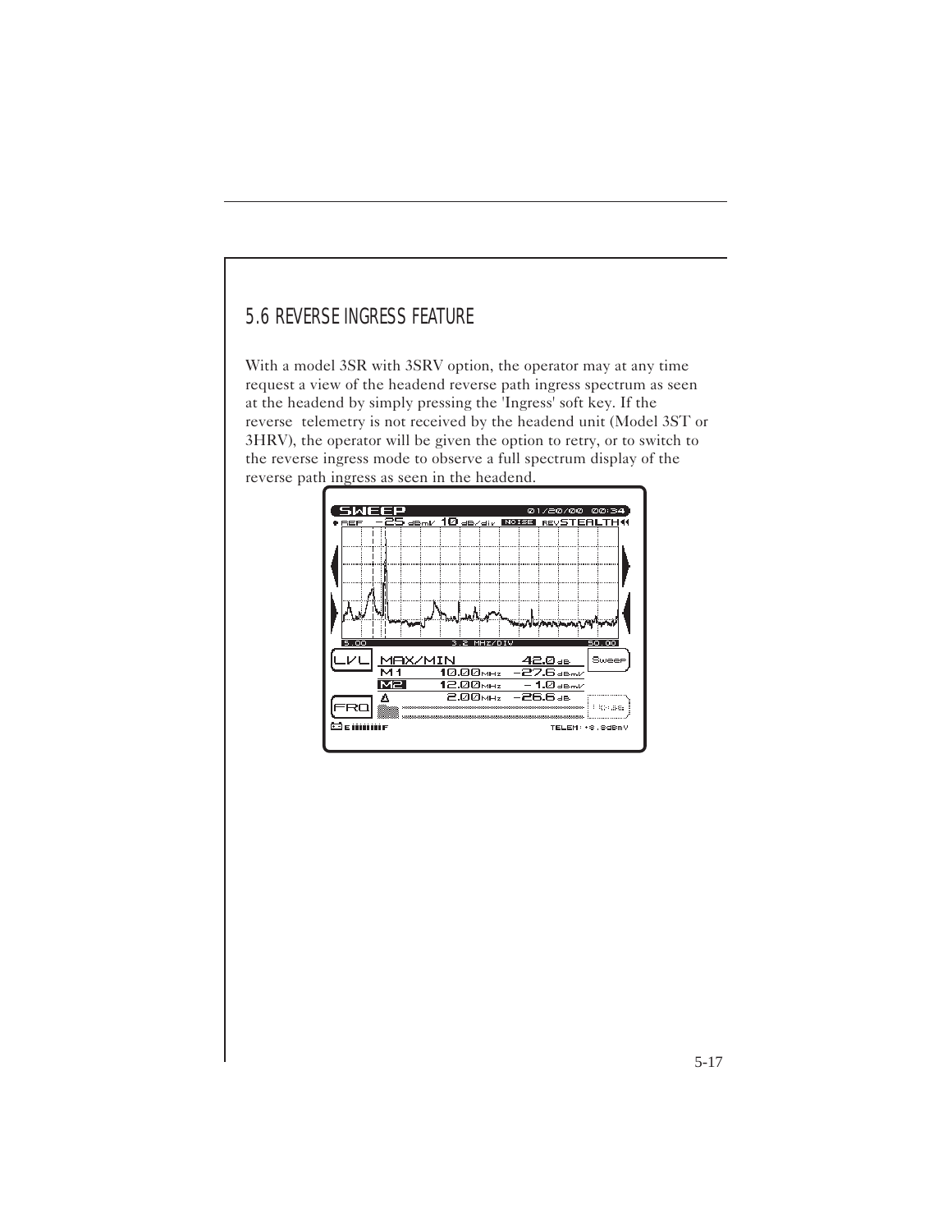## 5.6 REVERSE INGRESS FEATURE

With a model 3SR with 3SRV option, the operator may at any time request a view of the headend reverse path ingress spectrum as seen at the headend by simply pressing the 'Ingress' soft key. If the reverse telemetry is not received by the headend unit (Model 3ST or 3HRV), the operator will be given the option to retry, or to switch to the reverse ingress mode to observe a full spectrum display of the reverse path ingress as seen in the headend.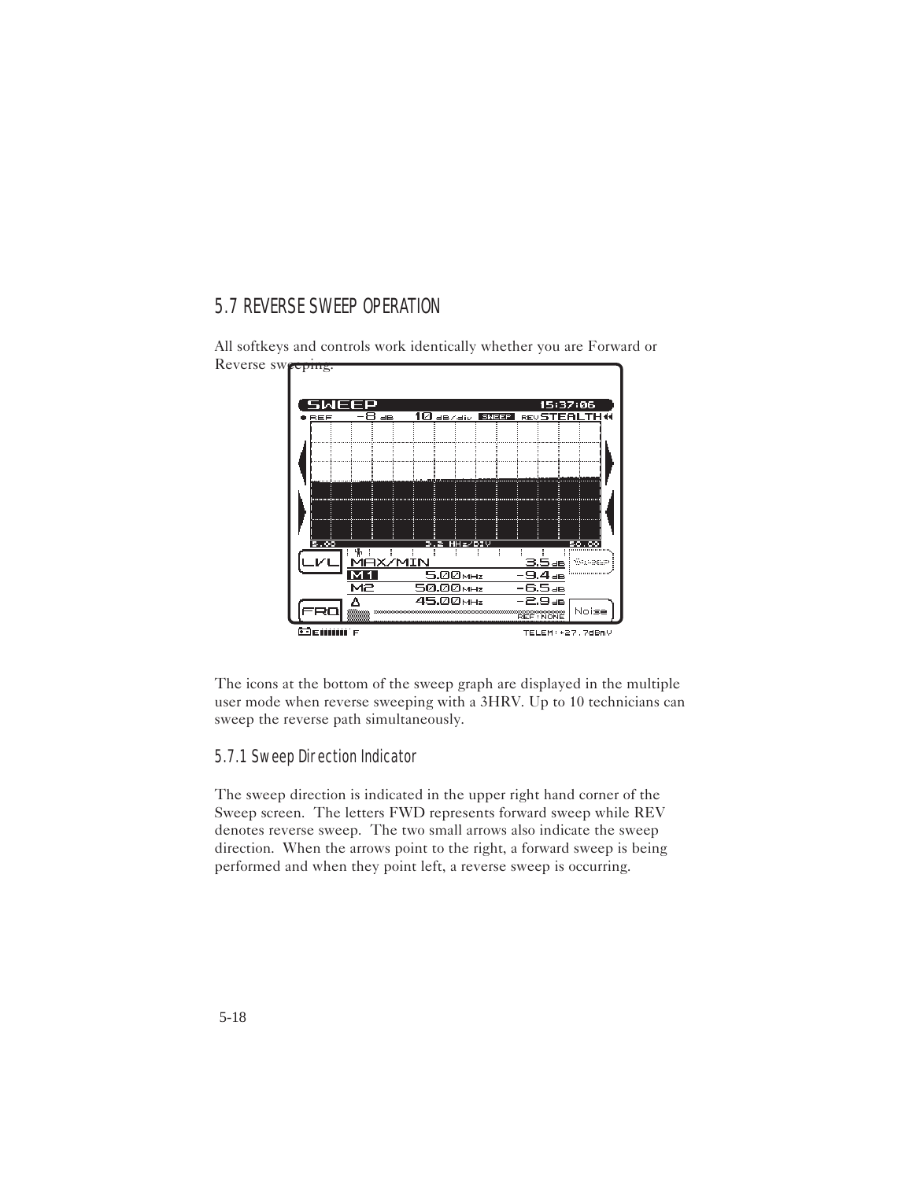## 5.7 REVERSE SWEEP OPERATION

All softkeys and controls work identically whether you are Forward or Reverse sweeping.

The icons at the bottom of the sweep graph are displayed in the multiple user mode when reverse sweeping with a 3HRV. Up to 10 technicians can sweep the reverse path simultaneously.

### 5.7.1 Sweep Direction Indicator

The sweep direction is indicated in the upper right hand corner of the Sweep screen. The letters FWD represents forward sweep while REV denotes reverse sweep. The two small arrows also indicate the sweep direction. When the arrows point to the right, a forward sweep is being performed and when they point left, a reverse sweep is occurring.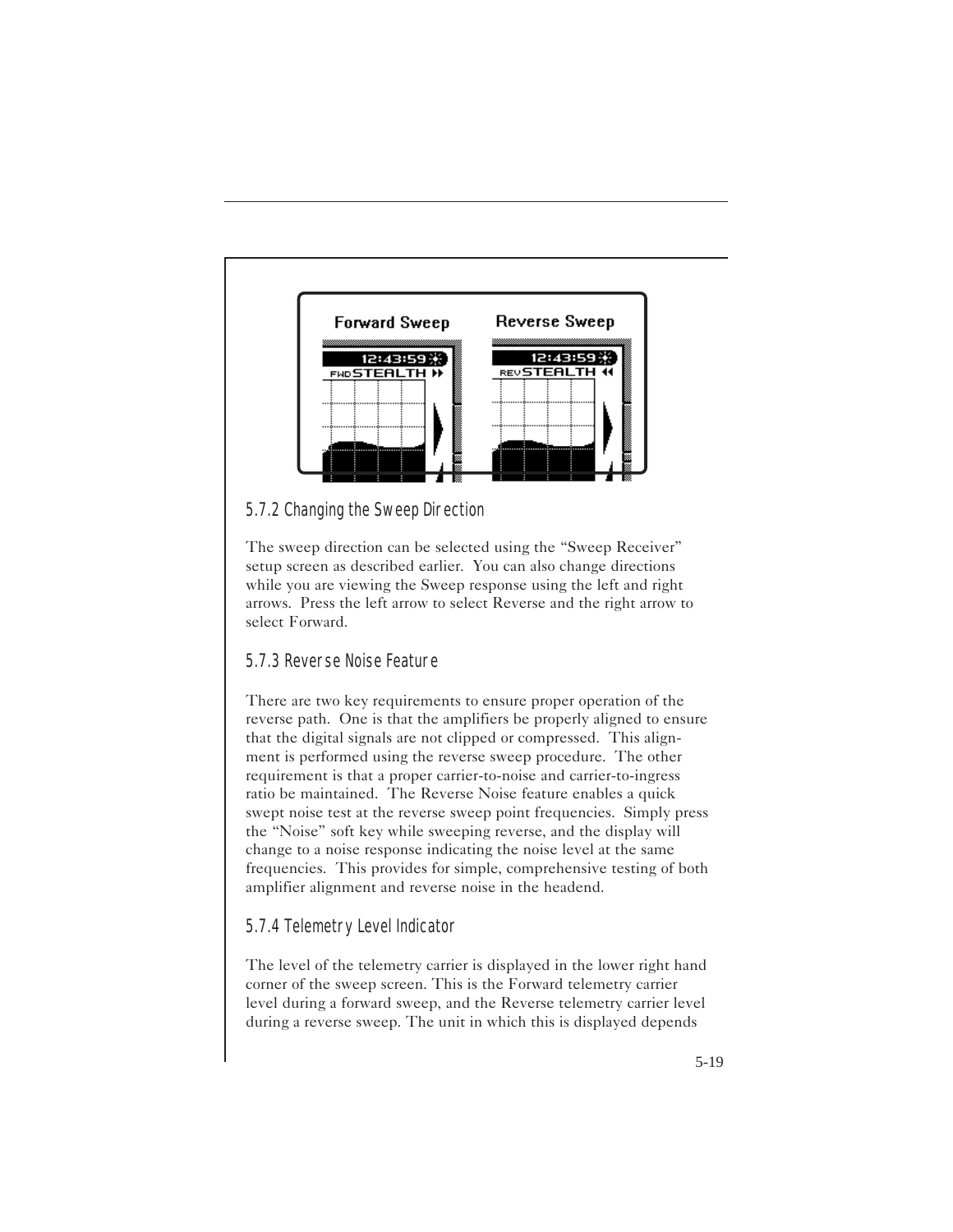### 5.7.2 Changing the Sweep Direction

The sweep direction can be selected using the “Sweep Receiver” setup screen as described earlier. You can also change directions while you are viewing the Sweep response using the left and right arrows. Press the left arrow to select Reverse and the right arrow to select Forward.

### 5.7.3 Reverse Noise Feature

There are two key requirements to ensure proper operation of the reverse path. One is that the amplifiers be properly aligned to ensure that the digital signals are not clipped or compressed. This alignment is performed using the reverse sweep procedure. The other requirement is that a proper carrier-to-noise and carrier-to-ingress ratio be maintained. The Reverse Noise feature enables a quick swept noise test at the reverse sweep point frequencies. Simply press the “Noise” soft key while sweeping reverse, and the display will change to a noise response indicating the noise level at the same frequencies. This provides for simple, comprehensive testing of both amplifier alignment and reverse noise in the headend.

### 5.7.4 Telemetry Level Indicator

The level of the telemetry carrier is displayed in the lower right hand corner of the sweep screen. This is the Forward telemetry carrier level during a forward sweep, and the Reverse telemetry carrier level during a reverse sweep. The unit in which this is displayed depends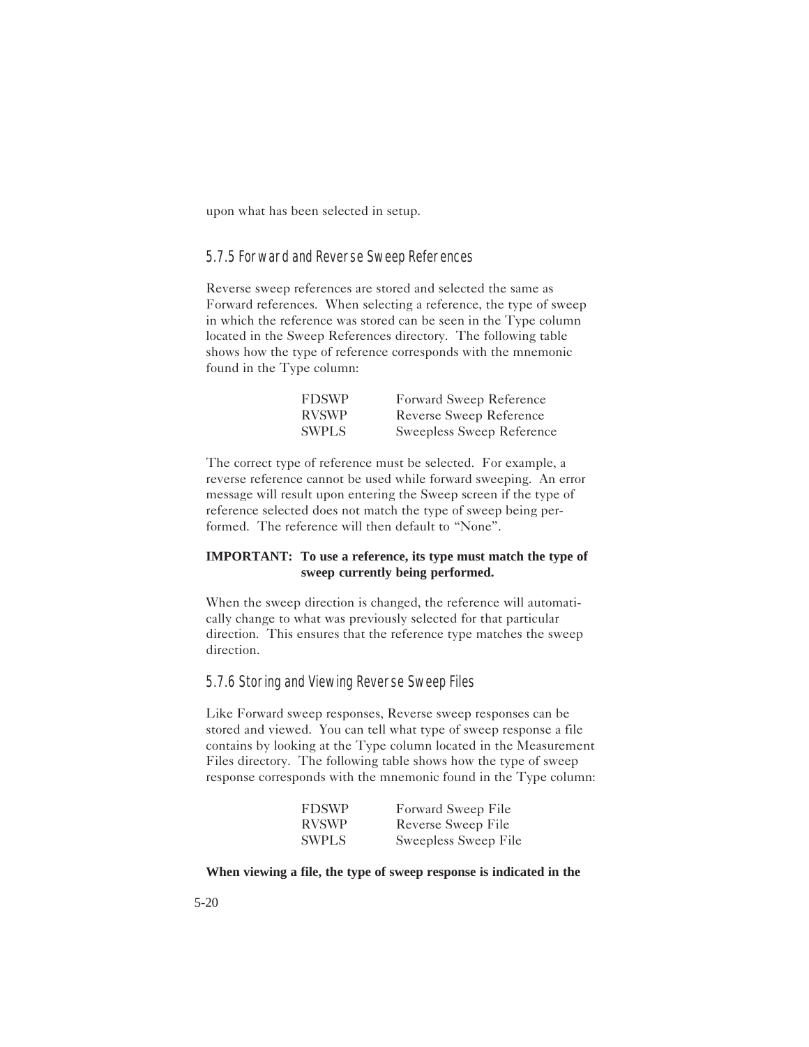upon what has been selected in setup.

### 5.7.5 Forward and Reverse Sweep References

Reverse sweep references are stored and selected the same as Forward references. When selecting a reference, the type of sweep in which the reference was stored can be seen in the Type column located in the Sweep References directory. The following table shows how the type of reference corresponds with the mnemonic found in the Type column:

| | |
|---|---|
| FDSWP | Forward Sweep Reference |
| RVSWP | Reverse Sweep Reference |
| SWPLS | Sweepless Sweep Reference |

The correct type of reference must be selected. For example, a reverse reference cannot be used while forward sweeping. An error message will result upon entering the Sweep screen if the type of reference selected does not match the type of sweep being performed. The reference will then default to "None".

**IMPORTANT: To use a reference, its type must match the type of sweep currently being performed.**

When the sweep direction is changed, the reference will automatically change to what was previously selected for that particular direction. This ensures that the reference type matches the sweep direction.

### 5.7.6 Storing and Viewing Reverse Sweep Files

Like Forward sweep responses, Reverse sweep responses can be stored and viewed. You can tell what type of sweep response a file contains by looking at the Type column located in the Measurement Files directory. The following table shows how the type of sweep response corresponds with the mnemonic found in the Type column:

| | |
|---|---|
| FDSWP | Forward Sweep File |
| RVSWP | Reverse Sweep File |
| SWPLS | Sweepless Sweep File |

**When viewing a file, the type of sweep response is indicated in the**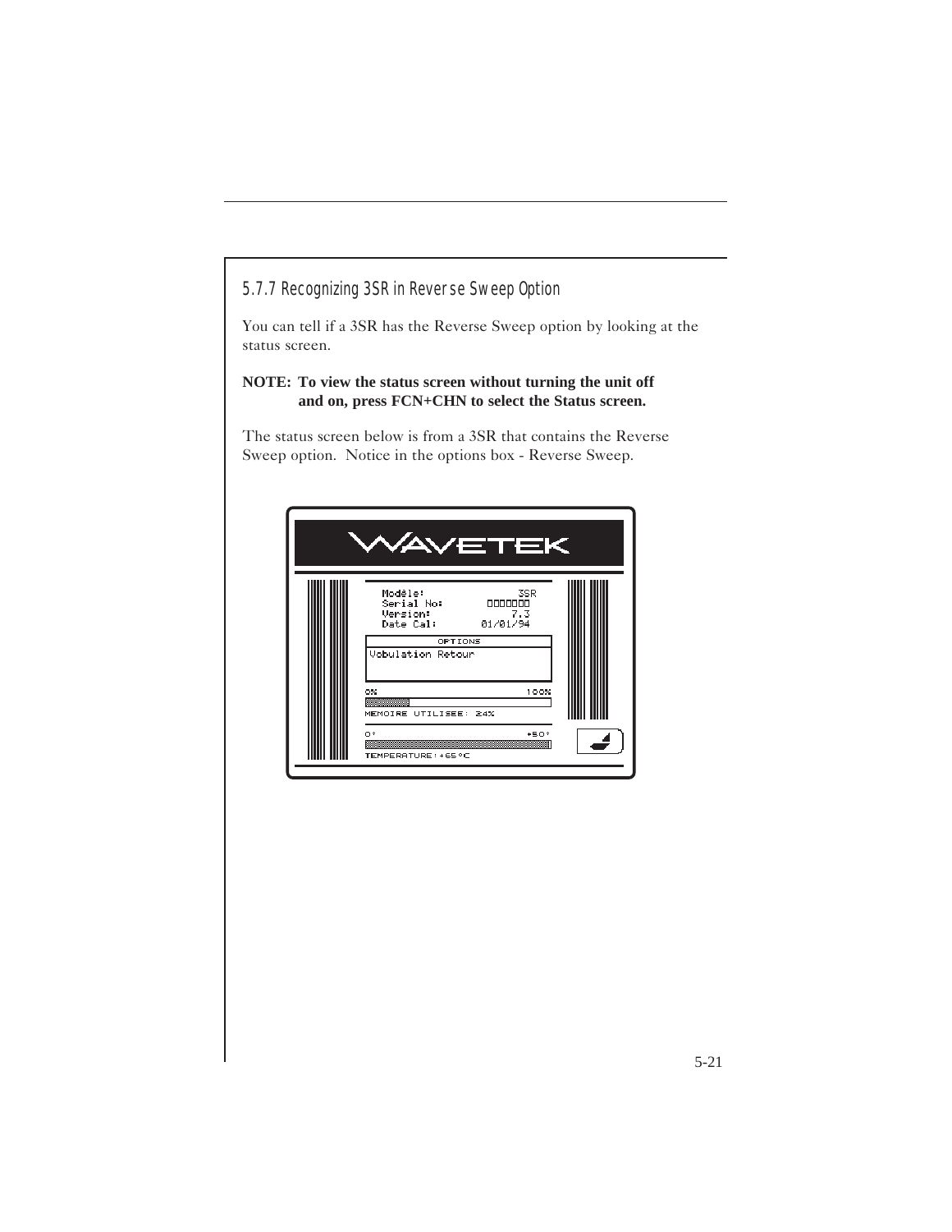### 5.7.7 Recognizing 3SR in Reverse Sweep Option

You can tell if a 3SR has the Reverse Sweep option by looking at the status screen.

**NOTE: To view the status screen without turning the unit off and on, press FCN+CHN to select the Status screen.**

The status screen below is from a 3SR that contains the Reverse Sweep option. Notice in the options box - Reverse Sweep.

WAVETEK

Modèle: 3SR
Serial No: □□□□□□□
Version: 7.3
Date Cal: 01/01/94

OPTIONS
Vobulation Retour

0% 100%
MEMOIRE UTILISEE: 24%

0° +50°
TEMPERATURE: +65°C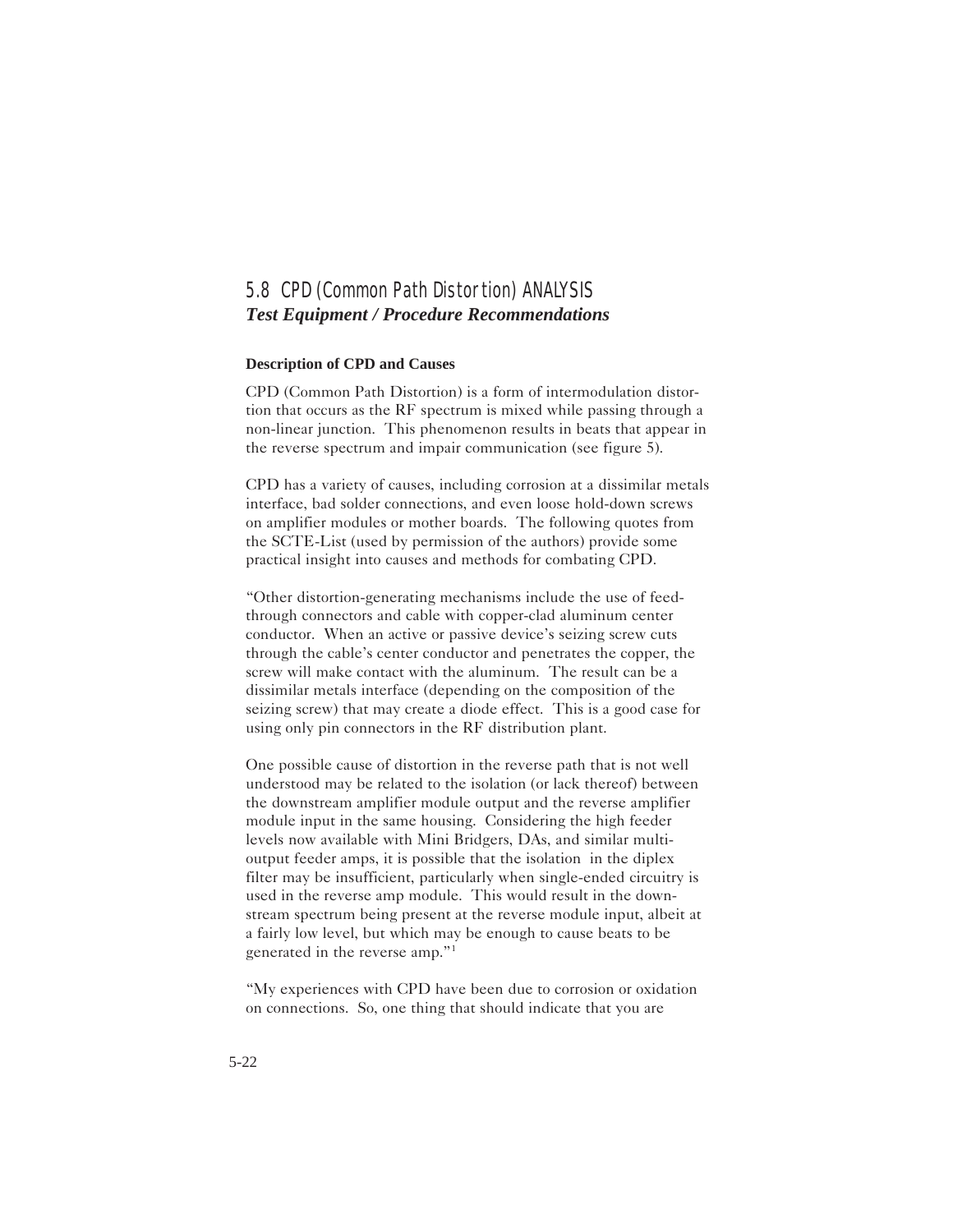## 5.8 CPD (Common Path Distortion) ANALYSIS

### *Test Equipment / Procedure Recommendations*

**Description of CPD and Causes**

CPD (Common Path Distortion) is a form of intermodulation distortion that occurs as the RF spectrum is mixed while passing through a non-linear junction. This phenomenon results in beats that appear in the reverse spectrum and impair communication (see figure 5).

CPD has a variety of causes, including corrosion at a dissimilar metals interface, bad solder connections, and even loose hold-down screws on amplifier modules or mother boards. The following quotes from the SCTE-List (used by permission of the authors) provide some practical insight into causes and methods for combating CPD.

"Other distortion-generating mechanisms include the use of feed-through connectors and cable with copper-clad aluminum center conductor. When an active or passive device's seizing screw cuts through the cable's center conductor and penetrates the copper, the screw will make contact with the aluminum. The result can be a dissimilar metals interface (depending on the composition of the seizing screw) that may create a diode effect. This is a good case for using only pin connectors in the RF distribution plant.

One possible cause of distortion in the reverse path that is not well understood may be related to the isolation (or lack thereof) between the downstream amplifier module output and the reverse amplifier module input in the same housing. Considering the high feeder levels now available with Mini Bridgers, DAs, and similar multi-output feeder amps, it is possible that the isolation in the diplex filter may be insufficient, particularly when single-ended circuitry is used in the reverse amp module. This would result in the downstream spectrum being present at the reverse module input, albeit at a fairly low level, but which may be enough to cause beats to be generated in the reverse amp."[1]

"My experiences with CPD have been due to corrosion or oxidation on connections. So, one thing that should indicate that you are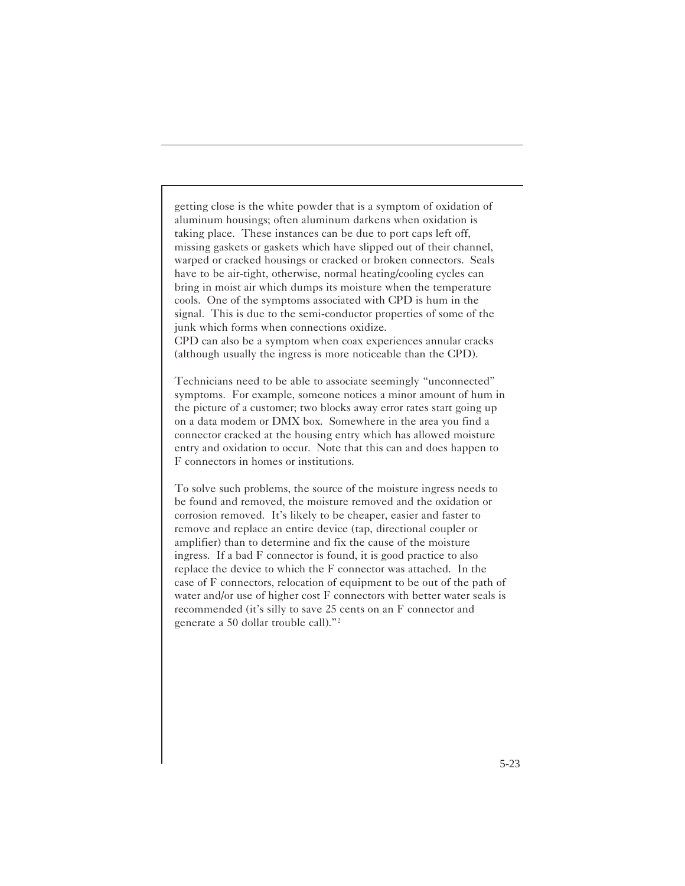getting close is the white powder that is a symptom of oxidation of aluminum housings; often aluminum darkens when oxidation is taking place. These instances can be due to port caps left off, missing gaskets or gaskets which have slipped out of their channel, warped or cracked housings or cracked or broken connectors. Seals have to be air-tight, otherwise, normal heating/cooling cycles can bring in moist air which dumps its moisture when the temperature cools. One of the symptoms associated with CPD is hum in the signal. This is due to the semi-conductor properties of some of the junk which forms when connections oxidize.
CPD can also be a symptom when coax experiences annular cracks (although usually the ingress is more noticeable than the CPD).

Technicians need to be able to associate seemingly "unconnected" symptoms. For example, someone notices a minor amount of hum in the picture of a customer; two blocks away error rates start going up on a data modem or DMX box. Somewhere in the area you find a connector cracked at the housing entry which has allowed moisture entry and oxidation to occur. Note that this can and does happen to F connectors in homes or institutions.

To solve such problems, the source of the moisture ingress needs to be found and removed, the moisture removed and the oxidation or corrosion removed. It's likely to be cheaper, easier and faster to remove and replace an entire device (tap, directional coupler or amplifier) than to determine and fix the cause of the moisture ingress. If a bad F connector is found, it is good practice to also replace the device to which the F connector was attached. In the case of F connectors, relocation of equipment to be out of the path of water and/or use of higher cost F connectors with better water seals is recommended (it's silly to save 25 cents on an F connector and generate a 50 dollar trouble call)."[2]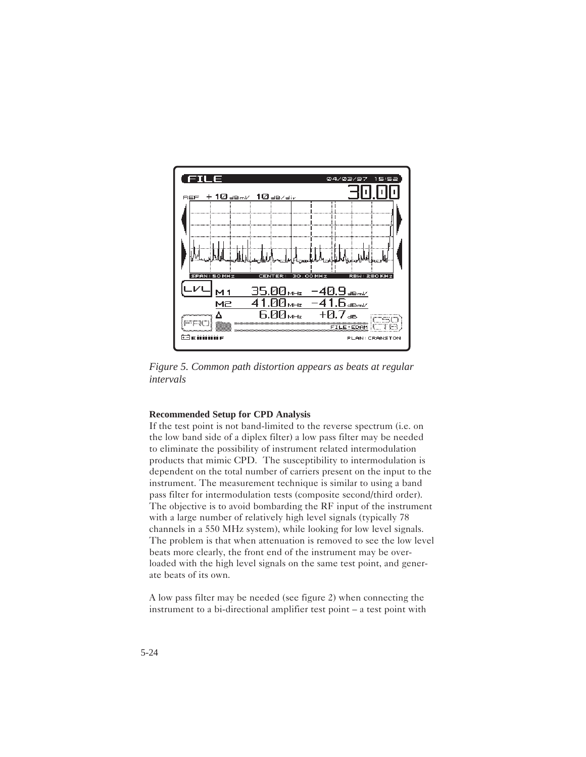*Figure 5. Common path distortion appears as beats at regular intervals*

**Recommended Setup for CPD Analysis**

If the test point is not band-limited to the reverse spectrum (i.e. on the low band side of a diplex filter) a low pass filter may be needed to eliminate the possibility of instrument related intermodulation products that mimic CPD. The susceptibility to intermodulation is dependent on the total number of carriers present on the input to the instrument. The measurement technique is similar to using a band pass filter for intermodulation tests (composite second/third order). The objective is to avoid bombarding the RF input of the instrument with a large number of relatively high level signals (typically 78 channels in a 550 MHz system), while looking for low level signals. The problem is that when attenuation is removed to see the low level beats more clearly, the front end of the instrument may be overloaded with the high level signals on the same test point, and generate beats of its own.

A low pass filter may be needed (see figure 2) when connecting the instrument to a bi-directional amplifier test point – a test point with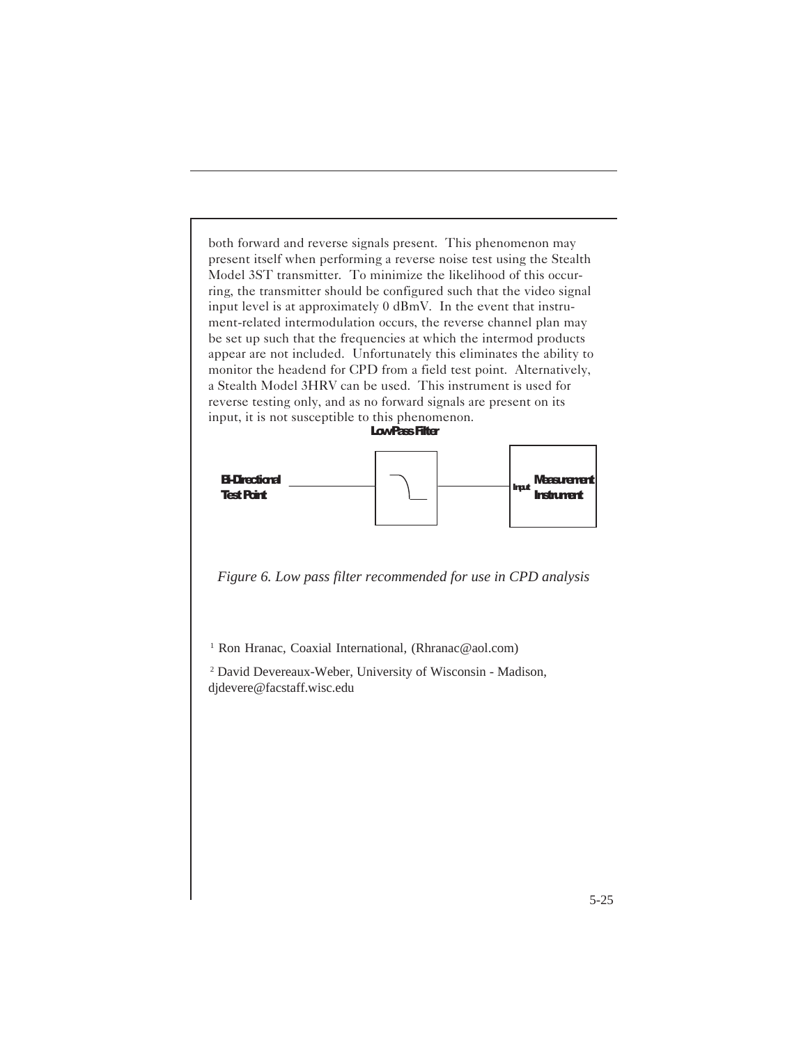both forward and reverse signals present. This phenomenon may present itself when performing a reverse noise test using the Stealth Model 3ST transmitter. To minimize the likelihood of this occurring, the transmitter should be configured such that the video signal input level is at approximately 0 dBmV. In the event that instrument-related intermodulation occurs, the reverse channel plan may be set up such that the frequencies at which the intermod products appear are not included. Unfortunately this eliminates the ability to monitor the headend for CPD from a field test point. Alternatively, a Stealth Model 3HRV can be used. This instrument is used for reverse testing only, and as no forward signals are present on its input, it is not susceptible to this phenomenon.

Low Pass Filter

Bi-Directional Test Point

Input Measurement Instrument

*Figure 6. Low pass filter recommended for use in CPD analysis*

[1] Ron Hranac, Coaxial International, (Rhranac@aol.com)

[2] David Devereaux-Weber, University of Wisconsin - Madison, djdevere@facstaff.wisc.edu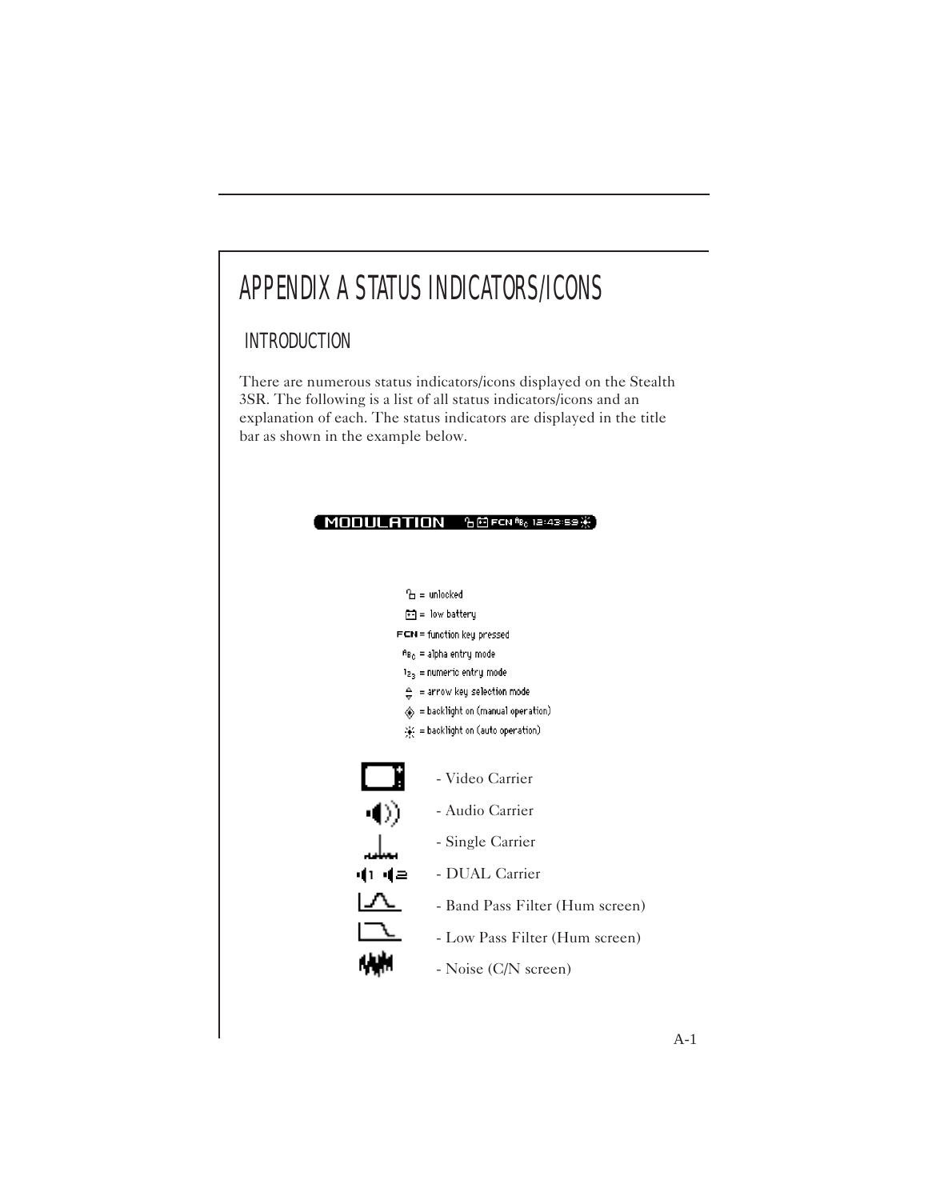# APPENDIX A STATUS INDICATORS/ICONS

## INTRODUCTION

There are numerous status indicators/icons displayed on the Stealth 3SR. The following is a list of all status indicators/icons and an explanation of each. The status indicators are displayed in the title bar as shown in the example below.

MODULATION FCN 12:43:59

= unlocked

= low battery

FCN = function key pressed

= alpha entry mode

= numeric entry mode

= arrow key selection mode

= backlight on (manual operation)

= backlight on (auto operation)

- Video Carrier
- Audio Carrier
- Single Carrier
- DUAL Carrier
- Band Pass Filter (Hum screen)
- Low Pass Filter (Hum screen)
- Noise (C/N screen)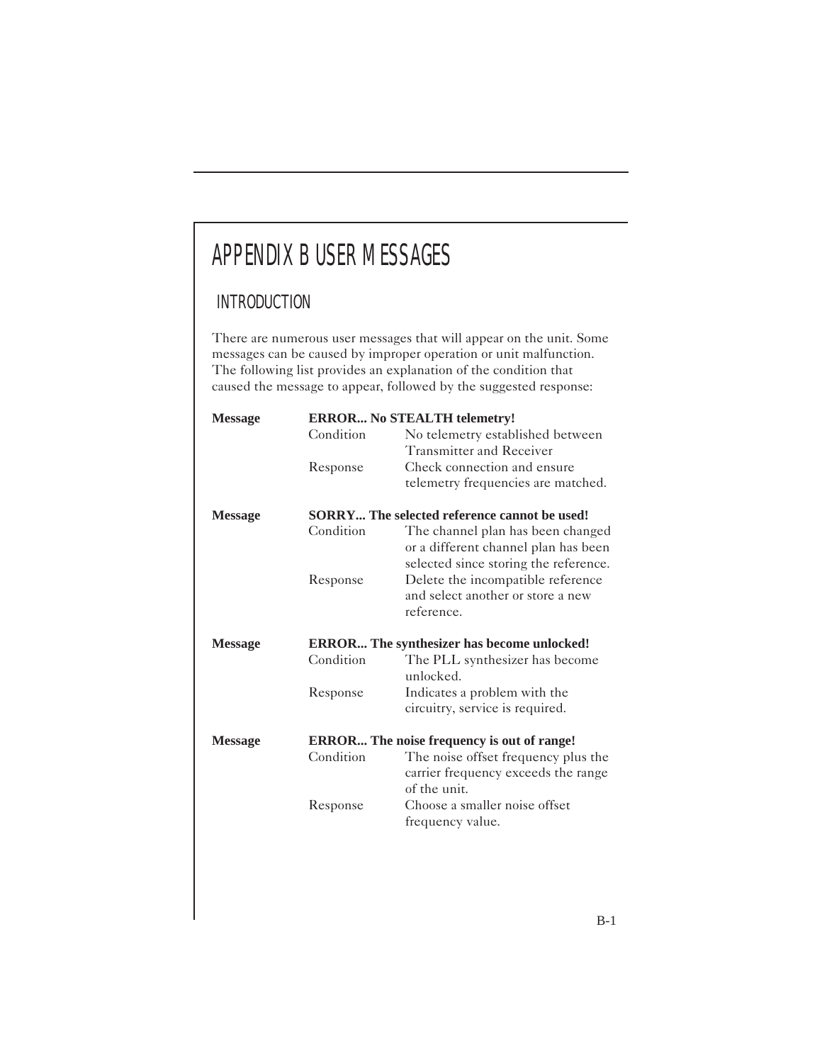# APPENDIX B USER MESSAGES

## INTRODUCTION

There are numerous user messages that will appear on the unit. Some messages can be caused by improper operation or unit malfunction. The following list provides an explanation of the condition that caused the message to appear, followed by the suggested response:

**Message** **ERROR... No STEALTH telemetry!**

| | |
|---|---|
| Condition | No telemetry established between Transmitter and Receiver |
| Response | Check connection and ensure telemetry frequencies are matched. |

**Message** **SORRY... The selected reference cannot be used!**

| | |
|---|---|
| Condition | The channel plan has been changed or a different channel plan has been selected since storing the reference. |
| Response | Delete the incompatible reference and select another or store a new reference. |

**Message** **ERROR... The synthesizer has become unlocked!**

| | |
|---|---|
| Condition | The PLL synthesizer has become unlocked. |
| Response | Indicates a problem with the circuitry, service is required. |

**Message** **ERROR... The noise frequency is out of range!**

| | |
|---|---|
| Condition | The noise offset frequency plus the carrier frequency exceeds the range of the unit. |
| Response | Choose a smaller noise offset frequency value. |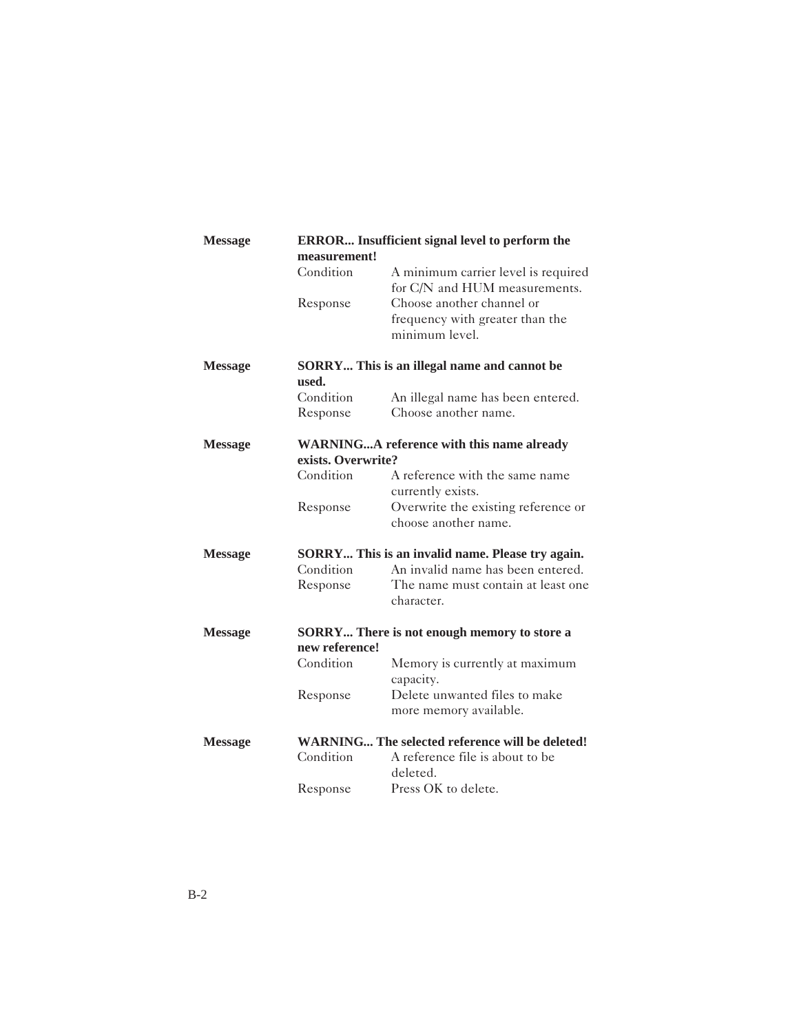**Message** **ERROR... Insufficient signal level to perform the measurement!**

Condition A minimum carrier level is required for C/N and HUM measurements.

Response Choose another channel or frequency with greater than the minimum level.

**Message** **SORRY... This is an illegal name and cannot be used.**

Condition An illegal name has been entered.

Response Choose another name.

**Message** **WARNING...A reference with this name already exists. Overwrite?**

Condition A reference with the same name currently exists.

Response Overwrite the existing reference or choose another name.

**Message** **SORRY... This is an invalid name. Please try again.**

Condition An invalid name has been entered.

Response The name must contain at least one character.

**Message** **SORRY... There is not enough memory to store a new reference!**

Condition Memory is currently at maximum capacity.

Response Delete unwanted files to make more memory available.

**Message** **WARNING... The selected reference will be deleted!**

Condition A reference file is about to be deleted.

Response Press OK to delete.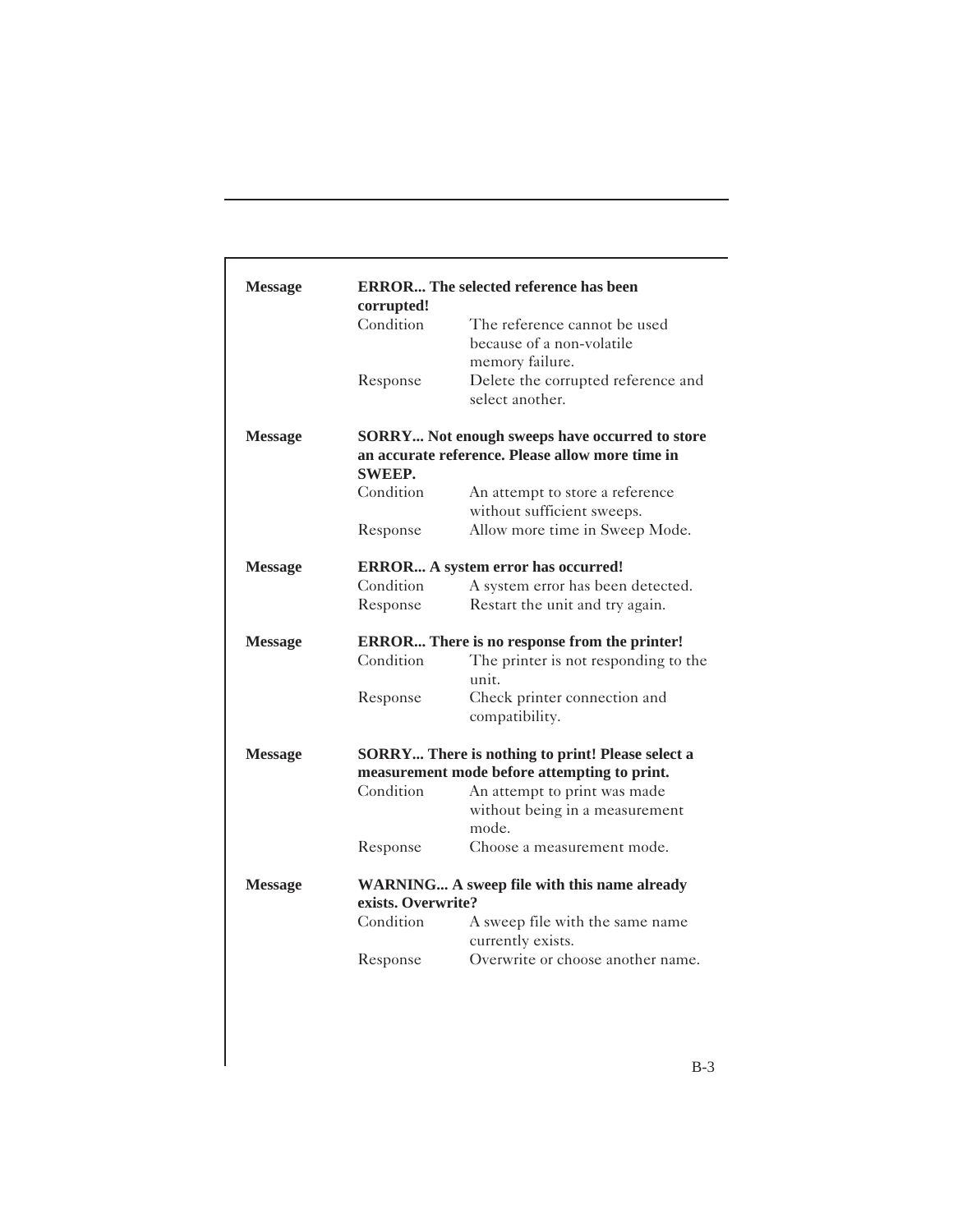| | | |
|---|---|---|
| **Message** | **ERROR... The selected reference has been corrupted!** | |
| | Condition | The reference cannot be used because of a non-volatile memory failure. |
| | Response | Delete the corrupted reference and select another. |
| **Message** | **SORRY... Not enough sweeps have occurred to store an accurate reference. Please allow more time in SWEEP.** | |
| | Condition | An attempt to store a reference without sufficient sweeps. |
| | Response | Allow more time in Sweep Mode. |
| **Message** | **ERROR... A system error has occurred!** | |
| | Condition | A system error has been detected. |
| | Response | Restart the unit and try again. |
| **Message** | **ERROR... There is no response from the printer!** | |
| | Condition | The printer is not responding to the unit. |
| | Response | Check printer connection and compatibility. |
| **Message** | **SORRY... There is nothing to print! Please select a measurement mode before attempting to print.** | |
| | Condition | An attempt to print was made without being in a measurement mode. |
| | Response | Choose a measurement mode. |
| **Message** | **WARNING... A sweep file with this name already exists. Overwrite?** | |
| | Condition | A sweep file with the same name currently exists. |
| | Response | Overwrite or choose another name. |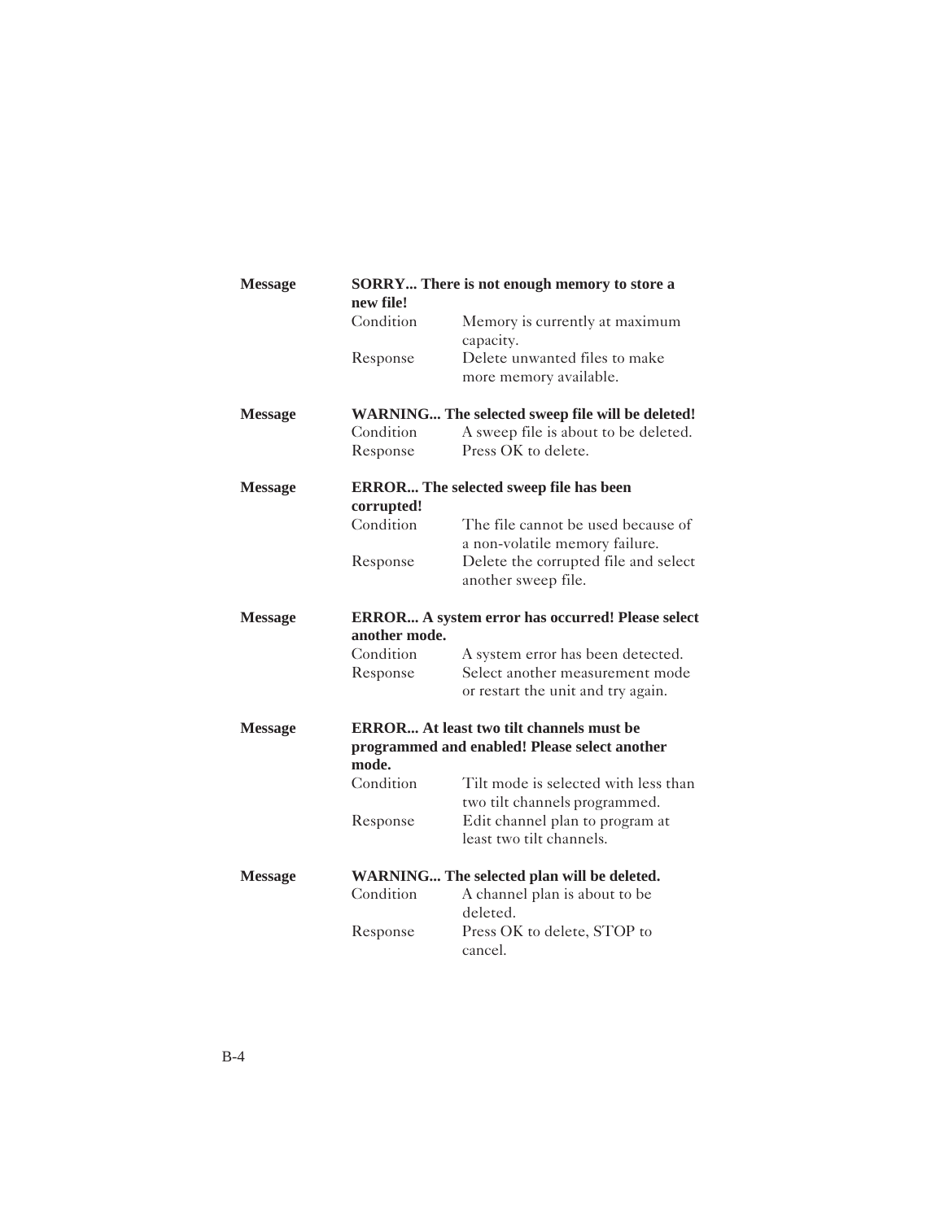| | | |
|---|---|---|
| **Message** | **SORRY... There is not enough memory to store a new file!** | |
| | Condition | Memory is currently at maximum capacity. |
| | Response | Delete unwanted files to make more memory available. |
| **Message** | **WARNING... The selected sweep file will be deleted!** | |
| | Condition | A sweep file is about to be deleted. |
| | Response | Press OK to delete. |
| **Message** | **ERROR... The selected sweep file has been corrupted!** | |
| | Condition | The file cannot be used because of a non-volatile memory failure. |
| | Response | Delete the corrupted file and select another sweep file. |
| **Message** | **ERROR... A system error has occurred! Please select another mode.** | |
| | Condition | A system error has been detected. |
| | Response | Select another measurement mode or restart the unit and try again. |
| **Message** | **ERROR... At least two tilt channels must be programmed and enabled! Please select another mode.** | |
| | Condition | Tilt mode is selected with less than two tilt channels programmed. |
| | Response | Edit channel plan to program at least two tilt channels. |
| **Message** | **WARNING... The selected plan will be deleted.** | |
| | Condition | A channel plan is about to be deleted. |
| | Response | Press OK to delete, STOP to cancel. |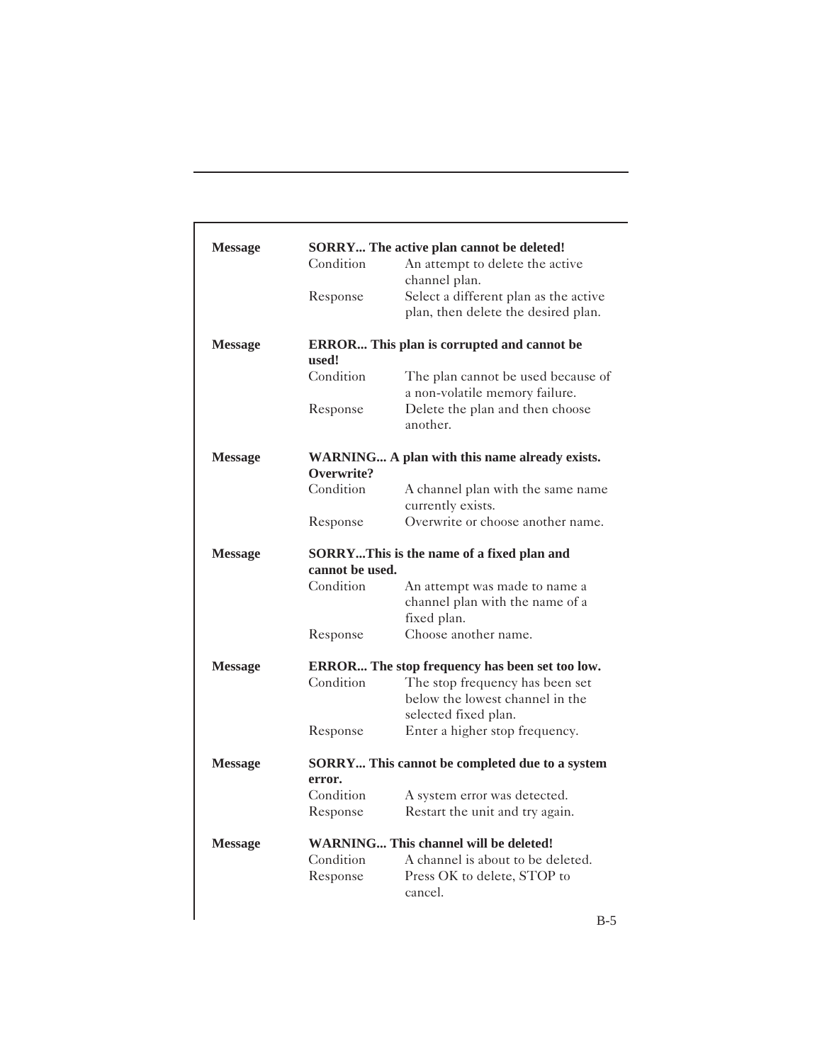**Message** **SORRY... The active plan cannot be deleted!**

| | |
|---|---|
| Condition | An attempt to delete the active channel plan. |
| Response | Select a different plan as the active plan, then delete the desired plan. |

**Message** **ERROR... This plan is corrupted and cannot be used!**

| | |
|---|---|
| Condition | The plan cannot be used because of a non-volatile memory failure. |
| Response | Delete the plan and then choose another. |

**Message** **WARNING... A plan with this name already exists. Overwrite?**

| | |
|---|---|
| Condition | A channel plan with the same name currently exists. |
| Response | Overwrite or choose another name. |

**Message** **SORRY...This is the name of a fixed plan and cannot be used.**

| | |
|---|---|
| Condition | An attempt was made to name a channel plan with the name of a fixed plan. |
| Response | Choose another name. |

**Message** **ERROR... The stop frequency has been set too low.**

| | |
|---|---|
| Condition | The stop frequency has been set below the lowest channel in the selected fixed plan. |
| Response | Enter a higher stop frequency. |

**Message** **SORRY... This cannot be completed due to a system error.**

| | |
|---|---|
| Condition | A system error was detected. |
| Response | Restart the unit and try again. |

**Message** **WARNING... This channel will be deleted!**

| | |
|---|---|
| Condition | A channel is about to be deleted. |
| Response | Press OK to delete, STOP to cancel. |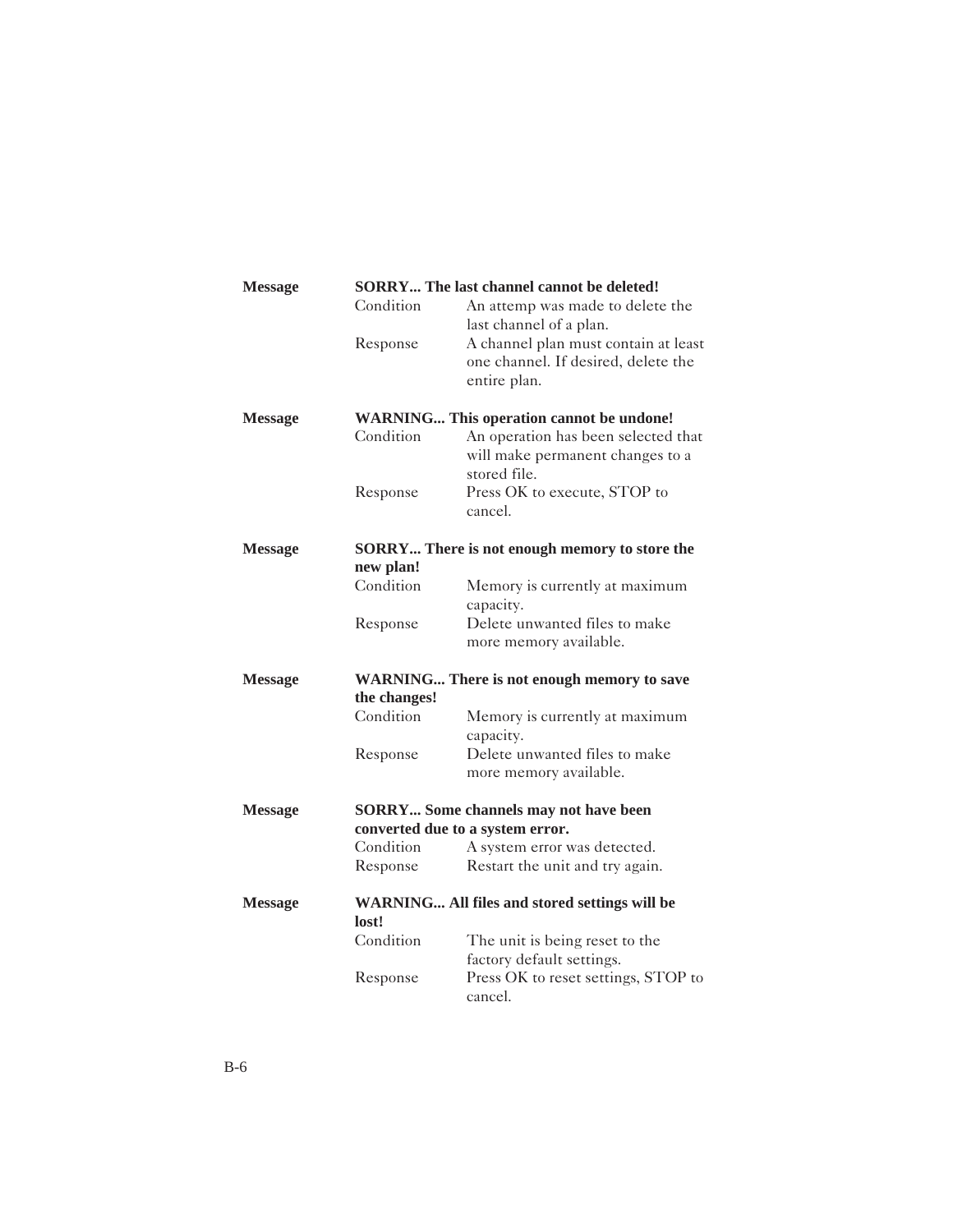**Message** **SORRY... The last channel cannot be deleted!**

| | |
|---|---|
| Condition | An attemp was made to delete the last channel of a plan. |
| Response | A channel plan must contain at least one channel. If desired, delete the entire plan. |

**Message** **WARNING... This operation cannot be undone!**

| | |
|---|---|
| Condition | An operation has been selected that will make permanent changes to a stored file. |
| Response | Press OK to execute, STOP to cancel. |

**Message** **SORRY... There is not enough memory to store the new plan!**

| | |
|---|---|
| Condition | Memory is currently at maximum capacity. |
| Response | Delete unwanted files to make more memory available. |

**Message** **WARNING... There is not enough memory to save the changes!**

| | |
|---|---|
| Condition | Memory is currently at maximum capacity. |
| Response | Delete unwanted files to make more memory available. |

**Message** **SORRY... Some channels may not have been converted due to a system error.**

| | |
|---|---|
| Condition | A system error was detected. |
| Response | Restart the unit and try again. |

**Message** **WARNING... All files and stored settings will be lost!**

| | |
|---|---|
| Condition | The unit is being reset to the factory default settings. |
| Response | Press OK to reset settings, STOP to cancel. |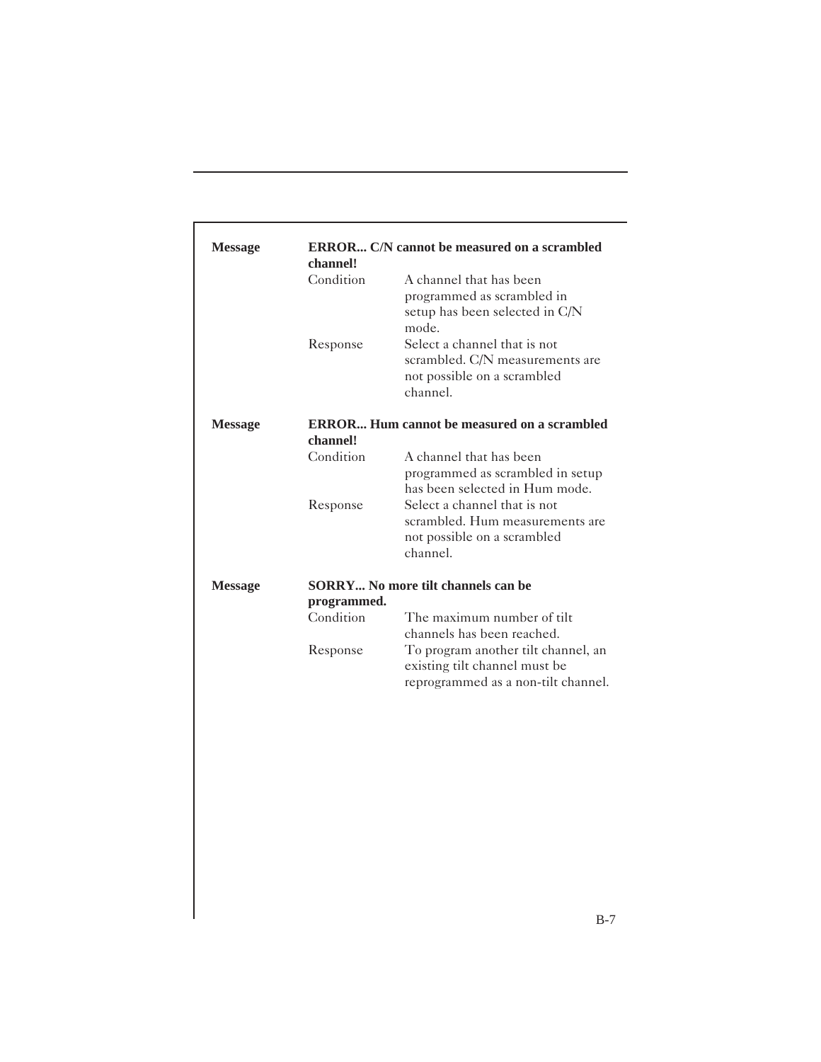**Message** **ERROR... C/N cannot be measured on a scrambled channel!**

| | |
|---|---|
| Condition | A channel that has been programmed as scrambled in setup has been selected in C/N mode. |
| Response | Select a channel that is not scrambled. C/N measurements are not possible on a scrambled channel. |

**Message** **ERROR... Hum cannot be measured on a scrambled channel!**

| | |
|---|---|
| Condition | A channel that has been programmed as scrambled in setup has been selected in Hum mode. |
| Response | Select a channel that is not scrambled. Hum measurements are not possible on a scrambled channel. |

**Message** **SORRY... No more tilt channels can be programmed.**

| | |
|---|---|
| Condition | The maximum number of tilt channels has been reached. |
| Response | To program another tilt channel, an existing tilt channel must be reprogrammed as a non-tilt channel. |